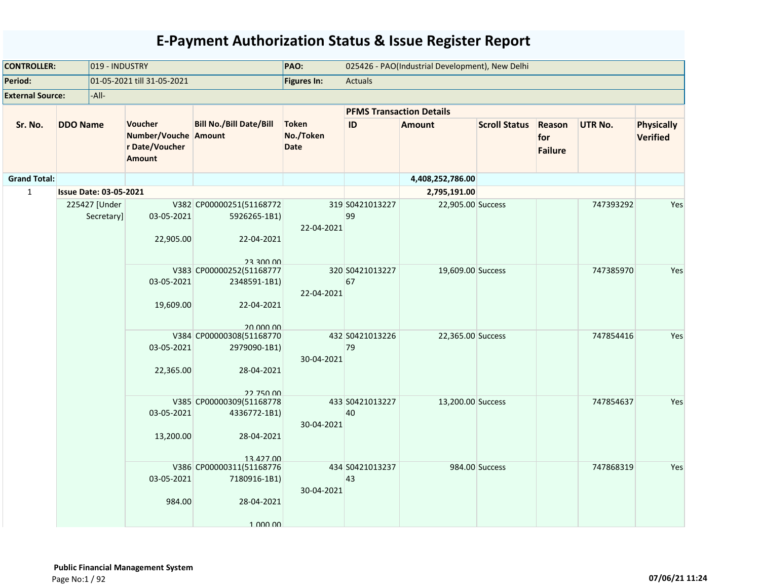# E-Payment Authorization Status & Issue Register Report

| CONTROLLER: | 019 - INDUSTRY | PAO: | 025426 - PAO(Industrial Development), New Delhi |
|---|---|---|---|
| Period: | 01-05-2021 till 31-05-2021 | Figures In: | Actuals |
| External Source: | -All- | | |

| Sr. No. | DDO Name | Voucher Number/Voucher Date/Voucher Amount | Bill No./Bill Date/Bill Amount | Token No./Token Date | PFMS Transaction Details | | | | | Physically Verified |
|---|---|---|---|---|---|---|---|---|---|---|
| | | | | | ID | Amount | Scroll Status | Reason for Failure | UTR No. | |
| Grand Total: | | | | | | 4,408,252,786.00 | | | | |
| 1 | Issue Date: 03-05-2021 | | | | | 2,795,191.00 | | | | |
| | 225427 [Under Secretary] | V382 03-05-2021 22,905.00 | CP00000251(511687725926265-1B1) 22-04-2021 23,300.00 | 319 22-04-2021 | S042101322799 | 22,905.00 | Success | | 747393292 | Yes |
| | | V383 03-05-2021 19,609.00 | CP00000252(511687772348591-1B1) 22-04-2021 20,000.00 | 320 22-04-2021 | S042101322767 | 19,609.00 | Success | | 747385970 | Yes |
| | | V384 03-05-2021 22,365.00 | CP00000308(511687702979090-1B1) 28-04-2021 22,750.00 | 432 30-04-2021 | S042101322679 | 22,365.00 | Success | | 747854416 | Yes |
| | | V385 03-05-2021 13,200.00 | CP00000309(511687784336772-1B1) 28-04-2021 13,427.00 | 433 30-04-2021 | S042101322740 | 13,200.00 | Success | | 747854637 | Yes |
| | | V386 03-05-2021 984.00 | CP00000311(511687767180916-1B1) 28-04-2021 1,000.00 | 434 30-04-2021 | S042101323743 | 984.00 | Success | | 747868319 | Yes |

**Public Financial Management System**

07/06/21 11:24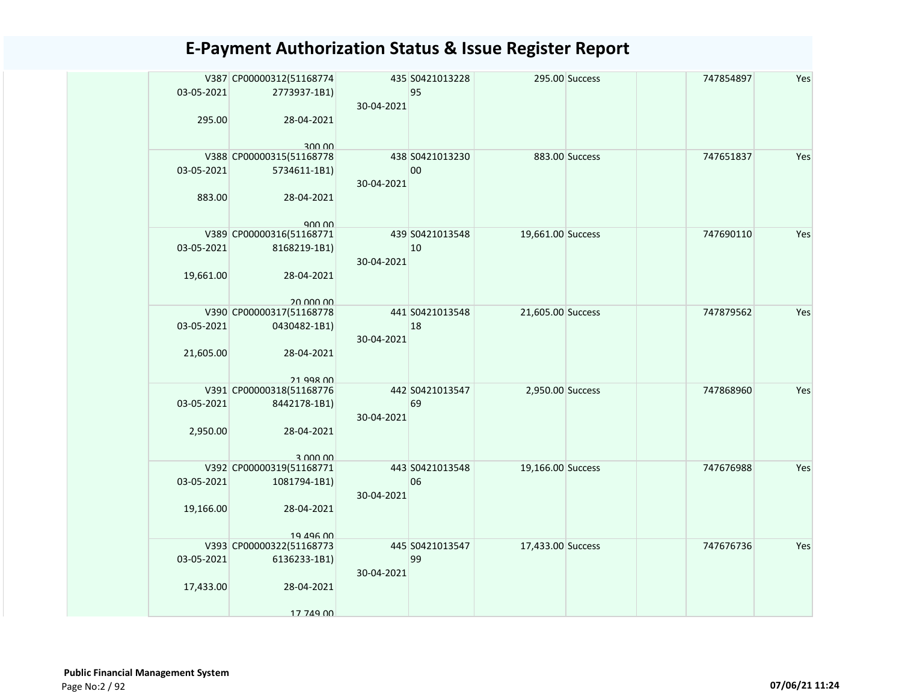# E-Payment Authorization Status & Issue Register Report

| | | | | | | | | |
|---|---|---|---|---|---|---|---|---|
| | V387 03-05-2021 295.00 | CP00000312(511687742773937-1B1) 28-04-2021 300.00 | 435 30-04-2021 | S042101322895 | 295.00 | Success | | 747854897 | Yes |
| | V388 03-05-2021 883.00 | CP00000315(511687785734611-1B1) 28-04-2021 900.00 | 438 30-04-2021 | S042101323000 | 883.00 | Success | | 747651837 | Yes |
| | V389 03-05-2021 19,661.00 | CP00000316(511687718168219-1B1) 28-04-2021 20,000.00 | 439 30-04-2021 | S042101354810 | 19,661.00 | Success | | 747690110 | Yes |
| | V390 03-05-2021 21,605.00 | CP00000317(511687780430482-1B1) 28-04-2021 21,998.00 | 441 30-04-2021 | S042101354818 | 21,605.00 | Success | | 747879562 | Yes |
| | V391 03-05-2021 2,950.00 | CP00000318(511687768442178-1B1) 28-04-2021 3,000.00 | 442 30-04-2021 | S042101354769 | 2,950.00 | Success | | 747868960 | Yes |
| | V392 03-05-2021 19,166.00 | CP00000319(511687711081794-1B1) 28-04-2021 19,496.00 | 443 30-04-2021 | S042101354806 | 19,166.00 | Success | | 747676988 | Yes |
| | V393 03-05-2021 17,433.00 | CP00000322(511687736136233-1B1) 28-04-2021 17,749.00 | 445 30-04-2021 | S042101354799 | 17,433.00 | Success | | 747676736 | Yes |

**Public Financial Management System**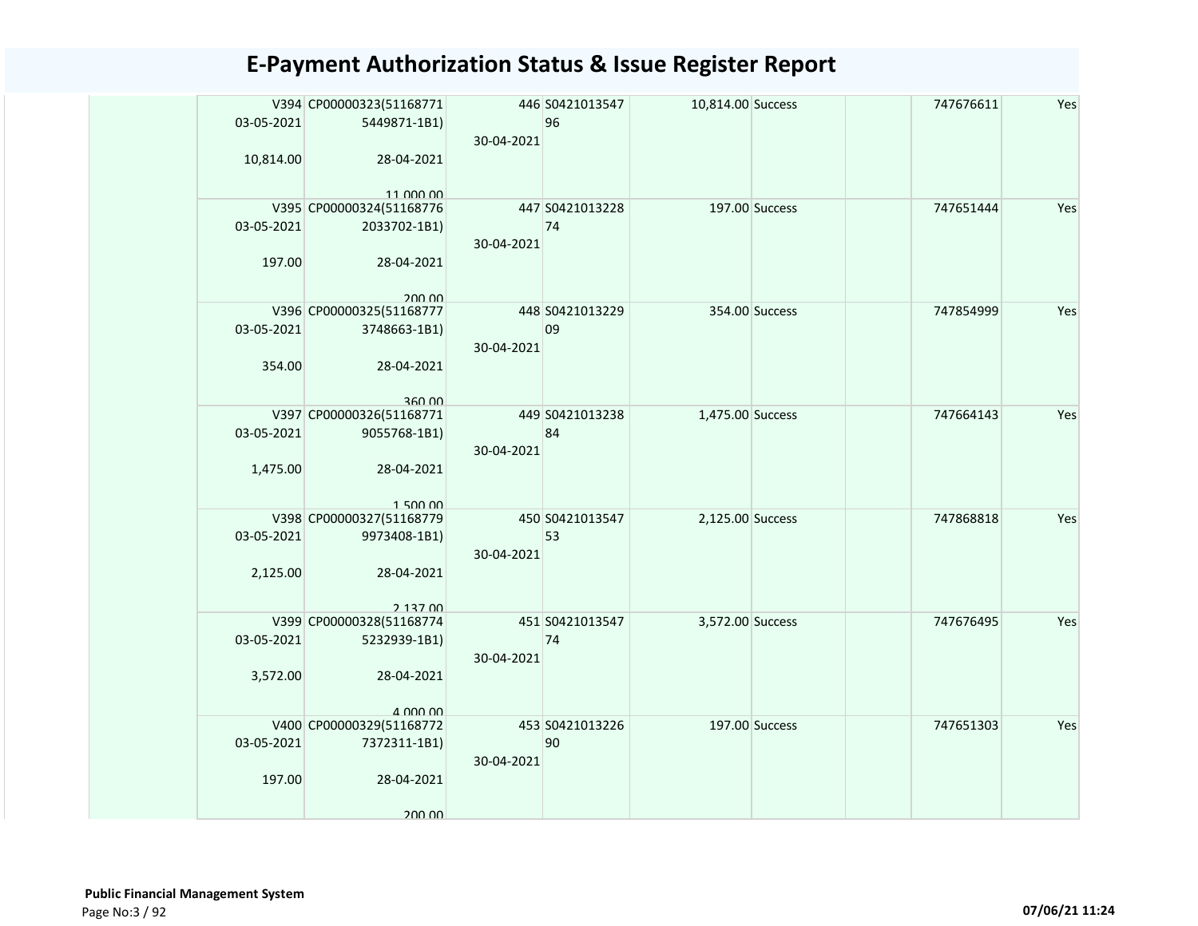# E-Payment Authorization Status & Issue Register Report

| | | | | | | | | | | |
|---|---|---|---|---|---|---|---|---|---|---|
| | V394 03-05-2021 10,814.00 | CP00000323(511687715449871-1B1) 28-04-2021 11,000.00 | 446 30-04-2021 | S042101354796 | 10,814.00 | Success | | | 747676611 | Yes |
| | V395 03-05-2021 197.00 | CP00000324(511687762033702-1B1) 28-04-2021 200.00 | 447 30-04-2021 | S042101322874 | 197.00 | Success | | | 747651444 | Yes |
| | V396 03-05-2021 354.00 | CP00000325(511687773748663-1B1) 28-04-2021 360.00 | 448 30-04-2021 | S042101322909 | 354.00 | Success | | | 747854999 | Yes |
| | V397 03-05-2021 1,475.00 | CP00000326(511687719055768-1B1) 28-04-2021 1,500.00 | 449 30-04-2021 | S042101323884 | 1,475.00 | Success | | | 747664143 | Yes |
| | V398 03-05-2021 2,125.00 | CP00000327(511687799973408-1B1) 28-04-2021 2,137.00 | 450 30-04-2021 | S042101354753 | 2,125.00 | Success | | | 747868818 | Yes |
| | V399 03-05-2021 3,572.00 | CP00000328(511687745232939-1B1) 28-04-2021 4,000.00 | 451 30-04-2021 | S042101354774 | 3,572.00 | Success | | | 747676495 | Yes |
| | V400 03-05-2021 197.00 | CP00000329(511687727372311-1B1) 28-04-2021 200.00 | 453 30-04-2021 | S042101322690 | 197.00 | Success | | | 747651303 | Yes |

**Public Financial Management System**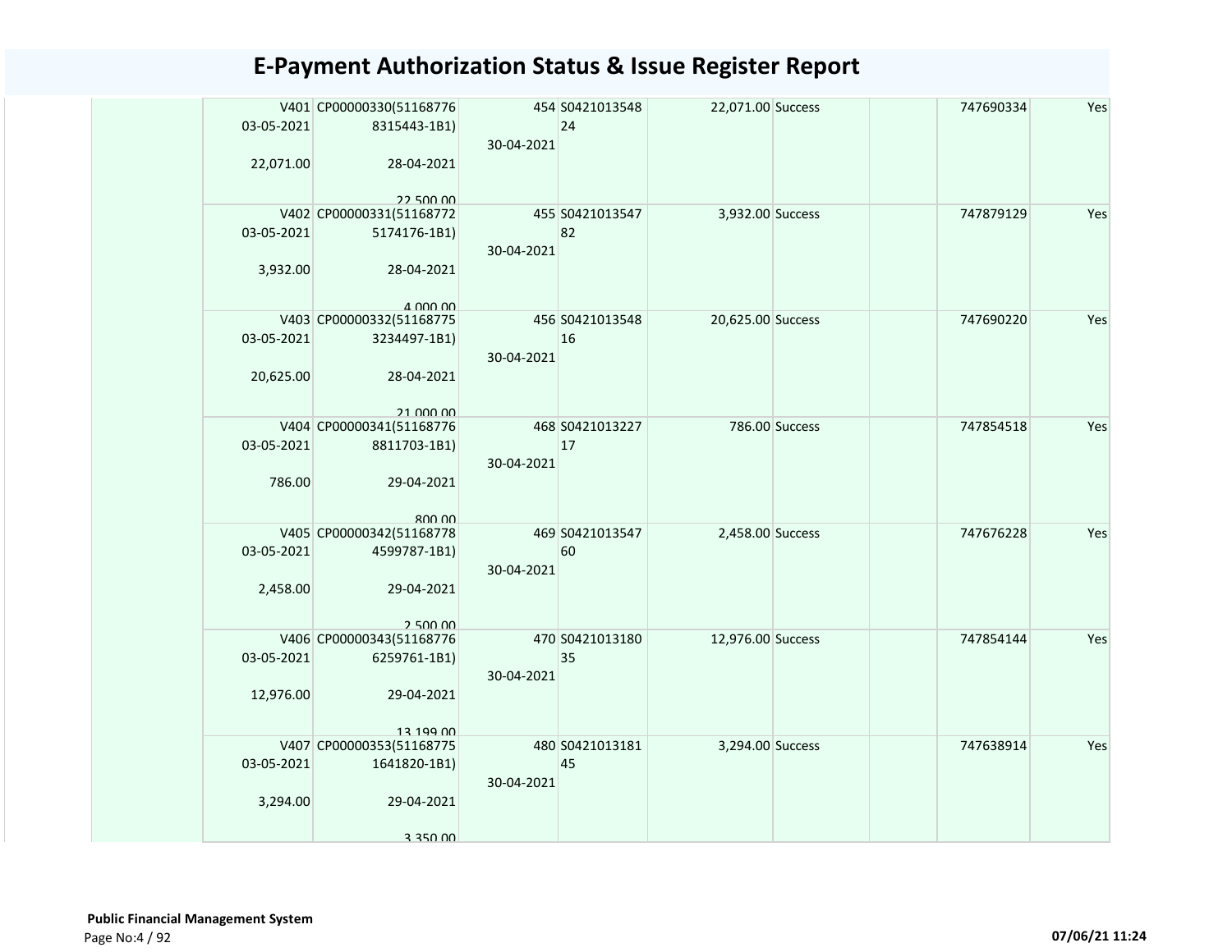# E-Payment Authorization Status & Issue Register Report

| | | | | | | | | |
|---|---|---|---|---|---|---|---|---|
| | V401 03-05-2021 22,071.00 | CP00000330(51168776 8315443-1B1) 28-04-2021 22,500.00 | 454 30-04-2021 | S0421013548 24 | 22,071.00 Success | | 747690334 | Yes |
| | V402 03-05-2021 3,932.00 | CP00000331(51168772 5174176-1B1) 28-04-2021 4,000.00 | 455 30-04-2021 | S0421013547 82 | 3,932.00 Success | | 747879129 | Yes |
| | V403 03-05-2021 20,625.00 | CP00000332(51168775 3234497-1B1) 28-04-2021 21,000.00 | 456 30-04-2021 | S0421013548 16 | 20,625.00 Success | | 747690220 | Yes |
| | V404 03-05-2021 786.00 | CP00000341(51168776 8811703-1B1) 29-04-2021 800.00 | 468 30-04-2021 | S0421013227 17 | 786.00 Success | | 747854518 | Yes |
| | V405 03-05-2021 2,458.00 | CP00000342(51168778 4599787-1B1) 29-04-2021 2,500.00 | 469 30-04-2021 | S0421013547 60 | 2,458.00 Success | | 747676228 | Yes |
| | V406 03-05-2021 12,976.00 | CP00000343(51168776 6259761-1B1) 29-04-2021 13,199.00 | 470 30-04-2021 | S0421013180 35 | 12,976.00 Success | | 747854144 | Yes |
| | V407 03-05-2021 3,294.00 | CP00000353(51168775 1641820-1B1) 29-04-2021 3,350.00 | 480 30-04-2021 | S0421013181 45 | 3,294.00 Success | | 747638914 | Yes |

**Public Financial Management System**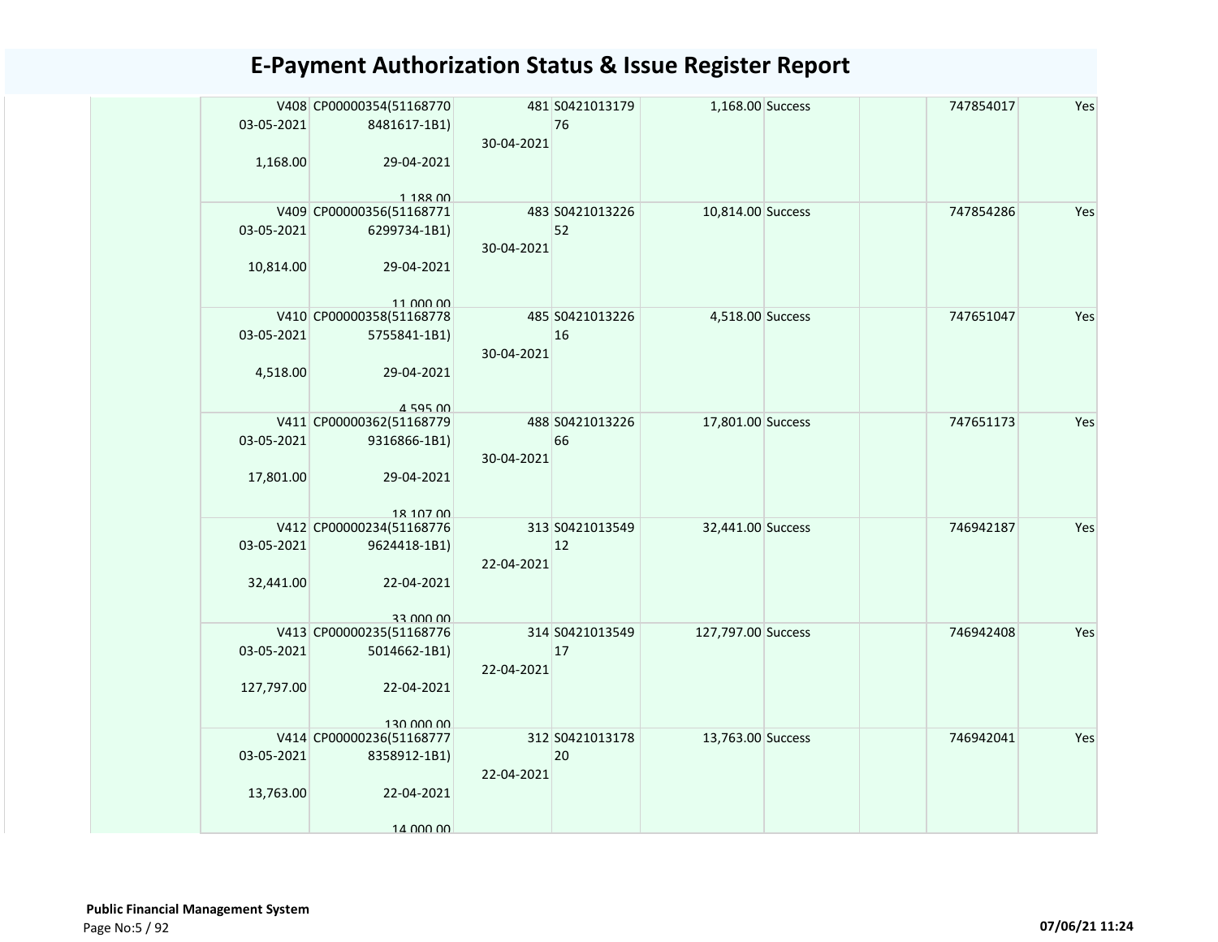# E-Payment Authorization Status & Issue Register Report

| | | | | | | | | |
|---|---|---|---|---|---|---|---|---|
| V408 03-05-2021 1,168.00 | CP00000354(511687708481617-1B1) 29-04-2021 1,188.00 | 481 30-04-2021 | S042101317976 | 1,168.00 | Success | | 747854017 | Yes |
| V409 03-05-2021 10,814.00 | CP00000356(511687716299734-1B1) 29-04-2021 11,000.00 | 483 30-04-2021 | S042101322652 | 10,814.00 | Success | | 747854286 | Yes |
| V410 03-05-2021 4,518.00 | CP00000358(511687785755841-1B1) 29-04-2021 4,595.00 | 485 30-04-2021 | S042101322616 | 4,518.00 | Success | | 747651047 | Yes |
| V411 03-05-2021 17,801.00 | CP00000362(511687799316866-1B1) 29-04-2021 18,107.00 | 488 30-04-2021 | S042101322666 | 17,801.00 | Success | | 747651173 | Yes |
| V412 03-05-2021 32,441.00 | CP00000234(511687769624418-1B1) 22-04-2021 33,000.00 | 313 22-04-2021 | S042101354912 | 32,441.00 | Success | | 746942187 | Yes |
| V413 03-05-2021 127,797.00 | CP00000235(511687765014662-1B1) 22-04-2021 130,000.00 | 314 22-04-2021 | S042101354917 | 127,797.00 | Success | | 746942408 | Yes |
| V414 03-05-2021 13,763.00 | CP00000236(511687778358912-1B1) 22-04-2021 14,000.00 | 312 22-04-2021 | S042101317820 | 13,763.00 | Success | | 746942041 | Yes |

**Public Financial Management System**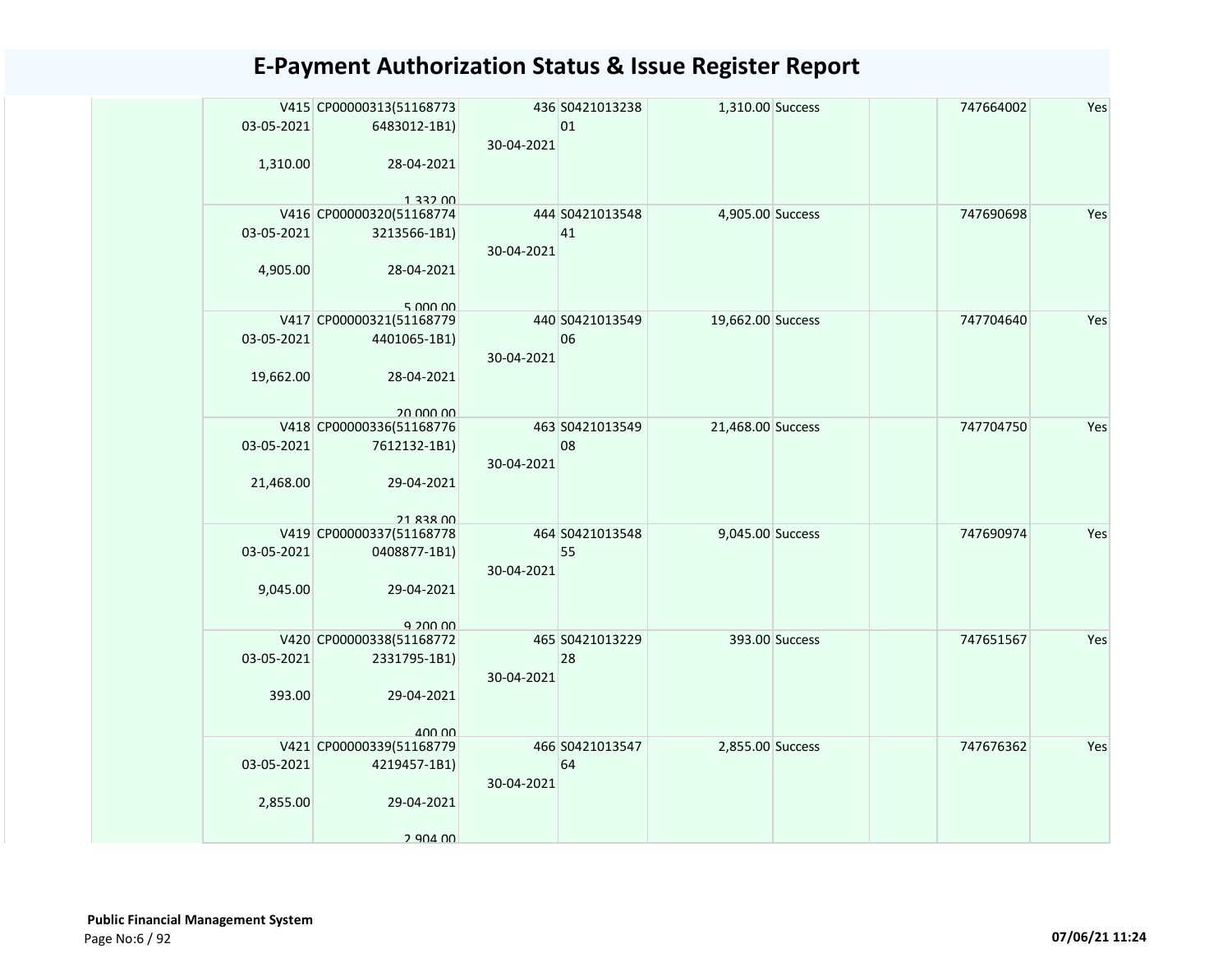# E-Payment Authorization Status & Issue Register Report

| | | | | | | | | | |
|---|---|---|---|---|---|---|---|---|---|
| | V415<br>03-05-2021<br>1,310.00 | CP00000313(51168773 6483012-1B1)<br>28-04-2021<br>1,332.00 | 436<br>30-04-2021 | S0421013238 01 | 1,310.00 | Success | | 747664002 | Yes |
| | V416<br>03-05-2021<br>4,905.00 | CP00000320(51168774 3213566-1B1)<br>28-04-2021<br>5,000.00 | 444<br>30-04-2021 | S0421013548 41 | 4,905.00 | Success | | 747690698 | Yes |
| | V417<br>03-05-2021<br>19,662.00 | CP00000321(51168779 4401065-1B1)<br>28-04-2021<br>20,000.00 | 440<br>30-04-2021 | S0421013549 06 | 19,662.00 | Success | | 747704640 | Yes |
| | V418<br>03-05-2021<br>21,468.00 | CP00000336(51168776 7612132-1B1)<br>29-04-2021<br>21,838.00 | 463<br>30-04-2021 | S0421013549 08 | 21,468.00 | Success | | 747704750 | Yes |
| | V419<br>03-05-2021<br>9,045.00 | CP00000337(51168778 0408877-1B1)<br>29-04-2021<br>9,200.00 | 464<br>30-04-2021 | S0421013548 55 | 9,045.00 | Success | | 747690974 | Yes |
| | V420<br>03-05-2021<br>393.00 | CP00000338(51168772 2331795-1B1)<br>29-04-2021<br>400.00 | 465<br>30-04-2021 | S0421013229 28 | 393.00 | Success | | 747651567 | Yes |
| | V421<br>03-05-2021<br>2,855.00 | CP00000339(51168779 4219457-1B1)<br>29-04-2021<br>2,904.00 | 466<br>30-04-2021 | S0421013547 64 | 2,855.00 | Success | | 747676362 | Yes |

**Public Financial Management System**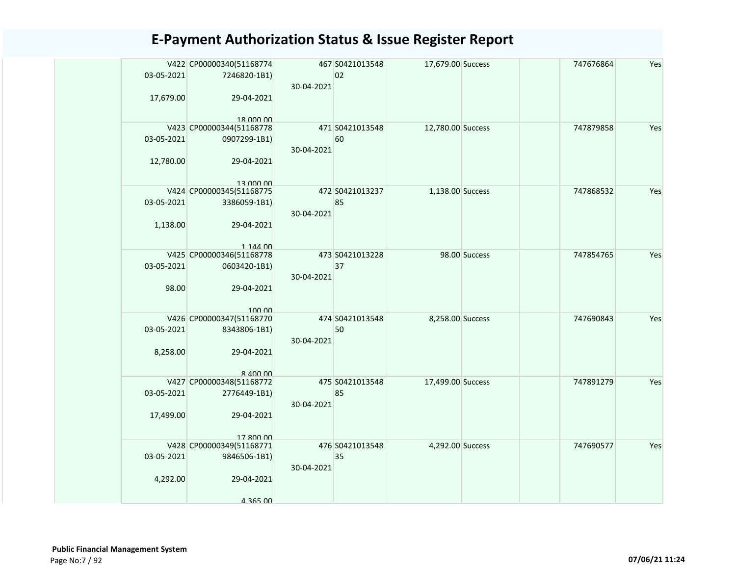# E-Payment Authorization Status & Issue Register Report

| | | | | | | | | |
|---|---|---|---|---|---|---|---|---|
| | V422<br>03-05-2021<br>17,679.00 | CP00000340(511687747246820-1B1)<br>29-04-2021<br>18,000.00 | 467<br>30-04-2021 | S042101354802 | 17,679.00 | Success | | 747676864 | Yes |
| | V423<br>03-05-2021<br>12,780.00 | CP00000344(511687780907299-1B1)<br>29-04-2021<br>13,000.00 | 471<br>30-04-2021 | S042101354860 | 12,780.00 | Success | | 747879858 | Yes |
| | V424<br>03-05-2021<br>1,138.00 | CP00000345(511687753386059-1B1)<br>29-04-2021<br>1,144.00 | 472<br>30-04-2021 | S042101323785 | 1,138.00 | Success | | 747868532 | Yes |
| | V425<br>03-05-2021<br>98.00 | CP00000346(511687780603420-1B1)<br>29-04-2021<br>100.00 | 473<br>30-04-2021 | S042101322837 | 98.00 | Success | | 747854765 | Yes |
| | V426<br>03-05-2021<br>8,258.00 | CP00000347(511687708343806-1B1)<br>29-04-2021<br>8,400.00 | 474<br>30-04-2021 | S042101354850 | 8,258.00 | Success | | 747690843 | Yes |
| | V427<br>03-05-2021<br>17,499.00 | CP00000348(511687722776449-1B1)<br>29-04-2021<br>17,800.00 | 475<br>30-04-2021 | S042101354885 | 17,499.00 | Success | | 747891279 | Yes |
| | V428<br>03-05-2021<br>4,292.00 | CP00000349(511687719846506-1B1)<br>29-04-2021<br>4,365.00 | 476<br>30-04-2021 | S042101354835 | 4,292.00 | Success | | 747690577 | Yes |

**Public Financial Management System**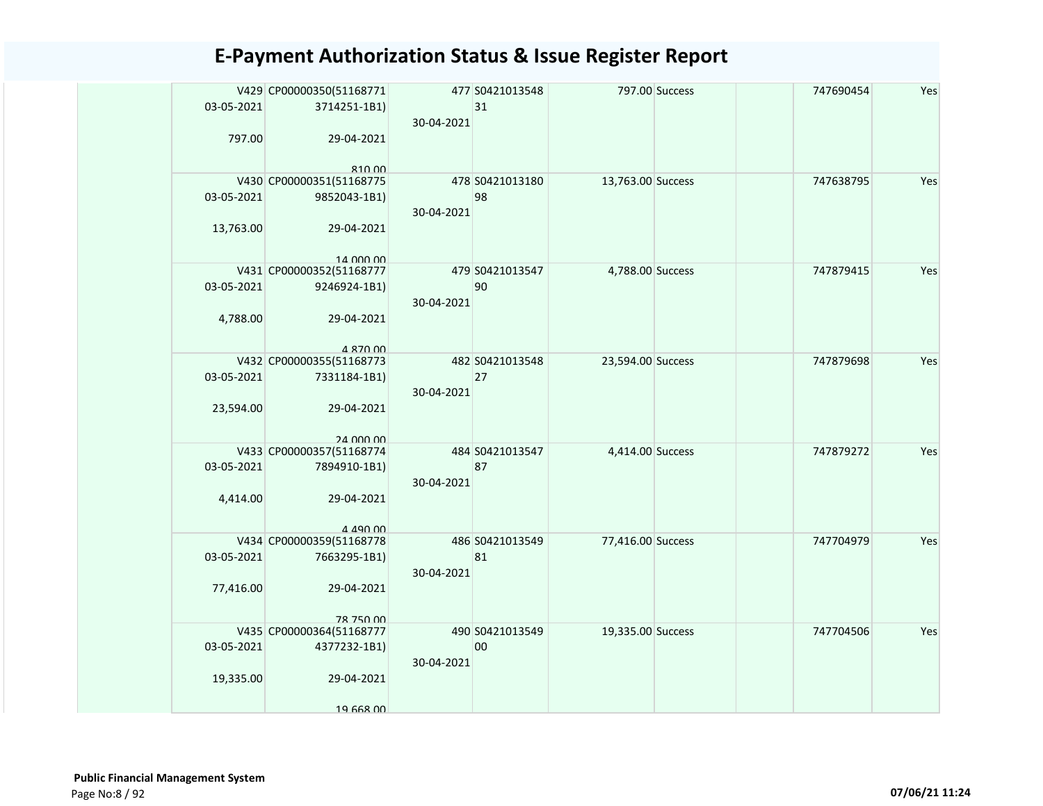# E-Payment Authorization Status & Issue Register Report

| | | | | | | | | | |
|---|---|---|---|---|---|---|---|---|---|
| | V429 03-05-2021 797.00 | CP00000350(51168771 3714251-1B1) 29-04-2021 810.00 | 477 30-04-2021 | S0421013548 31 | 797.00 | Success | | 747690454 | Yes |
| | V430 03-05-2021 13,763.00 | CP00000351(51168775 9852043-1B1) 29-04-2021 14,000.00 | 478 30-04-2021 | S0421013180 98 | 13,763.00 | Success | | 747638795 | Yes |
| | V431 03-05-2021 4,788.00 | CP00000352(51168777 9246924-1B1) 29-04-2021 4,870.00 | 479 30-04-2021 | S0421013547 90 | 4,788.00 | Success | | 747879415 | Yes |
| | V432 03-05-2021 23,594.00 | CP00000355(51168773 7331184-1B1) 29-04-2021 24,000.00 | 482 30-04-2021 | S0421013548 27 | 23,594.00 | Success | | 747879698 | Yes |
| | V433 03-05-2021 4,414.00 | CP00000357(51168774 7894910-1B1) 29-04-2021 4,490.00 | 484 30-04-2021 | S0421013547 87 | 4,414.00 | Success | | 747879272 | Yes |
| | V434 03-05-2021 77,416.00 | CP00000359(51168778 7663295-1B1) 29-04-2021 78,750.00 | 486 30-04-2021 | S0421013549 81 | 77,416.00 | Success | | 747704979 | Yes |
| | V435 03-05-2021 19,335.00 | CP00000364(51168777 4377232-1B1) 29-04-2021 19,668.00 | 490 30-04-2021 | S0421013549 00 | 19,335.00 | Success | | 747704506 | Yes |

**Public Financial Management System**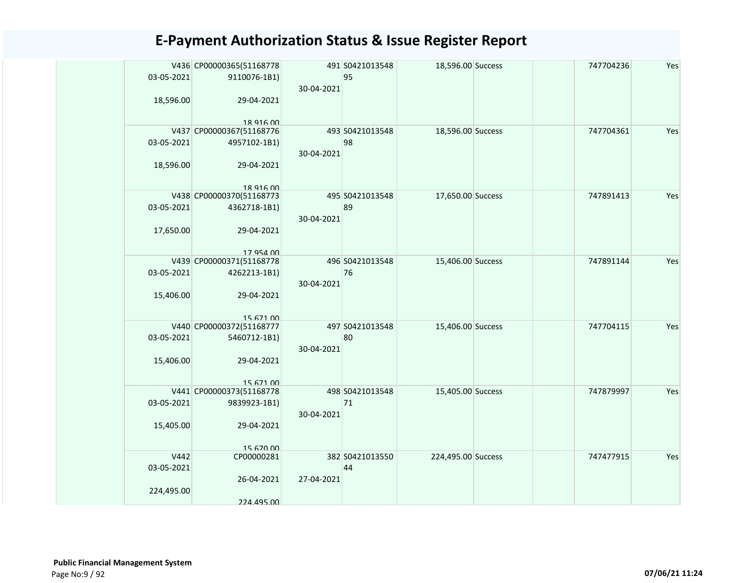# E-Payment Authorization Status & Issue Register Report

| | | | | | | | | | |
|---|---|---|---|---|---|---|---|---|---|
| | V436 03-05-2021 18,596.00 | CP00000365(511687789110076-1B1) 29-04-2021 18,916.00 | 491 30-04-2021 | S042101354895 | 18,596.00 | Success | | 747704236 | Yes |
| | V437 03-05-2021 18,596.00 | CP00000367(511687764957102-1B1) 29-04-2021 18,916.00 | 493 30-04-2021 | S042101354898 | 18,596.00 | Success | | 747704361 | Yes |
| | V438 03-05-2021 17,650.00 | CP00000370(511687734362718-1B1) 29-04-2021 17,954.00 | 495 30-04-2021 | S042101354889 | 17,650.00 | Success | | 747891413 | Yes |
| | V439 03-05-2021 15,406.00 | CP00000371(511687784262213-1B1) 29-04-2021 15,671.00 | 496 30-04-2021 | S042101354876 | 15,406.00 | Success | | 747891144 | Yes |
| | V440 03-05-2021 15,406.00 | CP00000372(511687775460712-1B1) 29-04-2021 15,671.00 | 497 30-04-2021 | S042101354880 | 15,406.00 | Success | | 747704115 | Yes |
| | V441 03-05-2021 15,405.00 | CP00000373(511687789839923-1B1) 29-04-2021 15,670.00 | 498 30-04-2021 | S042101354871 | 15,405.00 | Success | | 747879997 | Yes |
| | V442 03-05-2021 224,495.00 | CP00000281 26-04-2021 224,495.00 | 382 27-04-2021 | S042101355044 | 224,495.00 | Success | | 747477915 | Yes |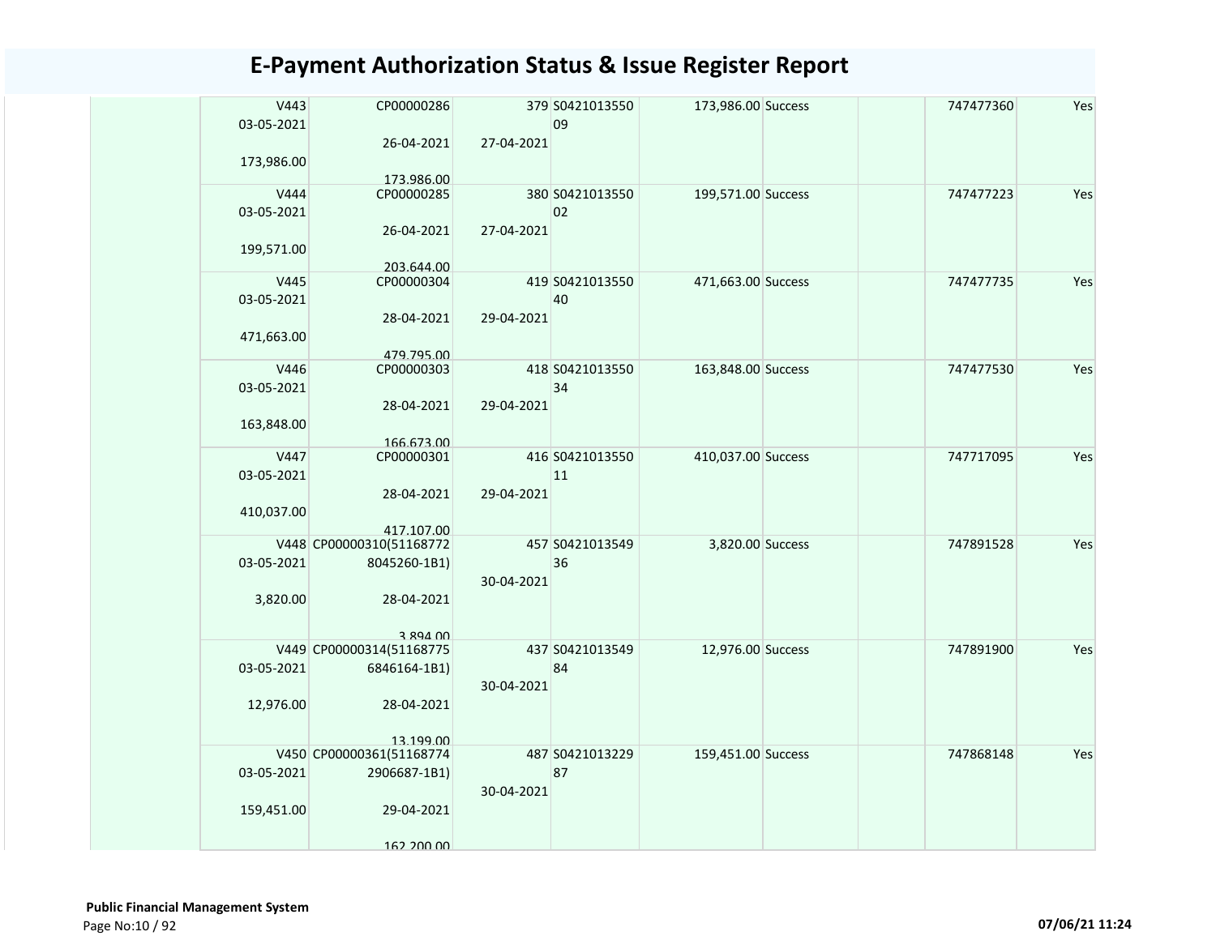# E-Payment Authorization Status & Issue Register Report

| | | | | | | | | |
|---|---|---|---|---|---|---|---|---|
| V443 03-05-2021 173,986.00 | CP00000286 26-04-2021 173,986.00 | 379 27-04-2021 | S042101355009 | 173,986.00 | Success | | 747477360 | Yes |
| V444 03-05-2021 199,571.00 | CP00000285 26-04-2021 203,644.00 | 380 27-04-2021 | S042101355002 | 199,571.00 | Success | | 747477223 | Yes |
| V445 03-05-2021 471,663.00 | CP00000304 28-04-2021 479,795.00 | 419 29-04-2021 | S042101355040 | 471,663.00 | Success | | 747477735 | Yes |
| V446 03-05-2021 163,848.00 | CP00000303 28-04-2021 166,673.00 | 418 29-04-2021 | S042101355034 | 163,848.00 | Success | | 747477530 | Yes |
| V447 03-05-2021 410,037.00 | CP00000301 28-04-2021 417,107.00 | 416 29-04-2021 | S042101355011 | 410,037.00 | Success | | 747717095 | Yes |
| V448 03-05-2021 3,820.00 | CP00000310(511687728045260-1B1) 28-04-2021 3,894.00 | 457 30-04-2021 | S042101354936 | 3,820.00 | Success | | 747891528 | Yes |
| V449 03-05-2021 12,976.00 | CP00000314(511687756846164-1B1) 28-04-2021 13,199.00 | 437 30-04-2021 | S042101354984 | 12,976.00 | Success | | 747891900 | Yes |
| V450 03-05-2021 159,451.00 | CP00000361(511687742906687-1B1) 29-04-2021 162,200.00 | 487 30-04-2021 | S042101322987 | 159,451.00 | Success | | 747868148 | Yes |

**Public Financial Management System**

07/06/21 11:24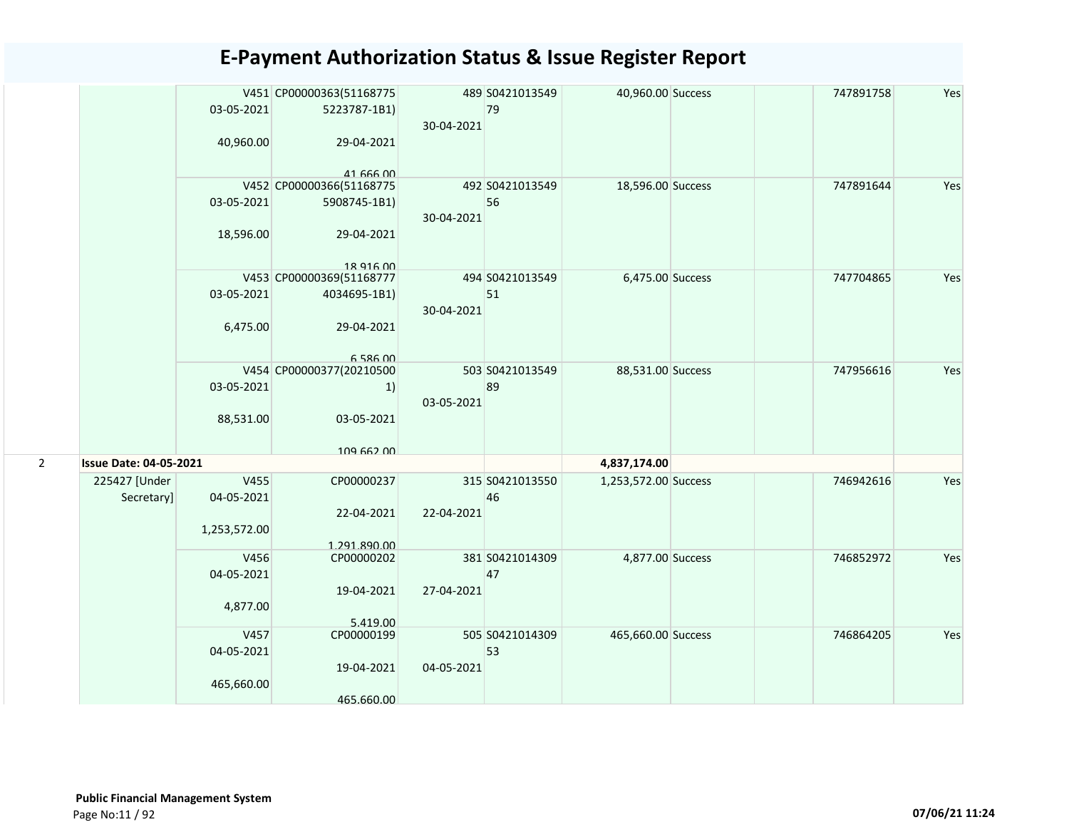# E-Payment Authorization Status & Issue Register Report

| | | | | | | | | | | |
|---|---|---|---|---|---|---|---|---|---|---|
| | | V451 03-05-2021 40,960.00 | CP00000363(511687755223787-1B1) 29-04-2021 41,666.00 | 489 30-04-2021 | S042101354979 | 40,960.00 | Success | | 747891758 | Yes |
| | | V452 03-05-2021 18,596.00 | CP00000366(511687755908745-1B1) 29-04-2021 18,916.00 | 492 30-04-2021 | S042101354956 | 18,596.00 | Success | | 747891644 | Yes |
| | | V453 03-05-2021 6,475.00 | CP00000369(511687774034695-1B1) 29-04-2021 6,586.00 | 494 30-04-2021 | S042101354951 | 6,475.00 | Success | | 747704865 | Yes |
| | | V454 03-05-2021 88,531.00 | CP00000377(202105001) 03-05-2021 109,662.00 | 503 03-05-2021 | S042101354989 | 88,531.00 | Success | | 747956616 | Yes |
| 2 | **Issue Date: 04-05-2021** | | | | | **4,837,174.00** | | | | |
| | 225427 [Under Secretary] | V455 04-05-2021 1,253,572.00 | CP00000237 22-04-2021 1,291,890.00 | 315 22-04-2021 | S042101355046 | 1,253,572.00 | Success | | 746942616 | Yes |
| | | V456 04-05-2021 4,877.00 | CP00000202 19-04-2021 5,419.00 | 381 27-04-2021 | S042101430947 | 4,877.00 | Success | | 746852972 | Yes |
| | | V457 04-05-2021 465,660.00 | CP00000199 19-04-2021 465,660.00 | 505 04-05-2021 | S042101430953 | 465,660.00 | Success | | 746864205 | Yes |

**Public Financial Management System**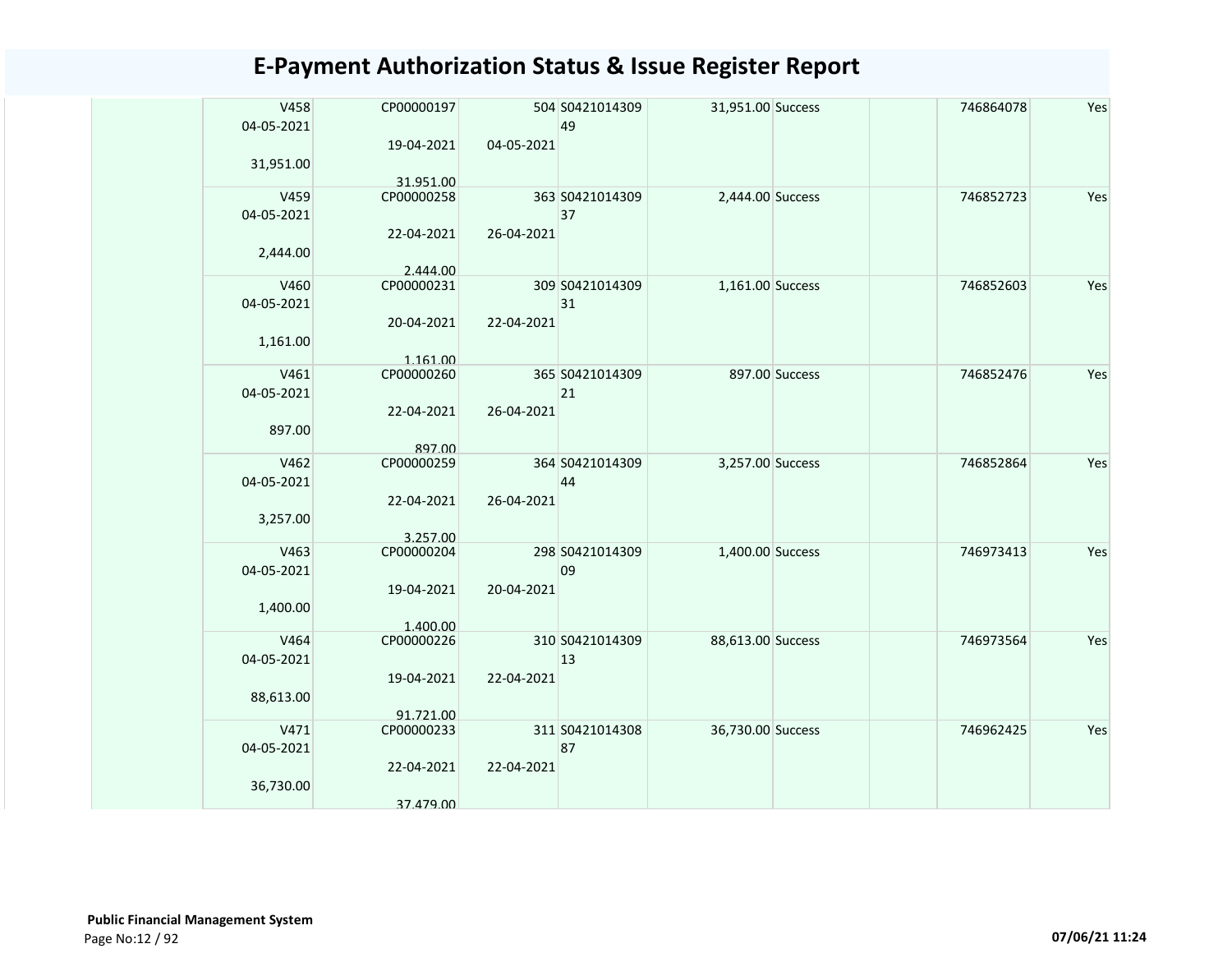# E-Payment Authorization Status & Issue Register Report

| | | | | | | | | | | |
|---|---|---|---|---|---|---|---|---|---|---|
| | V458<br>04-05-2021<br>31,951.00 | CP00000197<br>19-04-2021<br>31,951.00 | 504<br>04-05-2021 | S0421014309<br>49 | 31,951.00 | Success | | | 746864078 | Yes |
| | V459<br>04-05-2021<br>2,444.00 | CP00000258<br>22-04-2021<br>2,444.00 | 363<br>26-04-2021 | S0421014309<br>37 | 2,444.00 | Success | | | 746852723 | Yes |
| | V460<br>04-05-2021<br>1,161.00 | CP00000231<br>20-04-2021<br>1,161.00 | 309<br>22-04-2021 | S0421014309<br>31 | 1,161.00 | Success | | | 746852603 | Yes |
| | V461<br>04-05-2021<br>897.00 | CP00000260<br>22-04-2021<br>897.00 | 365<br>26-04-2021 | S0421014309<br>21 | 897.00 | Success | | | 746852476 | Yes |
| | V462<br>04-05-2021<br>3,257.00 | CP00000259<br>22-04-2021<br>3,257.00 | 364<br>26-04-2021 | S0421014309<br>44 | 3,257.00 | Success | | | 746852864 | Yes |
| | V463<br>04-05-2021<br>1,400.00 | CP00000204<br>19-04-2021<br>1,400.00 | 298<br>20-04-2021 | S0421014309<br>09 | 1,400.00 | Success | | | 746973413 | Yes |
| | V464<br>04-05-2021<br>88,613.00 | CP00000226<br>19-04-2021<br>91,721.00 | 310<br>22-04-2021 | S0421014309<br>13 | 88,613.00 | Success | | | 746973564 | Yes |
| | V471<br>04-05-2021<br>36,730.00 | CP00000233<br>22-04-2021<br>37,479.00 | 311<br>22-04-2021 | S0421014308<br>87 | 36,730.00 | Success | | | 746962425 | Yes |

**Public Financial Management System**

07/06/21 11:24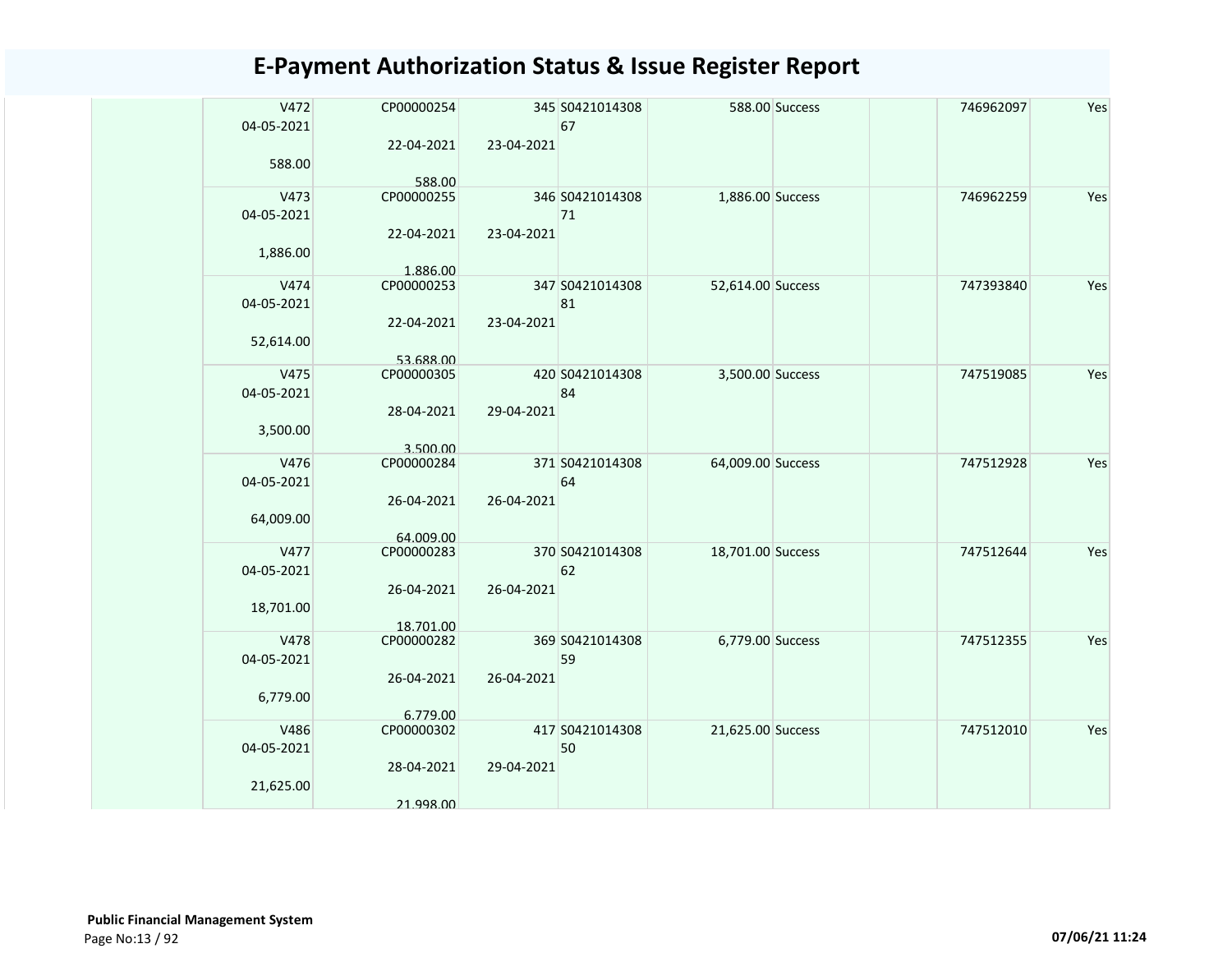# E-Payment Authorization Status & Issue Register Report

| | | | | | | | | | |
|---|---|---|---|---|---|---|---|---|---|
| | V472 04-05-2021 588.00 | CP00000254 22-04-2021 588.00 | 345 23-04-2021 | S042101430867 | 588.00 | Success | | 746962097 | Yes |
| | V473 04-05-2021 1,886.00 | CP00000255 22-04-2021 1,886.00 | 346 23-04-2021 | S042101430871 | 1,886.00 | Success | | 746962259 | Yes |
| | V474 04-05-2021 52,614.00 | CP00000253 22-04-2021 53,688.00 | 347 23-04-2021 | S042101430881 | 52,614.00 | Success | | 747393840 | Yes |
| | V475 04-05-2021 3,500.00 | CP00000305 28-04-2021 3,500.00 | 420 29-04-2021 | S042101430884 | 3,500.00 | Success | | 747519085 | Yes |
| | V476 04-05-2021 64,009.00 | CP00000284 26-04-2021 64,009.00 | 371 26-04-2021 | S042101430864 | 64,009.00 | Success | | 747512928 | Yes |
| | V477 04-05-2021 18,701.00 | CP00000283 26-04-2021 18,701.00 | 370 26-04-2021 | S042101430862 | 18,701.00 | Success | | 747512644 | Yes |
| | V478 04-05-2021 6,779.00 | CP00000282 26-04-2021 6,779.00 | 369 26-04-2021 | S042101430859 | 6,779.00 | Success | | 747512355 | Yes |
| | V486 04-05-2021 21,625.00 | CP00000302 28-04-2021 21,998.00 | 417 29-04-2021 | S042101430850 | 21,625.00 | Success | | 747512010 | Yes |

**Public Financial Management System**

07/06/21 11:24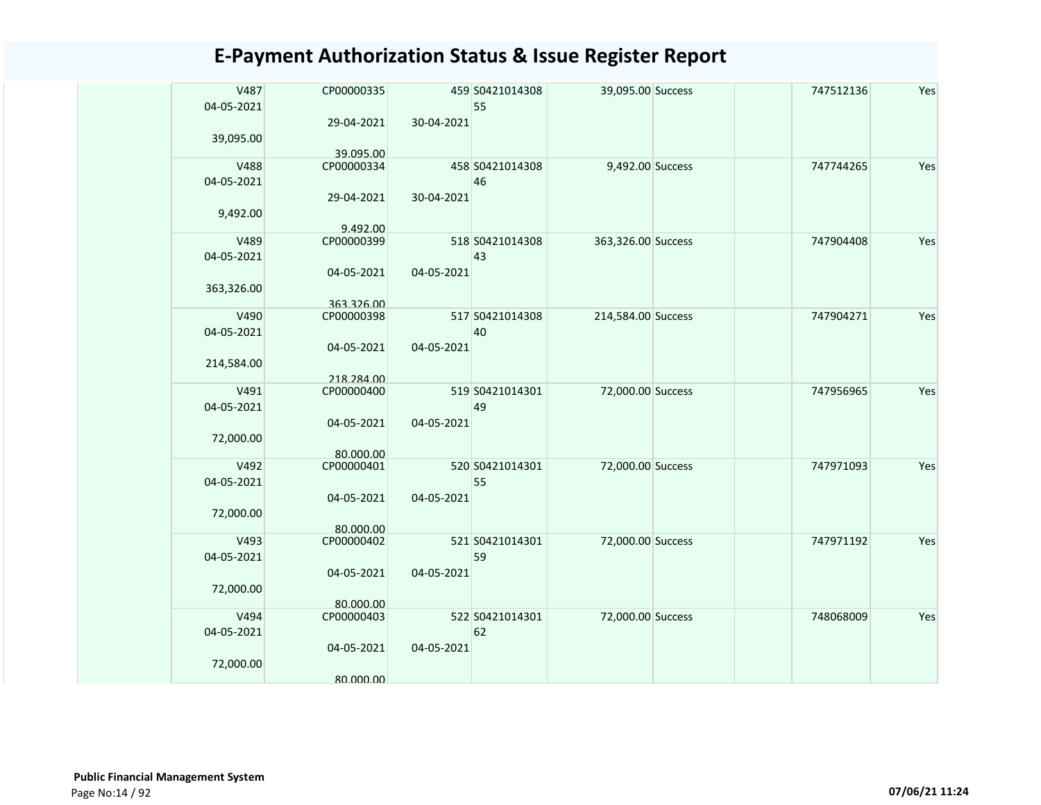# E-Payment Authorization Status & Issue Register Report

| | | | | | | | | | |
|---|---|---|---|---|---|---|---|---|---|
| | V487<br>04-05-2021<br><br>39,095.00 | CP00000335<br><br>29-04-2021<br><br>39,095.00 | 459<br><br>30-04-2021 | S0421014308<br>55 | 39,095.00 | Success | | 747512136 | Yes |
| | V488<br>04-05-2021<br><br>9,492.00 | CP00000334<br><br>29-04-2021<br><br>9,492.00 | 458<br><br>30-04-2021 | S0421014308<br>46 | 9,492.00 | Success | | 747744265 | Yes |
| | V489<br>04-05-2021<br><br>363,326.00 | CP00000399<br><br>04-05-2021<br><br>363,326.00 | 518<br><br>04-05-2021 | S0421014308<br>43 | 363,326.00 | Success | | 747904408 | Yes |
| | V490<br>04-05-2021<br><br>214,584.00 | CP00000398<br><br>04-05-2021<br><br>218,284.00 | 517<br><br>04-05-2021 | S0421014308<br>40 | 214,584.00 | Success | | 747904271 | Yes |
| | V491<br>04-05-2021<br><br>72,000.00 | CP00000400<br><br>04-05-2021<br><br>80,000.00 | 519<br><br>04-05-2021 | S0421014301<br>49 | 72,000.00 | Success | | 747956965 | Yes |
| | V492<br>04-05-2021<br><br>72,000.00 | CP00000401<br><br>04-05-2021<br><br>80,000.00 | 520<br><br>04-05-2021 | S0421014301<br>55 | 72,000.00 | Success | | 747971093 | Yes |
| | V493<br>04-05-2021<br><br>72,000.00 | CP00000402<br><br>04-05-2021<br><br>80,000.00 | 521<br><br>04-05-2021 | S0421014301<br>59 | 72,000.00 | Success | | 747971192 | Yes |
| | V494<br>04-05-2021<br><br>72,000.00 | CP00000403<br><br>04-05-2021<br><br>80,000.00 | 522<br><br>04-05-2021 | S0421014301<br>62 | 72,000.00 | Success | | 748068009 | Yes |

**Public Financial Management System**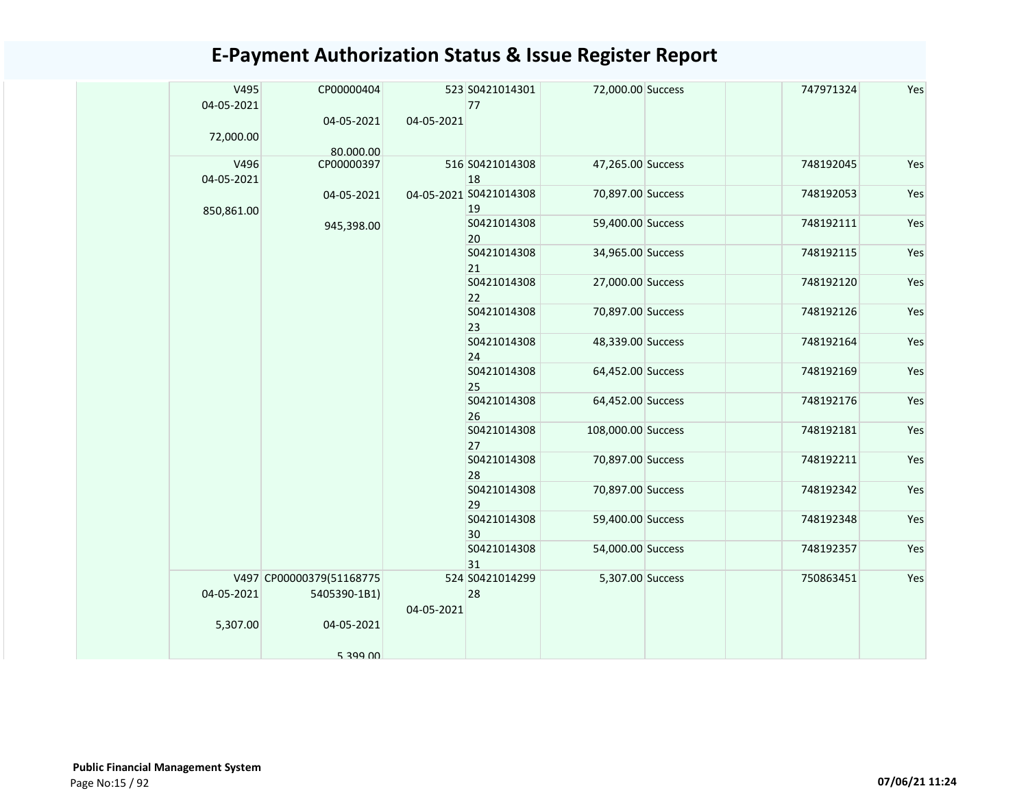# E-Payment Authorization Status & Issue Register Report

| | | | | | | | | | |
|---|---|---|---|---|---|---|---|---|---|
| | V495 04-05-2021 72,000.00 | CP00000404 04-05-2021 80,000.00 | 523 04-05-2021 | S042101430177 | 72,000.00 | Success | | 747971324 | Yes |
| | V496 04-05-2021 850,861.00 | CP00000397 04-05-2021 945,398.00 | 516 04-05-2021 | S042101430818 | 47,265.00 | Success | | 748192045 | Yes |
| | | | | S042101430819 | 70,897.00 | Success | | 748192053 | Yes |
| | | | | S042101430820 | 59,400.00 | Success | | 748192111 | Yes |
| | | | | S042101430821 | 34,965.00 | Success | | 748192115 | Yes |
| | | | | S042101430822 | 27,000.00 | Success | | 748192120 | Yes |
| | | | | S042101430823 | 70,897.00 | Success | | 748192126 | Yes |
| | | | | S042101430824 | 48,339.00 | Success | | 748192164 | Yes |
| | | | | S042101430825 | 64,452.00 | Success | | 748192169 | Yes |
| | | | | S042101430826 | 64,452.00 | Success | | 748192176 | Yes |
| | | | | S042101430827 | 108,000.00 | Success | | 748192181 | Yes |
| | | | | S042101430828 | 70,897.00 | Success | | 748192211 | Yes |
| | | | | S042101430829 | 70,897.00 | Success | | 748192342 | Yes |
| | | | | S042101430830 | 59,400.00 | Success | | 748192348 | Yes |
| | | | | S042101430831 | 54,000.00 | Success | | 748192357 | Yes |
| | V497 04-05-2021 5,307.00 | CP00000379(511687755405390-1B1) 04-05-2021 5,399.00 | 524 04-05-2021 | S042101429928 | 5,307.00 | Success | | 750863451 | Yes |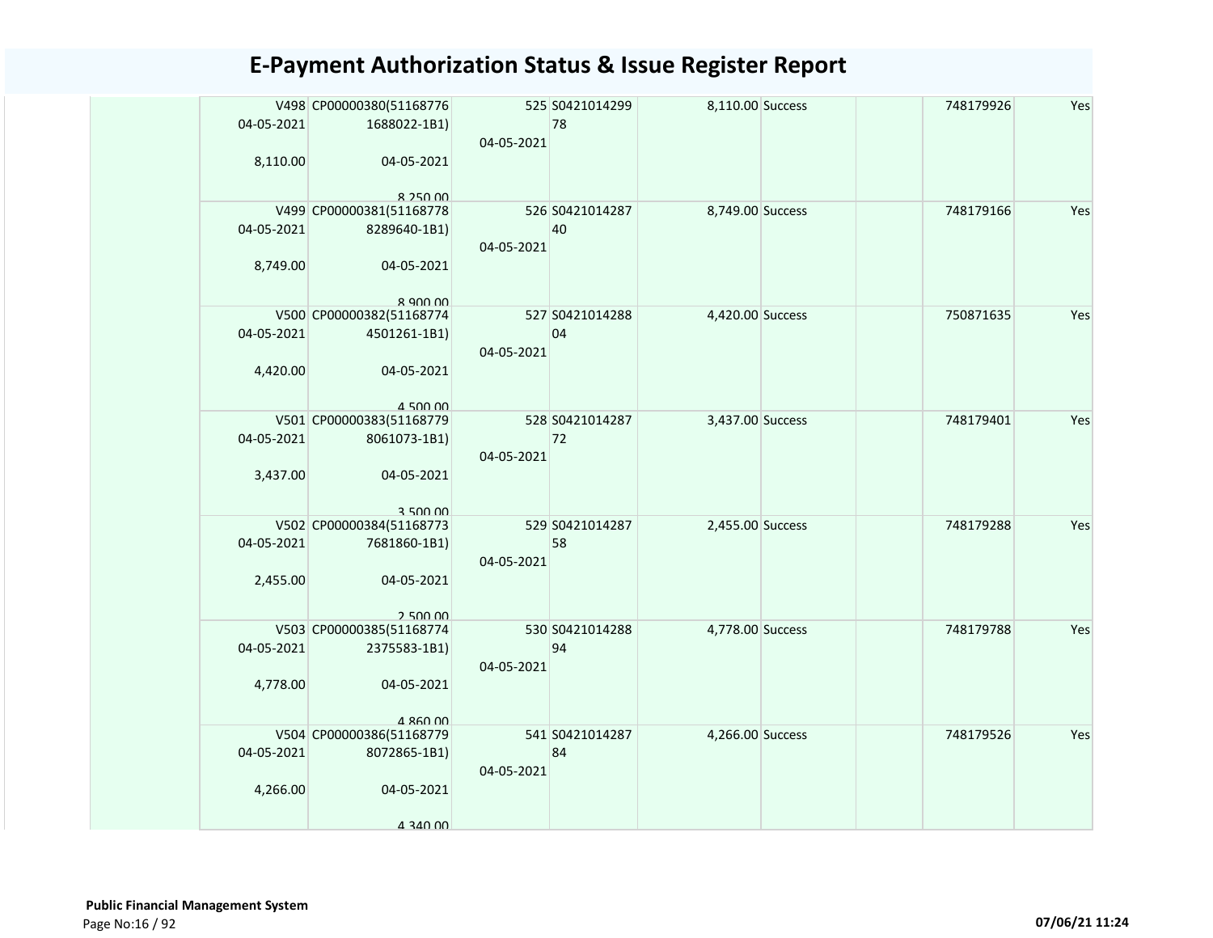# E-Payment Authorization Status & Issue Register Report

| | | | | | | | | |
|---|---|---|---|---|---|---|---|---|
| | V498 04-05-2021 8,110.00 | CP00000380(51168776 1688022-1B1) 04-05-2021 8,250.00 | 525 04-05-2021 | S0421014299 78 | 8,110.00 | Success | | 748179926 | Yes |
| | V499 04-05-2021 8,749.00 | CP00000381(51168778 8289640-1B1) 04-05-2021 8,900.00 | 526 04-05-2021 | S0421014287 40 | 8,749.00 | Success | | 748179166 | Yes |
| | V500 04-05-2021 4,420.00 | CP00000382(51168774 4501261-1B1) 04-05-2021 4,500.00 | 527 04-05-2021 | S0421014288 04 | 4,420.00 | Success | | 750871635 | Yes |
| | V501 04-05-2021 3,437.00 | CP00000383(51168779 8061073-1B1) 04-05-2021 3,500.00 | 528 04-05-2021 | S0421014287 72 | 3,437.00 | Success | | 748179401 | Yes |
| | V502 04-05-2021 2,455.00 | CP00000384(51168773 7681860-1B1) 04-05-2021 2,500.00 | 529 04-05-2021 | S0421014287 58 | 2,455.00 | Success | | 748179288 | Yes |
| | V503 04-05-2021 4,778.00 | CP00000385(51168774 2375583-1B1) 04-05-2021 4,860.00 | 530 04-05-2021 | S0421014288 94 | 4,778.00 | Success | | 748179788 | Yes |
| | V504 04-05-2021 4,266.00 | CP00000386(51168779 8072865-1B1) 04-05-2021 4,340.00 | 541 04-05-2021 | S0421014287 84 | 4,266.00 | Success | | 748179526 | Yes |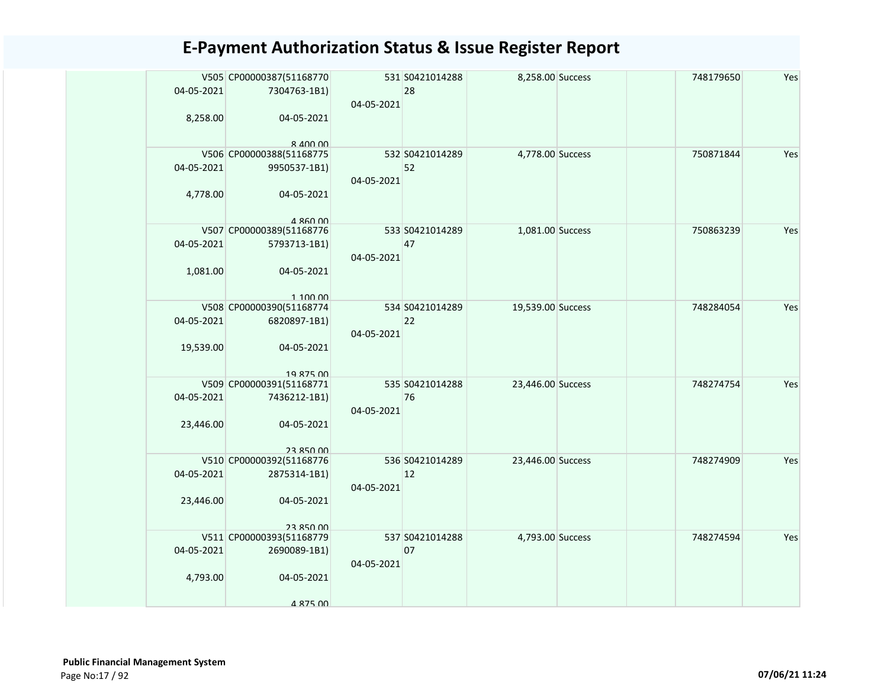# E-Payment Authorization Status & Issue Register Report

| | | | | | | | | | |
|---|---|---|---|---|---|---|---|---|---|
| | V505 04-05-2021 8,258.00 | CP00000387(511687707304763-1B1) 04-05-2021 8,400.00 | 531 04-05-2021 | S042101428828 | 8,258.00 | Success | | 748179650 | Yes |
| | V506 04-05-2021 4,778.00 | CP00000388(511687759950537-1B1) 04-05-2021 4,860.00 | 532 04-05-2021 | S042101428952 | 4,778.00 | Success | | 750871844 | Yes |
| | V507 04-05-2021 1,081.00 | CP00000389(511687765793713-1B1) 04-05-2021 1,100.00 | 533 04-05-2021 | S042101428947 | 1,081.00 | Success | | 750863239 | Yes |
| | V508 04-05-2021 19,539.00 | CP00000390(511687746820897-1B1) 04-05-2021 19,875.00 | 534 04-05-2021 | S042101428922 | 19,539.00 | Success | | 748284054 | Yes |
| | V509 04-05-2021 23,446.00 | CP00000391(511687717436212-1B1) 04-05-2021 23,850.00 | 535 04-05-2021 | S042101428876 | 23,446.00 | Success | | 748274754 | Yes |
| | V510 04-05-2021 23,446.00 | CP00000392(511687762875314-1B1) 04-05-2021 23,850.00 | 536 04-05-2021 | S042101428912 | 23,446.00 | Success | | 748274909 | Yes |
| | V511 04-05-2021 4,793.00 | CP00000393(511687792690089-1B1) 04-05-2021 4,875.00 | 537 04-05-2021 | S042101428807 | 4,793.00 | Success | | 748274594 | Yes |

**Public Financial Management System**

07/06/21 11:24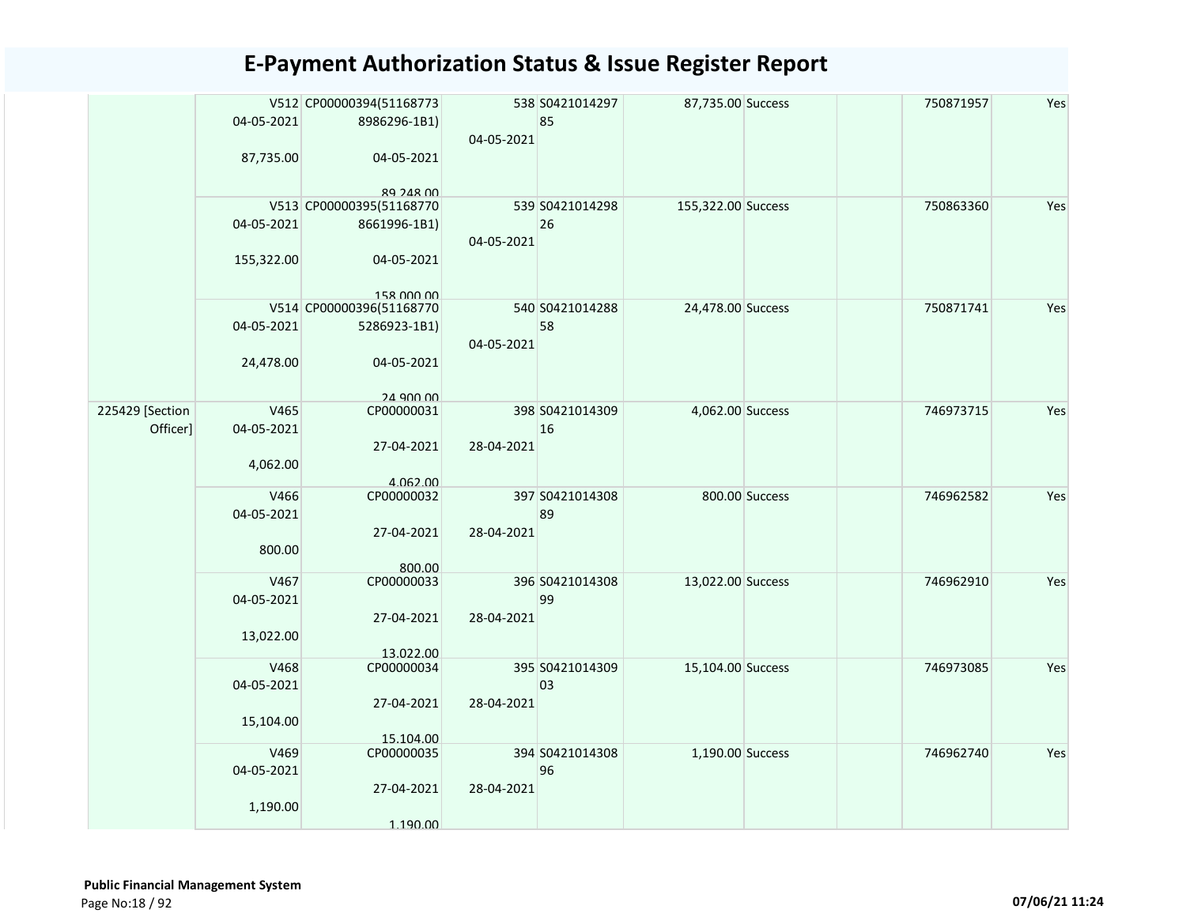# E-Payment Authorization Status & Issue Register Report

| | | | | | | | | | |
|---|---|---|---|---|---|---|---|---|---|
| | V512 04-05-2021 87,735.00 | CP00000394(51168773 8986296-1B1) 04-05-2021 89,248.00 | 538 04-05-2021 | S0421014297 85 | 87,735.00 | Success | | 750871957 | Yes |
| | V513 04-05-2021 155,322.00 | CP00000395(51168770 8661996-1B1) 04-05-2021 158,000.00 | 539 04-05-2021 | S0421014298 26 | 155,322.00 | Success | | 750863360 | Yes |
| | V514 04-05-2021 24,478.00 | CP00000396(51168770 5286923-1B1) 04-05-2021 24,900.00 | 540 04-05-2021 | S0421014288 58 | 24,478.00 | Success | | 750871741 | Yes |
| 225429 [Section Officer] | V465 04-05-2021 4,062.00 | CP00000031 27-04-2021 4,062.00 | 398 28-04-2021 | S0421014309 16 | 4,062.00 | Success | | 746973715 | Yes |
| | V466 04-05-2021 800.00 | CP00000032 27-04-2021 800.00 | 397 28-04-2021 | S0421014308 89 | 800.00 | Success | | 746962582 | Yes |
| | V467 04-05-2021 13,022.00 | CP00000033 27-04-2021 13,022.00 | 396 28-04-2021 | S0421014308 99 | 13,022.00 | Success | | 746962910 | Yes |
| | V468 04-05-2021 15,104.00 | CP00000034 27-04-2021 15,104.00 | 395 28-04-2021 | S0421014309 03 | 15,104.00 | Success | | 746973085 | Yes |
| | V469 04-05-2021 1,190.00 | CP00000035 27-04-2021 1,190.00 | 394 28-04-2021 | S0421014308 96 | 1,190.00 | Success | | 746962740 | Yes |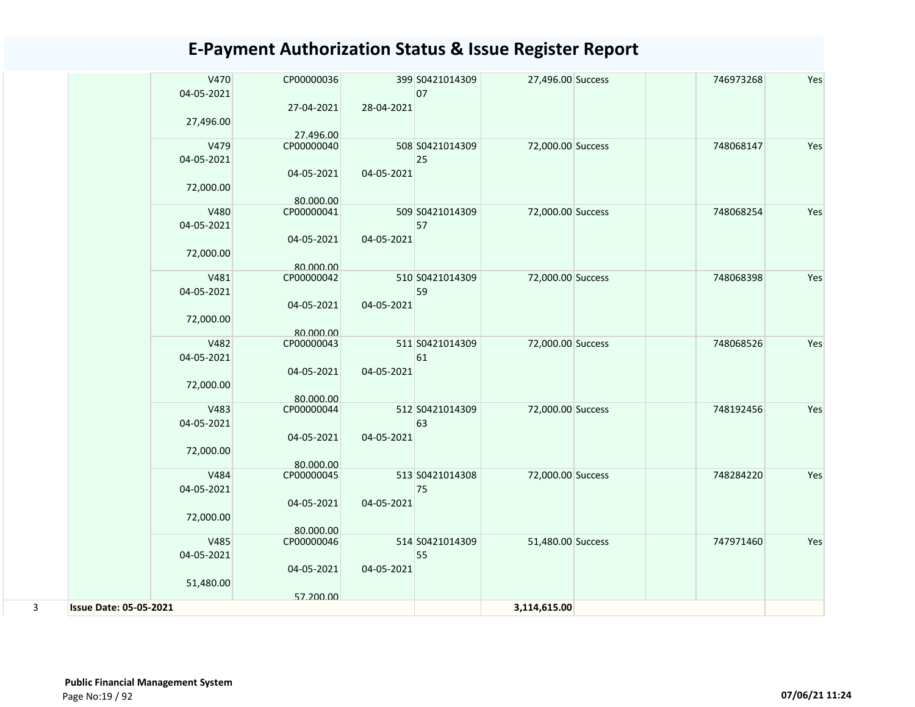# E-Payment Authorization Status & Issue Register Report

| | | | | | | | | | | | |
|---|---|---|---|---|---|---|---|---|---|---|---|
| | | V470 04-05-2021 27,496.00 | CP00000036 27-04-2021 27,496.00 | 28-04-2021 | 399 | S042101430907 | 27,496.00 | Success | | 746973268 | Yes |
| | | V479 04-05-2021 72,000.00 | CP00000040 04-05-2021 80,000.00 | 04-05-2021 | 508 | S042101430925 | 72,000.00 | Success | | 748068147 | Yes |
| | | V480 04-05-2021 72,000.00 | CP00000041 04-05-2021 80,000.00 | 04-05-2021 | 509 | S042101430957 | 72,000.00 | Success | | 748068254 | Yes |
| | | V481 04-05-2021 72,000.00 | CP00000042 04-05-2021 80,000.00 | 04-05-2021 | 510 | S042101430959 | 72,000.00 | Success | | 748068398 | Yes |
| | | V482 04-05-2021 72,000.00 | CP00000043 04-05-2021 80,000.00 | 04-05-2021 | 511 | S042101430961 | 72,000.00 | Success | | 748068526 | Yes |
| | | V483 04-05-2021 72,000.00 | CP00000044 04-05-2021 80,000.00 | 04-05-2021 | 512 | S042101430963 | 72,000.00 | Success | | 748192456 | Yes |
| | | V484 04-05-2021 72,000.00 | CP00000045 04-05-2021 80,000.00 | 04-05-2021 | 513 | S042101430875 | 72,000.00 | Success | | 748284220 | Yes |
| | | V485 04-05-2021 51,480.00 | CP00000046 04-05-2021 57,200.00 | 04-05-2021 | 514 | S042101430955 | 51,480.00 | Success | | 747971460 | Yes |
| 3 | **Issue Date: 05-05-2021** | | | | | | **3,114,615.00** | | | | |

**Public Financial Management System**

07/06/21 11:24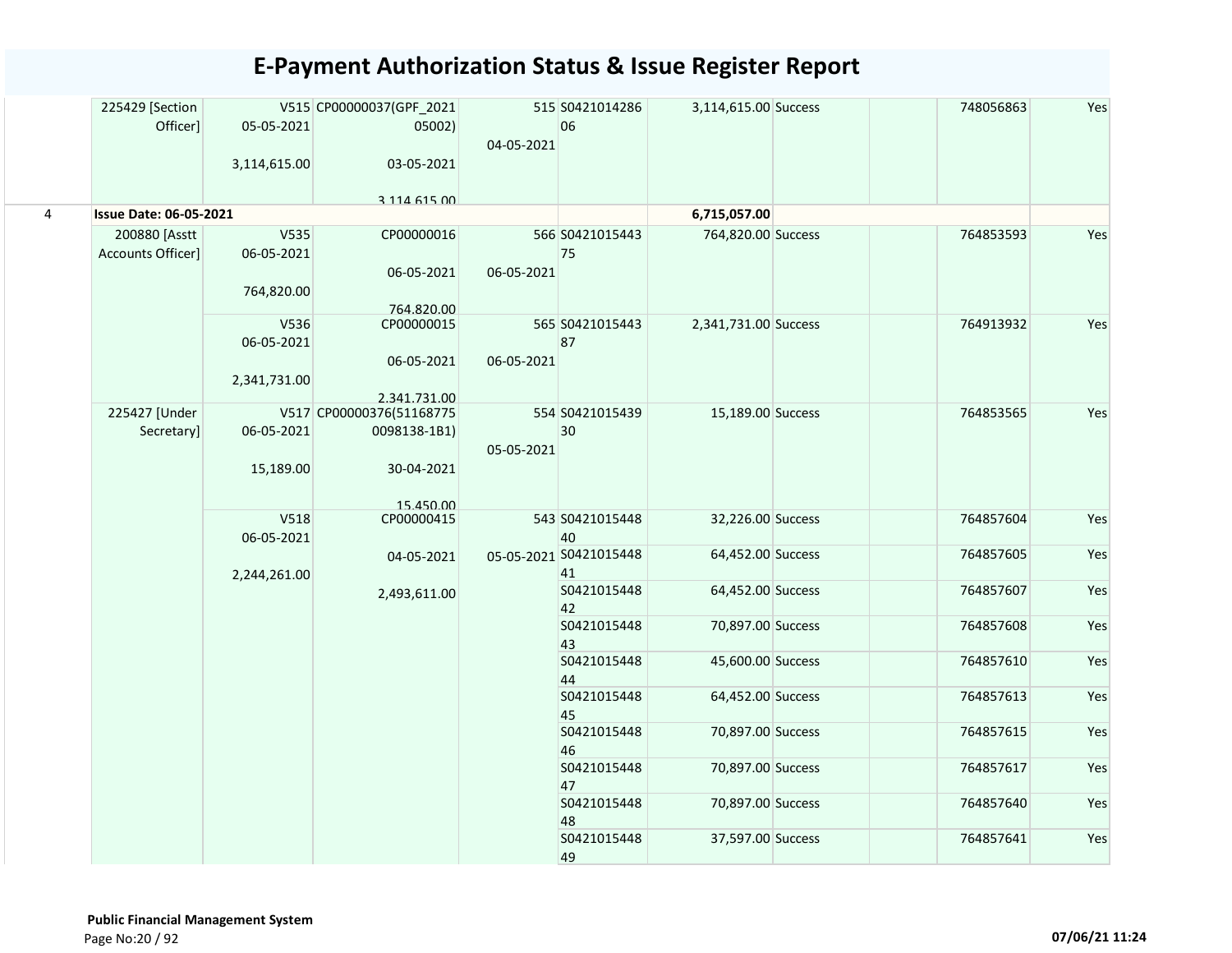# E-Payment Authorization Status & Issue Register Report

| | | | | | | | | | | |
|---|---|---|---|---|---|---|---|---|---|---|
| | 225429 [Section Officer] | V515 05-05-2021 3,114,615.00 | CP00000037(GPF_2021 05002) 03-05-2021 3,114,615.00 | 515 04-05-2021 | S0421014286 06 | 3,114,615.00 | Success | | 748056863 | Yes |
| 4 | **Issue Date: 06-05-2021** | | | | | **6,715,057.00** | | | | |
| | 200880 [Asstt Accounts Officer] | V535 06-05-2021 764,820.00 | CP00000016 06-05-2021 764,820.00 | 566 06-05-2021 | S0421015443 75 | 764,820.00 | Success | | 764853593 | Yes |
| | | V536 06-05-2021 2,341,731.00 | CP00000015 06-05-2021 2,341,731.00 | 565 06-05-2021 | S0421015443 87 | 2,341,731.00 | Success | | 764913932 | Yes |
| | 225427 [Under Secretary] | V517 06-05-2021 15,189.00 | CP00000376(51168775 0098138-1B1) 30-04-2021 15,450.00 | 554 05-05-2021 | S0421015439 30 | 15,189.00 | Success | | 764853565 | Yes |
| | | V518 06-05-2021 2,244,261.00 | CP00000415 04-05-2021 2,493,611.00 | 543 05-05-2021 | S0421015448 40 | 32,226.00 | Success | | 764857604 | Yes |
| | | | | | S0421015448 41 | 64,452.00 | Success | | 764857605 | Yes |
| | | | | | S0421015448 42 | 64,452.00 | Success | | 764857607 | Yes |
| | | | | | S0421015448 43 | 70,897.00 | Success | | 764857608 | Yes |
| | | | | | S0421015448 44 | 45,600.00 | Success | | 764857610 | Yes |
| | | | | | S0421015448 45 | 64,452.00 | Success | | 764857613 | Yes |
| | | | | | S0421015448 46 | 70,897.00 | Success | | 764857615 | Yes |
| | | | | | S0421015448 47 | 70,897.00 | Success | | 764857617 | Yes |
| | | | | | S0421015448 48 | 70,897.00 | Success | | 764857640 | Yes |
| | | | | | S0421015448 49 | 37,597.00 | Success | | 764857641 | Yes |

**Public Financial Management System**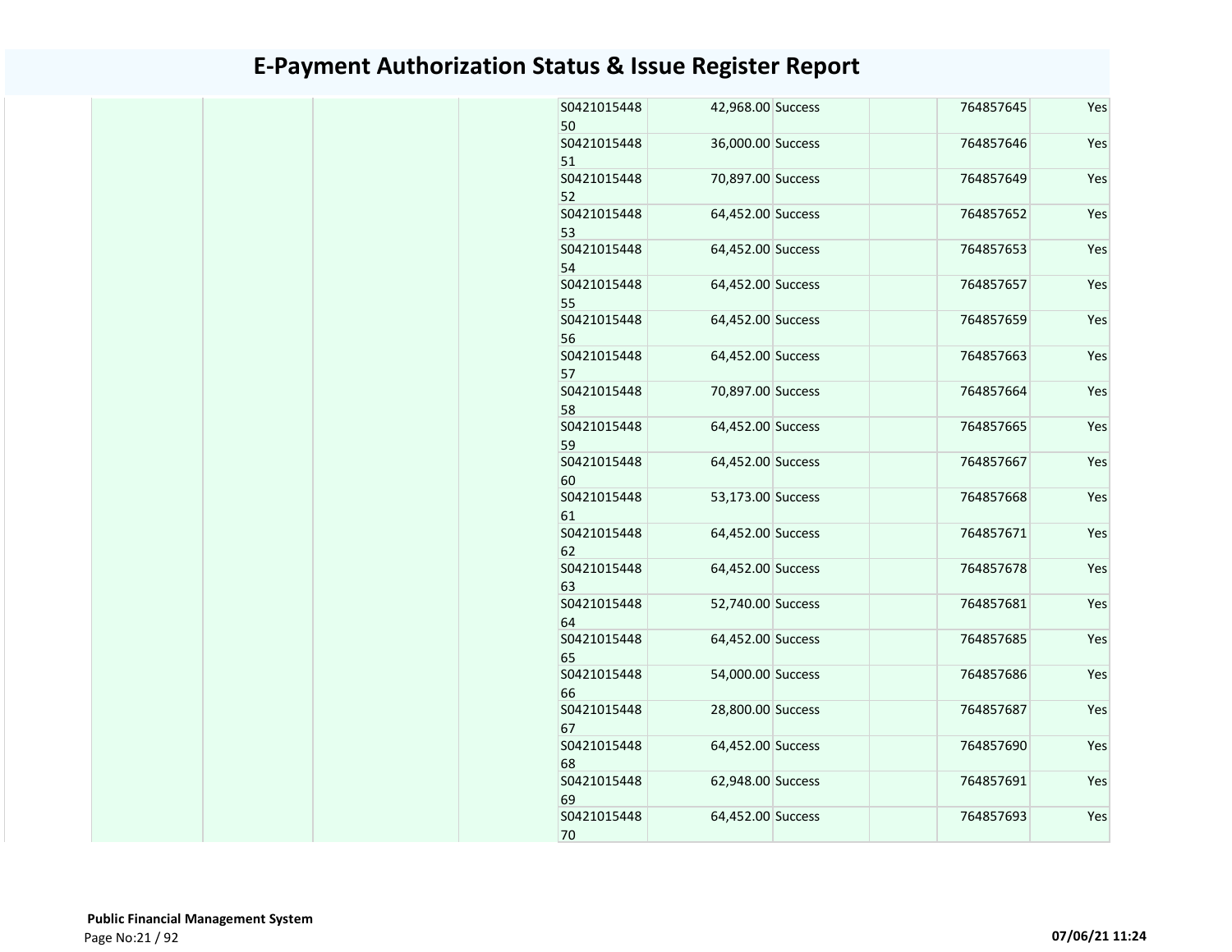# E-Payment Authorization Status & Issue Register Report

| | | | | | | | | | |
|---|---|---|---|---|---|---|---|---|---|
| | | | | S042101544850 | 42,968.00 | Success | | 764857645 | Yes |
| | | | | S042101544851 | 36,000.00 | Success | | 764857646 | Yes |
| | | | | S042101544852 | 70,897.00 | Success | | 764857649 | Yes |
| | | | | S042101544853 | 64,452.00 | Success | | 764857652 | Yes |
| | | | | S042101544854 | 64,452.00 | Success | | 764857653 | Yes |
| | | | | S042101544855 | 64,452.00 | Success | | 764857657 | Yes |
| | | | | S042101544856 | 64,452.00 | Success | | 764857659 | Yes |
| | | | | S042101544857 | 64,452.00 | Success | | 764857663 | Yes |
| | | | | S042101544858 | 70,897.00 | Success | | 764857664 | Yes |
| | | | | S042101544859 | 64,452.00 | Success | | 764857665 | Yes |
| | | | | S042101544860 | 64,452.00 | Success | | 764857667 | Yes |
| | | | | S042101544861 | 53,173.00 | Success | | 764857668 | Yes |
| | | | | S042101544862 | 64,452.00 | Success | | 764857671 | Yes |
| | | | | S042101544863 | 64,452.00 | Success | | 764857678 | Yes |
| | | | | S042101544864 | 52,740.00 | Success | | 764857681 | Yes |
| | | | | S042101544865 | 64,452.00 | Success | | 764857685 | Yes |
| | | | | S042101544866 | 54,000.00 | Success | | 764857686 | Yes |
| | | | | S042101544867 | 28,800.00 | Success | | 764857687 | Yes |
| | | | | S042101544868 | 64,452.00 | Success | | 764857690 | Yes |
| | | | | S042101544869 | 62,948.00 | Success | | 764857691 | Yes |
| | | | | S042101544870 | 64,452.00 | Success | | 764857693 | Yes |

**Public Financial Management System**

07/06/21 11:24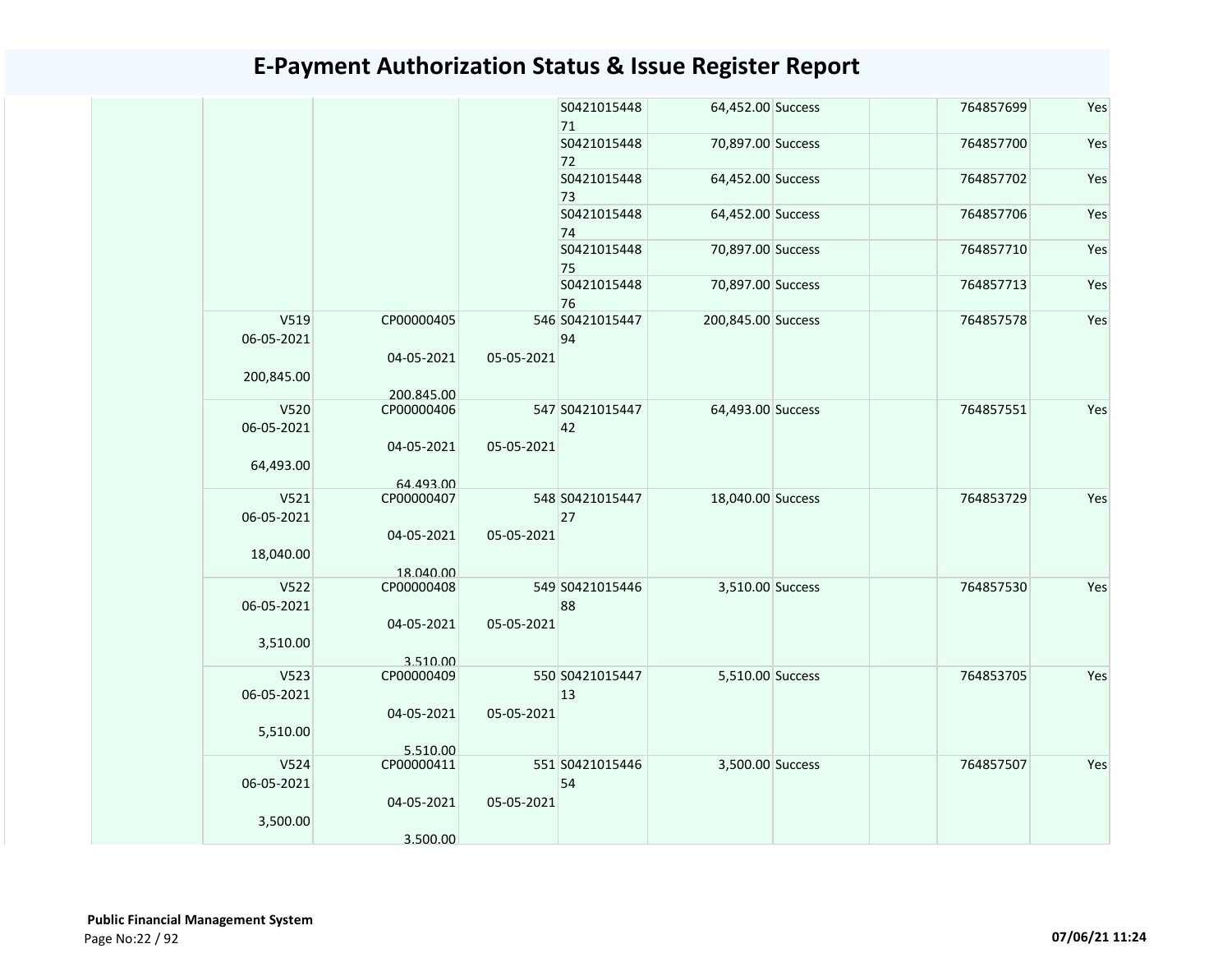# E-Payment Authorization Status & Issue Register Report

| | | | | | | | | | |
|---|---|---|---|---|---|---|---|---|---|
| | | | | S042101544871 | 64,452.00 | Success | | 764857699 | Yes |
| | | | | S042101544872 | 70,897.00 | Success | | 764857700 | Yes |
| | | | | S042101544873 | 64,452.00 | Success | | 764857702 | Yes |
| | | | | S042101544874 | 64,452.00 | Success | | 764857706 | Yes |
| | | | | S042101544875 | 70,897.00 | Success | | 764857710 | Yes |
| | | | | S042101544876 | 70,897.00 | Success | | 764857713 | Yes |
| | V519 06-05-2021 200,845.00 | CP00000405 04-05-2021 200,845.00 | 546 05-05-2021 | S042101544794 | 200,845.00 | Success | | 764857578 | Yes |
| | V520 06-05-2021 64,493.00 | CP00000406 04-05-2021 64,493.00 | 547 05-05-2021 | S042101544742 | 64,493.00 | Success | | 764857551 | Yes |
| | V521 06-05-2021 18,040.00 | CP00000407 04-05-2021 18,040.00 | 548 05-05-2021 | S042101544727 | 18,040.00 | Success | | 764853729 | Yes |
| | V522 06-05-2021 3,510.00 | CP00000408 04-05-2021 3,510.00 | 549 05-05-2021 | S042101544688 | 3,510.00 | Success | | 764857530 | Yes |
| | V523 06-05-2021 5,510.00 | CP00000409 04-05-2021 5,510.00 | 550 05-05-2021 | S042101544713 | 5,510.00 | Success | | 764853705 | Yes |
| | V524 06-05-2021 3,500.00 | CP00000411 04-05-2021 3,500.00 | 551 05-05-2021 | S042101544654 | 3,500.00 | Success | | 764857507 | Yes |

**Public Financial Management System**

07/06/21 11:24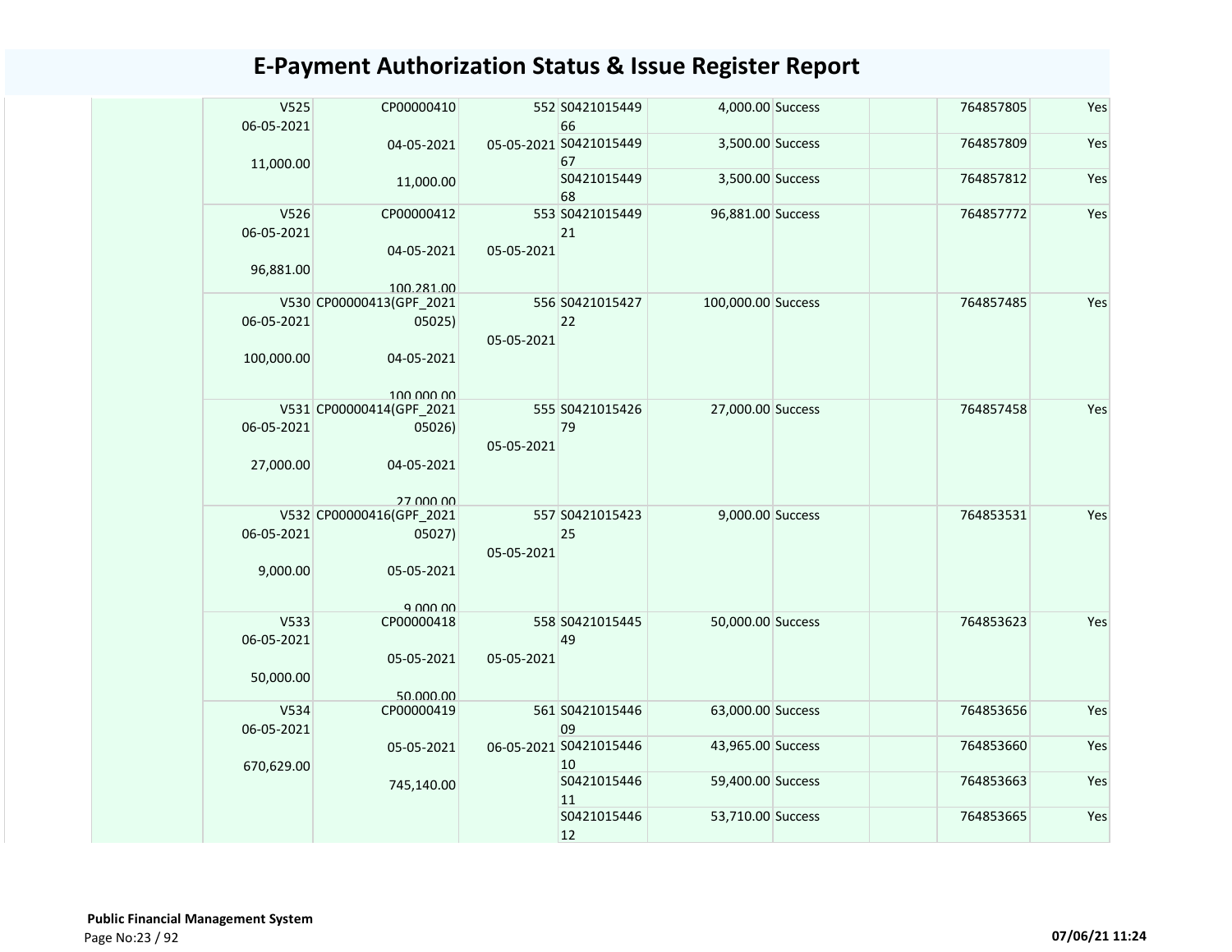# E-Payment Authorization Status & Issue Register Report

| | | | | | | | | |
|---|---|---|---|---|---|---|---|---|
| V525<br>06-05-2021<br>11,000.00 | CP00000410<br>04-05-2021<br>11,000.00 | 552<br>05-05-2021 | S042101544966 | 4,000.00 | Success | | 764857805 | Yes |
| | | | S042101544967 | 3,500.00 | Success | | 764857809 | Yes |
| | | | S042101544968 | 3,500.00 | Success | | 764857812 | Yes |
| V526<br>06-05-2021<br>96,881.00 | CP00000412<br>04-05-2021<br>100,281.00 | 553<br>05-05-2021 | S042101544921 | 96,881.00 | Success | | 764857772 | Yes |
| V530<br>06-05-2021<br>100,000.00 | CP00000413(GPF_202105025)<br>04-05-2021<br>100,000.00 | 556<br>05-05-2021 | S042101542722 | 100,000.00 | Success | | 764857485 | Yes |
| V531<br>06-05-2021<br>27,000.00 | CP00000414(GPF_202105026)<br>04-05-2021<br>27,000.00 | 555<br>05-05-2021 | S042101542679 | 27,000.00 | Success | | 764857458 | Yes |
| V532<br>06-05-2021<br>9,000.00 | CP00000416(GPF_202105027)<br>05-05-2021<br>9,000.00 | 557<br>05-05-2021 | S042101542325 | 9,000.00 | Success | | 764853531 | Yes |
| V533<br>06-05-2021<br>50,000.00 | CP00000418<br>05-05-2021<br>50,000.00 | 558<br>05-05-2021 | S042101544549 | 50,000.00 | Success | | 764853623 | Yes |
| V534<br>06-05-2021<br>670,629.00 | CP00000419<br>05-05-2021<br>745,140.00 | 561<br>06-05-2021 | S042101544609 | 63,000.00 | Success | | 764853656 | Yes |
| | | | S042101544610 | 43,965.00 | Success | | 764853660 | Yes |
| | | | S042101544611 | 59,400.00 | Success | | 764853663 | Yes |
| | | | S042101544612 | 53,710.00 | Success | | 764853665 | Yes |

**Public Financial Management System**

07/06/21 11:24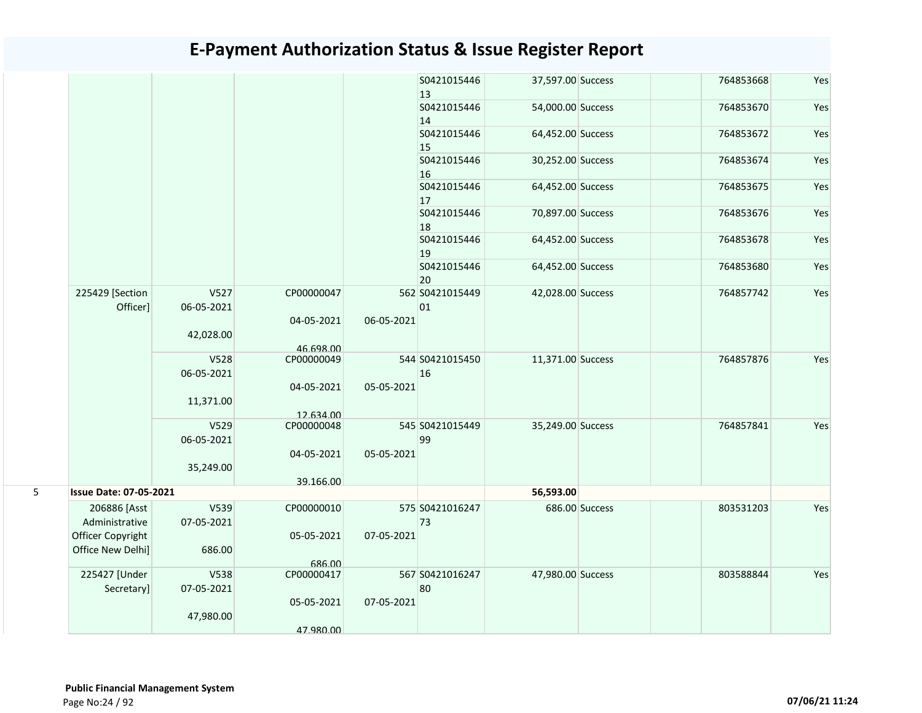# E-Payment Authorization Status & Issue Register Report

| | | | | | | | | | | |
|---|---|---|---|---|---|---|---|---|---|---|
| | | | | | S042101544613 | 37,597.00 | Success | | 764853668 | Yes |
| | | | | | S042101544614 | 54,000.00 | Success | | 764853670 | Yes |
| | | | | | S042101544615 | 64,452.00 | Success | | 764853672 | Yes |
| | | | | | S042101544616 | 30,252.00 | Success | | 764853674 | Yes |
| | | | | | S042101544617 | 64,452.00 | Success | | 764853675 | Yes |
| | | | | | S042101544618 | 70,897.00 | Success | | 764853676 | Yes |
| | | | | | S042101544619 | 64,452.00 | Success | | 764853678 | Yes |
| | | | | | S042101544620 | 64,452.00 | Success | | 764853680 | Yes |
| | 225429 [Section Officer] | V527 06-05-2021 42,028.00 | CP00000047 04-05-2021 46,698.00 | 562 06-05-2021 | S042101544901 | 42,028.00 | Success | | 764857742 | Yes |
| | | V528 06-05-2021 11,371.00 | CP00000049 04-05-2021 12,634.00 | 544 05-05-2021 | S042101545016 | 11,371.00 | Success | | 764857876 | Yes |
| | | V529 06-05-2021 35,249.00 | CP00000048 04-05-2021 39,166.00 | 545 05-05-2021 | S042101544999 | 35,249.00 | Success | | 764857841 | Yes |
| 5 | **Issue Date: 07-05-2021** | | | | | **56,593.00** | | | | |
| | 206886 [Asst Administrative Officer Copyright Office New Delhi] | V539 07-05-2021 686.00 | CP00000010 05-05-2021 686.00 | 575 07-05-2021 | S042101624773 | 686.00 | Success | | 803531203 | Yes |
| | 225427 [Under Secretary] | V538 07-05-2021 47,980.00 | CP00000417 05-05-2021 47,980.00 | 567 07-05-2021 | S042101624780 | 47,980.00 | Success | | 803588844 | Yes |

**Public Financial Management System**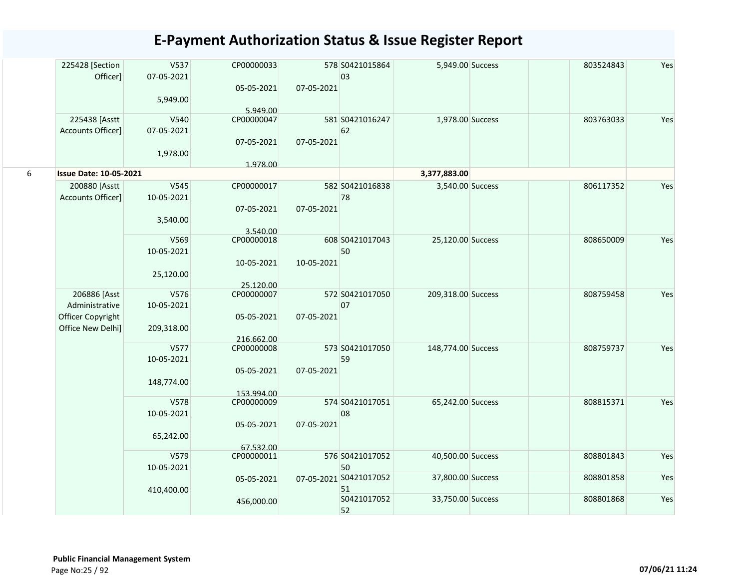# E-Payment Authorization Status & Issue Register Report

| | | | | | | | | | | |
|---|---|---|---|---|---|---|---|---|---|---|
| | 225428 [Section Officer] | V537 07-05-2021 5,949.00 | CP00000033 05-05-2021 5,949.00 | 578 07-05-2021 | S042101586403 | 5,949.00 | Success | | 803524843 | Yes |
| | 225438 [Asstt Accounts Officer] | V540 07-05-2021 1,978.00 | CP00000047 07-05-2021 1,978.00 | 581 07-05-2021 | S042101624762 | 1,978.00 | Success | | 803763033 | Yes |
| 6 | **Issue Date: 10-05-2021** | | | | | **3,377,883.00** | | | | |
| | 200880 [Asstt Accounts Officer] | V545 10-05-2021 3,540.00 | CP00000017 07-05-2021 3,540.00 | 582 07-05-2021 | S042101683878 | 3,540.00 | Success | | 806117352 | Yes |
| | | V569 10-05-2021 25,120.00 | CP00000018 10-05-2021 25,120.00 | 608 10-05-2021 | S042101704350 | 25,120.00 | Success | | 808650009 | Yes |
| | 206886 [Asst Administrative Officer Copyright Office New Delhi] | V576 10-05-2021 209,318.00 | CP00000007 05-05-2021 216,662.00 | 572 07-05-2021 | S042101705007 | 209,318.00 | Success | | 808759458 | Yes |
| | | V577 10-05-2021 148,774.00 | CP00000008 05-05-2021 153,994.00 | 573 07-05-2021 | S042101705059 | 148,774.00 | Success | | 808759737 | Yes |
| | | V578 10-05-2021 65,242.00 | CP00000009 05-05-2021 67,532.00 | 574 07-05-2021 | S042101705108 | 65,242.00 | Success | | 808815371 | Yes |
| | | V579 10-05-2021 410,400.00 | CP00000011 05-05-2021 456,000.00 | 576 07-05-2021 | S042101705250 | 40,500.00 | Success | | 808801843 | Yes |
| | | | | | S042101705251 | 37,800.00 | Success | | 808801858 | Yes |
| | | | | | S042101705252 | 33,750.00 | Success | | 808801868 | Yes |

**Public Financial Management System**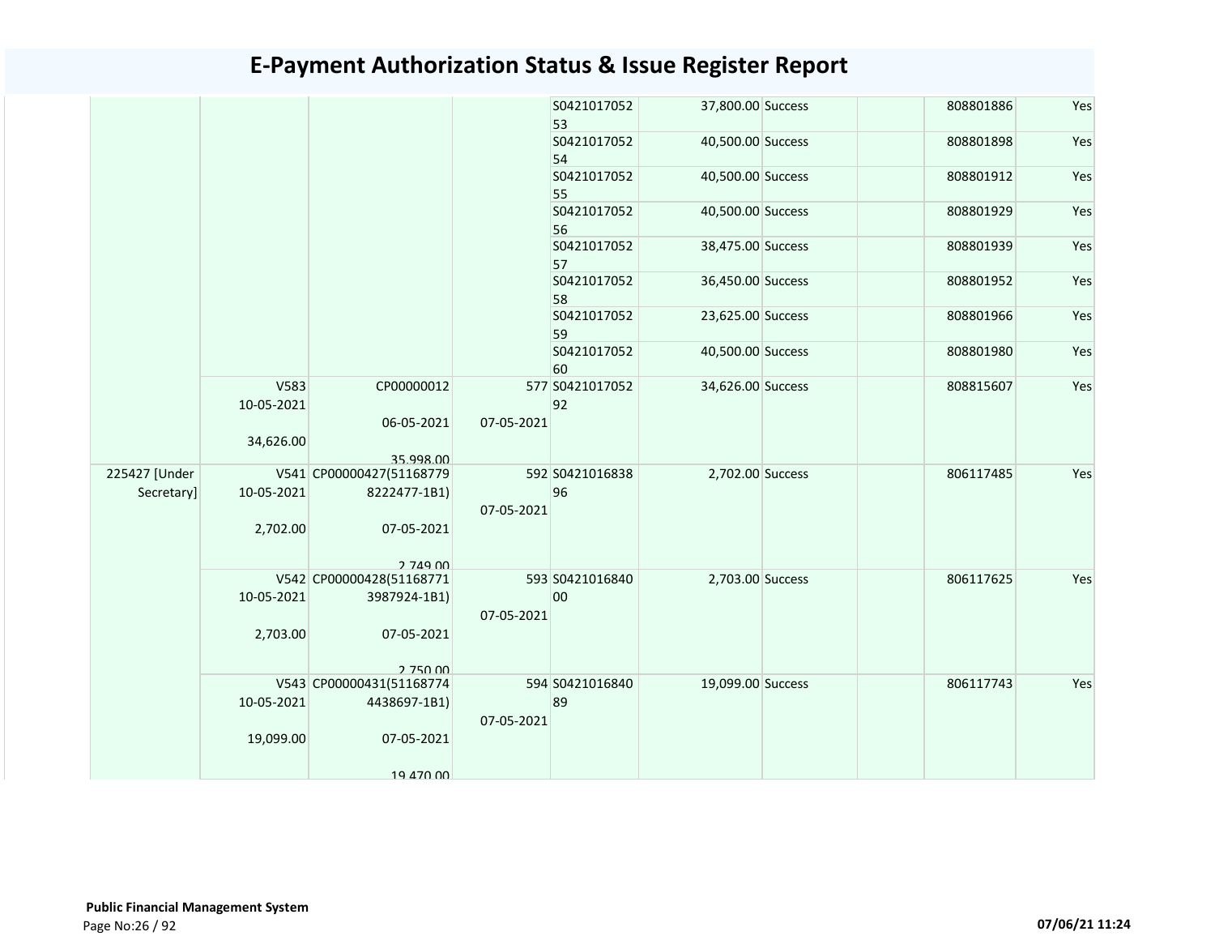# E-Payment Authorization Status & Issue Register Report

| | | | | | | | | | |
|---|---|---|---|---|---|---|---|---|---|
| | | | | S042101705253 | 37,800.00 | Success | | 808801886 | Yes |
| | | | | S042101705254 | 40,500.00 | Success | | 808801898 | Yes |
| | | | | S042101705255 | 40,500.00 | Success | | 808801912 | Yes |
| | | | | S042101705256 | 40,500.00 | Success | | 808801929 | Yes |
| | | | | S042101705257 | 38,475.00 | Success | | 808801939 | Yes |
| | | | | S042101705258 | 36,450.00 | Success | | 808801952 | Yes |
| | | | | S042101705259 | 23,625.00 | Success | | 808801966 | Yes |
| | | | | S042101705260 | 40,500.00 | Success | | 808801980 | Yes |
| | V583 10-05-2021 34,626.00 | CP00000012 06-05-2021 35,998.00 | 577 07-05-2021 | S042101705292 | 34,626.00 | Success | | 808815607 | Yes |
| 225427 [Under Secretary] | V541 10-05-2021 2,702.00 | CP00000427(511687798222477-1B1) 07-05-2021 2,749.00 | 592 07-05-2021 | S042101683896 | 2,702.00 | Success | | 806117485 | Yes |
| | V542 10-05-2021 2,703.00 | CP00000428(511687713987924-1B1) 07-05-2021 2,750.00 | 593 07-05-2021 | S042101684000 | 2,703.00 | Success | | 806117625 | Yes |
| | V543 10-05-2021 19,099.00 | CP00000431(511687744438697-1B1) 07-05-2021 19,470.00 | 594 07-05-2021 | S042101684089 | 19,099.00 | Success | | 806117743 | Yes |

**Public Financial Management System**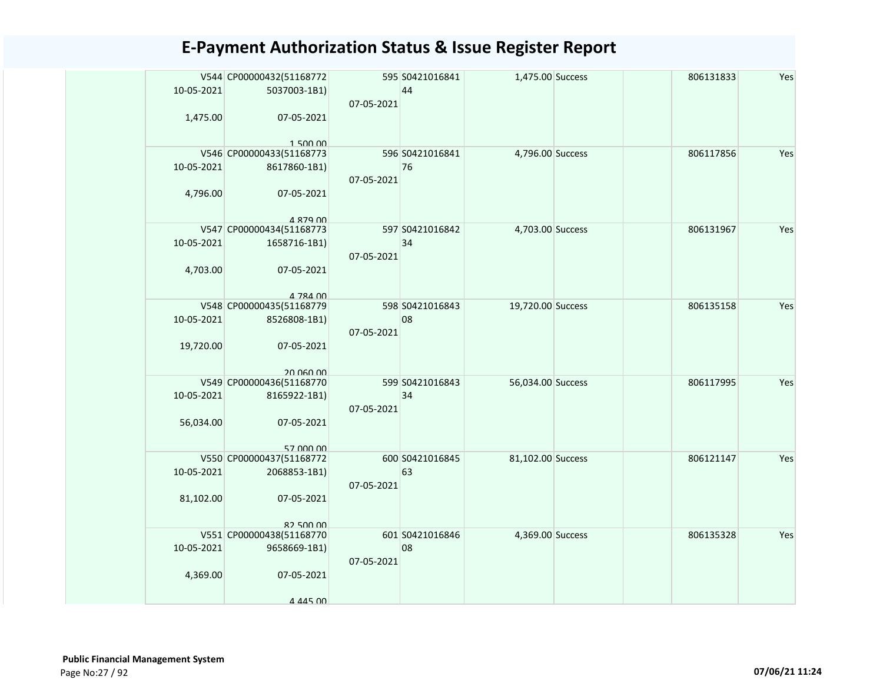# E-Payment Authorization Status & Issue Register Report

| | | | | | | | | |
|---|---|---|---|---|---|---|---|---|
| | V544 10-05-2021 1,475.00 | CP00000432(51168772 5037003-1B1) 07-05-2021 1,500.00 | 595 07-05-2021 | S0421016841 44 | 1,475.00 | Success | 806131833 | Yes |
| | V546 10-05-2021 4,796.00 | CP00000433(51168773 8617860-1B1) 07-05-2021 4,879.00 | 596 07-05-2021 | S0421016841 76 | 4,796.00 | Success | 806117856 | Yes |
| | V547 10-05-2021 4,703.00 | CP00000434(51168773 1658716-1B1) 07-05-2021 4,784.00 | 597 07-05-2021 | S0421016842 34 | 4,703.00 | Success | 806131967 | Yes |
| | V548 10-05-2021 19,720.00 | CP00000435(51168779 8526808-1B1) 07-05-2021 20,060.00 | 598 07-05-2021 | S0421016843 08 | 19,720.00 | Success | 806135158 | Yes |
| | V549 10-05-2021 56,034.00 | CP00000436(51168770 8165922-1B1) 07-05-2021 57,000.00 | 599 07-05-2021 | S0421016843 34 | 56,034.00 | Success | 806117995 | Yes |
| | V550 10-05-2021 81,102.00 | CP00000437(51168772 2068853-1B1) 07-05-2021 82,500.00 | 600 07-05-2021 | S0421016845 63 | 81,102.00 | Success | 806121147 | Yes |
| | V551 10-05-2021 4,369.00 | CP00000438(51168770 9658669-1B1) 07-05-2021 4,445.00 | 601 07-05-2021 | S0421016846 08 | 4,369.00 | Success | 806135328 | Yes |

**Public Financial Management System**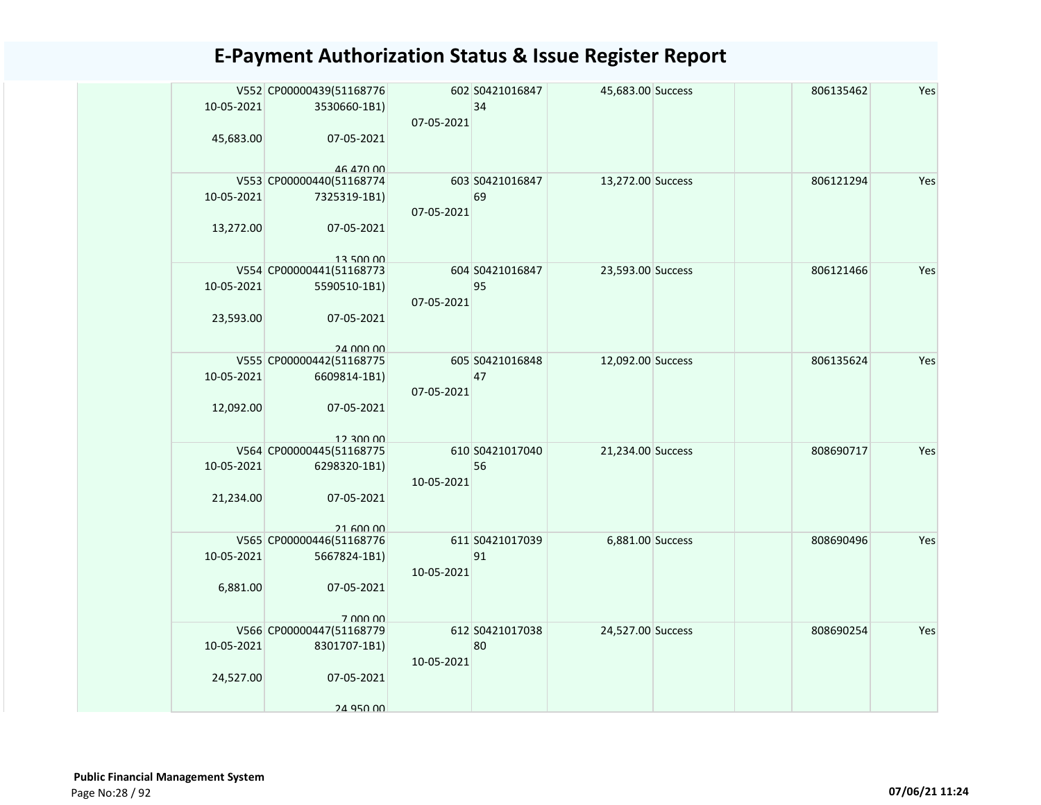# E-Payment Authorization Status & Issue Register Report

| | | | | | | | | |
|---|---|---|---|---|---|---|---|---|
| | V552 10-05-2021 45,683.00 | CP00000439(51168776 3530660-1B1) 07-05-2021 46,470.00 | 602 07-05-2021 | S0421016847 34 | 45,683.00 Success | | 806135462 | Yes |
| | V553 10-05-2021 13,272.00 | CP00000440(51168774 7325319-1B1) 07-05-2021 13,500.00 | 603 07-05-2021 | S0421016847 69 | 13,272.00 Success | | 806121294 | Yes |
| | V554 10-05-2021 23,593.00 | CP00000441(51168773 5590510-1B1) 07-05-2021 24,000.00 | 604 07-05-2021 | S0421016847 95 | 23,593.00 Success | | 806121466 | Yes |
| | V555 10-05-2021 12,092.00 | CP00000442(51168775 6609814-1B1) 07-05-2021 12,300.00 | 605 07-05-2021 | S0421016848 47 | 12,092.00 Success | | 806135624 | Yes |
| | V564 10-05-2021 21,234.00 | CP00000445(51168775 6298320-1B1) 07-05-2021 21,600.00 | 610 10-05-2021 | S0421017040 56 | 21,234.00 Success | | 808690717 | Yes |
| | V565 10-05-2021 6,881.00 | CP00000446(51168776 5667824-1B1) 07-05-2021 7,000.00 | 611 10-05-2021 | S0421017039 91 | 6,881.00 Success | | 808690496 | Yes |
| | V566 10-05-2021 24,527.00 | CP00000447(51168779 8301707-1B1) 07-05-2021 24,950.00 | 612 10-05-2021 | S0421017038 80 | 24,527.00 Success | | 808690254 | Yes |

**Public Financial Management System**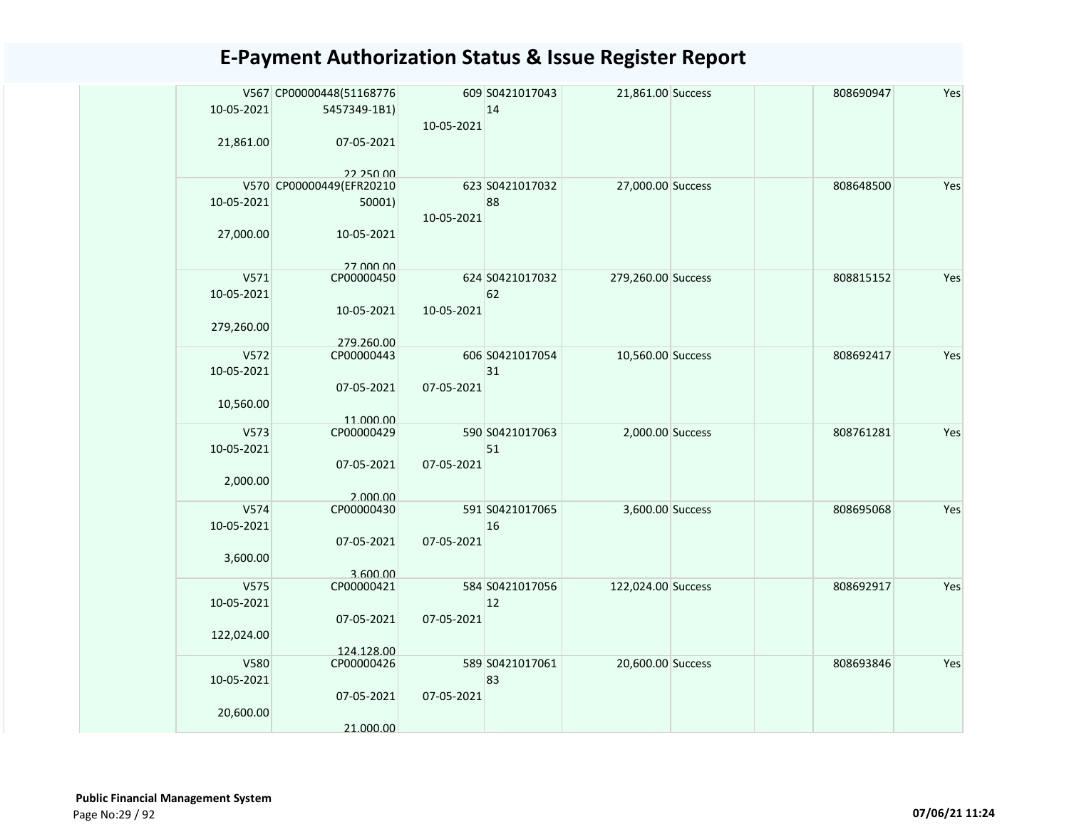# E-Payment Authorization Status & Issue Register Report

| | | | | | | | | | |
|---|---|---|---|---|---|---|---|---|---|
| | V567 10-05-2021 21,861.00 | CP00000448(51168776 5457349-1B1) 07-05-2021 22,250.00 | 609 10-05-2021 | S0421017043 14 | 21,861.00 | Success | | 808690947 | Yes |
| | V570 10-05-2021 27,000.00 | CP00000449(EFR20210 50001) 10-05-2021 27,000.00 | 623 10-05-2021 | S0421017032 88 | 27,000.00 | Success | | 808648500 | Yes |
| | V571 10-05-2021 279,260.00 | CP00000450 10-05-2021 279,260.00 | 624 10-05-2021 | S0421017032 62 | 279,260.00 | Success | | 808815152 | Yes |
| | V572 10-05-2021 10,560.00 | CP00000443 07-05-2021 11,000.00 | 606 07-05-2021 | S0421017054 31 | 10,560.00 | Success | | 808692417 | Yes |
| | V573 10-05-2021 2,000.00 | CP00000429 07-05-2021 2,000.00 | 590 07-05-2021 | S0421017063 51 | 2,000.00 | Success | | 808761281 | Yes |
| | V574 10-05-2021 3,600.00 | CP00000430 07-05-2021 3,600.00 | 591 07-05-2021 | S0421017065 16 | 3,600.00 | Success | | 808695068 | Yes |
| | V575 10-05-2021 122,024.00 | CP00000421 07-05-2021 124,128.00 | 584 07-05-2021 | S0421017056 12 | 122,024.00 | Success | | 808692917 | Yes |
| | V580 10-05-2021 20,600.00 | CP00000426 07-05-2021 21,000.00 | 589 07-05-2021 | S0421017061 83 | 20,600.00 | Success | | 808693846 | Yes |

**Public Financial Management System**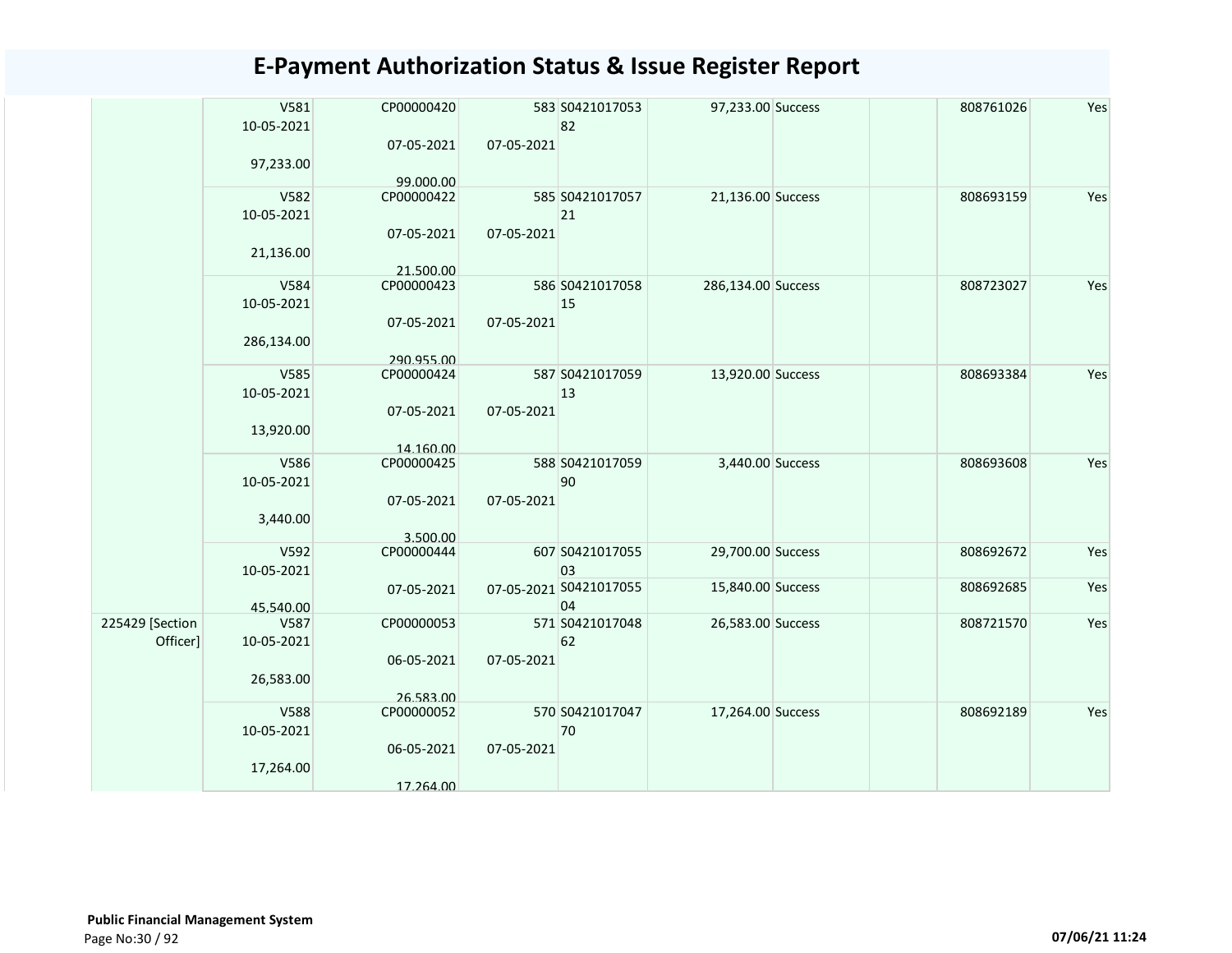# E-Payment Authorization Status & Issue Register Report

| | | | | | | | | | |
|---|---|---|---|---|---|---|---|---|---|
| | V581<br>10-05-2021<br><br>97,233.00 | CP00000420<br><br>07-05-2021<br><br>99,000.00 | 583<br><br>07-05-2021 | S0421017053<br>82 | 97,233.00 | Success | | 808761026 | Yes |
| | V582<br>10-05-2021<br><br>21,136.00 | CP00000422<br><br>07-05-2021<br><br>21,500.00 | 585<br><br>07-05-2021 | S0421017057<br>21 | 21,136.00 | Success | | 808693159 | Yes |
| | V584<br>10-05-2021<br><br>286,134.00 | CP00000423<br><br>07-05-2021<br><br>290,955.00 | 586<br><br>07-05-2021 | S0421017058<br>15 | 286,134.00 | Success | | 808723027 | Yes |
| | V585<br>10-05-2021<br><br>13,920.00 | CP00000424<br><br>07-05-2021<br><br>14,160.00 | 587<br><br>07-05-2021 | S0421017059<br>13 | 13,920.00 | Success | | 808693384 | Yes |
| | V586<br>10-05-2021<br><br>3,440.00 | CP00000425<br><br>07-05-2021<br><br>3,500.00 | 588<br><br>07-05-2021 | S0421017059<br>90 | 3,440.00 | Success | | 808693608 | Yes |
| | V592<br>10-05-2021<br><br>45,540.00 | CP00000444<br><br>07-05-2021 | 607<br><br>07-05-2021 | S0421017055<br>03 | 29,700.00 | Success | | 808692672 | Yes |
| | | | | S0421017055<br>04 | 15,840.00 | Success | | 808692685 | Yes |
| 225429 [Section Officer] | V587<br>10-05-2021<br><br>26,583.00 | CP00000053<br><br>06-05-2021<br><br>26,583.00 | 571<br><br>07-05-2021 | S0421017048<br>62 | 26,583.00 | Success | | 808721570 | Yes |
| | V588<br>10-05-2021<br><br>17,264.00 | CP00000052<br><br>06-05-2021<br><br>17,264.00 | 570<br><br>07-05-2021 | S0421017047<br>70 | 17,264.00 | Success | | 808692189 | Yes |

**Public Financial Management System**

07/06/21 11:24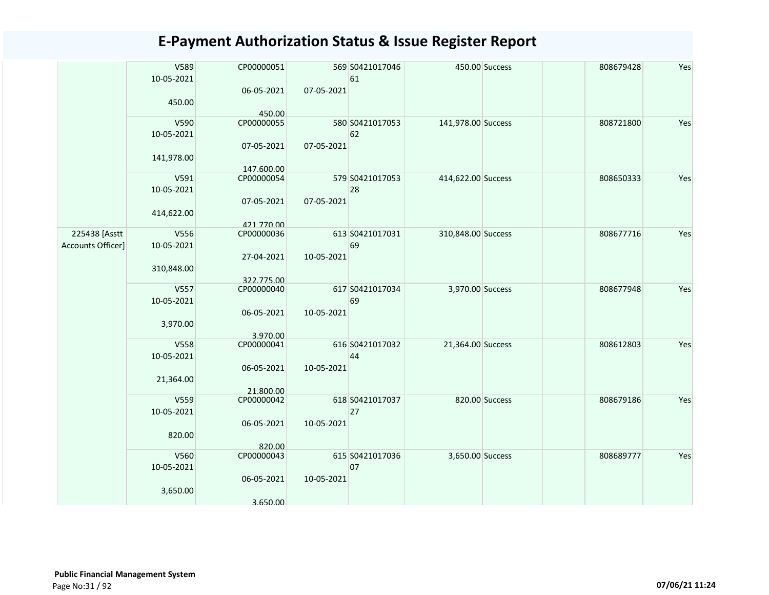# E-Payment Authorization Status & Issue Register Report

|  |  |  |  |  |  |  |  |  |  |
|---|---|---|---|---|---|---|---|---|---|
|  | V589<br>10-05-2021<br>450.00 | CP00000051<br>06-05-2021<br>450.00 | 569<br>07-05-2021 | S0421017046<br>61 | 450.00 | Success |  | 808679428 | Yes |
|  | V590<br>10-05-2021<br>141,978.00 | CP00000055<br>07-05-2021<br>147,600.00 | 580<br>07-05-2021 | S0421017053<br>62 | 141,978.00 | Success |  | 808721800 | Yes |
|  | V591<br>10-05-2021<br>414,622.00 | CP00000054<br>07-05-2021<br>421,770.00 | 579<br>07-05-2021 | S0421017053<br>28 | 414,622.00 | Success |  | 808650333 | Yes |
| 225438 [Asstt Accounts Officer] | V556<br>10-05-2021<br>310,848.00 | CP00000036<br>27-04-2021<br>322,775.00 | 613<br>10-05-2021 | S0421017031<br>69 | 310,848.00 | Success |  | 808677716 | Yes |
|  | V557<br>10-05-2021<br>3,970.00 | CP00000040<br>06-05-2021<br>3,970.00 | 617<br>10-05-2021 | S0421017034<br>69 | 3,970.00 | Success |  | 808677948 | Yes |
|  | V558<br>10-05-2021<br>21,364.00 | CP00000041<br>06-05-2021<br>21,800.00 | 616<br>10-05-2021 | S0421017032<br>44 | 21,364.00 | Success |  | 808612803 | Yes |
|  | V559<br>10-05-2021<br>820.00 | CP00000042<br>06-05-2021<br>820.00 | 618<br>10-05-2021 | S0421017037<br>27 | 820.00 | Success |  | 808679186 | Yes |
|  | V560<br>10-05-2021<br>3,650.00 | CP00000043<br>06-05-2021<br>3,650.00 | 615<br>10-05-2021 | S0421017036<br>07 | 3,650.00 | Success |  | 808689777 | Yes |

**Public Financial Management System**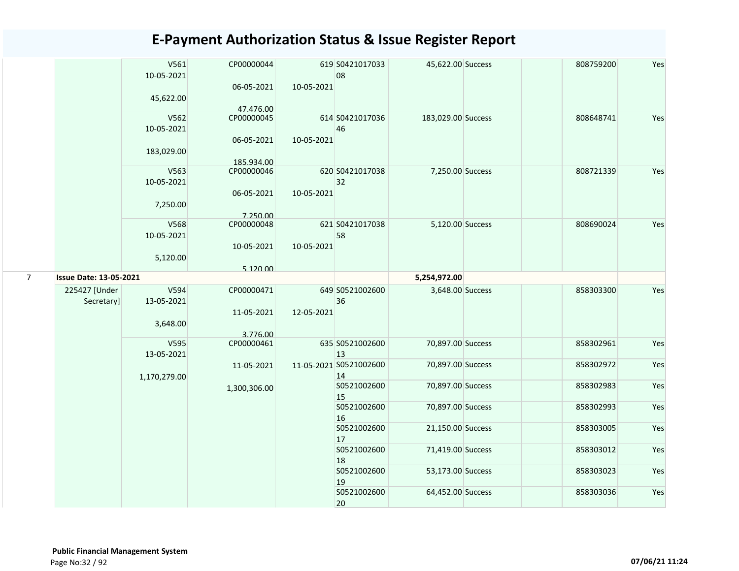# E-Payment Authorization Status & Issue Register Report

| | | | | | | | | | | |
|---|---|---|---|---|---|---|---|---|---|---|
| | | V561<br>10-05-2021<br>45,622.00 | CP00000044<br>06-05-2021<br>47,476.00 | 619<br>10-05-2021 | S0421017033<br>08 | 45,622.00 | Success | | 808759200 | Yes |
| | | V562<br>10-05-2021<br>183,029.00 | CP00000045<br>06-05-2021<br>185,934.00 | 614<br>10-05-2021 | S0421017036<br>46 | 183,029.00 | Success | | 808648741 | Yes |
| | | V563<br>10-05-2021<br>7,250.00 | CP00000046<br>06-05-2021<br>7,250.00 | 620<br>10-05-2021 | S0421017038<br>32 | 7,250.00 | Success | | 808721339 | Yes |
| | | V568<br>10-05-2021<br>5,120.00 | CP00000048<br>10-05-2021<br>5,120.00 | 621<br>10-05-2021 | S0421017038<br>58 | 5,120.00 | Success | | 808690024 | Yes |
| 7 | **Issue Date: 13-05-2021** | | | | | **5,254,972.00** | | | | |
| | 225427 [Under Secretary] | V594<br>13-05-2021<br>3,648.00 | CP00000471<br>11-05-2021<br>3,776.00 | 649<br>12-05-2021 | S0521002600<br>36 | 3,648.00 | Success | | 858303300 | Yes |
| | | V595<br>13-05-2021<br>1,170,279.00 | CP00000461<br>11-05-2021<br>1,300,306.00 | 635<br>11-05-2021 | S0521002600<br>13 | 70,897.00 | Success | | 858302961 | Yes |
| | | | | | S0521002600<br>14 | 70,897.00 | Success | | 858302972 | Yes |
| | | | | | S0521002600<br>15 | 70,897.00 | Success | | 858302983 | Yes |
| | | | | | S0521002600<br>16 | 70,897.00 | Success | | 858302993 | Yes |
| | | | | | S0521002600<br>17 | 21,150.00 | Success | | 858303005 | Yes |
| | | | | | S0521002600<br>18 | 71,419.00 | Success | | 858303012 | Yes |
| | | | | | S0521002600<br>19 | 53,173.00 | Success | | 858303023 | Yes |
| | | | | | S0521002600<br>20 | 64,452.00 | Success | | 858303036 | Yes |

**Public Financial Management System**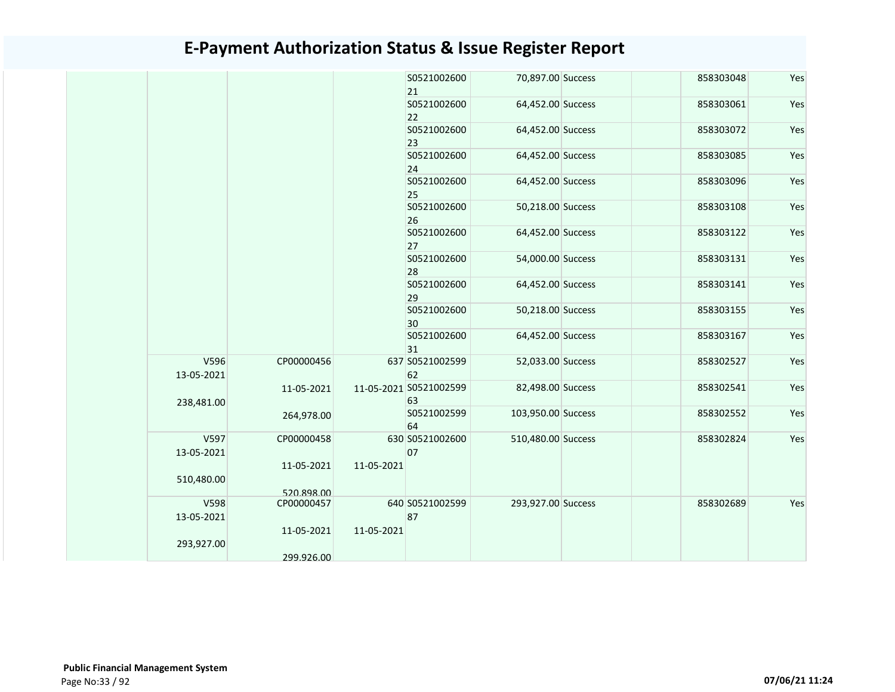# E-Payment Authorization Status & Issue Register Report

| | | | | | | | | | |
|---|---|---|---|---|---|---|---|---|---|
| | | | | S052100260021 | 70,897.00 | Success | | 858303048 | Yes |
| | | | | S052100260022 | 64,452.00 | Success | | 858303061 | Yes |
| | | | | S052100260023 | 64,452.00 | Success | | 858303072 | Yes |
| | | | | S052100260024 | 64,452.00 | Success | | 858303085 | Yes |
| | | | | S052100260025 | 64,452.00 | Success | | 858303096 | Yes |
| | | | | S052100260026 | 50,218.00 | Success | | 858303108 | Yes |
| | | | | S052100260027 | 64,452.00 | Success | | 858303122 | Yes |
| | | | | S052100260028 | 54,000.00 | Success | | 858303131 | Yes |
| | | | | S052100260029 | 64,452.00 | Success | | 858303141 | Yes |
| | | | | S052100260030 | 50,218.00 | Success | | 858303155 | Yes |
| | | | | S052100260031 | 64,452.00 | Success | | 858303167 | Yes |
| | V596 13-05-2021 238,481.00 | CP00000456 11-05-2021 264,978.00 | 637 11-05-2021 | S052100259962 | 52,033.00 | Success | | 858302527 | Yes |
| | | | | S052100259963 | 82,498.00 | Success | | 858302541 | Yes |
| | | | | S052100259964 | 103,950.00 | Success | | 858302552 | Yes |
| | V597 13-05-2021 510,480.00 | CP00000458 11-05-2021 520,898.00 | 630 11-05-2021 | S052100260007 | 510,480.00 | Success | | 858302824 | Yes |
| | V598 13-05-2021 293,927.00 | CP00000457 11-05-2021 299,926.00 | 640 11-05-2021 | S052100259987 | 293,927.00 | Success | | 858302689 | Yes |

**Public Financial Management System**

07/06/21 11:24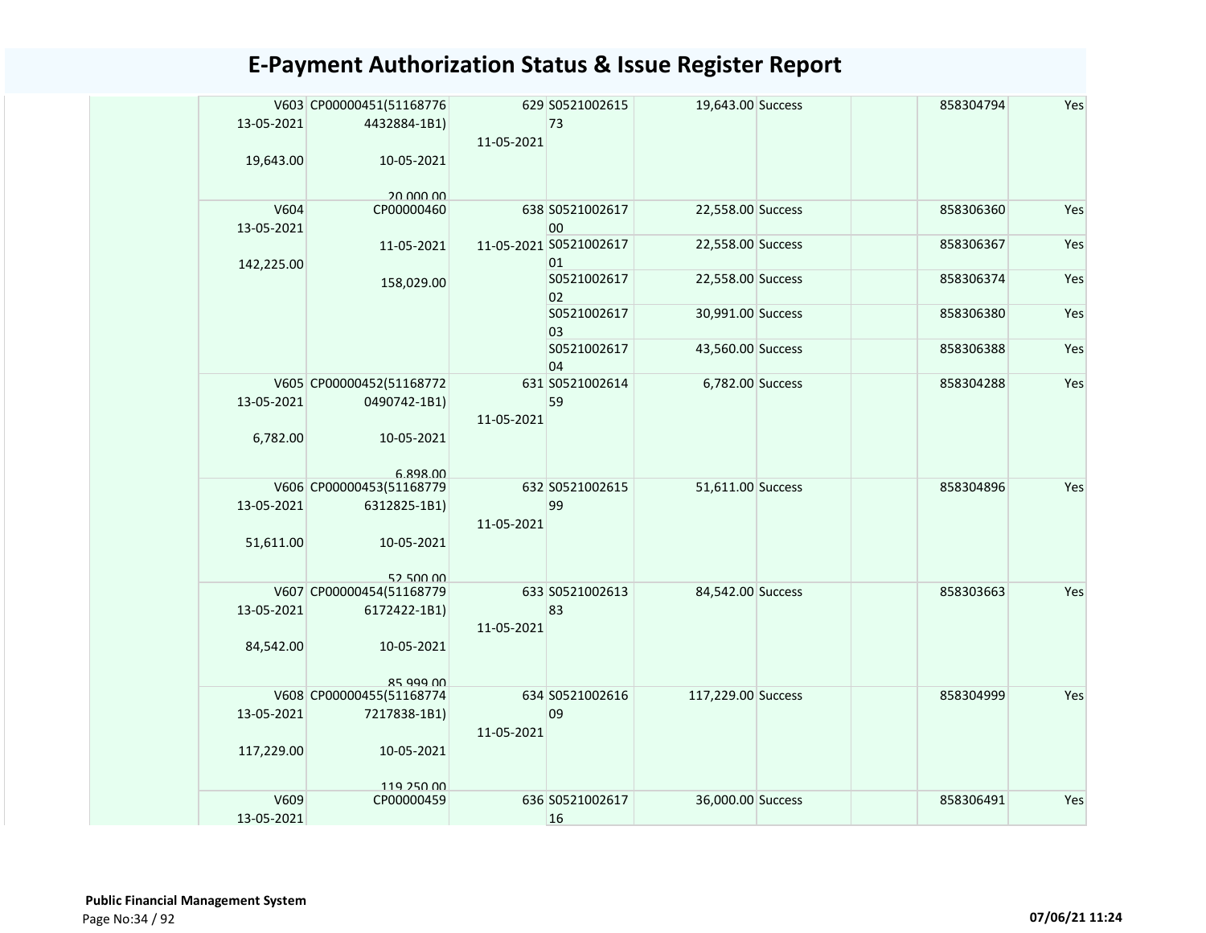# E-Payment Authorization Status & Issue Register Report

| | | | | | | | | | |
|---|---|---|---|---|---|---|---|---|---|
| | V603 13-05-2021 19,643.00 | CP00000451(51168776 4432884-1B1) 10-05-2021 20,000.00 | 629 11-05-2021 | S0521002615 73 | 19,643.00 | Success | | 858304794 | Yes |
| | V604 13-05-2021 142,225.00 | CP00000460 11-05-2021 158,029.00 | 638 11-05-2021 | S0521002617 00 | 22,558.00 | Success | | 858306360 | Yes |
| | | | | S0521002617 01 | 22,558.00 | Success | | 858306367 | Yes |
| | | | | S0521002617 02 | 22,558.00 | Success | | 858306374 | Yes |
| | | | | S0521002617 03 | 30,991.00 | Success | | 858306380 | Yes |
| | | | | S0521002617 04 | 43,560.00 | Success | | 858306388 | Yes |
| | V605 13-05-2021 6,782.00 | CP00000452(51168772 0490742-1B1) 10-05-2021 6,898.00 | 631 11-05-2021 | S0521002614 59 | 6,782.00 | Success | | 858304288 | Yes |
| | V606 13-05-2021 51,611.00 | CP00000453(51168779 6312825-1B1) 10-05-2021 52,500.00 | 632 11-05-2021 | S0521002615 99 | 51,611.00 | Success | | 858304896 | Yes |
| | V607 13-05-2021 84,542.00 | CP00000454(51168779 6172422-1B1) 10-05-2021 85,999.00 | 633 11-05-2021 | S0521002613 83 | 84,542.00 | Success | | 858303663 | Yes |
| | V608 13-05-2021 117,229.00 | CP00000455(51168774 7217838-1B1) 10-05-2021 119,250.00 | 634 11-05-2021 | S0521002616 09 | 117,229.00 | Success | | 858304999 | Yes |
| | V609 13-05-2021 | CP00000459 | 636 | S0521002617 16 | 36,000.00 | Success | | 858306491 | Yes |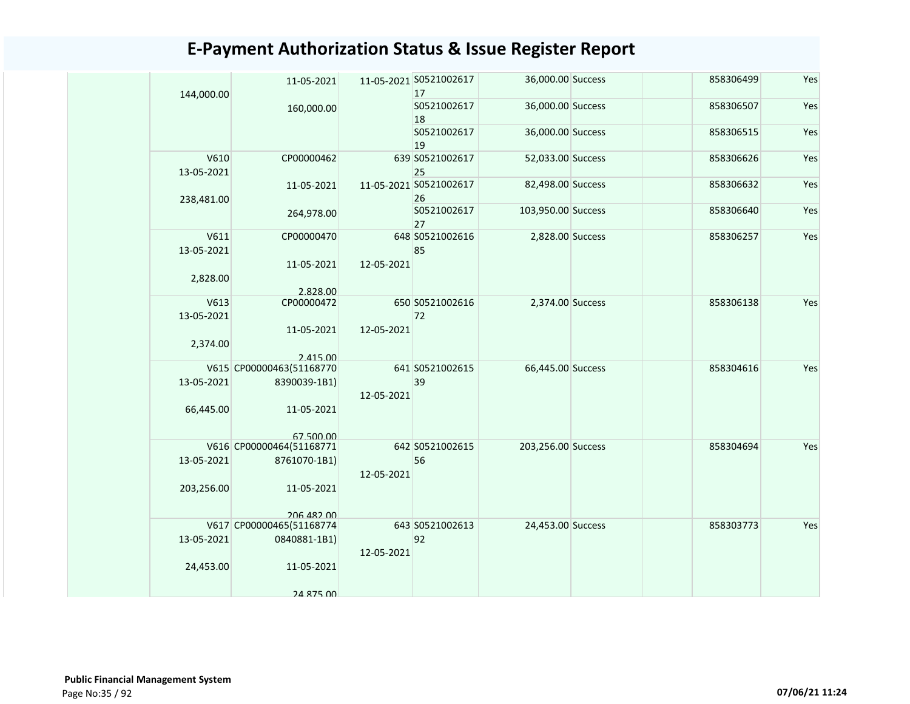# E-Payment Authorization Status & Issue Register Report

| | | | | | | | | | |
|---|---|---|---|---|---|---|---|---|---|
| | 144,000.00 | 11-05-2021<br>160,000.00 | 11-05-2021 | S052100261717 | 36,000.00 | Success | | 858306499 | Yes |
| | | | | S052100261718 | 36,000.00 | Success | | 858306507 | Yes |
| | | | | S052100261719 | 36,000.00 | Success | | 858306515 | Yes |
| | V610<br>13-05-2021<br>238,481.00 | CP00000462<br>11-05-2021<br>264,978.00 | 639<br>11-05-2021 | S052100261725 | 52,033.00 | Success | | 858306626 | Yes |
| | | | | S052100261726 | 82,498.00 | Success | | 858306632 | Yes |
| | | | | S052100261727 | 103,950.00 | Success | | 858306640 | Yes |
| | V611<br>13-05-2021<br>2,828.00 | CP00000470<br>11-05-2021<br>2,828.00 | 648<br>12-05-2021 | S052100261685 | 2,828.00 | Success | | 858306257 | Yes |
| | V613<br>13-05-2021<br>2,374.00 | CP00000472<br>11-05-2021<br>2,415.00 | 650<br>12-05-2021 | S052100261672 | 2,374.00 | Success | | 858306138 | Yes |
| | V615<br>13-05-2021<br>66,445.00 | CP00000463(511687708390039-1B1)<br>11-05-2021<br>67,500.00 | 641<br>12-05-2021 | S052100261539 | 66,445.00 | Success | | 858304616 | Yes |
| | V616<br>13-05-2021<br>203,256.00 | CP00000464(511687718761070-1B1)<br>11-05-2021<br>206,482.00 | 642<br>12-05-2021 | S052100261556 | 203,256.00 | Success | | 858304694 | Yes |
| | V617<br>13-05-2021<br>24,453.00 | CP00000465(511687740840881-1B1)<br>11-05-2021<br>24,875.00 | 643<br>12-05-2021 | S052100261392 | 24,453.00 | Success | | 858303773 | Yes |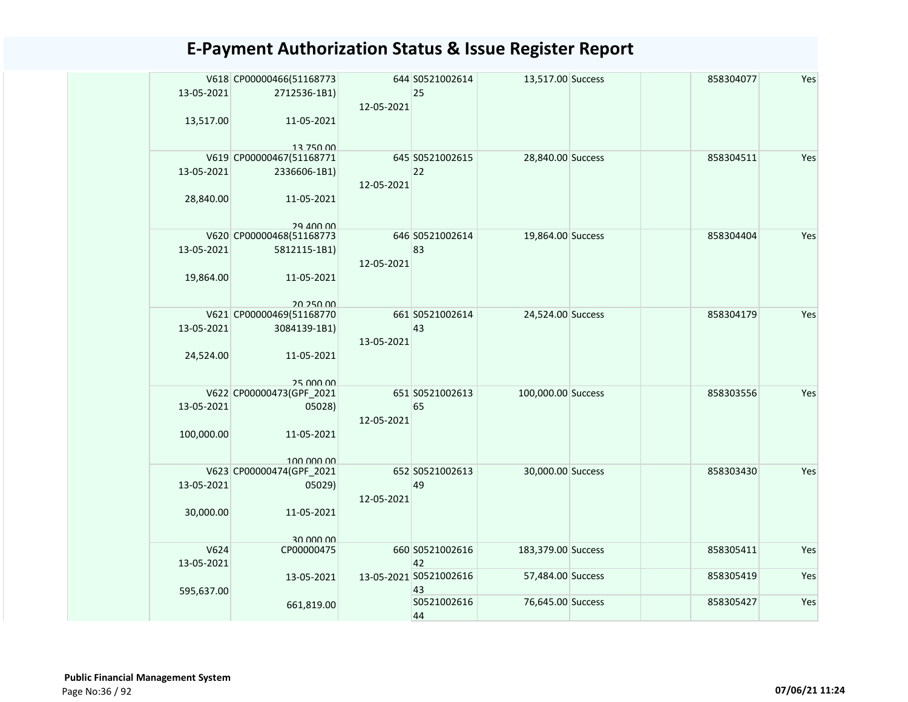# E-Payment Authorization Status & Issue Register Report

| | | | | | | | | |
|---|---|---|---|---|---|---|---|---|
| | V618 13-05-2021 13,517.00 | CP00000466(51168773 2712536-1B1) 11-05-2021 13,750.00 | 644 12-05-2021 | S0521002614 25 | 13,517.00 Success | | 858304077 | Yes |
| | V619 13-05-2021 28,840.00 | CP00000467(51168771 2336606-1B1) 11-05-2021 29,400.00 | 645 12-05-2021 | S0521002615 22 | 28,840.00 Success | | 858304511 | Yes |
| | V620 13-05-2021 19,864.00 | CP00000468(51168773 5812115-1B1) 11-05-2021 20,250.00 | 646 12-05-2021 | S0521002614 83 | 19,864.00 Success | | 858304404 | Yes |
| | V621 13-05-2021 24,524.00 | CP00000469(51168770 3084139-1B1) 11-05-2021 25,000.00 | 661 13-05-2021 | S0521002614 43 | 24,524.00 Success | | 858304179 | Yes |
| | V622 13-05-2021 100,000.00 | CP00000473(GPF_2021 05028) 11-05-2021 100,000.00 | 651 12-05-2021 | S0521002613 65 | 100,000.00 Success | | 858303556 | Yes |
| | V623 13-05-2021 30,000.00 | CP00000474(GPF_2021 05029) 11-05-2021 30,000.00 | 652 12-05-2021 | S0521002613 49 | 30,000.00 Success | | 858303430 | Yes |
| | V624 13-05-2021 595,637.00 | CP00000475 13-05-2021 661,819.00 | 660 13-05-2021 | S0521002616 42 | 183,379.00 Success | | 858305411 | Yes |
| | | | | S0521002616 43 | 57,484.00 Success | | 858305419 | Yes |
| | | | | S0521002616 44 | 76,645.00 Success | | 858305427 | Yes |

**Public Financial Management System**

07/06/21 11:24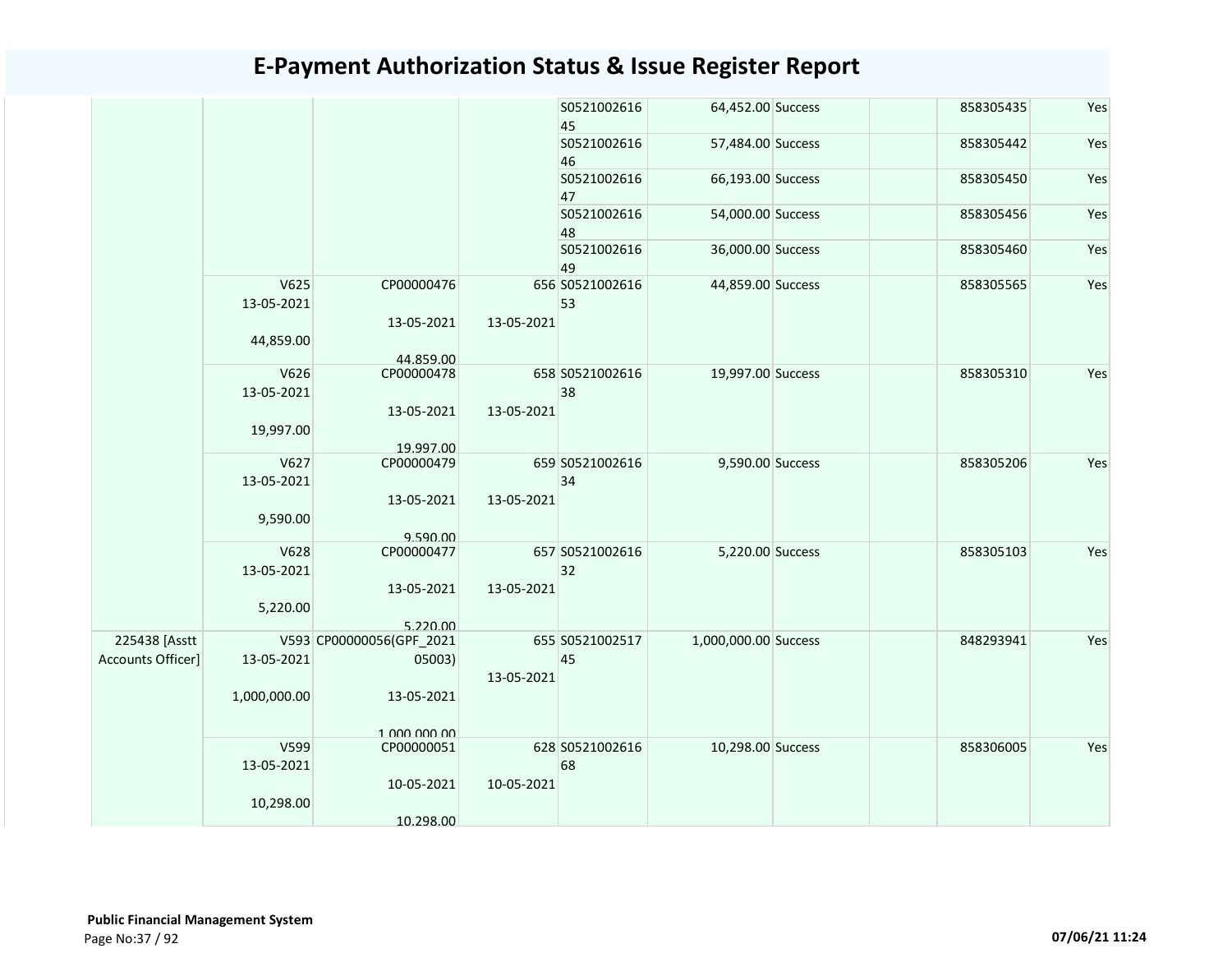# E-Payment Authorization Status & Issue Register Report

| | | | | | | | | | |
|---|---|---|---|---|---|---|---|---|---|
| | | | | S052100261645 | 64,452.00 | Success | | 858305435 | Yes |
| | | | | S052100261646 | 57,484.00 | Success | | 858305442 | Yes |
| | | | | S052100261647 | 66,193.00 | Success | | 858305450 | Yes |
| | | | | S052100261648 | 54,000.00 | Success | | 858305456 | Yes |
| | | | | S052100261649 | 36,000.00 | Success | | 858305460 | Yes |
| | V625 13-05-2021 44,859.00 | CP00000476 13-05-2021 44,859.00 | 656 13-05-2021 | S052100261653 | 44,859.00 | Success | | 858305565 | Yes |
| | V626 13-05-2021 19,997.00 | CP00000478 13-05-2021 19,997.00 | 658 13-05-2021 | S052100261638 | 19,997.00 | Success | | 858305310 | Yes |
| | V627 13-05-2021 9,590.00 | CP00000479 13-05-2021 9,590.00 | 659 13-05-2021 | S052100261634 | 9,590.00 | Success | | 858305206 | Yes |
| | V628 13-05-2021 5,220.00 | CP00000477 13-05-2021 5,220.00 | 657 13-05-2021 | S052100261632 | 5,220.00 | Success | | 858305103 | Yes |
| 225438 [Asstt Accounts Officer] | V593 13-05-2021 1,000,000.00 | CP00000056(GPF_202105003) 13-05-2021 1,000,000.00 | 655 13-05-2021 | S052100251745 | 1,000,000.00 | Success | | 848293941 | Yes |
| | V599 13-05-2021 10,298.00 | CP00000051 10-05-2021 10,298.00 | 628 10-05-2021 | S052100261668 | 10,298.00 | Success | | 858306005 | Yes |

**Public Financial Management System**

07/06/21 11:24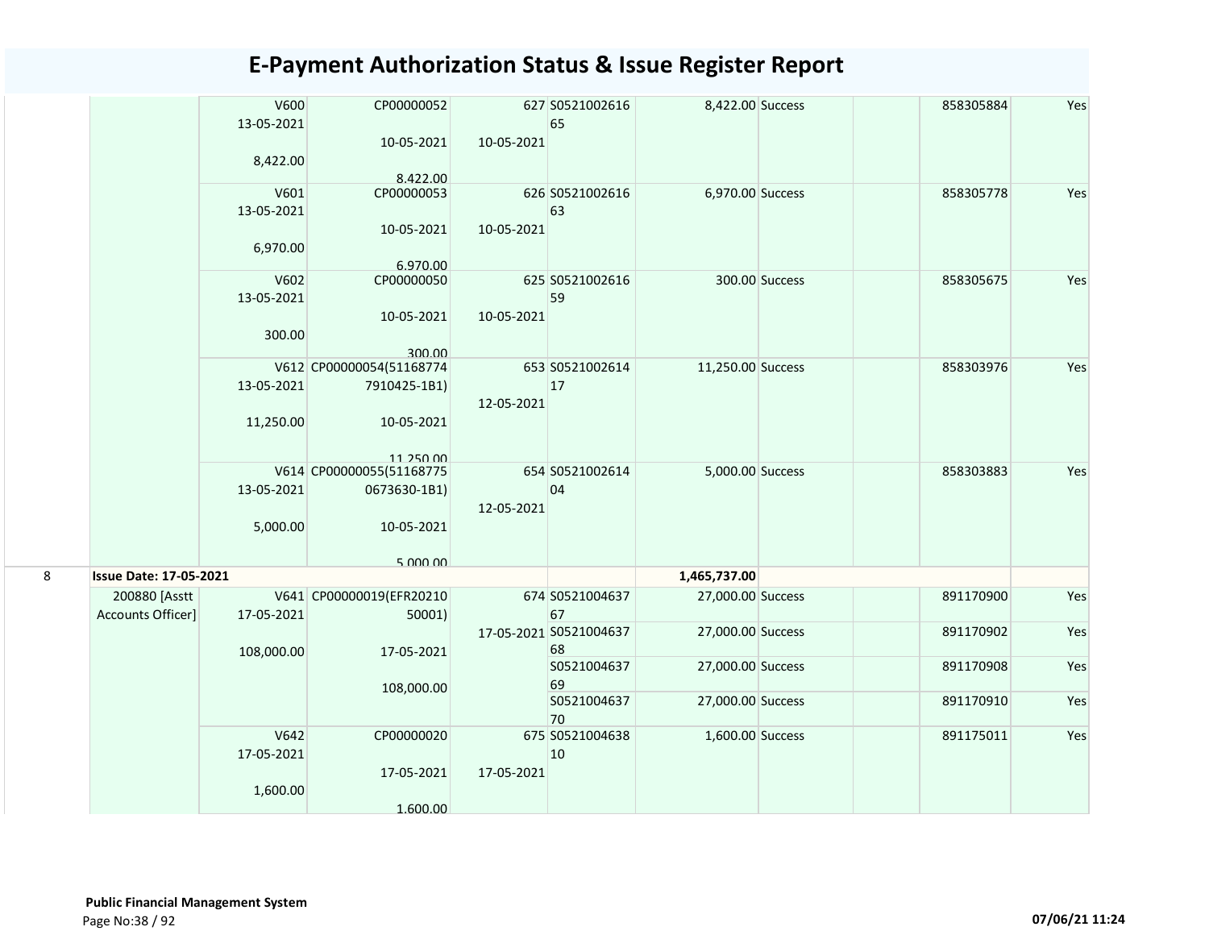# E-Payment Authorization Status & Issue Register Report

| | | | | | | | | | | |
|---|---|---|---|---|---|---|---|---|---|---|
| | | V600 13-05-2021 8,422.00 | CP00000052 10-05-2021 8,422.00 | 627 10-05-2021 | S0521002616 65 | 8,422.00 | Success | | 858305884 | Yes |
| | | V601 13-05-2021 6,970.00 | CP00000053 10-05-2021 6,970.00 | 626 10-05-2021 | S0521002616 63 | 6,970.00 | Success | | 858305778 | Yes |
| | | V602 13-05-2021 300.00 | CP00000050 10-05-2021 300.00 | 625 10-05-2021 | S0521002616 59 | 300.00 | Success | | 858305675 | Yes |
| | | V612 13-05-2021 11,250.00 | CP00000054(51168774 7910425-1B1) 10-05-2021 11,250.00 | 653 12-05-2021 | S0521002614 17 | 11,250.00 | Success | | 858303976 | Yes |
| | | V614 13-05-2021 5,000.00 | CP00000055(51168775 0673630-1B1) 10-05-2021 5,000.00 | 654 12-05-2021 | S0521002614 04 | 5,000.00 | Success | | 858303883 | Yes |
| 8 | **Issue Date: 17-05-2021** | | | | | **1,465,737.00** | | | | |
| | 200880 [Asstt Accounts Officer] | V641 17-05-2021 108,000.00 | CP00000019(EFR20210 50001) 17-05-2021 108,000.00 | 674 17-05-2021 | S0521004637 67 | 27,000.00 | Success | | 891170900 | Yes |
| | | | | | S0521004637 68 | 27,000.00 | Success | | 891170902 | Yes |
| | | | | | S0521004637 69 | 27,000.00 | Success | | 891170908 | Yes |
| | | | | | S0521004637 70 | 27,000.00 | Success | | 891170910 | Yes |
| | | V642 17-05-2021 1,600.00 | CP00000020 17-05-2021 1,600.00 | 675 17-05-2021 | S0521004638 10 | 1,600.00 | Success | | 891175011 | Yes |

**Public Financial Management System**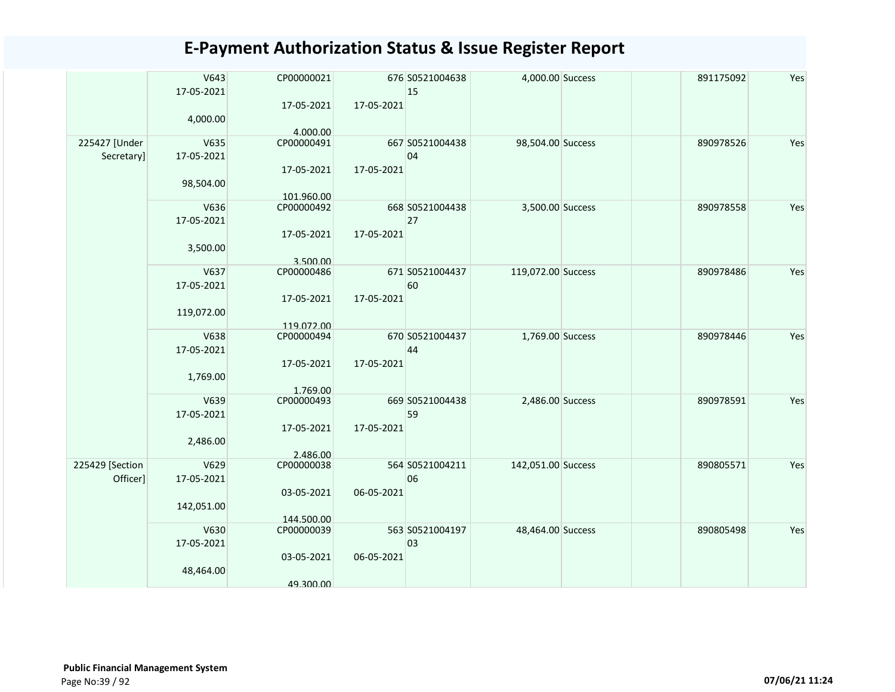# E-Payment Authorization Status & Issue Register Report

| | | | | | | | | | |
|---|---|---|---|---|---|---|---|---|---|
| | V643<br>17-05-2021<br>4,000.00 | CP00000021<br>17-05-2021<br>4,000.00 | 676<br>17-05-2021 | S0521004638<br>15 | 4,000.00 | Success | | 891175092 | Yes |
| 225427 [Under Secretary] | V635<br>17-05-2021<br>98,504.00 | CP00000491<br>17-05-2021<br>101,960.00 | 667<br>17-05-2021 | S0521004438<br>04 | 98,504.00 | Success | | 890978526 | Yes |
| | V636<br>17-05-2021<br>3,500.00 | CP00000492<br>17-05-2021<br>3,500.00 | 668<br>17-05-2021 | S0521004438<br>27 | 3,500.00 | Success | | 890978558 | Yes |
| | V637<br>17-05-2021<br>119,072.00 | CP00000486<br>17-05-2021<br>119,072.00 | 671<br>17-05-2021 | S0521004437<br>60 | 119,072.00 | Success | | 890978486 | Yes |
| | V638<br>17-05-2021<br>1,769.00 | CP00000494<br>17-05-2021<br>1,769.00 | 670<br>17-05-2021 | S0521004437<br>44 | 1,769.00 | Success | | 890978446 | Yes |
| | V639<br>17-05-2021<br>2,486.00 | CP00000493<br>17-05-2021<br>2,486.00 | 669<br>17-05-2021 | S0521004438<br>59 | 2,486.00 | Success | | 890978591 | Yes |
| 225429 [Section Officer] | V629<br>17-05-2021<br>142,051.00 | CP00000038<br>03-05-2021<br>144,500.00 | 564<br>06-05-2021 | S0521004211<br>06 | 142,051.00 | Success | | 890805571 | Yes |
| | V630<br>17-05-2021<br>48,464.00 | CP00000039<br>03-05-2021<br>49,300.00 | 563<br>06-05-2021 | S0521004197<br>03 | 48,464.00 | Success | | 890805498 | Yes |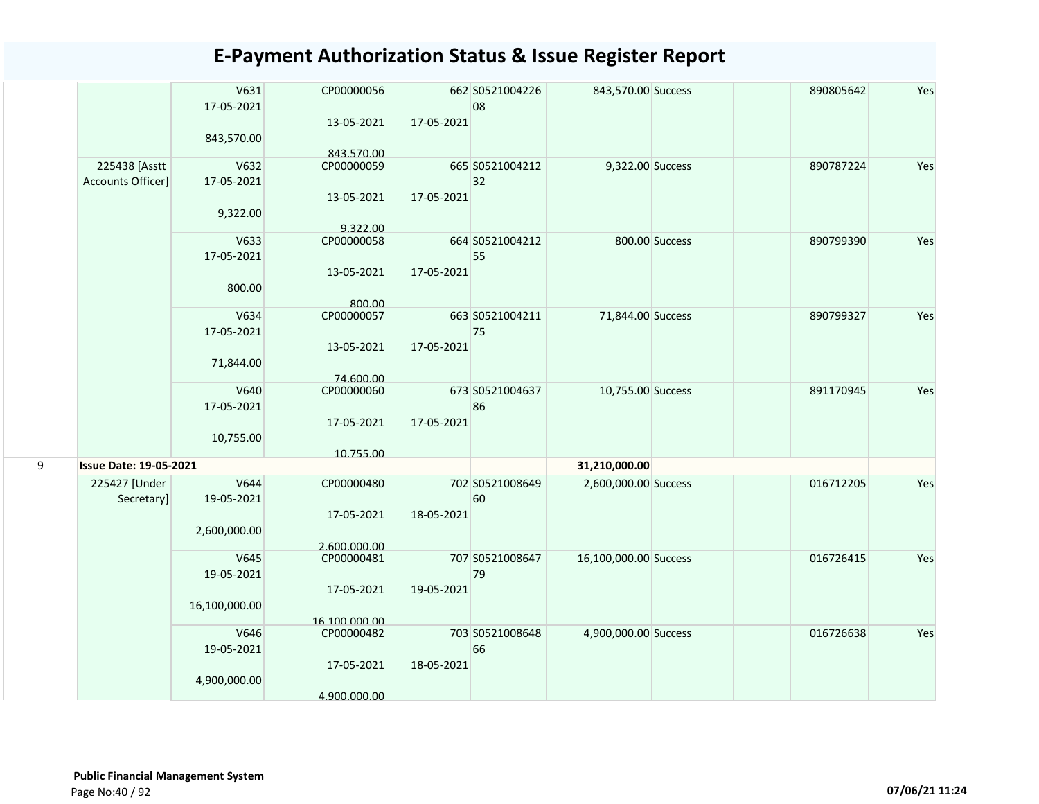# E-Payment Authorization Status & Issue Register Report

| | | | | | | | | | | |
|---|---|---|---|---|---|---|---|---|---|---|
| | | V631<br>17-05-2021<br><br>843,570.00 | CP00000056<br><br>13-05-2021<br><br>843,570.00 | 662<br><br>17-05-2021 | S0521004226<br>08 | 843,570.00 | Success | | 890805642 | Yes |
| | 225438 [Asstt Accounts Officer] | V632<br>17-05-2021<br><br>9,322.00 | CP00000059<br><br>13-05-2021<br><br>9,322.00 | 665<br><br>17-05-2021 | S0521004212<br>32 | 9,322.00 | Success | | 890787224 | Yes |
| | | V633<br>17-05-2021<br><br>800.00 | CP00000058<br><br>13-05-2021<br><br>800.00 | 664<br><br>17-05-2021 | S0521004212<br>55 | 800.00 | Success | | 890799390 | Yes |
| | | V634<br>17-05-2021<br><br>71,844.00 | CP00000057<br><br>13-05-2021<br><br>74,600.00 | 663<br><br>17-05-2021 | S0521004211<br>75 | 71,844.00 | Success | | 890799327 | Yes |
| | | V640<br>17-05-2021<br><br>10,755.00 | CP00000060<br><br>17-05-2021<br><br>10,755.00 | 673<br><br>17-05-2021 | S0521004637<br>86 | 10,755.00 | Success | | 891170945 | Yes |
| 9 | **Issue Date: 19-05-2021** | | | | | **31,210,000.00** | | | | |
| | 225427 [Under Secretary] | V644<br>19-05-2021<br><br>2,600,000.00 | CP00000480<br><br>17-05-2021<br><br>2,600,000.00 | 702<br><br>18-05-2021 | S0521008649<br>60 | 2,600,000.00 | Success | | 016712205 | Yes |
| | | V645<br>19-05-2021<br><br>16,100,000.00 | CP00000481<br><br>17-05-2021<br><br>16,100,000.00 | 707<br><br>19-05-2021 | S0521008647<br>79 | 16,100,000.00 | Success | | 016726415 | Yes |
| | | V646<br>19-05-2021<br><br>4,900,000.00 | CP00000482<br><br>17-05-2021<br><br>4,900,000.00 | 703<br><br>18-05-2021 | S0521008648<br>66 | 4,900,000.00 | Success | | 016726638 | Yes |

**Public Financial Management System**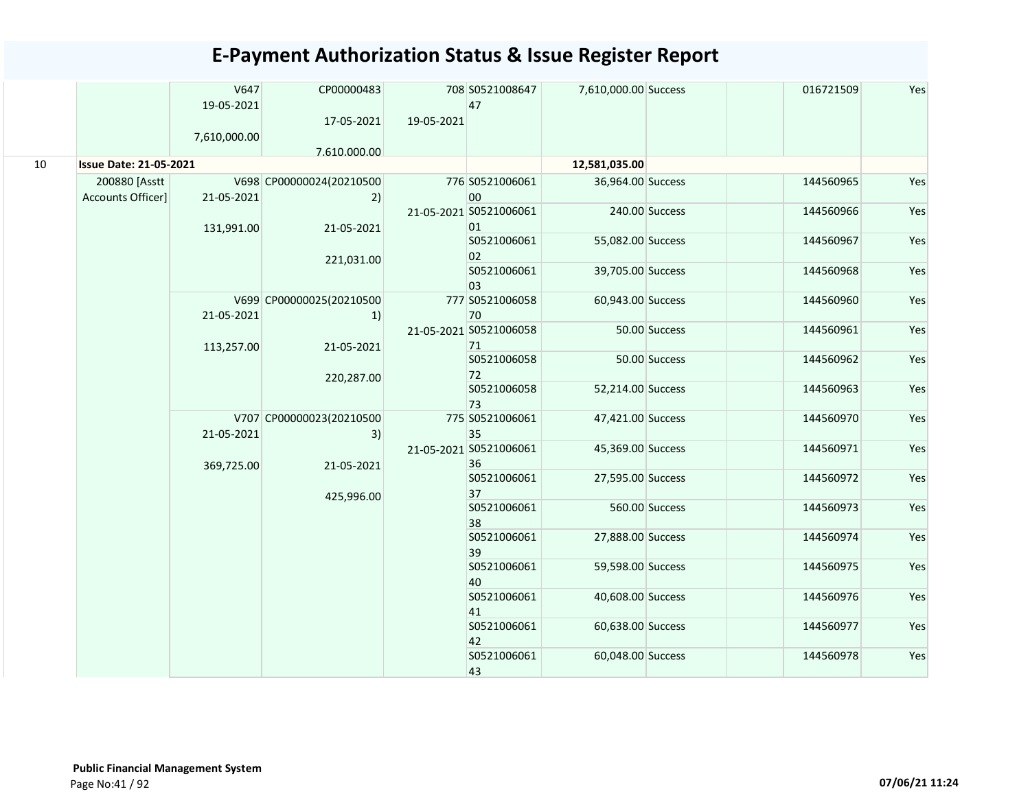# E-Payment Authorization Status & Issue Register Report

| | | | | | | | | | | |
|---|---|---|---|---|---|---|---|---|---|---|
| | | V647<br>19-05-2021<br><br>7,610,000.00 | CP00000483<br><br>17-05-2021<br><br>7,610,000.00 | 708<br><br>19-05-2021 | S0521008647<br>47 | 7,610,000.00 | Success | | 016721509 | Yes |
| 10 | **Issue Date: 21-05-2021** | | | | | **12,581,035.00** | | | | |
| | 200880 [Asstt Accounts Officer] | V698<br>21-05-2021<br><br>131,991.00 | CP00000024(20210500 2)<br><br>21-05-2021<br><br>221,031.00 | 776<br><br>21-05-2021 | S0521006061<br>00 | 36,964.00 | Success | | 144560965 | Yes |
| | | | | | S0521006061<br>01 | 240.00 | Success | | 144560966 | Yes |
| | | | | | S0521006061<br>02 | 55,082.00 | Success | | 144560967 | Yes |
| | | | | | S0521006061<br>03 | 39,705.00 | Success | | 144560968 | Yes |
| | | V699<br>21-05-2021<br><br>113,257.00 | CP00000025(20210500 1)<br><br>21-05-2021<br><br>220,287.00 | 777<br><br>21-05-2021 | S0521006058<br>70 | 60,943.00 | Success | | 144560960 | Yes |
| | | | | | S0521006058<br>71 | 50.00 | Success | | 144560961 | Yes |
| | | | | | S0521006058<br>72 | 50.00 | Success | | 144560962 | Yes |
| | | | | | S0521006058<br>73 | 52,214.00 | Success | | 144560963 | Yes |
| | | V707<br>21-05-2021<br><br>369,725.00 | CP00000023(20210500 3)<br><br>21-05-2021<br><br>425,996.00 | 775<br><br>21-05-2021 | S0521006061<br>35 | 47,421.00 | Success | | 144560970 | Yes |
| | | | | | S0521006061<br>36 | 45,369.00 | Success | | 144560971 | Yes |
| | | | | | S0521006061<br>37 | 27,595.00 | Success | | 144560972 | Yes |
| | | | | | S0521006061<br>38 | 560.00 | Success | | 144560973 | Yes |
| | | | | | S0521006061<br>39 | 27,888.00 | Success | | 144560974 | Yes |
| | | | | | S0521006061<br>40 | 59,598.00 | Success | | 144560975 | Yes |
| | | | | | S0521006061<br>41 | 40,608.00 | Success | | 144560976 | Yes |
| | | | | | S0521006061<br>42 | 60,638.00 | Success | | 144560977 | Yes |
| | | | | | S0521006061<br>43 | 60,048.00 | Success | | 144560978 | Yes |

**Public Financial Management System**

**07/06/21 11:24**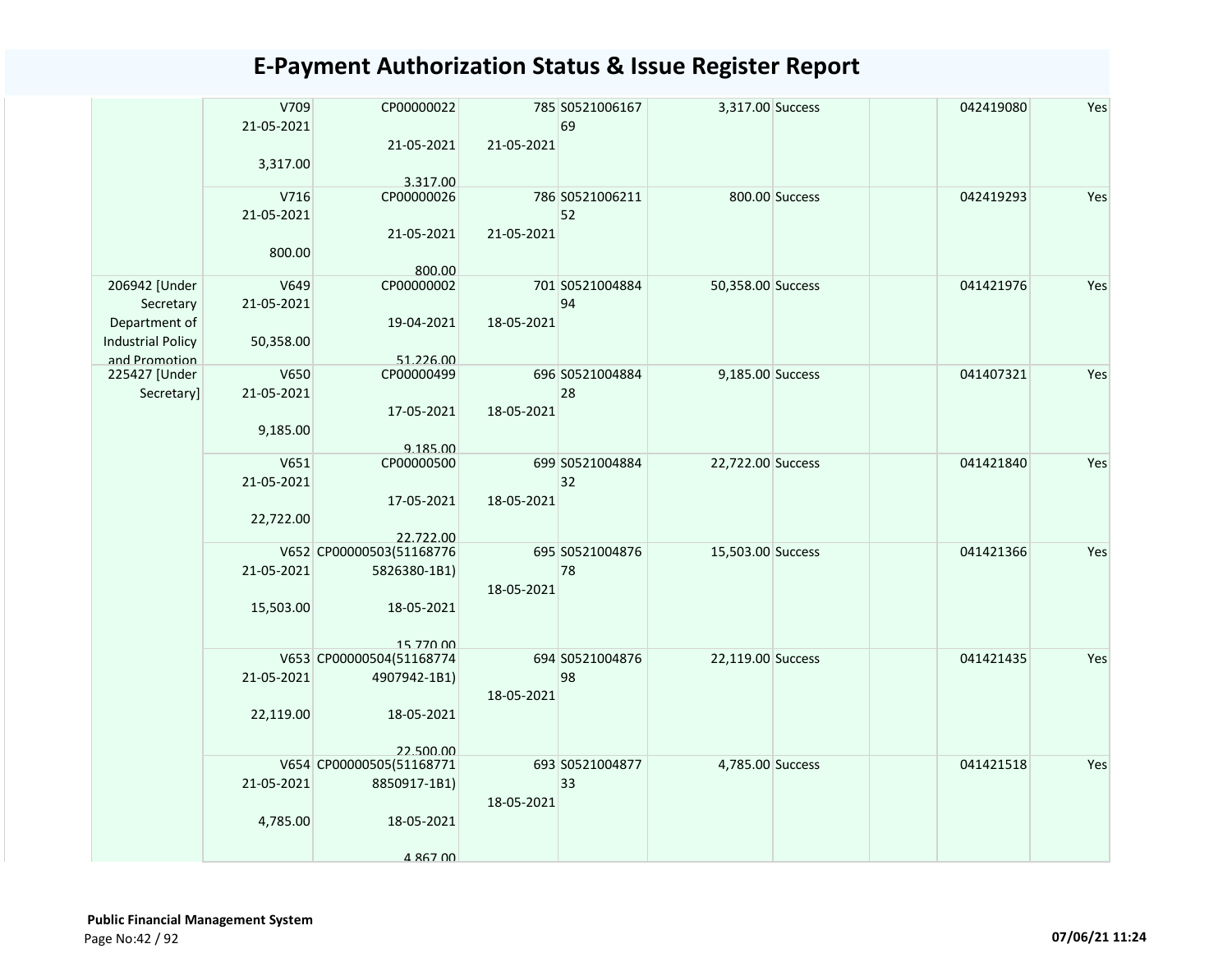# E-Payment Authorization Status & Issue Register Report

| | | | | | | | | | |
|---|---|---|---|---|---|---|---|---|---|
| | V709<br>21-05-2021<br><br>3,317.00 | CP00000022<br><br>21-05-2021<br><br>3,317.00 | 785<br><br>21-05-2021 | S0521006167<br>69 | 3,317.00 | Success | | 042419080 | Yes |
| | V716<br>21-05-2021<br><br>800.00 | CP00000026<br><br>21-05-2021<br><br>800.00 | 786<br><br>21-05-2021 | S0521006211<br>52 | 800.00 | Success | | 042419293 | Yes |
| 206942 [Under Secretary Department of Industrial Policy and Promotion | V649<br>21-05-2021<br><br>50,358.00 | CP00000002<br><br>19-04-2021<br><br>51,226.00 | 701<br><br>18-05-2021 | S0521004884<br>94 | 50,358.00 | Success | | 041421976 | Yes |
| 225427 [Under Secretary] | V650<br>21-05-2021<br><br>9,185.00 | CP00000499<br><br>17-05-2021<br><br>9,185.00 | 696<br><br>18-05-2021 | S0521004884<br>28 | 9,185.00 | Success | | 041407321 | Yes |
| | V651<br>21-05-2021<br><br>22,722.00 | CP00000500<br><br>17-05-2021<br><br>22,722.00 | 699<br><br>18-05-2021 | S0521004884<br>32 | 22,722.00 | Success | | 041421840 | Yes |
| | V652<br>21-05-2021<br><br>15,503.00 | CP00000503(51168776<br>5826380-1B1)<br><br>18-05-2021<br><br>15,770.00 | 695<br><br>18-05-2021 | S0521004876<br>78 | 15,503.00 | Success | | 041421366 | Yes |
| | V653<br>21-05-2021<br><br>22,119.00 | CP00000504(51168774<br>4907942-1B1)<br><br>18-05-2021<br><br>22,500.00 | 694<br><br>18-05-2021 | S0521004876<br>98 | 22,119.00 | Success | | 041421435 | Yes |
| | V654<br>21-05-2021<br><br>4,785.00 | CP00000505(51168771<br>8850917-1B1)<br><br>18-05-2021<br><br>4,867.00 | 693<br><br>18-05-2021 | S0521004877<br>33 | 4,785.00 | Success | | 041421518 | Yes |

**Public Financial Management System**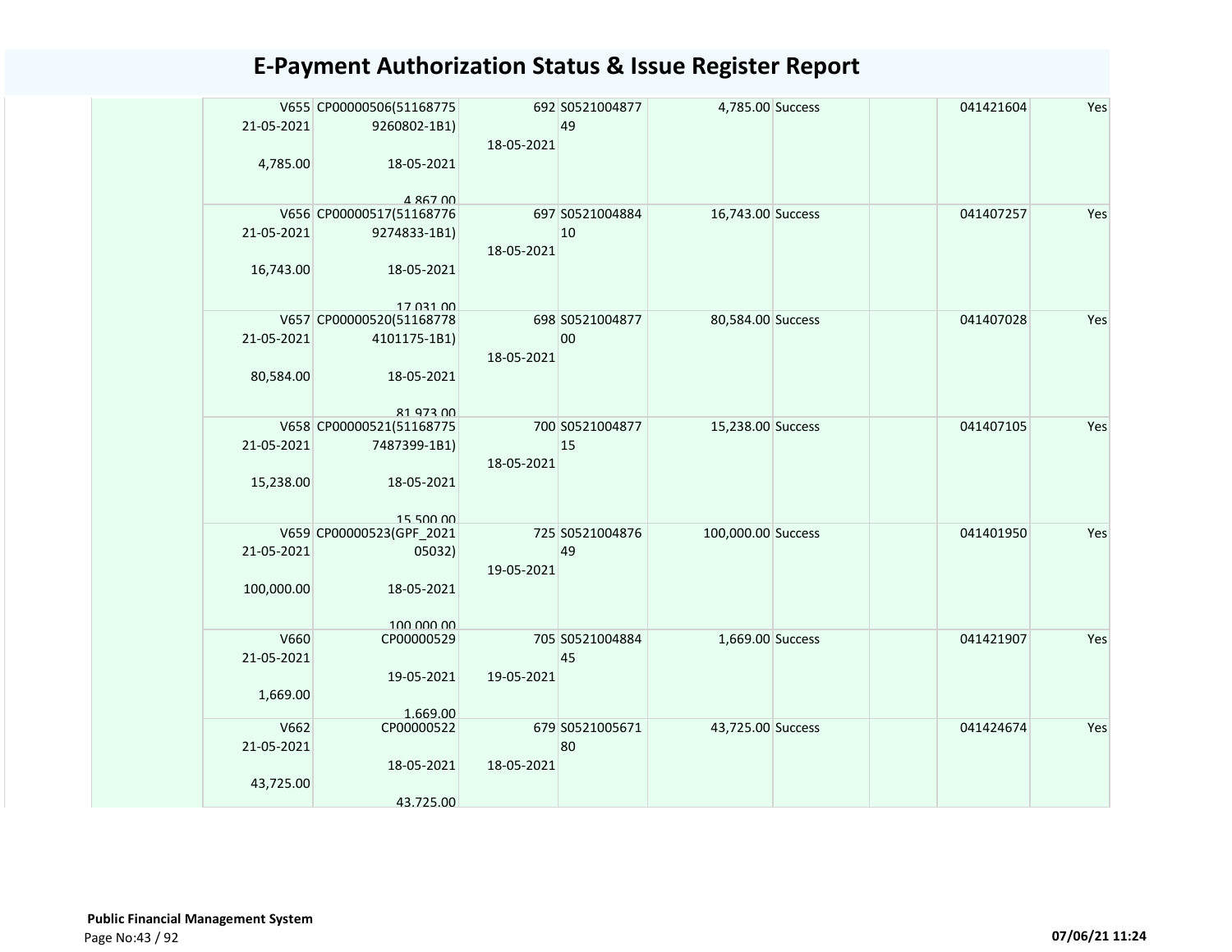# E-Payment Authorization Status & Issue Register Report

| | | | | | | | | |
|---|---|---|---|---|---|---|---|---|
| | V655 21-05-2021 4,785.00 | CP00000506(51168775 9260802-1B1) 18-05-2021 4,867.00 | 692 18-05-2021 | S0521004877 49 | 4,785.00 | Success | 041421604 | Yes |
| | V656 21-05-2021 16,743.00 | CP00000517(51168776 9274833-1B1) 18-05-2021 17,031.00 | 697 18-05-2021 | S0521004884 10 | 16,743.00 | Success | 041407257 | Yes |
| | V657 21-05-2021 80,584.00 | CP00000520(51168778 4101175-1B1) 18-05-2021 81,973.00 | 698 18-05-2021 | S0521004877 00 | 80,584.00 | Success | 041407028 | Yes |
| | V658 21-05-2021 15,238.00 | CP00000521(51168775 7487399-1B1) 18-05-2021 15,500.00 | 700 18-05-2021 | S0521004877 15 | 15,238.00 | Success | 041407105 | Yes |
| | V659 21-05-2021 100,000.00 | CP00000523(GPF_2021 05032) 18-05-2021 100,000.00 | 725 19-05-2021 | S0521004876 49 | 100,000.00 | Success | 041401950 | Yes |
| | V660 21-05-2021 1,669.00 | CP00000529 19-05-2021 1,669.00 | 705 19-05-2021 | S0521004884 45 | 1,669.00 | Success | 041421907 | Yes |
| | V662 21-05-2021 43,725.00 | CP00000522 18-05-2021 43,725.00 | 679 18-05-2021 | S0521005671 80 | 43,725.00 | Success | 041424674 | Yes |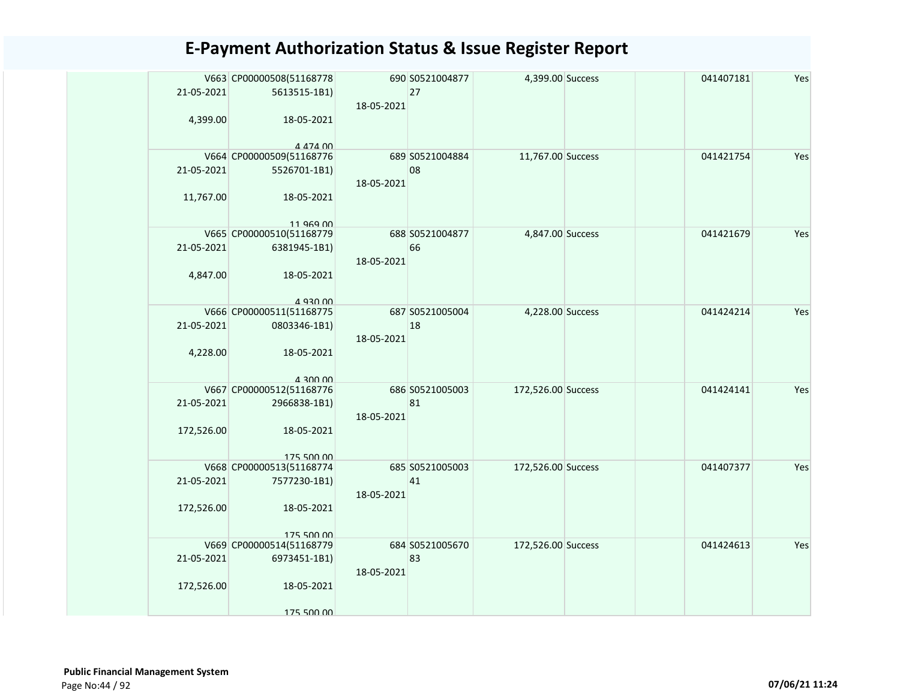# E-Payment Authorization Status & Issue Register Report

| | | | | | | | | |
|---|---|---|---|---|---|---|---|---|
| | V663 21-05-2021 4,399.00 | CP00000508(511687785613515-1B1) 18-05-2021 4,474.00 | 690 18-05-2021 | S052100487727 | 4,399.00 | Success | | 041407181 | Yes |
| | V664 21-05-2021 11,767.00 | CP00000509(511687765526701-1B1) 18-05-2021 11,969.00 | 689 18-05-2021 | S052100488408 | 11,767.00 | Success | | 041421754 | Yes |
| | V665 21-05-2021 4,847.00 | CP00000510(511687796381945-1B1) 18-05-2021 4,930.00 | 688 18-05-2021 | S052100487766 | 4,847.00 | Success | | 041421679 | Yes |
| | V666 21-05-2021 4,228.00 | CP00000511(511687750803346-1B1) 18-05-2021 4,300.00 | 687 18-05-2021 | S052100500418 | 4,228.00 | Success | | 041424214 | Yes |
| | V667 21-05-2021 172,526.00 | CP00000512(511687762966838-1B1) 18-05-2021 175,500.00 | 686 18-05-2021 | S052100500381 | 172,526.00 | Success | | 041424141 | Yes |
| | V668 21-05-2021 172,526.00 | CP00000513(511687747577230-1B1) 18-05-2021 175,500.00 | 685 18-05-2021 | S052100500341 | 172,526.00 | Success | | 041407377 | Yes |
| | V669 21-05-2021 172,526.00 | CP00000514(511687796973451-1B1) 18-05-2021 175,500.00 | 684 18-05-2021 | S052100567083 | 172,526.00 | Success | | 041424613 | Yes |

**Public Financial Management System**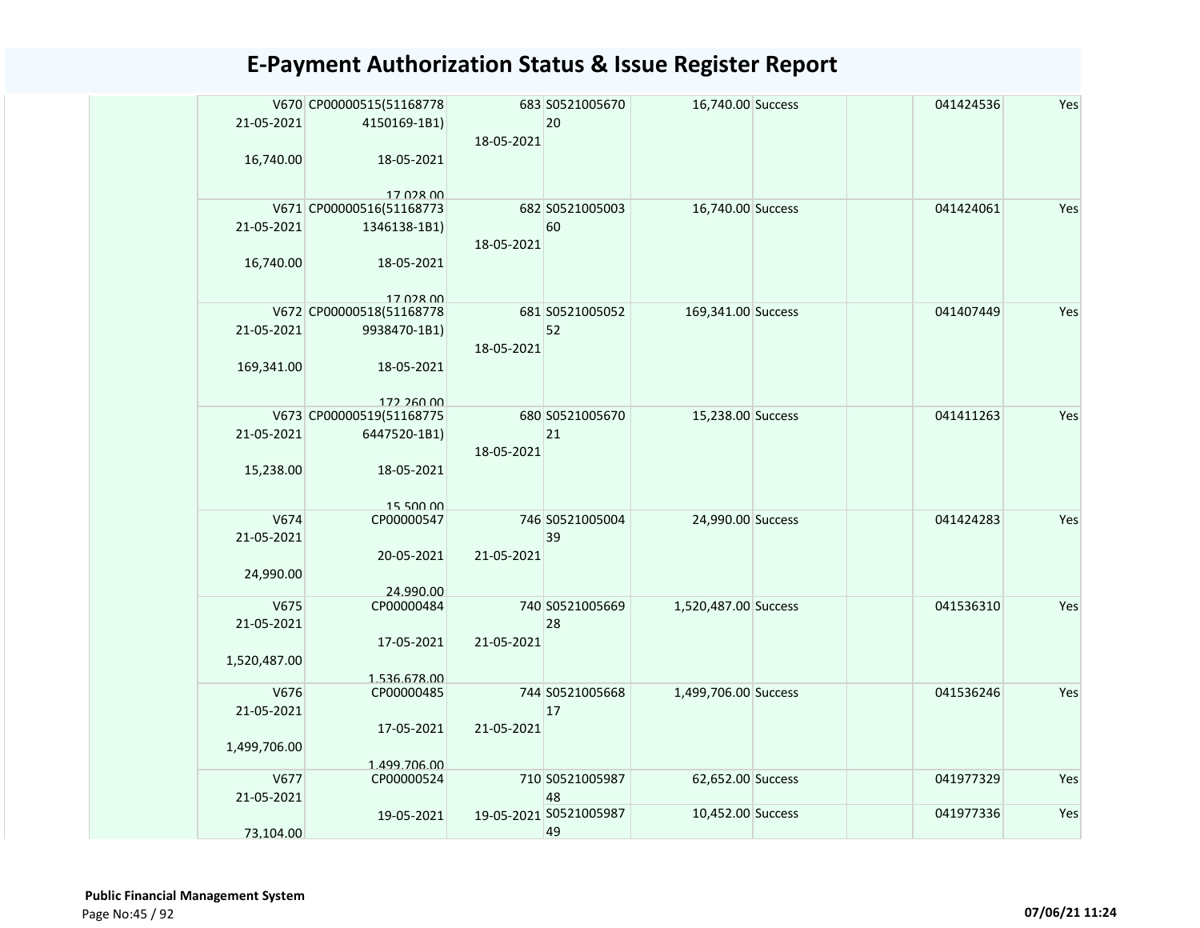# E-Payment Authorization Status & Issue Register Report

| | | | | | | | | |
|---|---|---|---|---|---|---|---|---|
| | V670 21-05-2021 16,740.00 | CP00000515(511687784150169-1B1) 18-05-2021 17,028.00 | 683 18-05-2021 | S052100567020 | 16,740.00 | Success | | 041424536 | Yes |
| | V671 21-05-2021 16,740.00 | CP00000516(511687731346138-1B1) 18-05-2021 17,028.00 | 682 18-05-2021 | S052100500360 | 16,740.00 | Success | | 041424061 | Yes |
| | V672 21-05-2021 169,341.00 | CP00000518(511687789938470-1B1) 18-05-2021 172,260.00 | 681 18-05-2021 | S052100505252 | 169,341.00 | Success | | 041407449 | Yes |
| | V673 21-05-2021 15,238.00 | CP00000519(511687756447520-1B1) 18-05-2021 15,500.00 | 680 18-05-2021 | S052100567021 | 15,238.00 | Success | | 041411263 | Yes |
| | V674 21-05-2021 24,990.00 | CP00000547 20-05-2021 24,990.00 | 746 21-05-2021 | S052100500439 | 24,990.00 | Success | | 041424283 | Yes |
| | V675 21-05-2021 1,520,487.00 | CP00000484 17-05-2021 1,536,678.00 | 740 21-05-2021 | S052100566928 | 1,520,487.00 | Success | | 041536310 | Yes |
| | V676 21-05-2021 1,499,706.00 | CP00000485 17-05-2021 1,499,706.00 | 744 21-05-2021 | S052100566817 | 1,499,706.00 | Success | | 041536246 | Yes |
| | V677 21-05-2021 73,104.00 | CP00000524 19-05-2021 | 710 19-05-2021 | S052100598748 | 62,652.00 | Success | | 041977329 | Yes |
| | | | | S052100598749 | 10,452.00 | Success | | 041977336 | Yes |

**Public Financial Management System**

07/06/21 11:24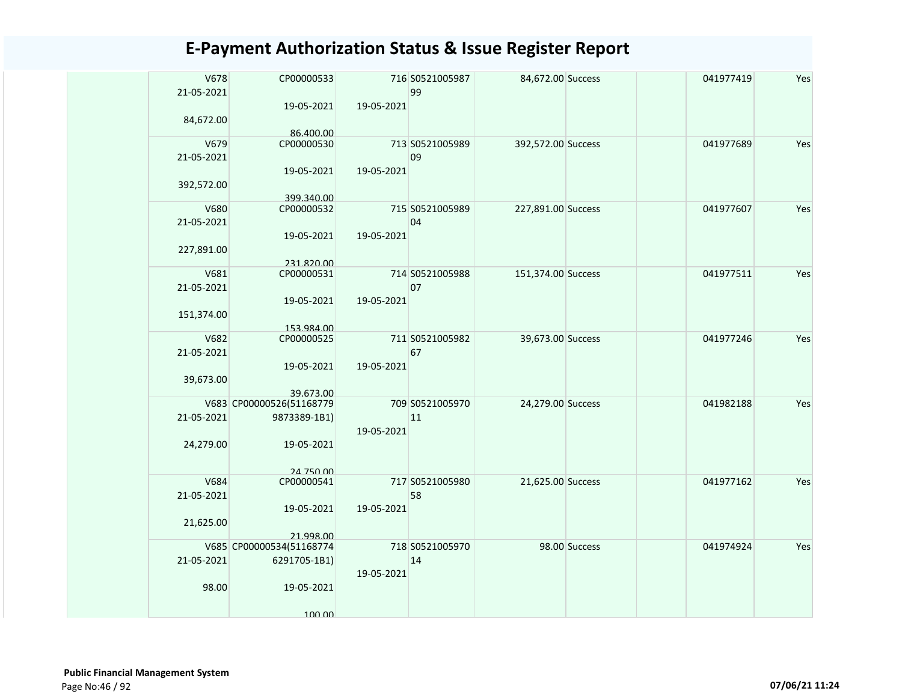# E-Payment Authorization Status & Issue Register Report

| | | | | | | | | |
|---|---|---|---|---|---|---|---|---|
| | V678 21-05-2021 84,672.00 | CP00000533 19-05-2021 86,400.00 | 716 19-05-2021 | S0521005987 99 | 84,672.00 Success | | 041977419 | Yes |
| | V679 21-05-2021 392,572.00 | CP00000530 19-05-2021 399,340.00 | 713 19-05-2021 | S0521005989 09 | 392,572.00 Success | | 041977689 | Yes |
| | V680 21-05-2021 227,891.00 | CP00000532 19-05-2021 231,820.00 | 715 19-05-2021 | S0521005989 04 | 227,891.00 Success | | 041977607 | Yes |
| | V681 21-05-2021 151,374.00 | CP00000531 19-05-2021 153,984.00 | 714 19-05-2021 | S0521005988 07 | 151,374.00 Success | | 041977511 | Yes |
| | V682 21-05-2021 39,673.00 | CP00000525 19-05-2021 39,673.00 | 711 19-05-2021 | S0521005982 67 | 39,673.00 Success | | 041977246 | Yes |
| | V683 21-05-2021 24,279.00 | CP00000526(51168779 9873389-1B1) 19-05-2021 24,750.00 | 709 19-05-2021 | S0521005970 11 | 24,279.00 Success | | 041982188 | Yes |
| | V684 21-05-2021 21,625.00 | CP00000541 19-05-2021 21,998.00 | 717 19-05-2021 | S0521005980 58 | 21,625.00 Success | | 041977162 | Yes |
| | V685 21-05-2021 98.00 | CP00000534(51168774 6291705-1B1) 19-05-2021 100.00 | 718 19-05-2021 | S0521005970 14 | 98.00 Success | | 041974924 | Yes |

**Public Financial Management System**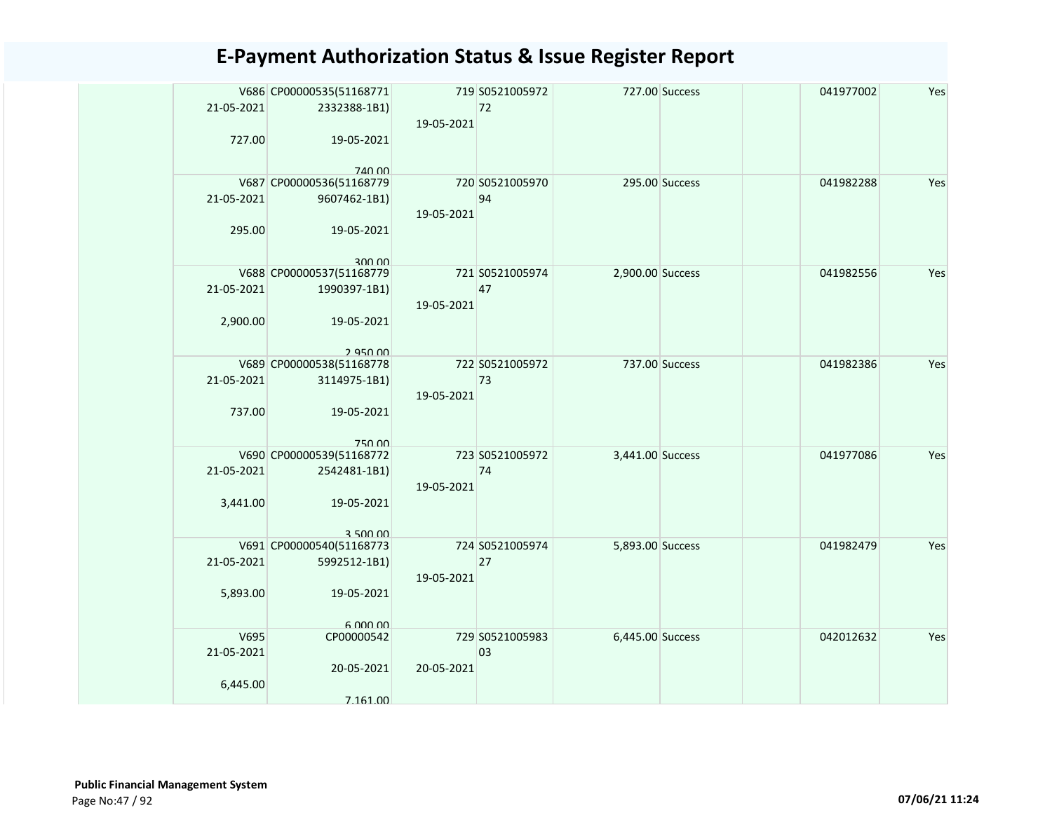# E-Payment Authorization Status & Issue Register Report

| | | | | | | | | |
|---|---|---|---|---|---|---|---|---|
| | V686<br>21-05-2021<br><br>727.00 | CP00000535(51168771<br>2332388-1B1)<br><br>19-05-2021<br><br>740.00 | 719<br><br>19-05-2021 | S0521005972<br>72 | 727.00 | Success | | 041977002 | Yes |
| | V687<br>21-05-2021<br><br>295.00 | CP00000536(51168779<br>9607462-1B1)<br><br>19-05-2021<br><br>300.00 | 720<br><br>19-05-2021 | S0521005970<br>94 | 295.00 | Success | | 041982288 | Yes |
| | V688<br>21-05-2021<br><br>2,900.00 | CP00000537(51168779<br>1990397-1B1)<br><br>19-05-2021<br><br>2,950.00 | 721<br><br>19-05-2021 | S0521005974<br>47 | 2,900.00 | Success | | 041982556 | Yes |
| | V689<br>21-05-2021<br><br>737.00 | CP00000538(51168778<br>3114975-1B1)<br><br>19-05-2021<br><br>750.00 | 722<br><br>19-05-2021 | S0521005972<br>73 | 737.00 | Success | | 041982386 | Yes |
| | V690<br>21-05-2021<br><br>3,441.00 | CP00000539(51168772<br>2542481-1B1)<br><br>19-05-2021<br><br>3,500.00 | 723<br><br>19-05-2021 | S0521005972<br>74 | 3,441.00 | Success | | 041977086 | Yes |
| | V691<br>21-05-2021<br><br>5,893.00 | CP00000540(51168773<br>5992512-1B1)<br><br>19-05-2021<br><br>6,000.00 | 724<br><br>19-05-2021 | S0521005974<br>27 | 5,893.00 | Success | | 041982479 | Yes |
| | V695<br>21-05-2021<br><br>6,445.00 | CP00000542<br><br>20-05-2021<br><br>7,161.00 | 729<br><br>20-05-2021 | S0521005983<br>03 | 6,445.00 | Success | | 042012632 | Yes |

**Public Financial Management System**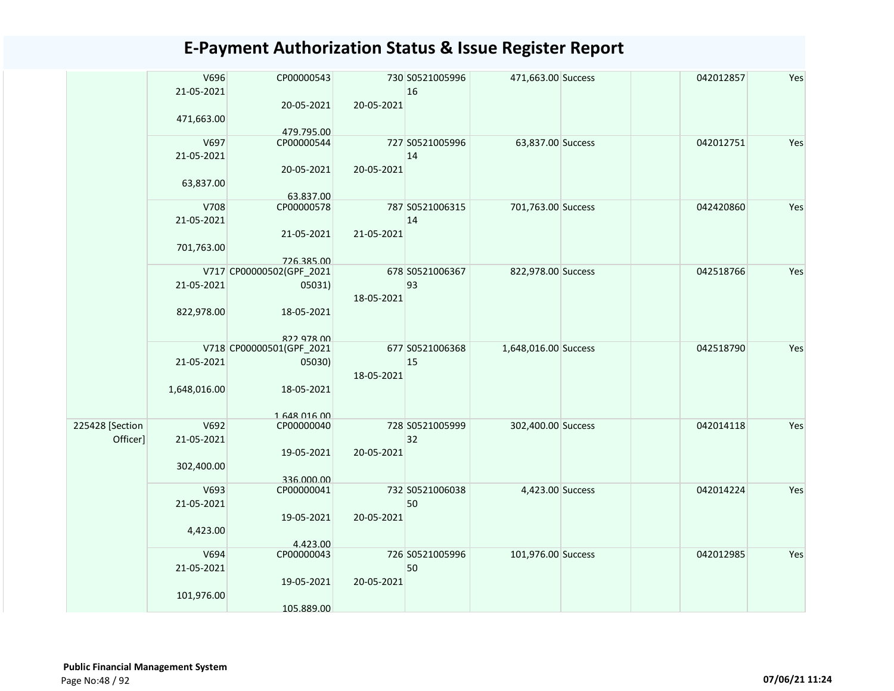# E-Payment Authorization Status & Issue Register Report

| | | | | | | | | | |
|---|---|---|---|---|---|---|---|---|---|
| | V696<br>21-05-2021<br>471,663.00 | CP00000543<br>20-05-2021<br>479,795.00 | 730<br>20-05-2021 | S052100599616 | 471,663.00 | Success | | 042012857 | Yes |
| | V697<br>21-05-2021<br>63,837.00 | CP00000544<br>20-05-2021<br>63,837.00 | 727<br>20-05-2021 | S052100599614 | 63,837.00 | Success | | 042012751 | Yes |
| | V708<br>21-05-2021<br>701,763.00 | CP00000578<br>21-05-2021<br>726,385.00 | 787<br>21-05-2021 | S052100631514 | 701,763.00 | Success | | 042420860 | Yes |
| | V717<br>21-05-2021<br>822,978.00 | CP00000502(GPF_202105031)<br>18-05-2021<br>822,978.00 | 678<br>18-05-2021 | S052100636793 | 822,978.00 | Success | | 042518766 | Yes |
| | V718<br>21-05-2021<br>1,648,016.00 | CP00000501(GPF_202105030)<br>18-05-2021<br>1,648,016.00 | 677<br>18-05-2021 | S052100636815 | 1,648,016.00 | Success | | 042518790 | Yes |
| 225428 [Section Officer] | V692<br>21-05-2021<br>302,400.00 | CP00000040<br>19-05-2021<br>336,000.00 | 728<br>20-05-2021 | S052100599932 | 302,400.00 | Success | | 042014118 | Yes |
| | V693<br>21-05-2021<br>4,423.00 | CP00000041<br>19-05-2021<br>4,423.00 | 732<br>20-05-2021 | S052100603850 | 4,423.00 | Success | | 042014224 | Yes |
| | V694<br>21-05-2021<br>101,976.00 | CP00000043<br>19-05-2021<br>105,889.00 | 726<br>20-05-2021 | S052100599650 | 101,976.00 | Success | | 042012985 | Yes |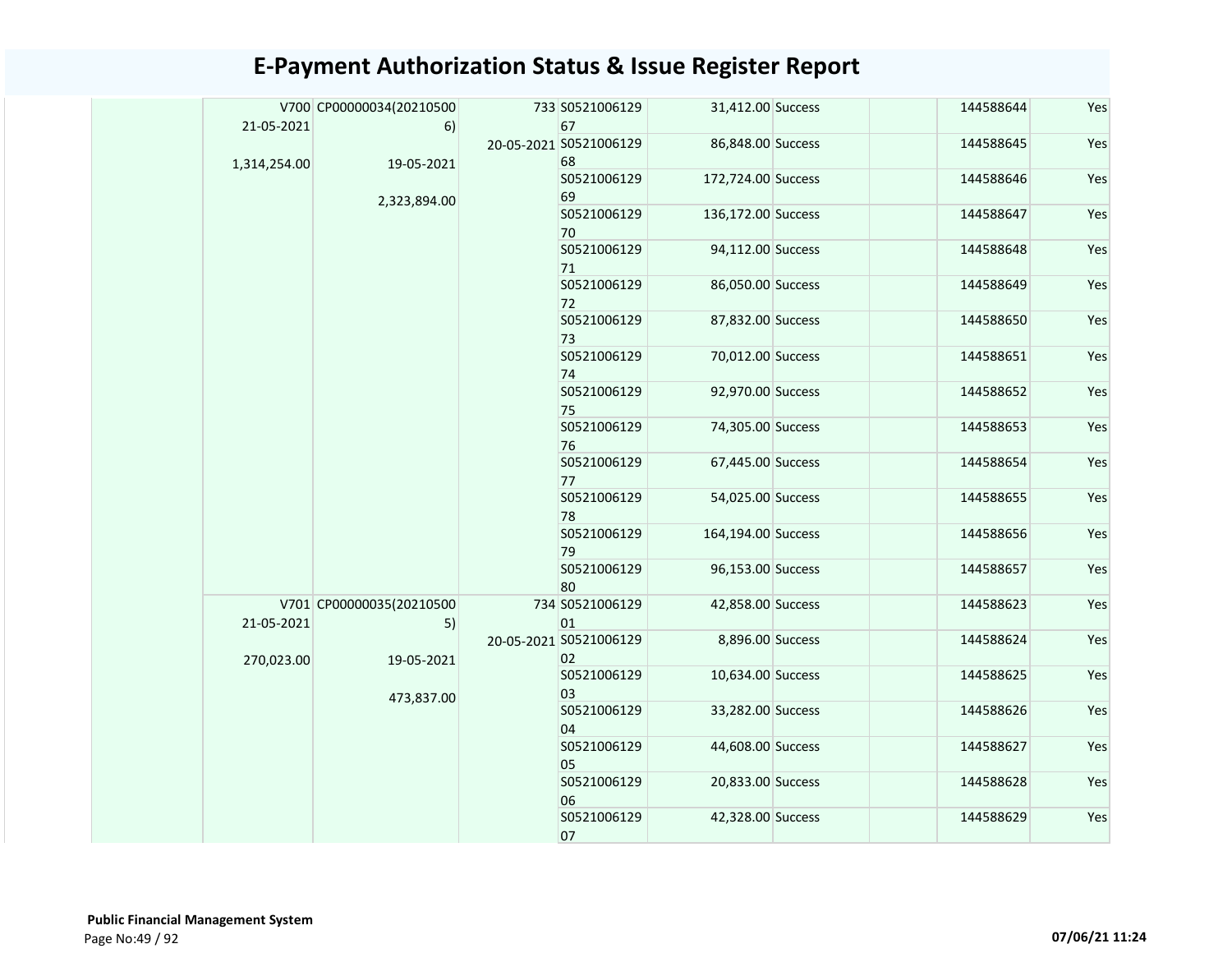# E-Payment Authorization Status & Issue Register Report

| | | | | | | | | | |
|---|---|---|---|---|---|---|---|---|---|
| | V700 21-05-2021 1,314,254.00 | CP00000034(202105006) 19-05-2021 2,323,894.00 | 733 20-05-2021 | S052100612967 | 31,412.00 | Success | | 144588644 | Yes |
| | | | | S052100612968 | 86,848.00 | Success | | 144588645 | Yes |
| | | | | S052100612969 | 172,724.00 | Success | | 144588646 | Yes |
| | | | | S052100612970 | 136,172.00 | Success | | 144588647 | Yes |
| | | | | S052100612971 | 94,112.00 | Success | | 144588648 | Yes |
| | | | | S052100612972 | 86,050.00 | Success | | 144588649 | Yes |
| | | | | S052100612973 | 87,832.00 | Success | | 144588650 | Yes |
| | | | | S052100612974 | 70,012.00 | Success | | 144588651 | Yes |
| | | | | S052100612975 | 92,970.00 | Success | | 144588652 | Yes |
| | | | | S052100612976 | 74,305.00 | Success | | 144588653 | Yes |
| | | | | S052100612977 | 67,445.00 | Success | | 144588654 | Yes |
| | | | | S052100612978 | 54,025.00 | Success | | 144588655 | Yes |
| | | | | S052100612979 | 164,194.00 | Success | | 144588656 | Yes |
| | | | | S052100612980 | 96,153.00 | Success | | 144588657 | Yes |
| | V701 21-05-2021 270,023.00 | CP00000035(202105005) 19-05-2021 473,837.00 | 734 20-05-2021 | S052100612901 | 42,858.00 | Success | | 144588623 | Yes |
| | | | | S052100612902 | 8,896.00 | Success | | 144588624 | Yes |
| | | | | S052100612903 | 10,634.00 | Success | | 144588625 | Yes |
| | | | | S052100612904 | 33,282.00 | Success | | 144588626 | Yes |
| | | | | S052100612905 | 44,608.00 | Success | | 144588627 | Yes |
| | | | | S052100612906 | 20,833.00 | Success | | 144588628 | Yes |
| | | | | S052100612907 | 42,328.00 | Success | | 144588629 | Yes |

**Public Financial Management System**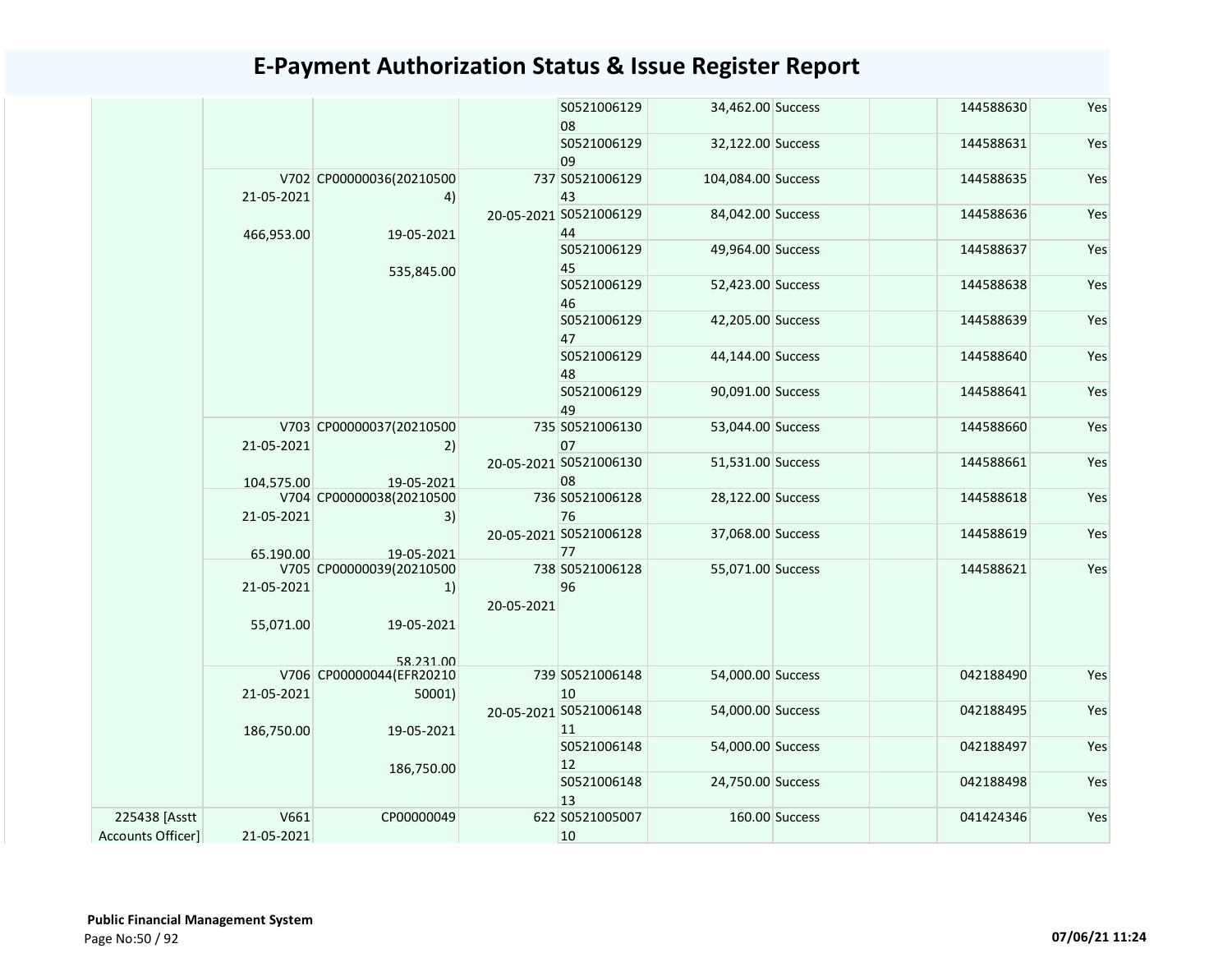# E-Payment Authorization Status & Issue Register Report

| | | | | | | | | | |
|---|---|---|---|---|---|---|---|---|---|
| | | | | S052100612908 | 34,462.00 | Success | | 144588630 | Yes |
| | | | | S052100612909 | 32,122.00 | Success | | 144588631 | Yes |
| | V702 21-05-2021 466,953.00 | CP00000036(202105004) 19-05-2021 535,845.00 | 737 20-05-2021 | S052100612943 | 104,084.00 | Success | | 144588635 | Yes |
| | | | | S052100612944 | 84,042.00 | Success | | 144588636 | Yes |
| | | | | S052100612945 | 49,964.00 | Success | | 144588637 | Yes |
| | | | | S052100612946 | 52,423.00 | Success | | 144588638 | Yes |
| | | | | S052100612947 | 42,205.00 | Success | | 144588639 | Yes |
| | | | | S052100612948 | 44,144.00 | Success | | 144588640 | Yes |
| | | | | S052100612949 | 90,091.00 | Success | | 144588641 | Yes |
| | V703 21-05-2021 104,575.00 | CP00000037(202105002) 19-05-2021 | 735 20-05-2021 | S052100613007 | 53,044.00 | Success | | 144588660 | Yes |
| | | | | S052100613008 | 51,531.00 | Success | | 144588661 | Yes |
| | V704 21-05-2021 65,190.00 | CP00000038(202105003) 19-05-2021 | 736 20-05-2021 | S052100612876 | 28,122.00 | Success | | 144588618 | Yes |
| | | | | S052100612877 | 37,068.00 | Success | | 144588619 | Yes |
| | V705 21-05-2021 55,071.00 | CP00000039(202105001) 19-05-2021 58,231.00 | 738 20-05-2021 | S052100612896 | 55,071.00 | Success | | 144588621 | Yes |
| | V706 21-05-2021 186,750.00 | CP00000044(EFR2021050001) 19-05-2021 186,750.00 | 739 20-05-2021 | S052100614810 | 54,000.00 | Success | | 042188490 | Yes |
| | | | | S052100614811 | 54,000.00 | Success | | 042188495 | Yes |
| | | | | S052100614812 | 54,000.00 | Success | | 042188497 | Yes |
| | | | | S052100614813 | 24,750.00 | Success | | 042188498 | Yes |
| 225438 [Asstt Accounts Officer] | V661 21-05-2021 | CP00000049 | 622 | S052100500710 | 160.00 | Success | | 041424346 | Yes |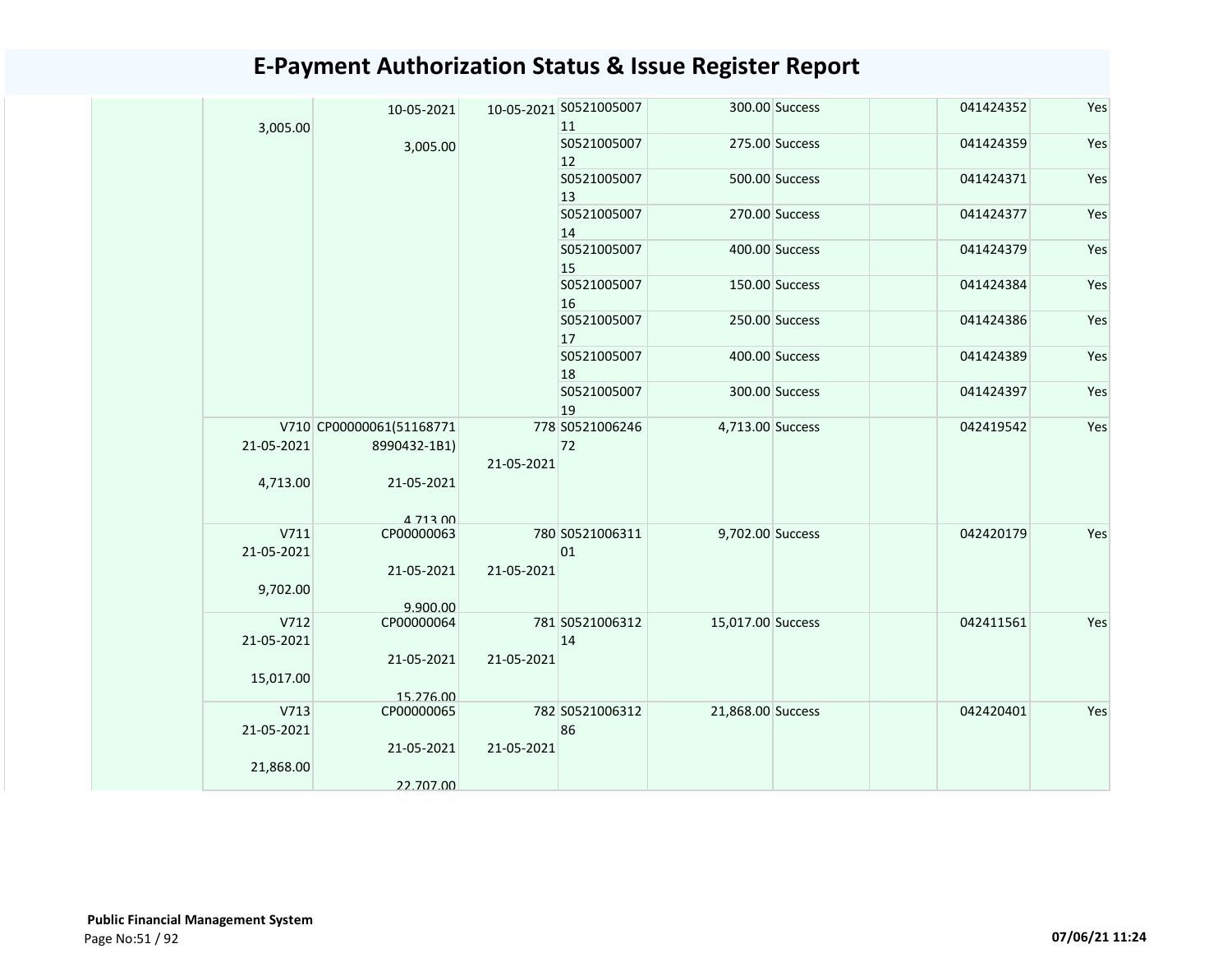# E-Payment Authorization Status & Issue Register Report

| | | | | | | | | | |
|---|---|---|---|---|---|---|---|---|---|
| | 3,005.00 | 10-05-2021<br>3,005.00 | 10-05-2021 | S052100500711 | 300.00 | Success | | 041424352 | Yes |
| | | | | S052100500712 | 275.00 | Success | | 041424359 | Yes |
| | | | | S052100500713 | 500.00 | Success | | 041424371 | Yes |
| | | | | S052100500714 | 270.00 | Success | | 041424377 | Yes |
| | | | | S052100500715 | 400.00 | Success | | 041424379 | Yes |
| | | | | S052100500716 | 150.00 | Success | | 041424384 | Yes |
| | | | | S052100500717 | 250.00 | Success | | 041424386 | Yes |
| | | | | S052100500718 | 400.00 | Success | | 041424389 | Yes |
| | | | | S052100500719 | 300.00 | Success | | 041424397 | Yes |
| | V710<br>21-05-2021<br>4,713.00 | CP00000061(511687718990432-1B1)<br>21-05-2021<br>4,713.00 | 778<br>21-05-2021 | S052100624672 | 4,713.00 | Success | | 042419542 | Yes |
| | V711<br>21-05-2021<br>9,702.00 | CP00000063<br>21-05-2021<br>9,900.00 | 780<br>21-05-2021 | S052100631101 | 9,702.00 | Success | | 042420179 | Yes |
| | V712<br>21-05-2021<br>15,017.00 | CP00000064<br>21-05-2021<br>15,276.00 | 781<br>21-05-2021 | S052100631214 | 15,017.00 | Success | | 042411561 | Yes |
| | V713<br>21-05-2021<br>21,868.00 | CP00000065<br>21-05-2021<br>22,707.00 | 782<br>21-05-2021 | S052100631286 | 21,868.00 | Success | | 042420401 | Yes |

**Public Financial Management System**

07/06/21 11:24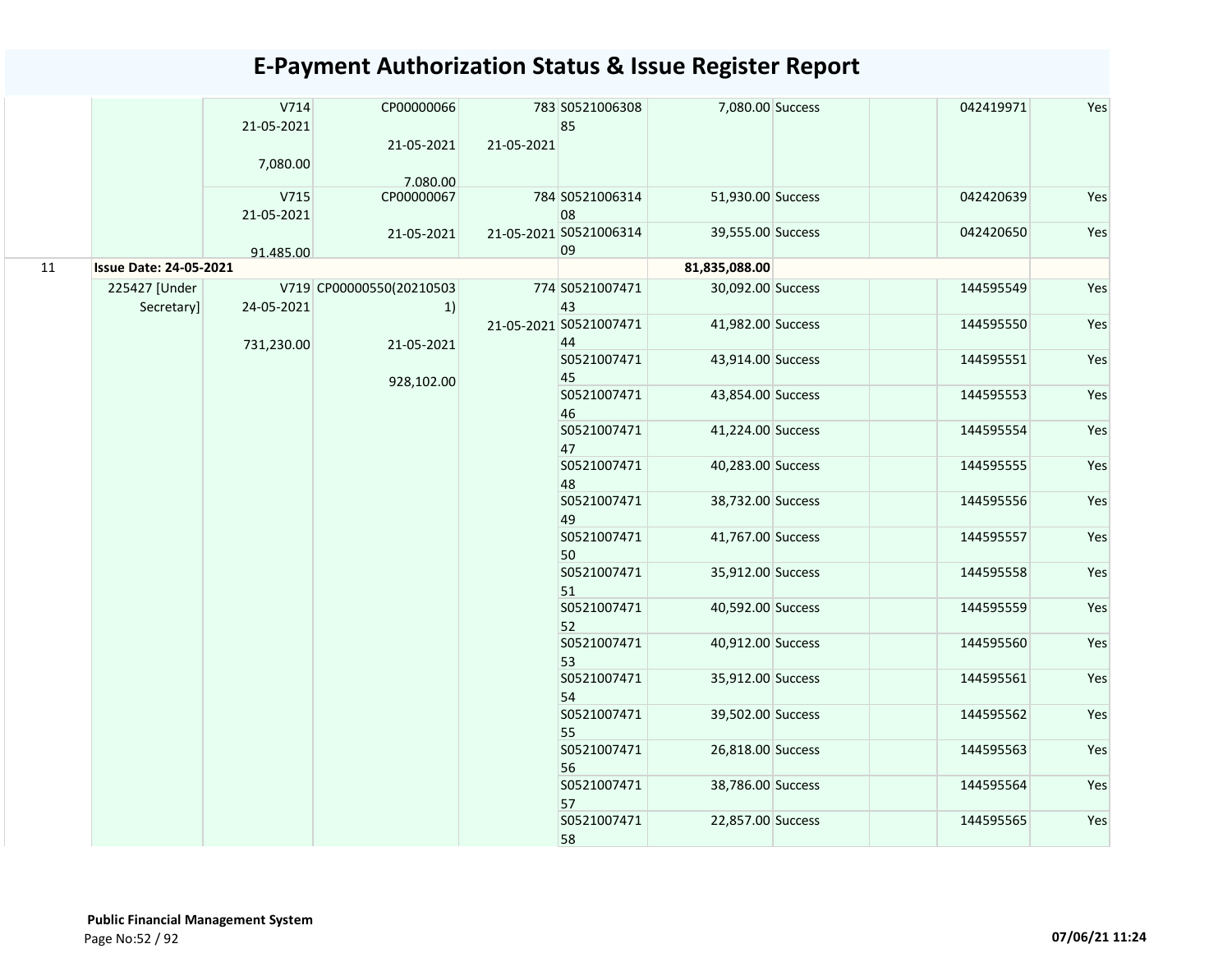# E-Payment Authorization Status & Issue Register Report

| | | | | | | | | | | |
|---|---|---|---|---|---|---|---|---|---|---|
| | | V714 21-05-2021 7,080.00 | CP00000066 21-05-2021 7,080.00 | 783 21-05-2021 | S052100630885 | 7,080.00 | Success | | 042419971 | Yes |
| | | V715 21-05-2021 91,485.00 | CP00000067 21-05-2021 | 784 21-05-2021 | S052100631408 | 51,930.00 | Success | | 042420639 | Yes |
| | | | | | S052100631409 | 39,555.00 | Success | | 042420650 | Yes |
| 11 | **Issue Date: 24-05-2021** | | | | | **81,835,088.00** | | | | |
| | 225427 [Under Secretary] | V719 24-05-2021 731,230.00 | CP00000550(202105031) 21-05-2021 928,102.00 | 774 21-05-2021 | S052100747143 | 30,092.00 | Success | | 144595549 | Yes |
| | | | | | S052100747144 | 41,982.00 | Success | | 144595550 | Yes |
| | | | | | S052100747145 | 43,914.00 | Success | | 144595551 | Yes |
| | | | | | S052100747146 | 43,854.00 | Success | | 144595553 | Yes |
| | | | | | S052100747147 | 41,224.00 | Success | | 144595554 | Yes |
| | | | | | S052100747148 | 40,283.00 | Success | | 144595555 | Yes |
| | | | | | S052100747149 | 38,732.00 | Success | | 144595556 | Yes |
| | | | | | S052100747150 | 41,767.00 | Success | | 144595557 | Yes |
| | | | | | S052100747151 | 35,912.00 | Success | | 144595558 | Yes |
| | | | | | S052100747152 | 40,592.00 | Success | | 144595559 | Yes |
| | | | | | S052100747153 | 40,912.00 | Success | | 144595560 | Yes |
| | | | | | S052100747154 | 35,912.00 | Success | | 144595561 | Yes |
| | | | | | S052100747155 | 39,502.00 | Success | | 144595562 | Yes |
| | | | | | S052100747156 | 26,818.00 | Success | | 144595563 | Yes |
| | | | | | S052100747157 | 38,786.00 | Success | | 144595564 | Yes |
| | | | | | S052100747158 | 22,857.00 | Success | | 144595565 | Yes |

**Public Financial Management System**

07/06/21 11:24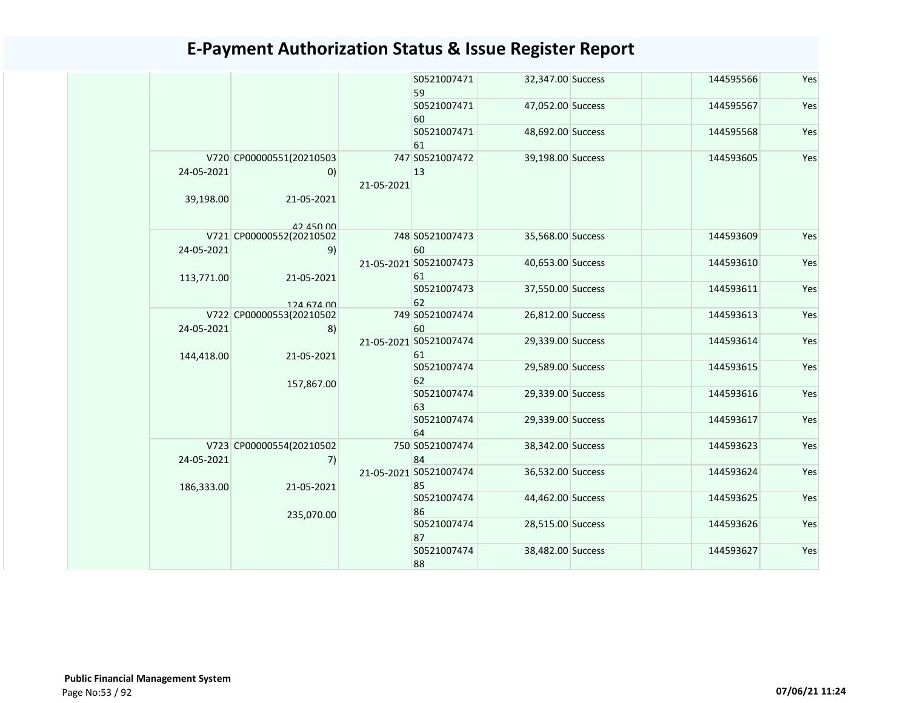# E-Payment Authorization Status & Issue Register Report

| | | | | | | | | | |
|---|---|---|---|---|---|---|---|---|---|
| | | | | S052100747159 | 32,347.00 | Success | | 144595566 | Yes |
| | | | | S052100747160 | 47,052.00 | Success | | 144595567 | Yes |
| | | | | S052100747161 | 48,692.00 | Success | | 144595568 | Yes |
| | V720 24-05-2021 39,198.00 | CP00000551(202105030) 21-05-2021 42,450.00 | 747 21-05-2021 | S052100747213 | 39,198.00 | Success | | 144593605 | Yes |
| | V721 24-05-2021 113,771.00 | CP00000552(202105029) 21-05-2021 124,674.00 | 748 21-05-2021 | S052100747360 | 35,568.00 | Success | | 144593609 | Yes |
| | | | | S052100747361 | 40,653.00 | Success | | 144593610 | Yes |
| | | | | S052100747362 | 37,550.00 | Success | | 144593611 | Yes |
| | V722 24-05-2021 144,418.00 | CP00000553(202105028) 21-05-2021 157,867.00 | 749 21-05-2021 | S052100747460 | 26,812.00 | Success | | 144593613 | Yes |
| | | | | S052100747461 | 29,339.00 | Success | | 144593614 | Yes |
| | | | | S052100747462 | 29,589.00 | Success | | 144593615 | Yes |
| | | | | S052100747463 | 29,339.00 | Success | | 144593616 | Yes |
| | | | | S052100747464 | 29,339.00 | Success | | 144593617 | Yes |
| | V723 24-05-2021 186,333.00 | CP00000554(202105027) 21-05-2021 235,070.00 | 750 21-05-2021 | S052100747484 | 38,342.00 | Success | | 144593623 | Yes |
| | | | | S052100747485 | 36,532.00 | Success | | 144593624 | Yes |
| | | | | S052100747486 | 44,462.00 | Success | | 144593625 | Yes |
| | | | | S052100747487 | 28,515.00 | Success | | 144593626 | Yes |
| | | | | S052100747488 | 38,482.00 | Success | | 144593627 | Yes |

**Public Financial Management System**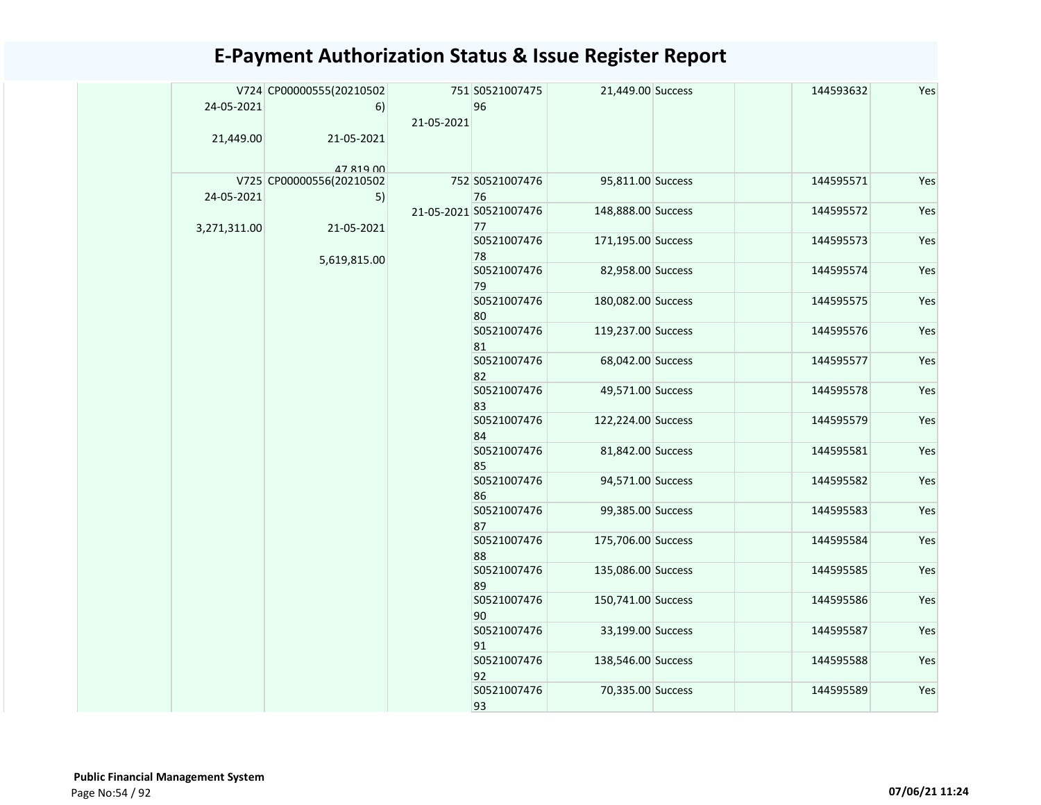# E-Payment Authorization Status & Issue Register Report

| | | | | | | | | |
|---|---|---|---|---|---|---|---|---|
| | V724 24-05-2021 21,449.00 | CP00000555(202105026) 21-05-2021 47,819.00 | 751 21-05-2021 | S052100747596 | 21,449.00 | Success | | 144593632 | Yes |
| | V725 24-05-2021 3,271,311.00 | CP00000556(202105025) 21-05-2021 5,619,815.00 | 752 21-05-2021 | S052100747676 | 95,811.00 | Success | | 144595571 | Yes |
| | | | | S052100747677 | 148,888.00 | Success | | 144595572 | Yes |
| | | | | S052100747678 | 171,195.00 | Success | | 144595573 | Yes |
| | | | | S052100747679 | 82,958.00 | Success | | 144595574 | Yes |
| | | | | S052100747680 | 180,082.00 | Success | | 144595575 | Yes |
| | | | | S052100747681 | 119,237.00 | Success | | 144595576 | Yes |
| | | | | S052100747682 | 68,042.00 | Success | | 144595577 | Yes |
| | | | | S052100747683 | 49,571.00 | Success | | 144595578 | Yes |
| | | | | S052100747684 | 122,224.00 | Success | | 144595579 | Yes |
| | | | | S052100747685 | 81,842.00 | Success | | 144595581 | Yes |
| | | | | S052100747686 | 94,571.00 | Success | | 144595582 | Yes |
| | | | | S052100747687 | 99,385.00 | Success | | 144595583 | Yes |
| | | | | S052100747688 | 175,706.00 | Success | | 144595584 | Yes |
| | | | | S052100747689 | 135,086.00 | Success | | 144595585 | Yes |
| | | | | S052100747690 | 150,741.00 | Success | | 144595586 | Yes |
| | | | | S052100747691 | 33,199.00 | Success | | 144595587 | Yes |
| | | | | S052100747692 | 138,546.00 | Success | | 144595588 | Yes |
| | | | | S052100747693 | 70,335.00 | Success | | 144595589 | Yes |

**Public Financial Management System**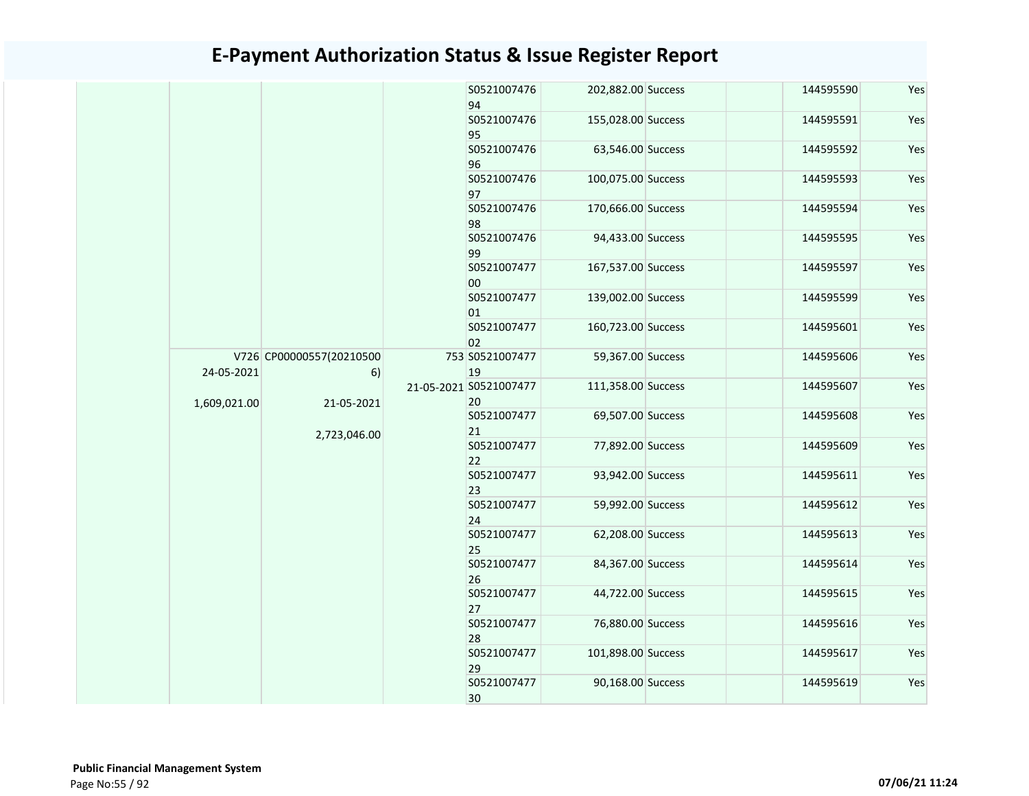# E-Payment Authorization Status & Issue Register Report

| | | | | | | | | | |
|---|---|---|---|---|---|---|---|---|---|
| | | | | S052100747694 | 202,882.00 | Success | | 144595590 | Yes |
| | | | | S052100747695 | 155,028.00 | Success | | 144595591 | Yes |
| | | | | S052100747696 | 63,546.00 | Success | | 144595592 | Yes |
| | | | | S052100747697 | 100,075.00 | Success | | 144595593 | Yes |
| | | | | S052100747698 | 170,666.00 | Success | | 144595594 | Yes |
| | | | | S052100747699 | 94,433.00 | Success | | 144595595 | Yes |
| | | | | S052100747700 | 167,537.00 | Success | | 144595597 | Yes |
| | | | | S052100747701 | 139,002.00 | Success | | 144595599 | Yes |
| | | | | S052100747702 | 160,723.00 | Success | | 144595601 | Yes |
| | V726 24-05-2021 1,609,021.00 | CP00000557(202105006) 21-05-2021 2,723,046.00 | 753 21-05-2021 | S052100747719 | 59,367.00 | Success | | 144595606 | Yes |
| | | | | S052100747720 | 111,358.00 | Success | | 144595607 | Yes |
| | | | | S052100747721 | 69,507.00 | Success | | 144595608 | Yes |
| | | | | S052100747722 | 77,892.00 | Success | | 144595609 | Yes |
| | | | | S052100747723 | 93,942.00 | Success | | 144595611 | Yes |
| | | | | S052100747724 | 59,992.00 | Success | | 144595612 | Yes |
| | | | | S052100747725 | 62,208.00 | Success | | 144595613 | Yes |
| | | | | S052100747726 | 84,367.00 | Success | | 144595614 | Yes |
| | | | | S052100747727 | 44,722.00 | Success | | 144595615 | Yes |
| | | | | S052100747728 | 76,880.00 | Success | | 144595616 | Yes |
| | | | | S052100747729 | 101,898.00 | Success | | 144595617 | Yes |
| | | | | S052100747730 | 90,168.00 | Success | | 144595619 | Yes |

**Public Financial Management System**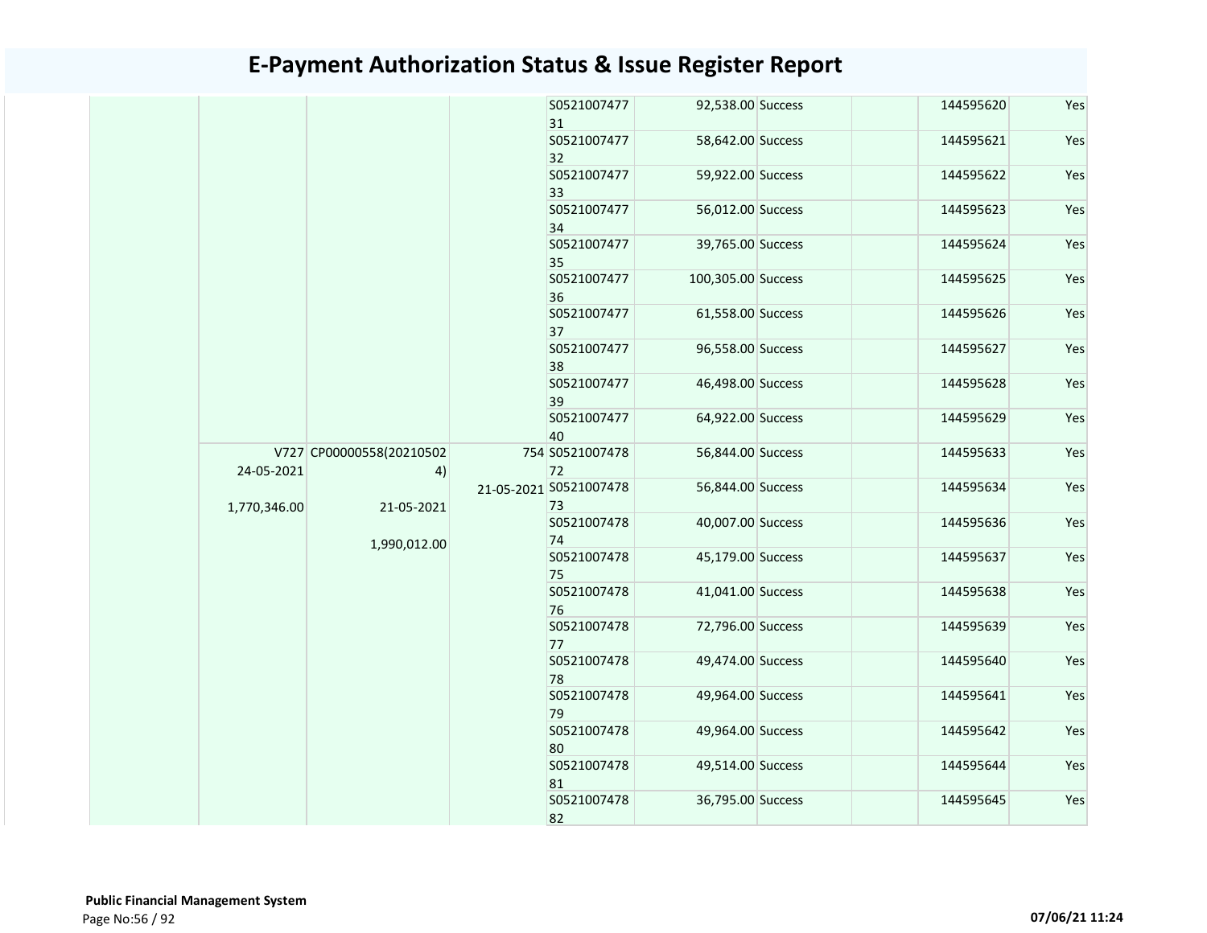# E-Payment Authorization Status & Issue Register Report

| | | | | | | | | | |
|---|---|---|---|---|---|---|---|---|---|
| | | | | S052100747731 | 92,538.00 | Success | | 144595620 | Yes |
| | | | | S052100747732 | 58,642.00 | Success | | 144595621 | Yes |
| | | | | S052100747733 | 59,922.00 | Success | | 144595622 | Yes |
| | | | | S052100747734 | 56,012.00 | Success | | 144595623 | Yes |
| | | | | S052100747735 | 39,765.00 | Success | | 144595624 | Yes |
| | | | | S052100747736 | 100,305.00 | Success | | 144595625 | Yes |
| | | | | S052100747737 | 61,558.00 | Success | | 144595626 | Yes |
| | | | | S052100747738 | 96,558.00 | Success | | 144595627 | Yes |
| | | | | S052100747739 | 46,498.00 | Success | | 144595628 | Yes |
| | | | | S052100747740 | 64,922.00 | Success | | 144595629 | Yes |
| | V727 24-05-2021 1,770,346.00 | CP00000558(202105024) 21-05-2021 1,990,012.00 | 754 21-05-2021 | S052100747872 | 56,844.00 | Success | | 144595633 | Yes |
| | | | | S052100747873 | 56,844.00 | Success | | 144595634 | Yes |
| | | | | S052100747874 | 40,007.00 | Success | | 144595636 | Yes |
| | | | | S052100747875 | 45,179.00 | Success | | 144595637 | Yes |
| | | | | S052100747876 | 41,041.00 | Success | | 144595638 | Yes |
| | | | | S052100747877 | 72,796.00 | Success | | 144595639 | Yes |
| | | | | S052100747878 | 49,474.00 | Success | | 144595640 | Yes |
| | | | | S052100747879 | 49,964.00 | Success | | 144595641 | Yes |
| | | | | S052100747880 | 49,964.00 | Success | | 144595642 | Yes |
| | | | | S052100747881 | 49,514.00 | Success | | 144595644 | Yes |
| | | | | S052100747882 | 36,795.00 | Success | | 144595645 | Yes |

**Public Financial Management System**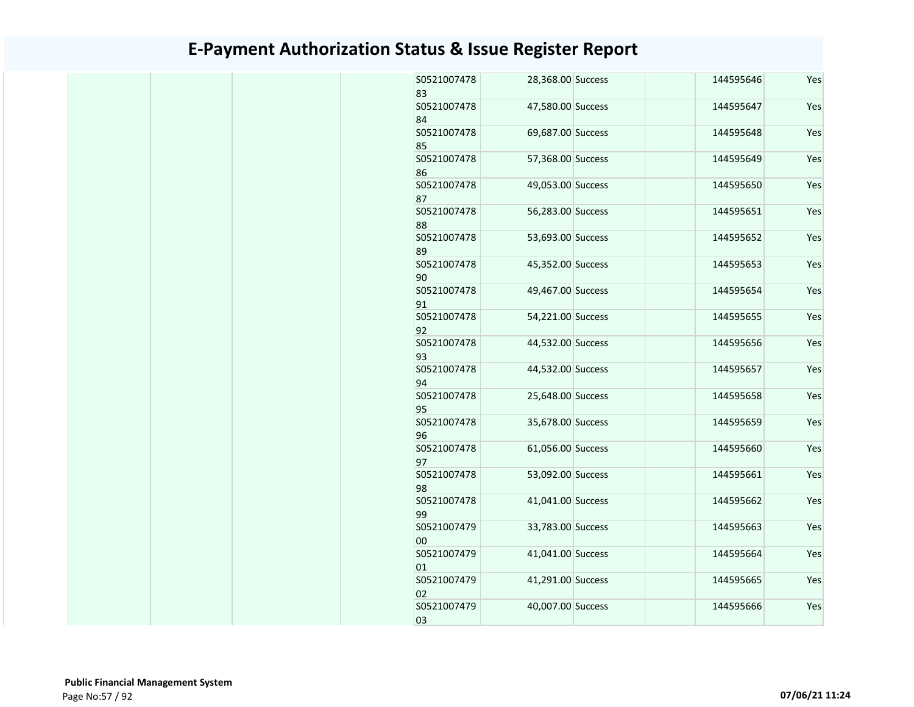# E-Payment Authorization Status & Issue Register Report

| | | | | | | | | | |
|---|---|---|---|---|---|---|---|---|---|
| | | | | S052100747883 | 28,368.00 | Success | | 144595646 | Yes |
| | | | | S052100747884 | 47,580.00 | Success | | 144595647 | Yes |
| | | | | S052100747885 | 69,687.00 | Success | | 144595648 | Yes |
| | | | | S052100747886 | 57,368.00 | Success | | 144595649 | Yes |
| | | | | S052100747887 | 49,053.00 | Success | | 144595650 | Yes |
| | | | | S052100747888 | 56,283.00 | Success | | 144595651 | Yes |
| | | | | S052100747889 | 53,693.00 | Success | | 144595652 | Yes |
| | | | | S052100747890 | 45,352.00 | Success | | 144595653 | Yes |
| | | | | S052100747891 | 49,467.00 | Success | | 144595654 | Yes |
| | | | | S052100747892 | 54,221.00 | Success | | 144595655 | Yes |
| | | | | S052100747893 | 44,532.00 | Success | | 144595656 | Yes |
| | | | | S052100747894 | 44,532.00 | Success | | 144595657 | Yes |
| | | | | S052100747895 | 25,648.00 | Success | | 144595658 | Yes |
| | | | | S052100747896 | 35,678.00 | Success | | 144595659 | Yes |
| | | | | S052100747897 | 61,056.00 | Success | | 144595660 | Yes |
| | | | | S052100747898 | 53,092.00 | Success | | 144595661 | Yes |
| | | | | S052100747899 | 41,041.00 | Success | | 144595662 | Yes |
| | | | | S052100747900 | 33,783.00 | Success | | 144595663 | Yes |
| | | | | S052100747901 | 41,041.00 | Success | | 144595664 | Yes |
| | | | | S052100747902 | 41,291.00 | Success | | 144595665 | Yes |
| | | | | S052100747903 | 40,007.00 | Success | | 144595666 | Yes |

**Public Financial Management System**

07/06/21 11:24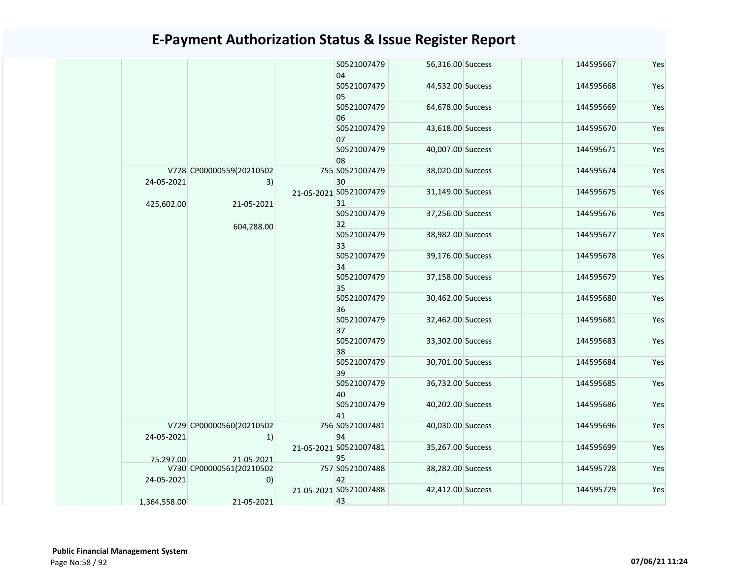# E-Payment Authorization Status & Issue Register Report

| | | | | | | | | | |
|---|---|---|---|---|---|---|---|---|---|
| | | | | S052100747904 | 56,316.00 | Success | | 144595667 | Yes |
| | | | | S052100747905 | 44,532.00 | Success | | 144595668 | Yes |
| | | | | S052100747906 | 64,678.00 | Success | | 144595669 | Yes |
| | | | | S052100747907 | 43,618.00 | Success | | 144595670 | Yes |
| | | | | S052100747908 | 40,007.00 | Success | | 144595671 | Yes |
| | V728 24-05-2021 425,602.00 | CP00000559(202105023) 21-05-2021 604,288.00 | 755 21-05-2021 | S052100747930 | 38,020.00 | Success | | 144595674 | Yes |
| | | | | S052100747931 | 31,149.00 | Success | | 144595675 | Yes |
| | | | | S052100747932 | 37,256.00 | Success | | 144595676 | Yes |
| | | | | S052100747933 | 38,982.00 | Success | | 144595677 | Yes |
| | | | | S052100747934 | 39,176.00 | Success | | 144595678 | Yes |
| | | | | S052100747935 | 37,158.00 | Success | | 144595679 | Yes |
| | | | | S052100747936 | 30,462.00 | Success | | 144595680 | Yes |
| | | | | S052100747937 | 32,462.00 | Success | | 144595681 | Yes |
| | | | | S052100747938 | 33,302.00 | Success | | 144595683 | Yes |
| | | | | S052100747939 | 30,701.00 | Success | | 144595684 | Yes |
| | | | | S052100747940 | 36,732.00 | Success | | 144595685 | Yes |
| | | | | S052100747941 | 40,202.00 | Success | | 144595686 | Yes |
| | V729 24-05-2021 75,297.00 | CP00000560(202105021) 21-05-2021 | 756 21-05-2021 | S052100748194 | 40,030.00 | Success | | 144595696 | Yes |
| | | | | S052100748195 | 35,267.00 | Success | | 144595699 | Yes |
| | V730 24-05-2021 1,364,558.00 | CP00000561(202105020) 21-05-2021 | 757 21-05-2021 | S052100748842 | 38,282.00 | Success | | 144595728 | Yes |
| | | | | S052100748843 | 42,412.00 | Success | | 144595729 | Yes |

**Public Financial Management System**

07/06/21 11:24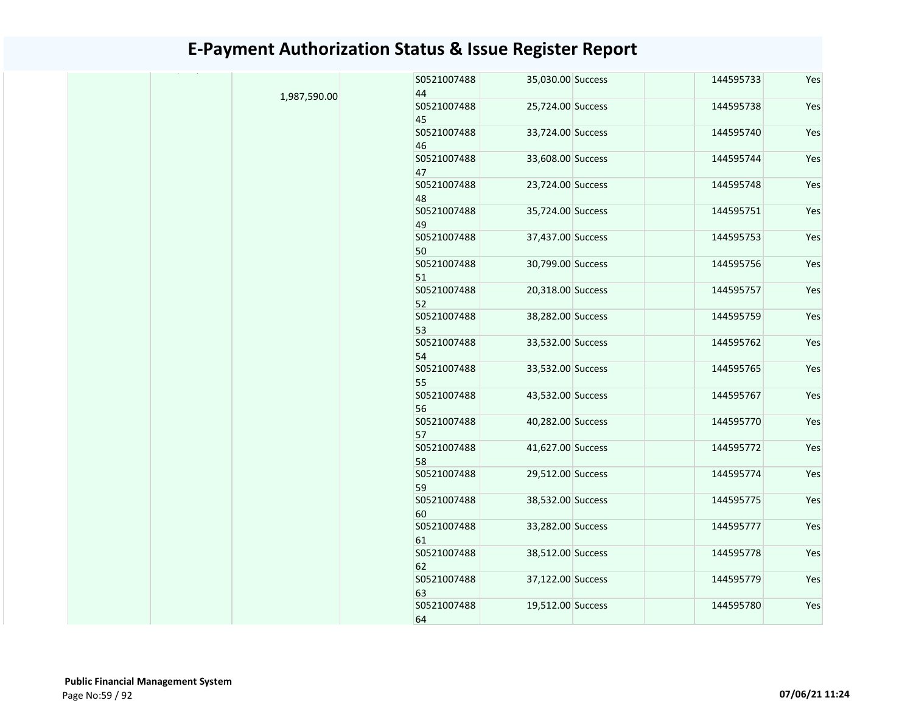# E-Payment Authorization Status & Issue Register Report

| | | | | | | | | | |
|---|---|---|---|---|---|---|---|---|---|
| | | 1,987,590.00 | | S052100748844 | 35,030.00 | Success | | 144595733 | Yes |
| | | | | S052100748845 | 25,724.00 | Success | | 144595738 | Yes |
| | | | | S052100748846 | 33,724.00 | Success | | 144595740 | Yes |
| | | | | S052100748847 | 33,608.00 | Success | | 144595744 | Yes |
| | | | | S052100748848 | 23,724.00 | Success | | 144595748 | Yes |
| | | | | S052100748849 | 35,724.00 | Success | | 144595751 | Yes |
| | | | | S052100748850 | 37,437.00 | Success | | 144595753 | Yes |
| | | | | S052100748851 | 30,799.00 | Success | | 144595756 | Yes |
| | | | | S052100748852 | 20,318.00 | Success | | 144595757 | Yes |
| | | | | S052100748853 | 38,282.00 | Success | | 144595759 | Yes |
| | | | | S052100748854 | 33,532.00 | Success | | 144595762 | Yes |
| | | | | S052100748855 | 33,532.00 | Success | | 144595765 | Yes |
| | | | | S052100748856 | 43,532.00 | Success | | 144595767 | Yes |
| | | | | S052100748857 | 40,282.00 | Success | | 144595770 | Yes |
| | | | | S052100748858 | 41,627.00 | Success | | 144595772 | Yes |
| | | | | S052100748859 | 29,512.00 | Success | | 144595774 | Yes |
| | | | | S052100748860 | 38,532.00 | Success | | 144595775 | Yes |
| | | | | S052100748861 | 33,282.00 | Success | | 144595777 | Yes |
| | | | | S052100748862 | 38,512.00 | Success | | 144595778 | Yes |
| | | | | S052100748863 | 37,122.00 | Success | | 144595779 | Yes |
| | | | | S052100748864 | 19,512.00 | Success | | 144595780 | Yes |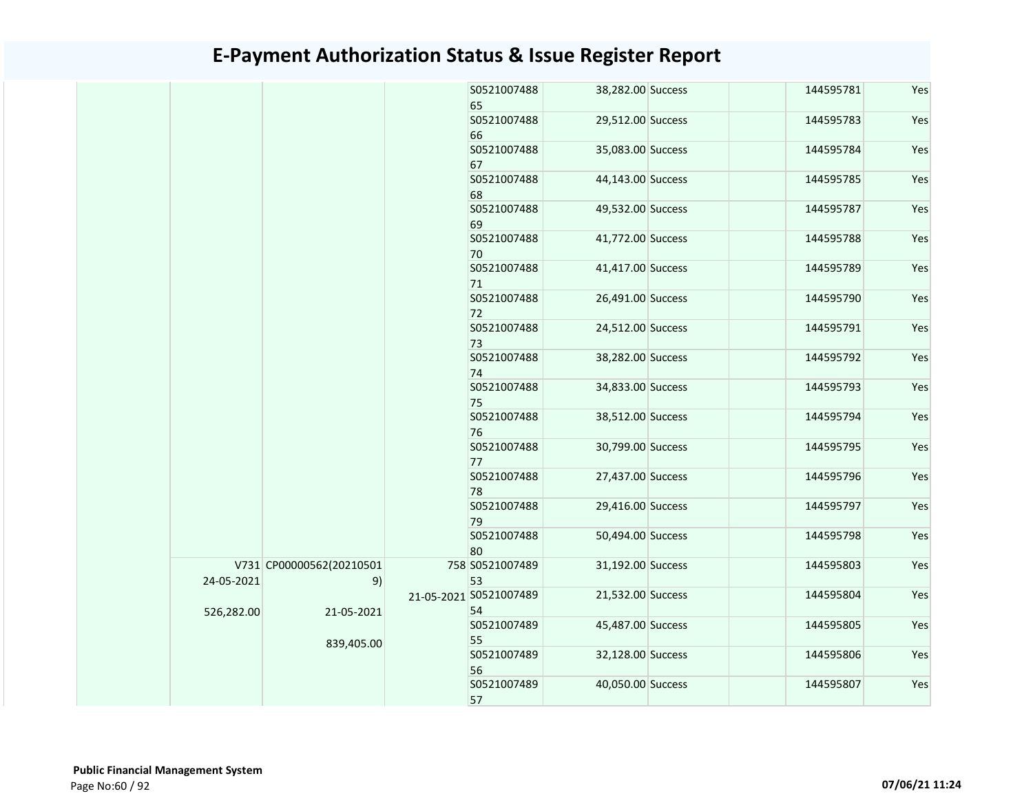# E-Payment Authorization Status & Issue Register Report

| | | | | | | | | | |
|---|---|---|---|---|---|---|---|---|---|
| | | | | S0521007488 65 | 38,282.00 | Success | | 144595781 | Yes |
| | | | | S0521007488 66 | 29,512.00 | Success | | 144595783 | Yes |
| | | | | S0521007488 67 | 35,083.00 | Success | | 144595784 | Yes |
| | | | | S0521007488 68 | 44,143.00 | Success | | 144595785 | Yes |
| | | | | S0521007488 69 | 49,532.00 | Success | | 144595787 | Yes |
| | | | | S0521007488 70 | 41,772.00 | Success | | 144595788 | Yes |
| | | | | S0521007488 71 | 41,417.00 | Success | | 144595789 | Yes |
| | | | | S0521007488 72 | 26,491.00 | Success | | 144595790 | Yes |
| | | | | S0521007488 73 | 24,512.00 | Success | | 144595791 | Yes |
| | | | | S0521007488 74 | 38,282.00 | Success | | 144595792 | Yes |
| | | | | S0521007488 75 | 34,833.00 | Success | | 144595793 | Yes |
| | | | | S0521007488 76 | 38,512.00 | Success | | 144595794 | Yes |
| | | | | S0521007488 77 | 30,799.00 | Success | | 144595795 | Yes |
| | | | | S0521007488 78 | 27,437.00 | Success | | 144595796 | Yes |
| | | | | S0521007488 79 | 29,416.00 | Success | | 144595797 | Yes |
| | | | | S0521007488 80 | 50,494.00 | Success | | 144595798 | Yes |
| | V731 24-05-2021 526,282.00 | CP00000562(20210501 9) 21-05-2021 839,405.00 | 758 21-05-2021 | S0521007489 53 | 31,192.00 | Success | | 144595803 | Yes |
| | | | | S0521007489 54 | 21,532.00 | Success | | 144595804 | Yes |
| | | | | S0521007489 55 | 45,487.00 | Success | | 144595805 | Yes |
| | | | | S0521007489 56 | 32,128.00 | Success | | 144595806 | Yes |
| | | | | S0521007489 57 | 40,050.00 | Success | | 144595807 | Yes |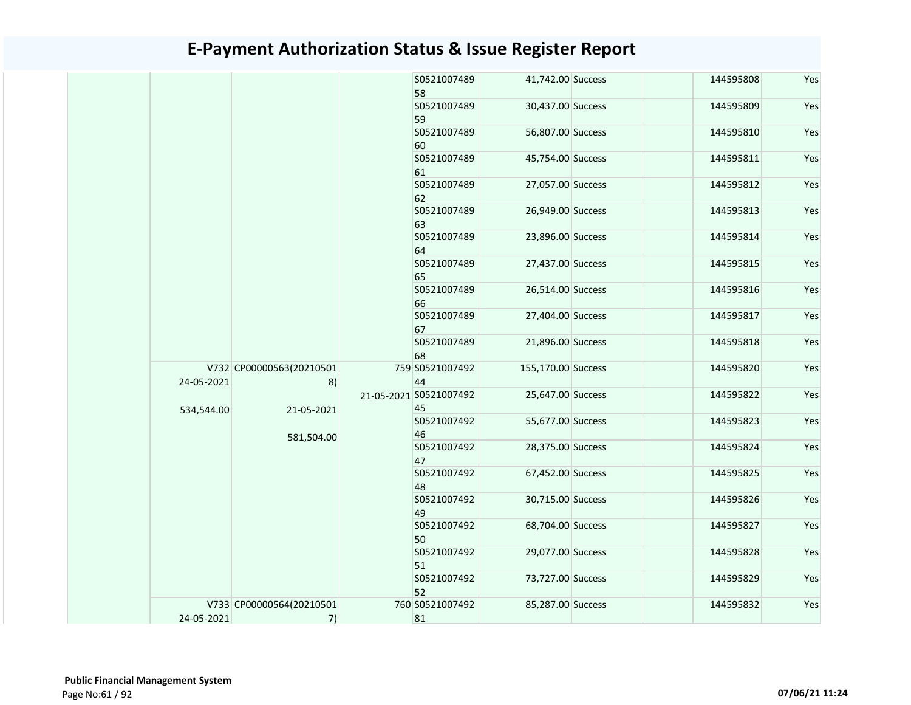# E-Payment Authorization Status & Issue Register Report

| | | | | | | | | | |
|---|---|---|---|---|---|---|---|---|---|
| | | | | S0521007489 58 | 41,742.00 | Success | | 144595808 | Yes |
| | | | | S0521007489 59 | 30,437.00 | Success | | 144595809 | Yes |
| | | | | S0521007489 60 | 56,807.00 | Success | | 144595810 | Yes |
| | | | | S0521007489 61 | 45,754.00 | Success | | 144595811 | Yes |
| | | | | S0521007489 62 | 27,057.00 | Success | | 144595812 | Yes |
| | | | | S0521007489 63 | 26,949.00 | Success | | 144595813 | Yes |
| | | | | S0521007489 64 | 23,896.00 | Success | | 144595814 | Yes |
| | | | | S0521007489 65 | 27,437.00 | Success | | 144595815 | Yes |
| | | | | S0521007489 66 | 26,514.00 | Success | | 144595816 | Yes |
| | | | | S0521007489 67 | 27,404.00 | Success | | 144595817 | Yes |
| | | | | S0521007489 68 | 21,896.00 | Success | | 144595818 | Yes |
| | V732 24-05-2021 534,544.00 | CP00000563(20210501 8) 21-05-2021 581,504.00 | 759 21-05-2021 | S0521007492 44 | 155,170.00 | Success | | 144595820 | Yes |
| | | | | S0521007492 45 | 25,647.00 | Success | | 144595822 | Yes |
| | | | | S0521007492 46 | 55,677.00 | Success | | 144595823 | Yes |
| | | | | S0521007492 47 | 28,375.00 | Success | | 144595824 | Yes |
| | | | | S0521007492 48 | 67,452.00 | Success | | 144595825 | Yes |
| | | | | S0521007492 49 | 30,715.00 | Success | | 144595826 | Yes |
| | | | | S0521007492 50 | 68,704.00 | Success | | 144595827 | Yes |
| | | | | S0521007492 51 | 29,077.00 | Success | | 144595828 | Yes |
| | | | | S0521007492 52 | 73,727.00 | Success | | 144595829 | Yes |
| | V733 24-05-2021 | CP00000564(20210501 7) | 760 | S0521007492 81 | 85,287.00 | Success | | 144595832 | Yes |

**Public Financial Management System**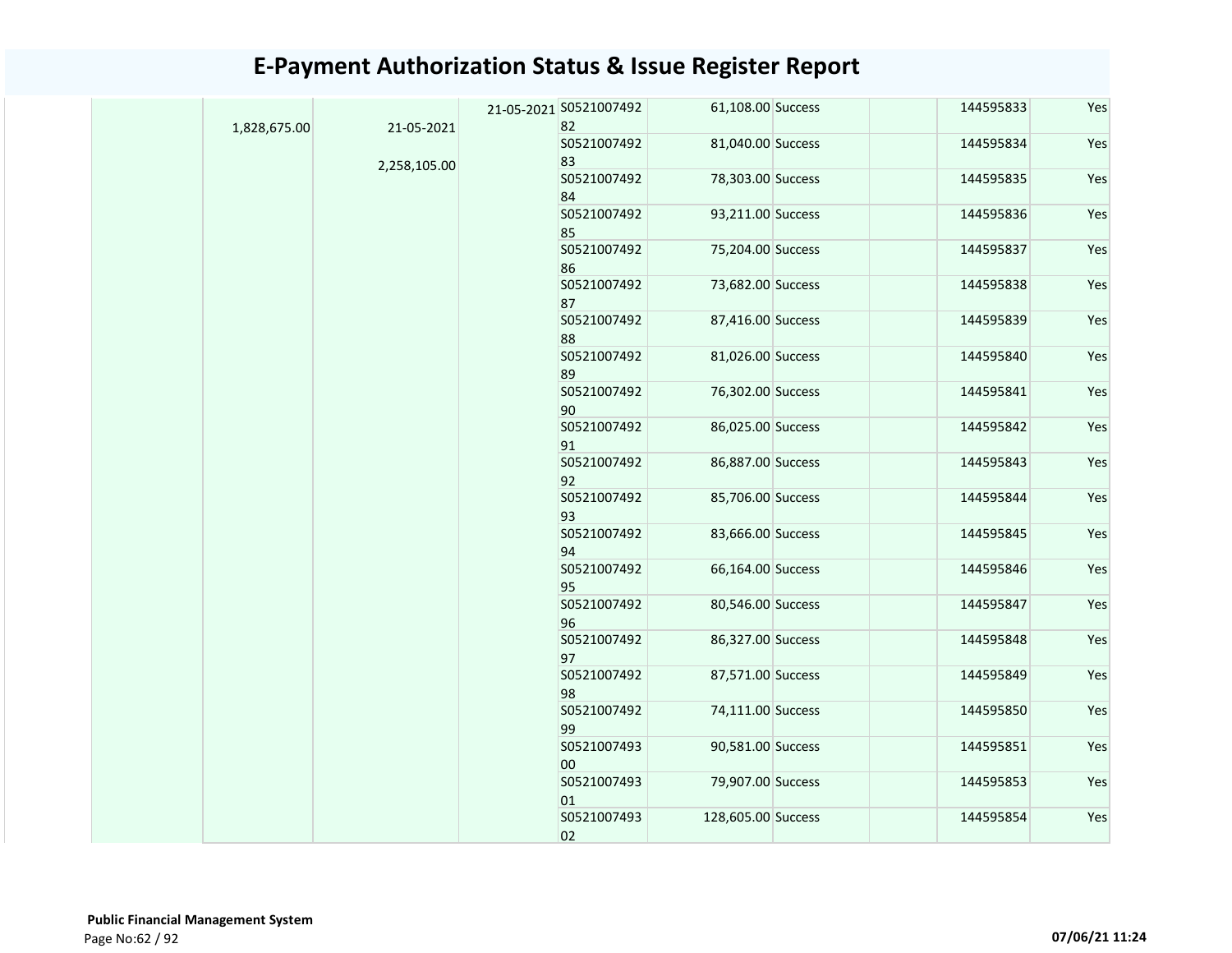# E-Payment Authorization Status & Issue Register Report

| | | | | | | | | | |
|---|---|---|---|---|---|---|---|---|---|
| | 1,828,675.00 | 21-05-2021<br>2,258,105.00 | 21-05-2021 | S052100749282 | 61,108.00 | Success | | 144595833 | Yes |
| | | | | S052100749283 | 81,040.00 | Success | | 144595834 | Yes |
| | | | | S052100749284 | 78,303.00 | Success | | 144595835 | Yes |
| | | | | S052100749285 | 93,211.00 | Success | | 144595836 | Yes |
| | | | | S052100749286 | 75,204.00 | Success | | 144595837 | Yes |
| | | | | S052100749287 | 73,682.00 | Success | | 144595838 | Yes |
| | | | | S052100749288 | 87,416.00 | Success | | 144595839 | Yes |
| | | | | S052100749289 | 81,026.00 | Success | | 144595840 | Yes |
| | | | | S052100749290 | 76,302.00 | Success | | 144595841 | Yes |
| | | | | S052100749291 | 86,025.00 | Success | | 144595842 | Yes |
| | | | | S052100749292 | 86,887.00 | Success | | 144595843 | Yes |
| | | | | S052100749293 | 85,706.00 | Success | | 144595844 | Yes |
| | | | | S052100749294 | 83,666.00 | Success | | 144595845 | Yes |
| | | | | S052100749295 | 66,164.00 | Success | | 144595846 | Yes |
| | | | | S052100749296 | 80,546.00 | Success | | 144595847 | Yes |
| | | | | S052100749297 | 86,327.00 | Success | | 144595848 | Yes |
| | | | | S052100749298 | 87,571.00 | Success | | 144595849 | Yes |
| | | | | S052100749299 | 74,111.00 | Success | | 144595850 | Yes |
| | | | | S052100749300 | 90,581.00 | Success | | 144595851 | Yes |
| | | | | S052100749301 | 79,907.00 | Success | | 144595853 | Yes |
| | | | | S052100749302 | 128,605.00 | Success | | 144595854 | Yes |

**Public Financial Management System**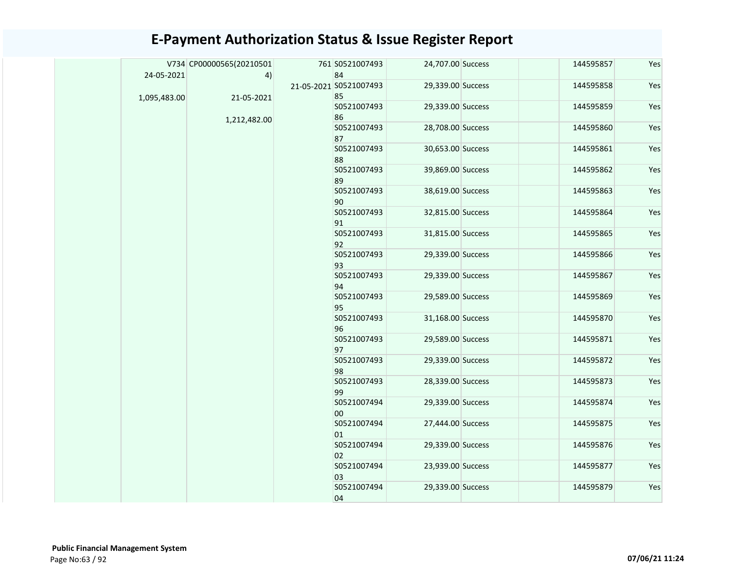# E-Payment Authorization Status & Issue Register Report

| | | | | | | | | | |
|---|---|---|---|---|---|---|---|---|---|
| | V734 24-05-2021 1,095,483.00 | CP00000565(20210501 4) 21-05-2021 1,212,482.00 | 761 21-05-2021 | S052100749384 | 24,707.00 | Success | | 144595857 | Yes |
| | | | | S052100749385 | 29,339.00 | Success | | 144595858 | Yes |
| | | | | S052100749386 | 29,339.00 | Success | | 144595859 | Yes |
| | | | | S052100749387 | 28,708.00 | Success | | 144595860 | Yes |
| | | | | S052100749388 | 30,653.00 | Success | | 144595861 | Yes |
| | | | | S052100749389 | 39,869.00 | Success | | 144595862 | Yes |
| | | | | S052100749390 | 38,619.00 | Success | | 144595863 | Yes |
| | | | | S052100749391 | 32,815.00 | Success | | 144595864 | Yes |
| | | | | S052100749392 | 31,815.00 | Success | | 144595865 | Yes |
| | | | | S052100749393 | 29,339.00 | Success | | 144595866 | Yes |
| | | | | S052100749394 | 29,339.00 | Success | | 144595867 | Yes |
| | | | | S052100749395 | 29,589.00 | Success | | 144595869 | Yes |
| | | | | S052100749396 | 31,168.00 | Success | | 144595870 | Yes |
| | | | | S052100749397 | 29,589.00 | Success | | 144595871 | Yes |
| | | | | S052100749398 | 29,339.00 | Success | | 144595872 | Yes |
| | | | | S052100749399 | 28,339.00 | Success | | 144595873 | Yes |
| | | | | S052100749400 | 29,339.00 | Success | | 144595874 | Yes |
| | | | | S052100749401 | 27,444.00 | Success | | 144595875 | Yes |
| | | | | S052100749402 | 29,339.00 | Success | | 144595876 | Yes |
| | | | | S052100749403 | 23,939.00 | Success | | 144595877 | Yes |
| | | | | S052100749404 | 29,339.00 | Success | | 144595879 | Yes |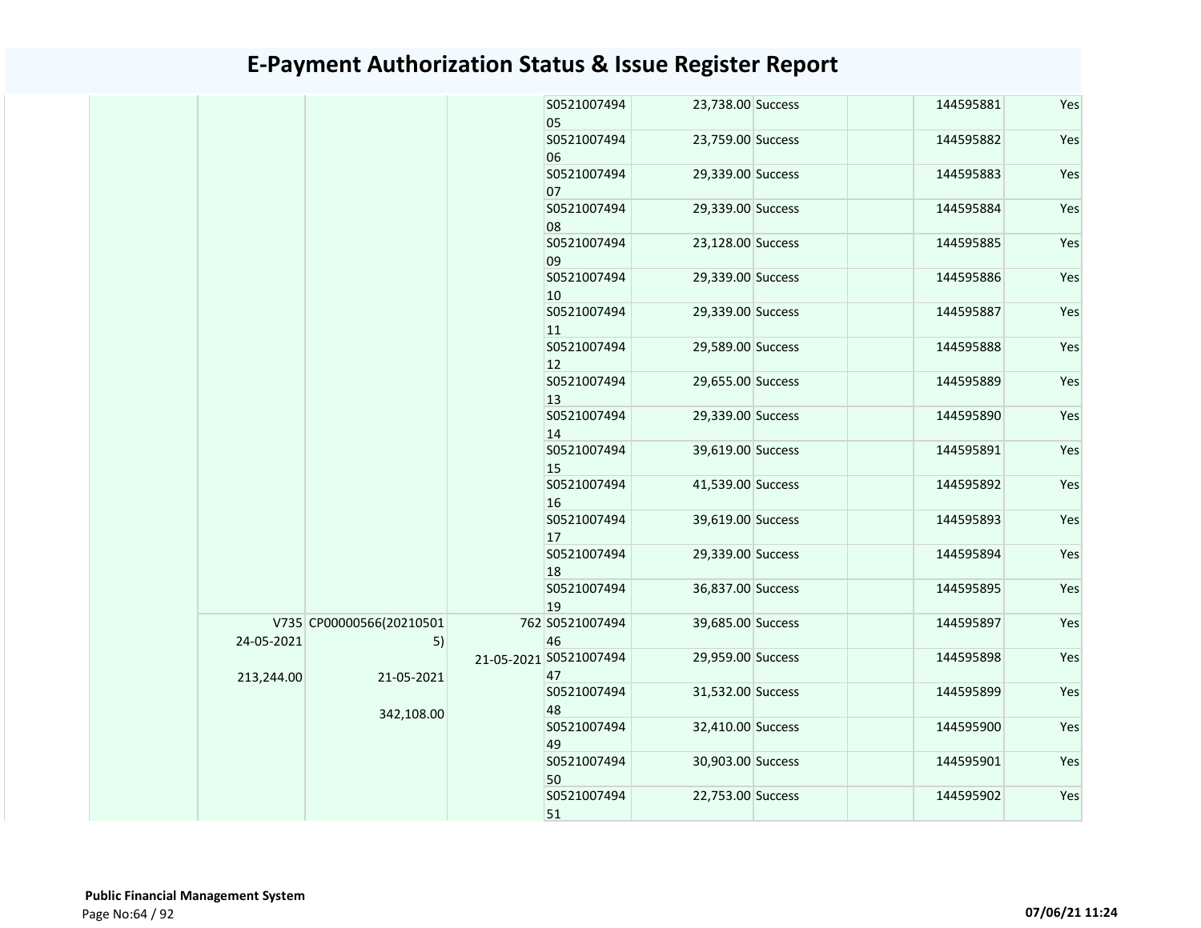# E-Payment Authorization Status & Issue Register Report

| | | | | | | | | | |
|---|---|---|---|---|---|---|---|---|---|
| | | | | S052100749405 | 23,738.00 | Success | | 144595881 | Yes |
| | | | | S052100749406 | 23,759.00 | Success | | 144595882 | Yes |
| | | | | S052100749407 | 29,339.00 | Success | | 144595883 | Yes |
| | | | | S052100749408 | 29,339.00 | Success | | 144595884 | Yes |
| | | | | S052100749409 | 23,128.00 | Success | | 144595885 | Yes |
| | | | | S052100749410 | 29,339.00 | Success | | 144595886 | Yes |
| | | | | S052100749411 | 29,339.00 | Success | | 144595887 | Yes |
| | | | | S052100749412 | 29,589.00 | Success | | 144595888 | Yes |
| | | | | S052100749413 | 29,655.00 | Success | | 144595889 | Yes |
| | | | | S052100749414 | 29,339.00 | Success | | 144595890 | Yes |
| | | | | S052100749415 | 39,619.00 | Success | | 144595891 | Yes |
| | | | | S052100749416 | 41,539.00 | Success | | 144595892 | Yes |
| | | | | S052100749417 | 39,619.00 | Success | | 144595893 | Yes |
| | | | | S052100749418 | 29,339.00 | Success | | 144595894 | Yes |
| | | | | S052100749419 | 36,837.00 | Success | | 144595895 | Yes |
| | V735 24-05-2021 213,244.00 | CP00000566(202105015) 21-05-2021 342,108.00 | 762 21-05-2021 | S052100749446 | 39,685.00 | Success | | 144595897 | Yes |
| | | | | S052100749447 | 29,959.00 | Success | | 144595898 | Yes |
| | | | | S052100749448 | 31,532.00 | Success | | 144595899 | Yes |
| | | | | S052100749449 | 32,410.00 | Success | | 144595900 | Yes |
| | | | | S052100749450 | 30,903.00 | Success | | 144595901 | Yes |
| | | | | S052100749451 | 22,753.00 | Success | | 144595902 | Yes |

**Public Financial Management System**

07/06/21 11:24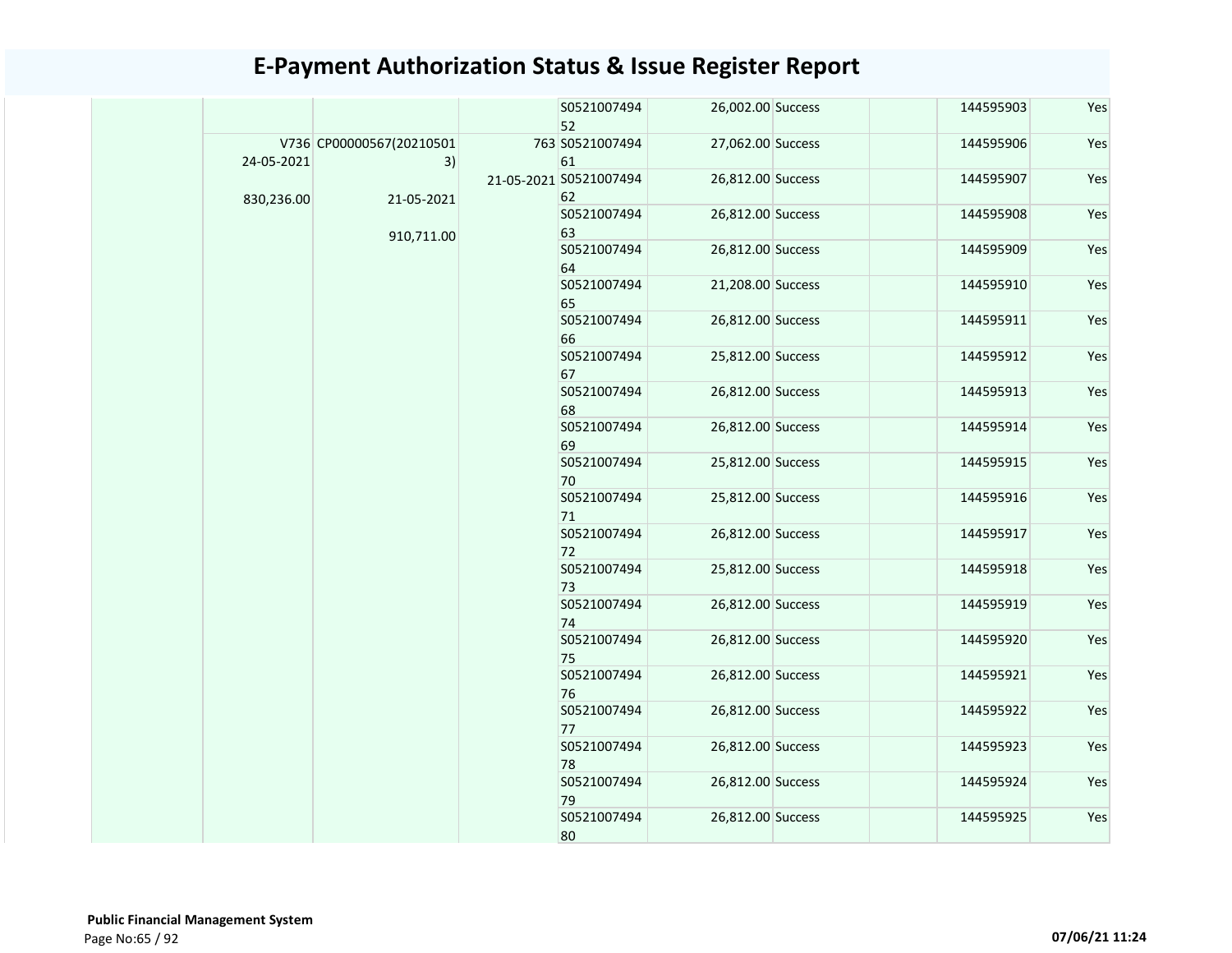# E-Payment Authorization Status & Issue Register Report

| | | | | | | | | | | |
|---|---|---|---|---|---|---|---|---|---|---|
| | | | | S0521007494 52 | 26,002.00 | Success | | | 144595903 | Yes |
| | 24-05-2021 V736 830,236.00 | CP00000567(20210501 3) 21-05-2021 910,711.00 | 763 21-05-2021 | S0521007494 61 | 27,062.00 | Success | | | 144595906 | Yes |
| | | | | S0521007494 62 | 26,812.00 | Success | | | 144595907 | Yes |
| | | | | S0521007494 63 | 26,812.00 | Success | | | 144595908 | Yes |
| | | | | S0521007494 64 | 26,812.00 | Success | | | 144595909 | Yes |
| | | | | S0521007494 65 | 21,208.00 | Success | | | 144595910 | Yes |
| | | | | S0521007494 66 | 26,812.00 | Success | | | 144595911 | Yes |
| | | | | S0521007494 67 | 25,812.00 | Success | | | 144595912 | Yes |
| | | | | S0521007494 68 | 26,812.00 | Success | | | 144595913 | Yes |
| | | | | S0521007494 69 | 26,812.00 | Success | | | 144595914 | Yes |
| | | | | S0521007494 70 | 25,812.00 | Success | | | 144595915 | Yes |
| | | | | S0521007494 71 | 25,812.00 | Success | | | 144595916 | Yes |
| | | | | S0521007494 72 | 26,812.00 | Success | | | 144595917 | Yes |
| | | | | S0521007494 73 | 25,812.00 | Success | | | 144595918 | Yes |
| | | | | S0521007494 74 | 26,812.00 | Success | | | 144595919 | Yes |
| | | | | S0521007494 75 | 26,812.00 | Success | | | 144595920 | Yes |
| | | | | S0521007494 76 | 26,812.00 | Success | | | 144595921 | Yes |
| | | | | S0521007494 77 | 26,812.00 | Success | | | 144595922 | Yes |
| | | | | S0521007494 78 | 26,812.00 | Success | | | 144595923 | Yes |
| | | | | S0521007494 79 | 26,812.00 | Success | | | 144595924 | Yes |
| | | | | S0521007494 80 | 26,812.00 | Success | | | 144595925 | Yes |

**Public Financial Management System**

07/06/21 11:24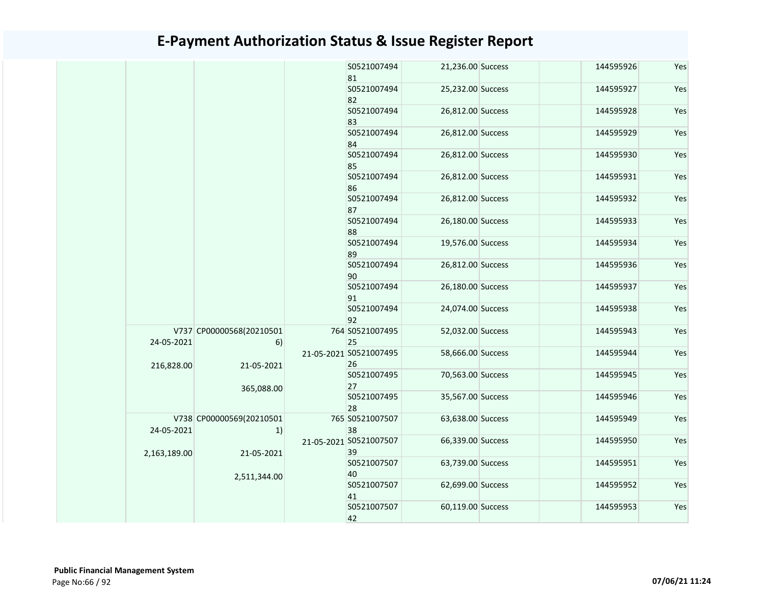# E-Payment Authorization Status & Issue Register Report

| | | | | | | | | | |
|---|---|---|---|---|---|---|---|---|---|
| | | | | S052100749481 | 21,236.00 | Success | | 144595926 | Yes |
| | | | | S052100749482 | 25,232.00 | Success | | 144595927 | Yes |
| | | | | S052100749483 | 26,812.00 | Success | | 144595928 | Yes |
| | | | | S052100749484 | 26,812.00 | Success | | 144595929 | Yes |
| | | | | S052100749485 | 26,812.00 | Success | | 144595930 | Yes |
| | | | | S052100749486 | 26,812.00 | Success | | 144595931 | Yes |
| | | | | S052100749487 | 26,812.00 | Success | | 144595932 | Yes |
| | | | | S052100749488 | 26,180.00 | Success | | 144595933 | Yes |
| | | | | S052100749489 | 19,576.00 | Success | | 144595934 | Yes |
| | | | | S052100749490 | 26,812.00 | Success | | 144595936 | Yes |
| | | | | S052100749491 | 26,180.00 | Success | | 144595937 | Yes |
| | | | | S052100749492 | 24,074.00 | Success | | 144595938 | Yes |
| | V737 24-05-2021 216,828.00 | CP00000568(202105016) 21-05-2021 365,088.00 | 764 21-05-2021 | S052100749525 | 52,032.00 | Success | | 144595943 | Yes |
| | | | | S052100749526 | 58,666.00 | Success | | 144595944 | Yes |
| | | | | S052100749527 | 70,563.00 | Success | | 144595945 | Yes |
| | | | | S052100749528 | 35,567.00 | Success | | 144595946 | Yes |
| | V738 24-05-2021 2,163,189.00 | CP00000569(202105011) 21-05-2021 2,511,344.00 | 765 21-05-2021 | S052100750738 | 63,638.00 | Success | | 144595949 | Yes |
| | | | | S052100750739 | 66,339.00 | Success | | 144595950 | Yes |
| | | | | S052100750740 | 63,739.00 | Success | | 144595951 | Yes |
| | | | | S052100750741 | 62,699.00 | Success | | 144595952 | Yes |
| | | | | S052100750742 | 60,119.00 | Success | | 144595953 | Yes |

**Public Financial Management System**

07/06/21 11:24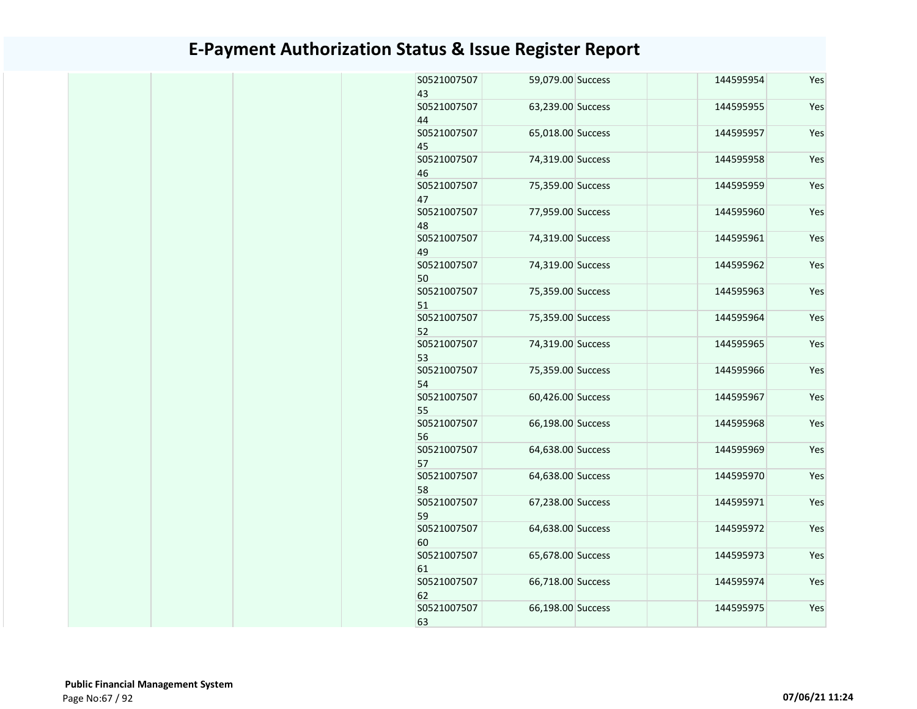# E-Payment Authorization Status & Issue Register Report

| | | | | | | | | | |
|---|---|---|---|---|---|---|---|---|---|
| | | | | S052100750743 | 59,079.00 | Success | | 144595954 | Yes |
| | | | | S052100750744 | 63,239.00 | Success | | 144595955 | Yes |
| | | | | S052100750745 | 65,018.00 | Success | | 144595957 | Yes |
| | | | | S052100750746 | 74,319.00 | Success | | 144595958 | Yes |
| | | | | S052100750747 | 75,359.00 | Success | | 144595959 | Yes |
| | | | | S052100750748 | 77,959.00 | Success | | 144595960 | Yes |
| | | | | S052100750749 | 74,319.00 | Success | | 144595961 | Yes |
| | | | | S052100750750 | 74,319.00 | Success | | 144595962 | Yes |
| | | | | S052100750751 | 75,359.00 | Success | | 144595963 | Yes |
| | | | | S052100750752 | 75,359.00 | Success | | 144595964 | Yes |
| | | | | S052100750753 | 74,319.00 | Success | | 144595965 | Yes |
| | | | | S052100750754 | 75,359.00 | Success | | 144595966 | Yes |
| | | | | S052100750755 | 60,426.00 | Success | | 144595967 | Yes |
| | | | | S052100750756 | 66,198.00 | Success | | 144595968 | Yes |
| | | | | S052100750757 | 64,638.00 | Success | | 144595969 | Yes |
| | | | | S052100750758 | 64,638.00 | Success | | 144595970 | Yes |
| | | | | S052100750759 | 67,238.00 | Success | | 144595971 | Yes |
| | | | | S052100750760 | 64,638.00 | Success | | 144595972 | Yes |
| | | | | S052100750761 | 65,678.00 | Success | | 144595973 | Yes |
| | | | | S052100750762 | 66,718.00 | Success | | 144595974 | Yes |
| | | | | S052100750763 | 66,198.00 | Success | | 144595975 | Yes |

**Public Financial Management System**

07/06/21 11:24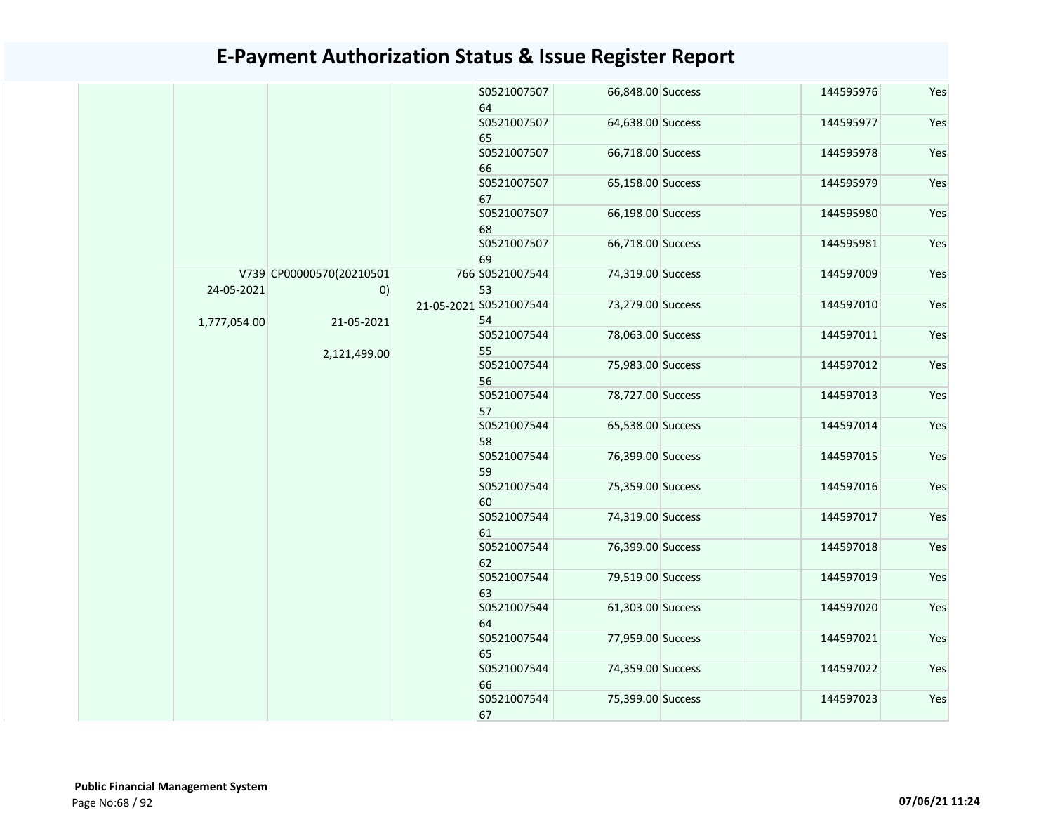# E-Payment Authorization Status & Issue Register Report

| | | | | | | | | | |
|---|---|---|---|---|---|---|---|---|---|
| | | | | S052100750764 | 66,848.00 | Success | | 144595976 | Yes |
| | | | | S052100750765 | 64,638.00 | Success | | 144595977 | Yes |
| | | | | S052100750766 | 66,718.00 | Success | | 144595978 | Yes |
| | | | | S052100750767 | 65,158.00 | Success | | 144595979 | Yes |
| | | | | S052100750768 | 66,198.00 | Success | | 144595980 | Yes |
| | | | | S052100750769 | 66,718.00 | Success | | 144595981 | Yes |
| | V739 24-05-2021 1,777,054.00 | CP00000570(202105010) 21-05-2021 2,121,499.00 | 766 21-05-2021 | S052100754453 | 74,319.00 | Success | | 144597009 | Yes |
| | | | | S052100754454 | 73,279.00 | Success | | 144597010 | Yes |
| | | | | S052100754455 | 78,063.00 | Success | | 144597011 | Yes |
| | | | | S052100754456 | 75,983.00 | Success | | 144597012 | Yes |
| | | | | S052100754457 | 78,727.00 | Success | | 144597013 | Yes |
| | | | | S052100754458 | 65,538.00 | Success | | 144597014 | Yes |
| | | | | S052100754459 | 76,399.00 | Success | | 144597015 | Yes |
| | | | | S052100754460 | 75,359.00 | Success | | 144597016 | Yes |
| | | | | S052100754461 | 74,319.00 | Success | | 144597017 | Yes |
| | | | | S052100754462 | 76,399.00 | Success | | 144597018 | Yes |
| | | | | S052100754463 | 79,519.00 | Success | | 144597019 | Yes |
| | | | | S052100754464 | 61,303.00 | Success | | 144597020 | Yes |
| | | | | S052100754465 | 77,959.00 | Success | | 144597021 | Yes |
| | | | | S052100754466 | 74,359.00 | Success | | 144597022 | Yes |
| | | | | S052100754467 | 75,399.00 | Success | | 144597023 | Yes |

**Public Financial Management System**

07/06/21 11:24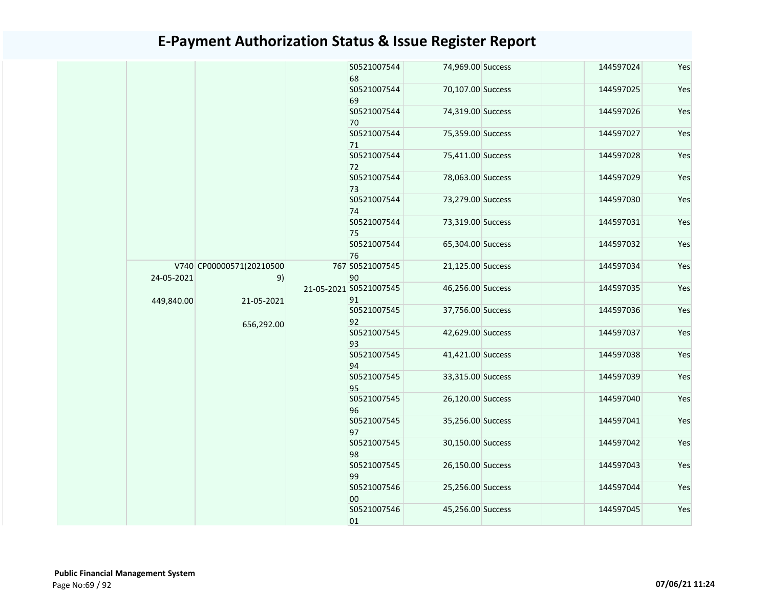# E-Payment Authorization Status & Issue Register Report

| | | | | | | | | | |
|---|---|---|---|---|---|---|---|---|---|
| | | | | S052100754468 | 74,969.00 | Success | | 144597024 | Yes |
| | | | | S052100754469 | 70,107.00 | Success | | 144597025 | Yes |
| | | | | S052100754470 | 74,319.00 | Success | | 144597026 | Yes |
| | | | | S052100754471 | 75,359.00 | Success | | 144597027 | Yes |
| | | | | S052100754472 | 75,411.00 | Success | | 144597028 | Yes |
| | | | | S052100754473 | 78,063.00 | Success | | 144597029 | Yes |
| | | | | S052100754474 | 73,279.00 | Success | | 144597030 | Yes |
| | | | | S052100754475 | 73,319.00 | Success | | 144597031 | Yes |
| | | | | S052100754476 | 65,304.00 | Success | | 144597032 | Yes |
| | V740 24-05-2021 449,840.00 | CP00000571(202105009) 21-05-2021 656,292.00 | 767 21-05-2021 | S052100754590 | 21,125.00 | Success | | 144597034 | Yes |
| | | | | S052100754591 | 46,256.00 | Success | | 144597035 | Yes |
| | | | | S052100754592 | 37,756.00 | Success | | 144597036 | Yes |
| | | | | S052100754593 | 42,629.00 | Success | | 144597037 | Yes |
| | | | | S052100754594 | 41,421.00 | Success | | 144597038 | Yes |
| | | | | S052100754595 | 33,315.00 | Success | | 144597039 | Yes |
| | | | | S052100754596 | 26,120.00 | Success | | 144597040 | Yes |
| | | | | S052100754597 | 35,256.00 | Success | | 144597041 | Yes |
| | | | | S052100754598 | 30,150.00 | Success | | 144597042 | Yes |
| | | | | S052100754599 | 26,150.00 | Success | | 144597043 | Yes |
| | | | | S052100754600 | 25,256.00 | Success | | 144597044 | Yes |
| | | | | S052100754601 | 45,256.00 | Success | | 144597045 | Yes |

**Public Financial Management System**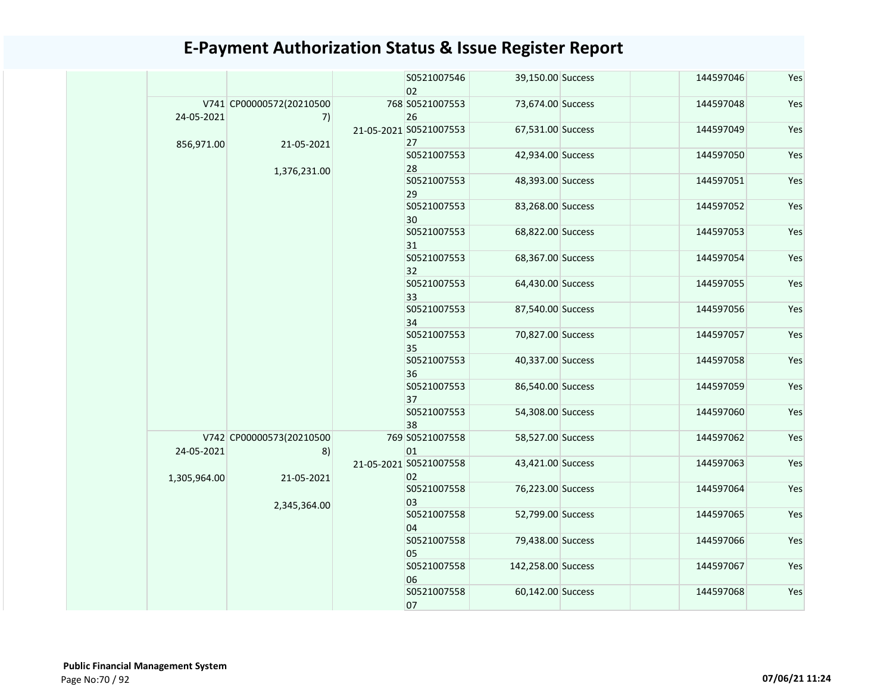# E-Payment Authorization Status & Issue Register Report

| | | | | | | | | | |
|---|---|---|---|---|---|---|---|---|---|
| | | | | S052100754602 | 39,150.00 | Success | | 144597046 | Yes |
| | V741 24-05-2021 856,971.00 | CP00000572(202105007) 21-05-2021 1,376,231.00 | 768 21-05-2021 | S052100755326 | 73,674.00 | Success | | 144597048 | Yes |
| | | | | S052100755327 | 67,531.00 | Success | | 144597049 | Yes |
| | | | | S052100755328 | 42,934.00 | Success | | 144597050 | Yes |
| | | | | S052100755329 | 48,393.00 | Success | | 144597051 | Yes |
| | | | | S052100755330 | 83,268.00 | Success | | 144597052 | Yes |
| | | | | S052100755331 | 68,822.00 | Success | | 144597053 | Yes |
| | | | | S052100755332 | 68,367.00 | Success | | 144597054 | Yes |
| | | | | S052100755333 | 64,430.00 | Success | | 144597055 | Yes |
| | | | | S052100755334 | 87,540.00 | Success | | 144597056 | Yes |
| | | | | S052100755335 | 70,827.00 | Success | | 144597057 | Yes |
| | | | | S052100755336 | 40,337.00 | Success | | 144597058 | Yes |
| | | | | S052100755337 | 86,540.00 | Success | | 144597059 | Yes |
| | | | | S052100755338 | 54,308.00 | Success | | 144597060 | Yes |
| | V742 24-05-2021 1,305,964.00 | CP00000573(202105008) 21-05-2021 2,345,364.00 | 769 21-05-2021 | S052100755801 | 58,527.00 | Success | | 144597062 | Yes |
| | | | | S052100755802 | 43,421.00 | Success | | 144597063 | Yes |
| | | | | S052100755803 | 76,223.00 | Success | | 144597064 | Yes |
| | | | | S052100755804 | 52,799.00 | Success | | 144597065 | Yes |
| | | | | S052100755805 | 79,438.00 | Success | | 144597066 | Yes |
| | | | | S052100755806 | 142,258.00 | Success | | 144597067 | Yes |
| | | | | S052100755807 | 60,142.00 | Success | | 144597068 | Yes |

**Public Financial Management System**

07/06/21 11:24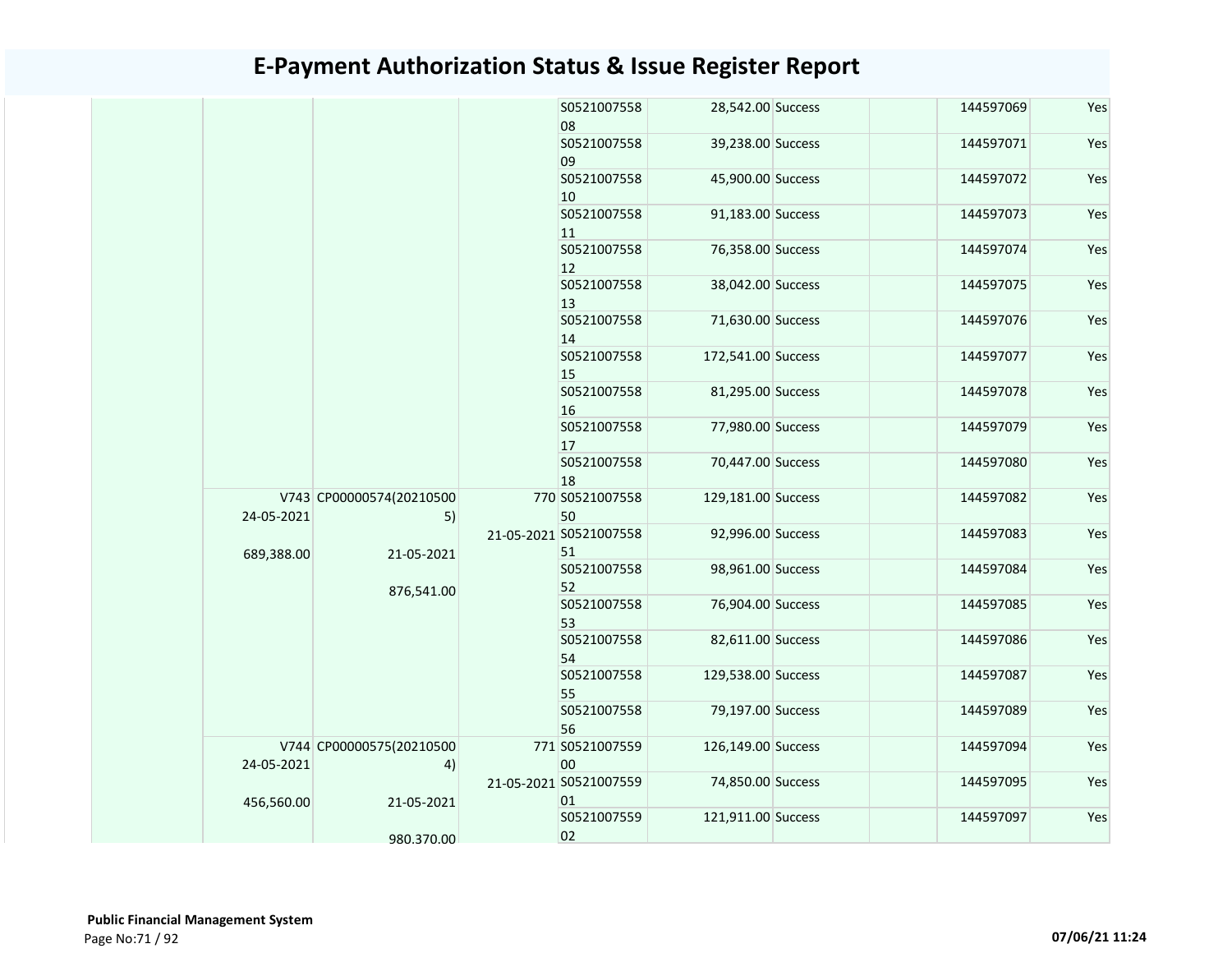# E-Payment Authorization Status & Issue Register Report

| | | | | | | | | | |
|---|---|---|---|---|---|---|---|---|---|
| | | | | S052100755808 | 28,542.00 | Success | | 144597069 | Yes |
| | | | | S052100755809 | 39,238.00 | Success | | 144597071 | Yes |
| | | | | S052100755810 | 45,900.00 | Success | | 144597072 | Yes |
| | | | | S052100755811 | 91,183.00 | Success | | 144597073 | Yes |
| | | | | S052100755812 | 76,358.00 | Success | | 144597074 | Yes |
| | | | | S052100755813 | 38,042.00 | Success | | 144597075 | Yes |
| | | | | S052100755814 | 71,630.00 | Success | | 144597076 | Yes |
| | | | | S052100755815 | 172,541.00 | Success | | 144597077 | Yes |
| | | | | S052100755816 | 81,295.00 | Success | | 144597078 | Yes |
| | | | | S052100755817 | 77,980.00 | Success | | 144597079 | Yes |
| | | | | S052100755818 | 70,447.00 | Success | | 144597080 | Yes |
| | V743 24-05-2021 689,388.00 | CP00000574(202105005) 21-05-2021 876,541.00 | 770 21-05-2021 | S052100755850 | 129,181.00 | Success | | 144597082 | Yes |
| | | | | S052100755851 | 92,996.00 | Success | | 144597083 | Yes |
| | | | | S052100755852 | 98,961.00 | Success | | 144597084 | Yes |
| | | | | S052100755853 | 76,904.00 | Success | | 144597085 | Yes |
| | | | | S052100755854 | 82,611.00 | Success | | 144597086 | Yes |
| | | | | S052100755855 | 129,538.00 | Success | | 144597087 | Yes |
| | | | | S052100755856 | 79,197.00 | Success | | 144597089 | Yes |
| | V744 24-05-2021 456,560.00 | CP00000575(202105004) 21-05-2021 980,370.00 | 771 21-05-2021 | S052100755900 | 126,149.00 | Success | | 144597094 | Yes |
| | | | | S052100755901 | 74,850.00 | Success | | 144597095 | Yes |
| | | | | S052100755902 | 121,911.00 | Success | | 144597097 | Yes |

**Public Financial Management System**

07/06/21 11:24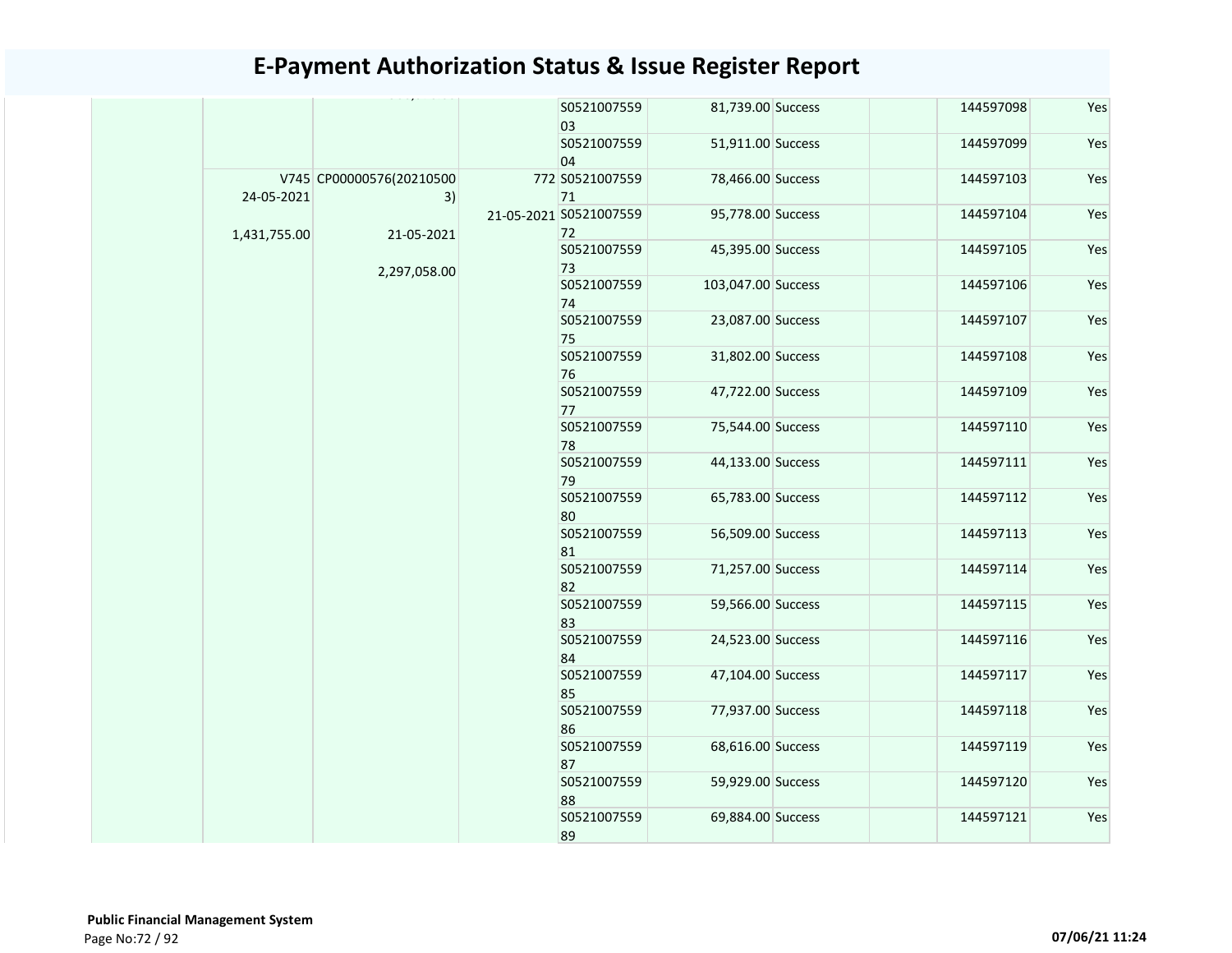# E-Payment Authorization Status & Issue Register Report

| | | | | | | | | | |
|---|---|---|---|---|---|---|---|---|---|
| | | | | S052100755903 | 81,739.00 | Success | | 144597098 | Yes |
| | | | | S052100755904 | 51,911.00 | Success | | 144597099 | Yes |
| | V745 24-05-2021 1,431,755.00 | CP00000576(202105003) 21-05-2021 2,297,058.00 | 772 21-05-2021 | S052100755971 | 78,466.00 | Success | | 144597103 | Yes |
| | | | | S052100755972 | 95,778.00 | Success | | 144597104 | Yes |
| | | | | S052100755973 | 45,395.00 | Success | | 144597105 | Yes |
| | | | | S052100755974 | 103,047.00 | Success | | 144597106 | Yes |
| | | | | S052100755975 | 23,087.00 | Success | | 144597107 | Yes |
| | | | | S052100755976 | 31,802.00 | Success | | 144597108 | Yes |
| | | | | S052100755977 | 47,722.00 | Success | | 144597109 | Yes |
| | | | | S052100755978 | 75,544.00 | Success | | 144597110 | Yes |
| | | | | S052100755979 | 44,133.00 | Success | | 144597111 | Yes |
| | | | | S052100755980 | 65,783.00 | Success | | 144597112 | Yes |
| | | | | S052100755981 | 56,509.00 | Success | | 144597113 | Yes |
| | | | | S052100755982 | 71,257.00 | Success | | 144597114 | Yes |
| | | | | S052100755983 | 59,566.00 | Success | | 144597115 | Yes |
| | | | | S052100755984 | 24,523.00 | Success | | 144597116 | Yes |
| | | | | S052100755985 | 47,104.00 | Success | | 144597117 | Yes |
| | | | | S052100755986 | 77,937.00 | Success | | 144597118 | Yes |
| | | | | S052100755987 | 68,616.00 | Success | | 144597119 | Yes |
| | | | | S052100755988 | 59,929.00 | Success | | 144597120 | Yes |
| | | | | S052100755989 | 69,884.00 | Success | | 144597121 | Yes |

**Public Financial Management System**

07/06/21 11:24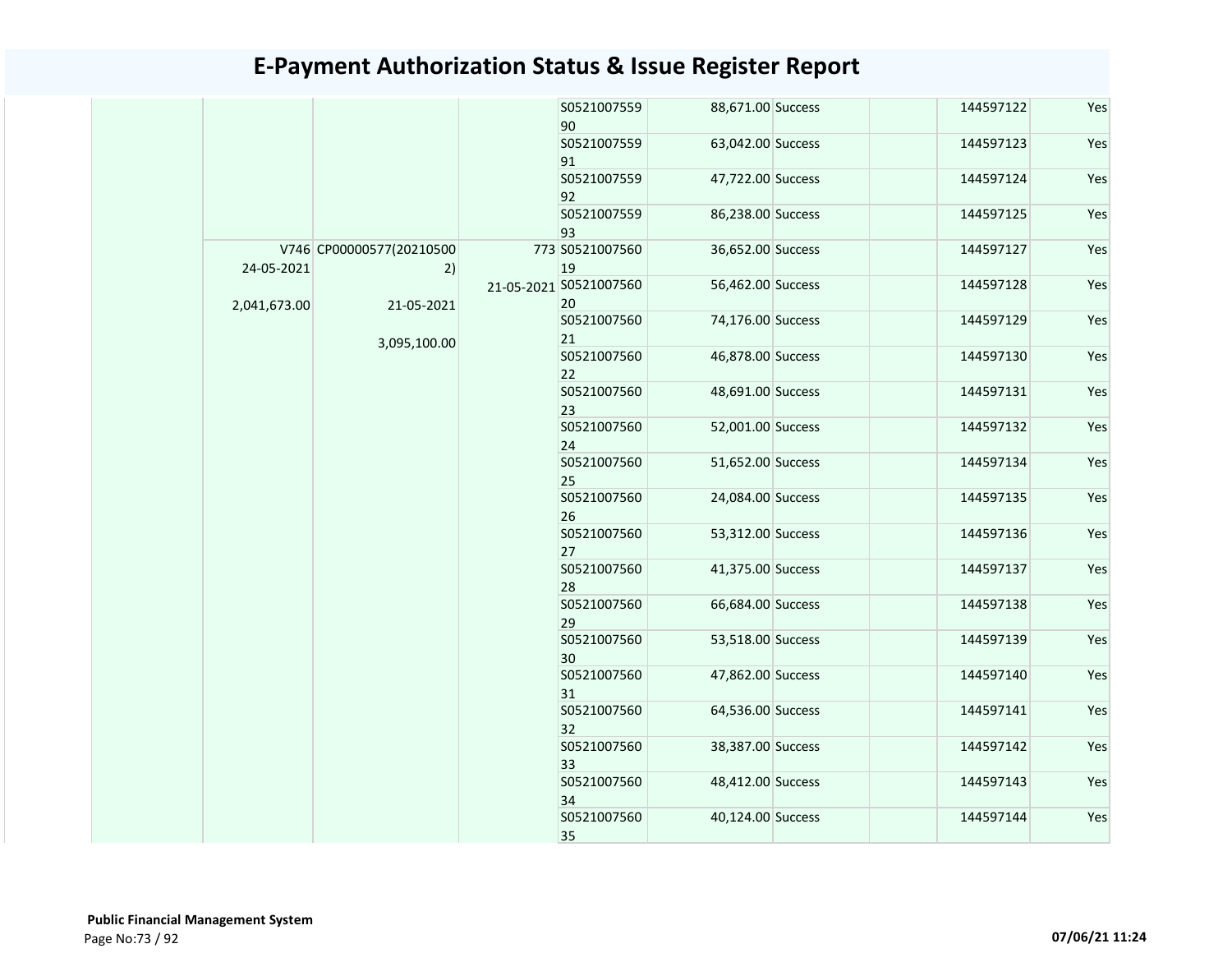# E-Payment Authorization Status & Issue Register Report

| | | | | | | | | | |
|---|---|---|---|---|---|---|---|---|---|
| | | | | S052100755990 | 88,671.00 | Success | | 144597122 | Yes |
| | | | | S052100755991 | 63,042.00 | Success | | 144597123 | Yes |
| | | | | S052100755992 | 47,722.00 | Success | | 144597124 | Yes |
| | | | | S052100755993 | 86,238.00 | Success | | 144597125 | Yes |
| | V746 24-05-2021 2,041,673.00 | CP00000577(202105002) 21-05-2021 3,095,100.00 | 773 21-05-2021 | S052100756019 | 36,652.00 | Success | | 144597127 | Yes |
| | | | | S052100756020 | 56,462.00 | Success | | 144597128 | Yes |
| | | | | S052100756021 | 74,176.00 | Success | | 144597129 | Yes |
| | | | | S052100756022 | 46,878.00 | Success | | 144597130 | Yes |
| | | | | S052100756023 | 48,691.00 | Success | | 144597131 | Yes |
| | | | | S052100756024 | 52,001.00 | Success | | 144597132 | Yes |
| | | | | S052100756025 | 51,652.00 | Success | | 144597134 | Yes |
| | | | | S052100756026 | 24,084.00 | Success | | 144597135 | Yes |
| | | | | S052100756027 | 53,312.00 | Success | | 144597136 | Yes |
| | | | | S052100756028 | 41,375.00 | Success | | 144597137 | Yes |
| | | | | S052100756029 | 66,684.00 | Success | | 144597138 | Yes |
| | | | | S052100756030 | 53,518.00 | Success | | 144597139 | Yes |
| | | | | S052100756031 | 47,862.00 | Success | | 144597140 | Yes |
| | | | | S052100756032 | 64,536.00 | Success | | 144597141 | Yes |
| | | | | S052100756033 | 38,387.00 | Success | | 144597142 | Yes |
| | | | | S052100756034 | 48,412.00 | Success | | 144597143 | Yes |
| | | | | S052100756035 | 40,124.00 | Success | | 144597144 | Yes |

**Public Financial Management System**

07/06/21 11:24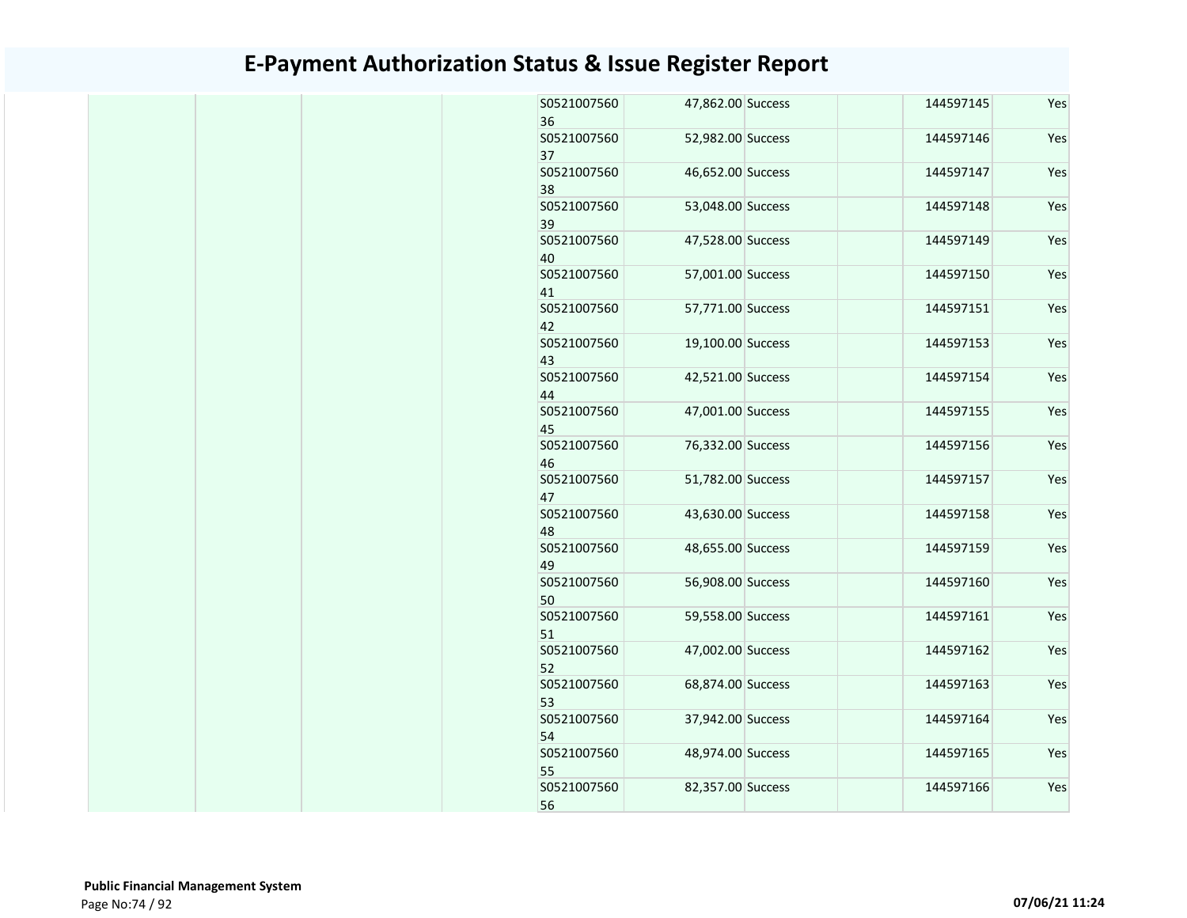# E-Payment Authorization Status & Issue Register Report

| | | | | | | | | | |
|---|---|---|---|---|---|---|---|---|---|
| | | | | S052100756036 | 47,862.00 | Success | | 144597145 | Yes |
| | | | | S052100756037 | 52,982.00 | Success | | 144597146 | Yes |
| | | | | S052100756038 | 46,652.00 | Success | | 144597147 | Yes |
| | | | | S052100756039 | 53,048.00 | Success | | 144597148 | Yes |
| | | | | S052100756040 | 47,528.00 | Success | | 144597149 | Yes |
| | | | | S052100756041 | 57,001.00 | Success | | 144597150 | Yes |
| | | | | S052100756042 | 57,771.00 | Success | | 144597151 | Yes |
| | | | | S052100756043 | 19,100.00 | Success | | 144597153 | Yes |
| | | | | S052100756044 | 42,521.00 | Success | | 144597154 | Yes |
| | | | | S052100756045 | 47,001.00 | Success | | 144597155 | Yes |
| | | | | S052100756046 | 76,332.00 | Success | | 144597156 | Yes |
| | | | | S052100756047 | 51,782.00 | Success | | 144597157 | Yes |
| | | | | S052100756048 | 43,630.00 | Success | | 144597158 | Yes |
| | | | | S052100756049 | 48,655.00 | Success | | 144597159 | Yes |
| | | | | S052100756050 | 56,908.00 | Success | | 144597160 | Yes |
| | | | | S052100756051 | 59,558.00 | Success | | 144597161 | Yes |
| | | | | S052100756052 | 47,002.00 | Success | | 144597162 | Yes |
| | | | | S052100756053 | 68,874.00 | Success | | 144597163 | Yes |
| | | | | S052100756054 | 37,942.00 | Success | | 144597164 | Yes |
| | | | | S052100756055 | 48,974.00 | Success | | 144597165 | Yes |
| | | | | S052100756056 | 82,357.00 | Success | | 144597166 | Yes |

**Public Financial Management System**

07/06/21 11:24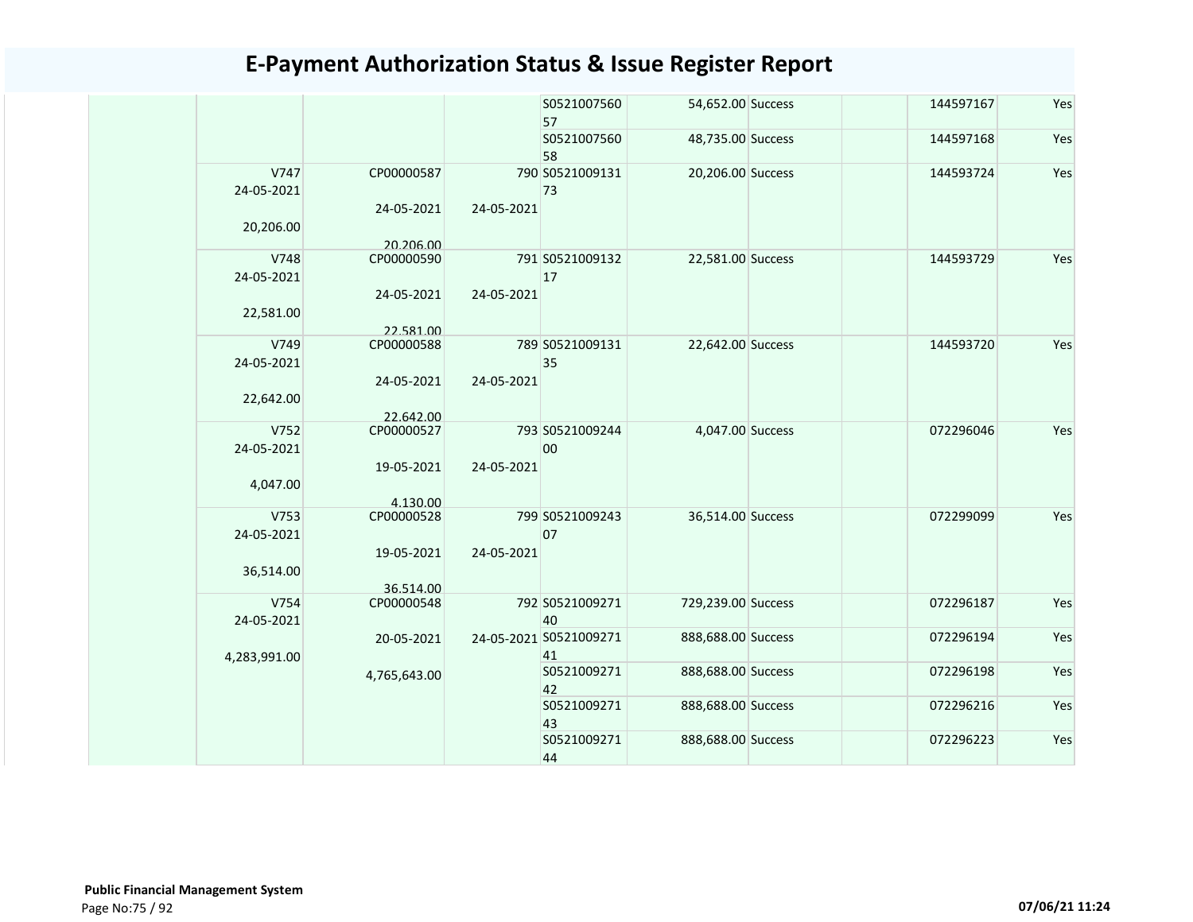# E-Payment Authorization Status & Issue Register Report

| | | | | | | | | | |
|---|---|---|---|---|---|---|---|---|---|
| | | | | S052100756057 | 54,652.00 | Success | | 144597167 | Yes |
| | | | | S052100756058 | 48,735.00 | Success | | 144597168 | Yes |
| | V747<br>24-05-2021<br><br>20,206.00 | CP00000587<br><br>24-05-2021<br><br>20,206.00 | 790<br><br>24-05-2021 | S052100913173 | 20,206.00 | Success | | 144593724 | Yes |
| | V748<br>24-05-2021<br><br>22,581.00 | CP00000590<br><br>24-05-2021<br><br>22,581.00 | 791<br><br>24-05-2021 | S052100913217 | 22,581.00 | Success | | 144593729 | Yes |
| | V749<br>24-05-2021<br><br>22,642.00 | CP00000588<br><br>24-05-2021<br><br>22,642.00 | 789<br><br>24-05-2021 | S052100913135 | 22,642.00 | Success | | 144593720 | Yes |
| | V752<br>24-05-2021<br><br>4,047.00 | CP00000527<br><br>19-05-2021<br><br>4,130.00 | 793<br><br>24-05-2021 | S052100924400 | 4,047.00 | Success | | 072296046 | Yes |
| | V753<br>24-05-2021<br><br>36,514.00 | CP00000528<br><br>19-05-2021<br><br>36,514.00 | 799<br><br>24-05-2021 | S052100924307 | 36,514.00 | Success | | 072299099 | Yes |
| | V754<br>24-05-2021<br><br>4,283,991.00 | CP00000548<br><br>20-05-2021<br><br>4,765,643.00 | 792<br><br>24-05-2021 | S052100927140 | 729,239.00 | Success | | 072296187 | Yes |
| | | | | S052100927141 | 888,688.00 | Success | | 072296194 | Yes |
| | | | | S052100927142 | 888,688.00 | Success | | 072296198 | Yes |
| | | | | S052100927143 | 888,688.00 | Success | | 072296216 | Yes |
| | | | | S052100927144 | 888,688.00 | Success | | 072296223 | Yes |

**Public Financial Management System**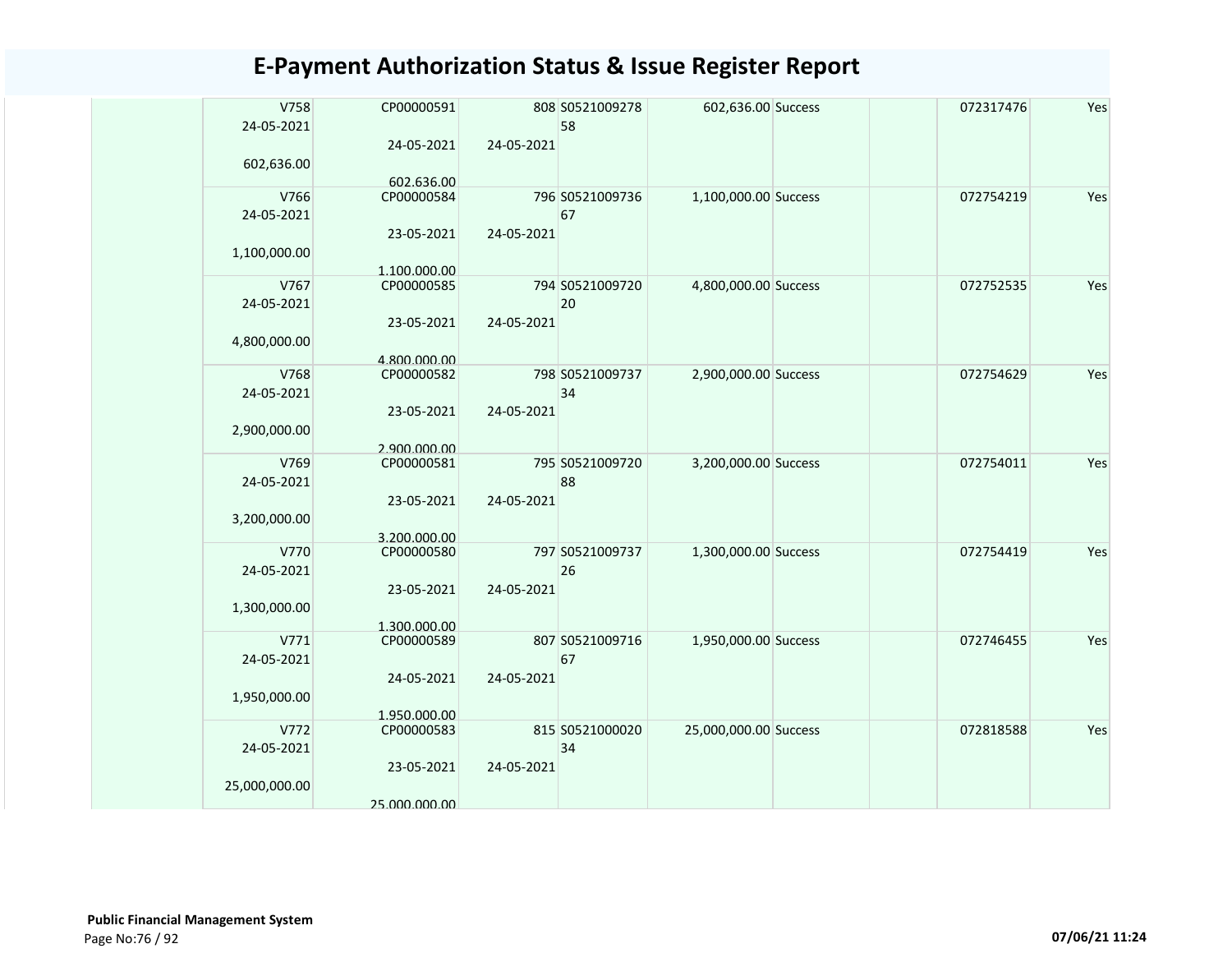# E-Payment Authorization Status & Issue Register Report

| | | | | | | | | | |
|---|---|---|---|---|---|---|---|---|---|
| | V758<br>24-05-2021<br><br>602,636.00 | CP00000591<br><br>24-05-2021<br><br>602,636.00 | 808<br><br>24-05-2021 | S0521009278<br>58 | 602,636.00 | Success | | 072317476 | Yes |
| | V766<br>24-05-2021<br><br>1,100,000.00 | CP00000584<br><br>23-05-2021<br><br>1,100,000.00 | 796<br><br>24-05-2021 | S0521009736<br>67 | 1,100,000.00 | Success | | 072754219 | Yes |
| | V767<br>24-05-2021<br><br>4,800,000.00 | CP00000585<br><br>23-05-2021<br><br>4,800,000.00 | 794<br><br>24-05-2021 | S0521009720<br>20 | 4,800,000.00 | Success | | 072752535 | Yes |
| | V768<br>24-05-2021<br><br>2,900,000.00 | CP00000582<br><br>23-05-2021<br><br>2,900,000.00 | 798<br><br>24-05-2021 | S0521009737<br>34 | 2,900,000.00 | Success | | 072754629 | Yes |
| | V769<br>24-05-2021<br><br>3,200,000.00 | CP00000581<br><br>23-05-2021<br><br>3,200,000.00 | 795<br><br>24-05-2021 | S0521009720<br>88 | 3,200,000.00 | Success | | 072754011 | Yes |
| | V770<br>24-05-2021<br><br>1,300,000.00 | CP00000580<br><br>23-05-2021<br><br>1,300,000.00 | 797<br><br>24-05-2021 | S0521009737<br>26 | 1,300,000.00 | Success | | 072754419 | Yes |
| | V771<br>24-05-2021<br><br>1,950,000.00 | CP00000589<br><br>24-05-2021<br><br>1,950,000.00 | 807<br><br>24-05-2021 | S0521009716<br>67 | 1,950,000.00 | Success | | 072746455 | Yes |
| | V772<br>24-05-2021<br><br>25,000,000.00 | CP00000583<br><br>23-05-2021<br><br>25,000,000.00 | 815<br><br>24-05-2021 | S0521000020<br>34 | 25,000,000.00 | Success | | 072818588 | Yes |

**Public Financial Management System**

07/06/21 11:24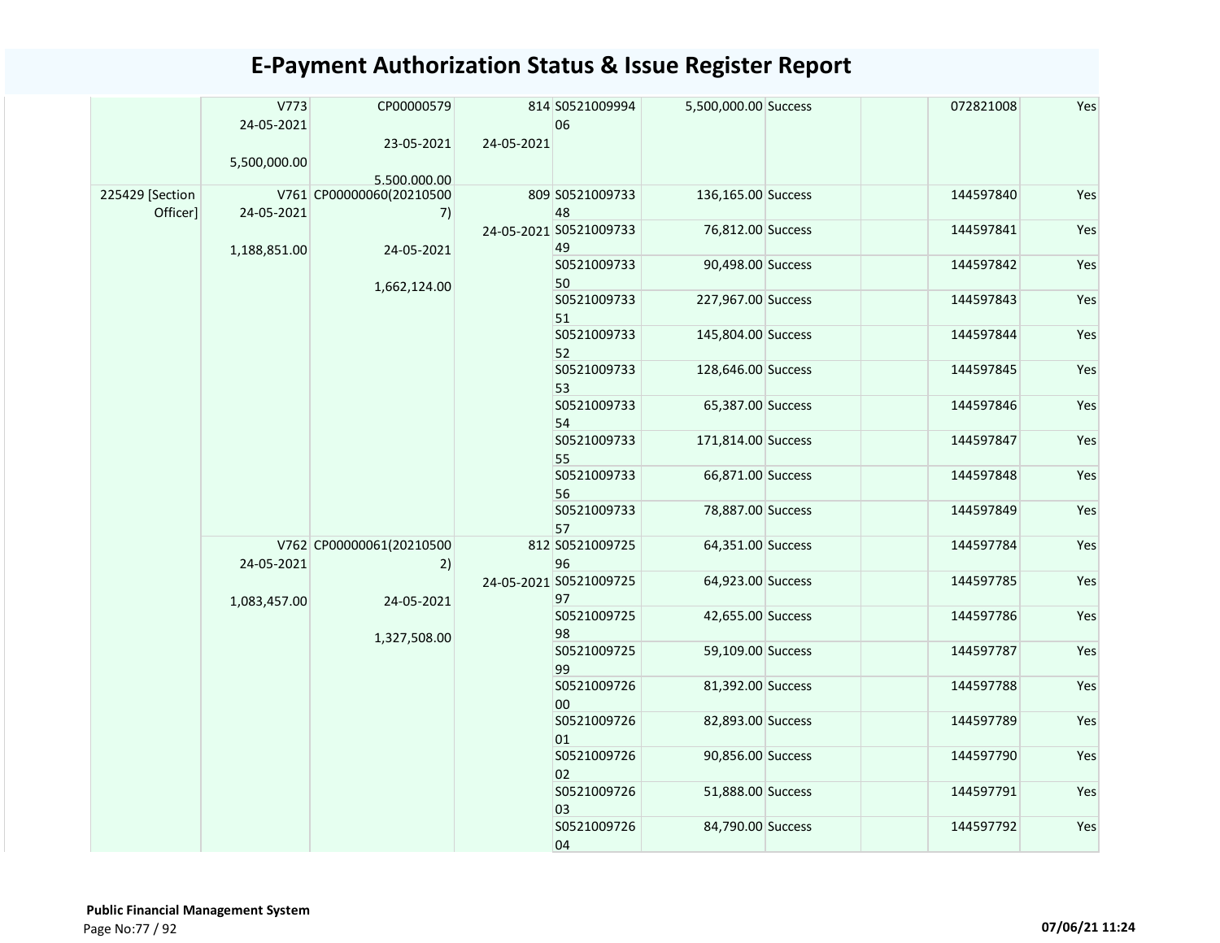# E-Payment Authorization Status & Issue Register Report

| | | | | | | | | | |
|---|---|---|---|---|---|---|---|---|---|
| | V773 24-05-2021 5,500,000.00 | CP00000579 23-05-2021 5,500,000.00 | 814 24-05-2021 | S052100999406 | 5,500,000.00 | Success | | 072821008 | Yes |
| 225429 [Section Officer] | V761 24-05-2021 1,188,851.00 | CP00000060(202105007) 24-05-2021 1,662,124.00 | 809 24-05-2021 | S052100973348 | 136,165.00 | Success | | 144597840 | Yes |
| | | | | S052100973349 | 76,812.00 | Success | | 144597841 | Yes |
| | | | | S052100973350 | 90,498.00 | Success | | 144597842 | Yes |
| | | | | S052100973351 | 227,967.00 | Success | | 144597843 | Yes |
| | | | | S052100973352 | 145,804.00 | Success | | 144597844 | Yes |
| | | | | S052100973353 | 128,646.00 | Success | | 144597845 | Yes |
| | | | | S052100973354 | 65,387.00 | Success | | 144597846 | Yes |
| | | | | S052100973355 | 171,814.00 | Success | | 144597847 | Yes |
| | | | | S052100973356 | 66,871.00 | Success | | 144597848 | Yes |
| | | | | S052100973357 | 78,887.00 | Success | | 144597849 | Yes |
| | V762 24-05-2021 1,083,457.00 | CP00000061(202105002) 24-05-2021 1,327,508.00 | 812 24-05-2021 | S052100972596 | 64,351.00 | Success | | 144597784 | Yes |
| | | | | S052100972597 | 64,923.00 | Success | | 144597785 | Yes |
| | | | | S052100972598 | 42,655.00 | Success | | 144597786 | Yes |
| | | | | S052100972599 | 59,109.00 | Success | | 144597787 | Yes |
| | | | | S052100972600 | 81,392.00 | Success | | 144597788 | Yes |
| | | | | S052100972601 | 82,893.00 | Success | | 144597789 | Yes |
| | | | | S052100972602 | 90,856.00 | Success | | 144597790 | Yes |
| | | | | S052100972603 | 51,888.00 | Success | | 144597791 | Yes |
| | | | | S052100972604 | 84,790.00 | Success | | 144597792 | Yes |

**Public Financial Management System**

07/06/21 11:24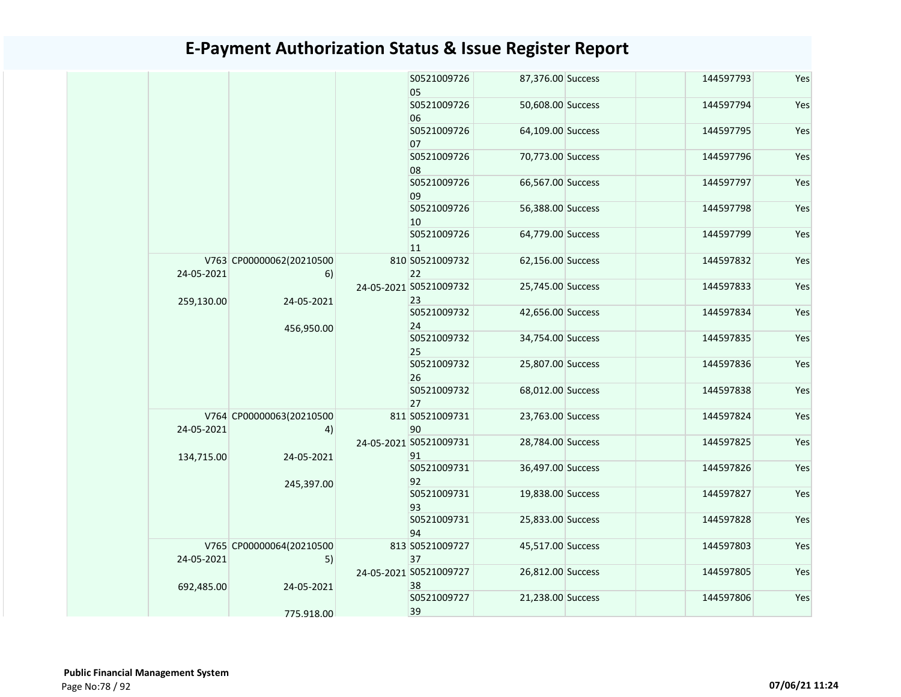# E-Payment Authorization Status & Issue Register Report

| | | | | | | | | | |
|---|---|---|---|---|---|---|---|---|---|
| | | | | S052100972605 | 87,376.00 | Success | | 144597793 | Yes |
| | | | | S052100972606 | 50,608.00 | Success | | 144597794 | Yes |
| | | | | S052100972607 | 64,109.00 | Success | | 144597795 | Yes |
| | | | | S052100972608 | 70,773.00 | Success | | 144597796 | Yes |
| | | | | S052100972609 | 66,567.00 | Success | | 144597797 | Yes |
| | | | | S052100972610 | 56,388.00 | Success | | 144597798 | Yes |
| | | | | S052100972611 | 64,779.00 | Success | | 144597799 | Yes |
| | V763 24-05-2021 259,130.00 | CP00000062(202105006) 24-05-2021 456,950.00 | 810 24-05-2021 | S052100973222 | 62,156.00 | Success | | 144597832 | Yes |
| | | | | S052100973223 | 25,745.00 | Success | | 144597833 | Yes |
| | | | | S052100973224 | 42,656.00 | Success | | 144597834 | Yes |
| | | | | S052100973225 | 34,754.00 | Success | | 144597835 | Yes |
| | | | | S052100973226 | 25,807.00 | Success | | 144597836 | Yes |
| | | | | S052100973227 | 68,012.00 | Success | | 144597838 | Yes |
| | V764 24-05-2021 134,715.00 | CP00000063(202105004) 24-05-2021 245,397.00 | 811 24-05-2021 | S052100973190 | 23,763.00 | Success | | 144597824 | Yes |
| | | | | S052100973191 | 28,784.00 | Success | | 144597825 | Yes |
| | | | | S052100973192 | 36,497.00 | Success | | 144597826 | Yes |
| | | | | S052100973193 | 19,838.00 | Success | | 144597827 | Yes |
| | | | | S052100973194 | 25,833.00 | Success | | 144597828 | Yes |
| | V765 24-05-2021 692,485.00 | CP00000064(202105005) 24-05-2021 775,918.00 | 813 24-05-2021 | S052100972737 | 45,517.00 | Success | | 144597803 | Yes |
| | | | | S052100972738 | 26,812.00 | Success | | 144597805 | Yes |
| | | | | S052100972739 | 21,238.00 | Success | | 144597806 | Yes |

**Public Financial Management System**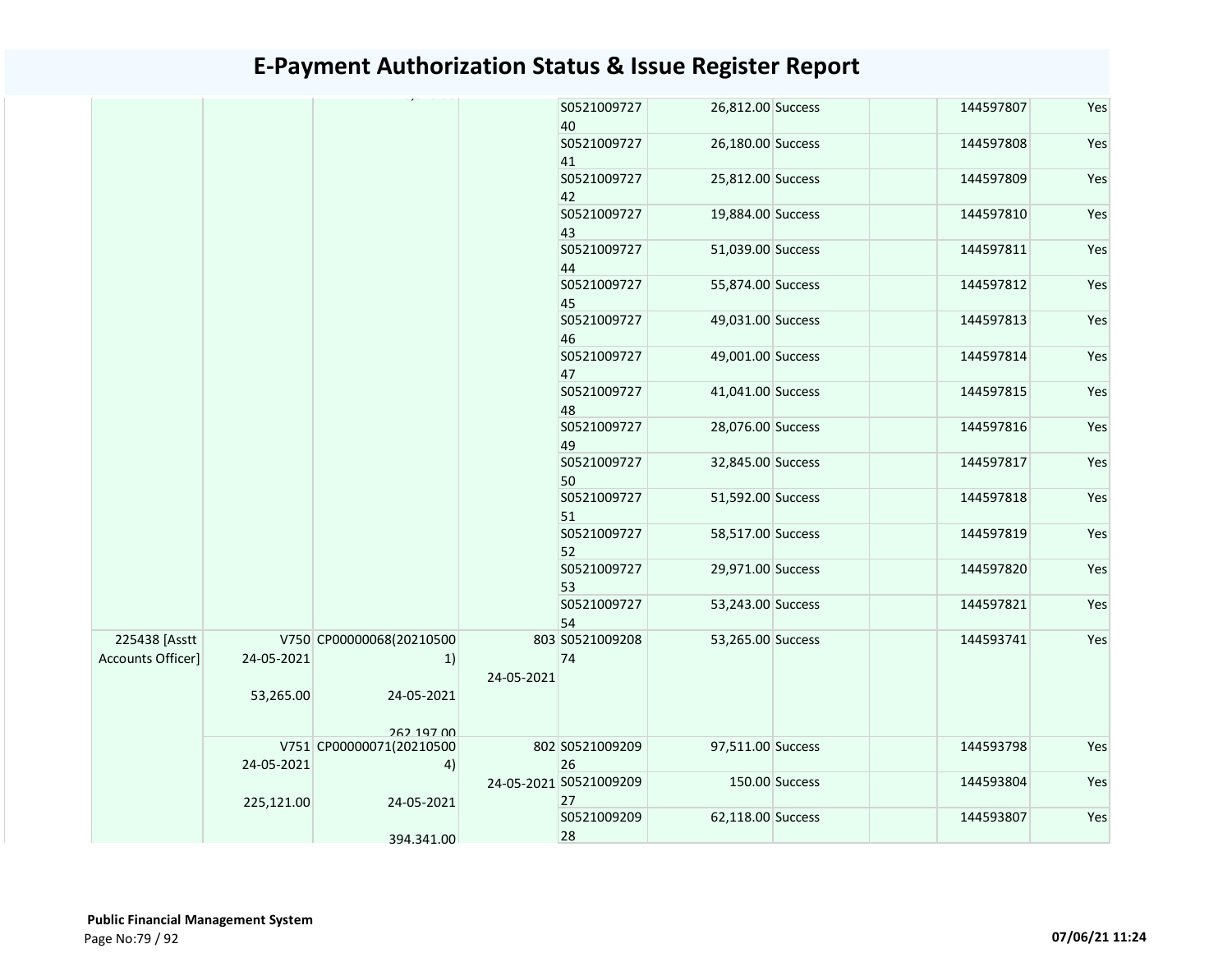# E-Payment Authorization Status & Issue Register Report

| | | | | | | | | | |
|---|---|---|---|---|---|---|---|---|---|
| | | | | S052100972740 | 26,812.00 | Success | | 144597807 | Yes |
| | | | | S052100972741 | 26,180.00 | Success | | 144597808 | Yes |
| | | | | S052100972742 | 25,812.00 | Success | | 144597809 | Yes |
| | | | | S052100972743 | 19,884.00 | Success | | 144597810 | Yes |
| | | | | S052100972744 | 51,039.00 | Success | | 144597811 | Yes |
| | | | | S052100972745 | 55,874.00 | Success | | 144597812 | Yes |
| | | | | S052100972746 | 49,031.00 | Success | | 144597813 | Yes |
| | | | | S052100972747 | 49,001.00 | Success | | 144597814 | Yes |
| | | | | S052100972748 | 41,041.00 | Success | | 144597815 | Yes |
| | | | | S052100972749 | 28,076.00 | Success | | 144597816 | Yes |
| | | | | S052100972750 | 32,845.00 | Success | | 144597817 | Yes |
| | | | | S052100972751 | 51,592.00 | Success | | 144597818 | Yes |
| | | | | S052100972752 | 58,517.00 | Success | | 144597819 | Yes |
| | | | | S052100972753 | 29,971.00 | Success | | 144597820 | Yes |
| | | | | S052100972754 | 53,243.00 | Success | | 144597821 | Yes |
| 225438 [Asstt Accounts Officer] | V750 24-05-2021 53,265.00 | CP00000068(202105001) 24-05-2021 262,197.00 | 803 24-05-2021 | S052100920874 | 53,265.00 | Success | | 144593741 | Yes |
| | V751 24-05-2021 225,121.00 | CP00000071(202105004) 24-05-2021 394,341.00 | 802 24-05-2021 | S052100920926 | 97,511.00 | Success | | 144593798 | Yes |
| | | | | S052100920927 | 150.00 | Success | | 144593804 | Yes |
| | | | | S052100920928 | 62,118.00 | Success | | 144593807 | Yes |

**Public Financial Management System**

07/06/21 11:24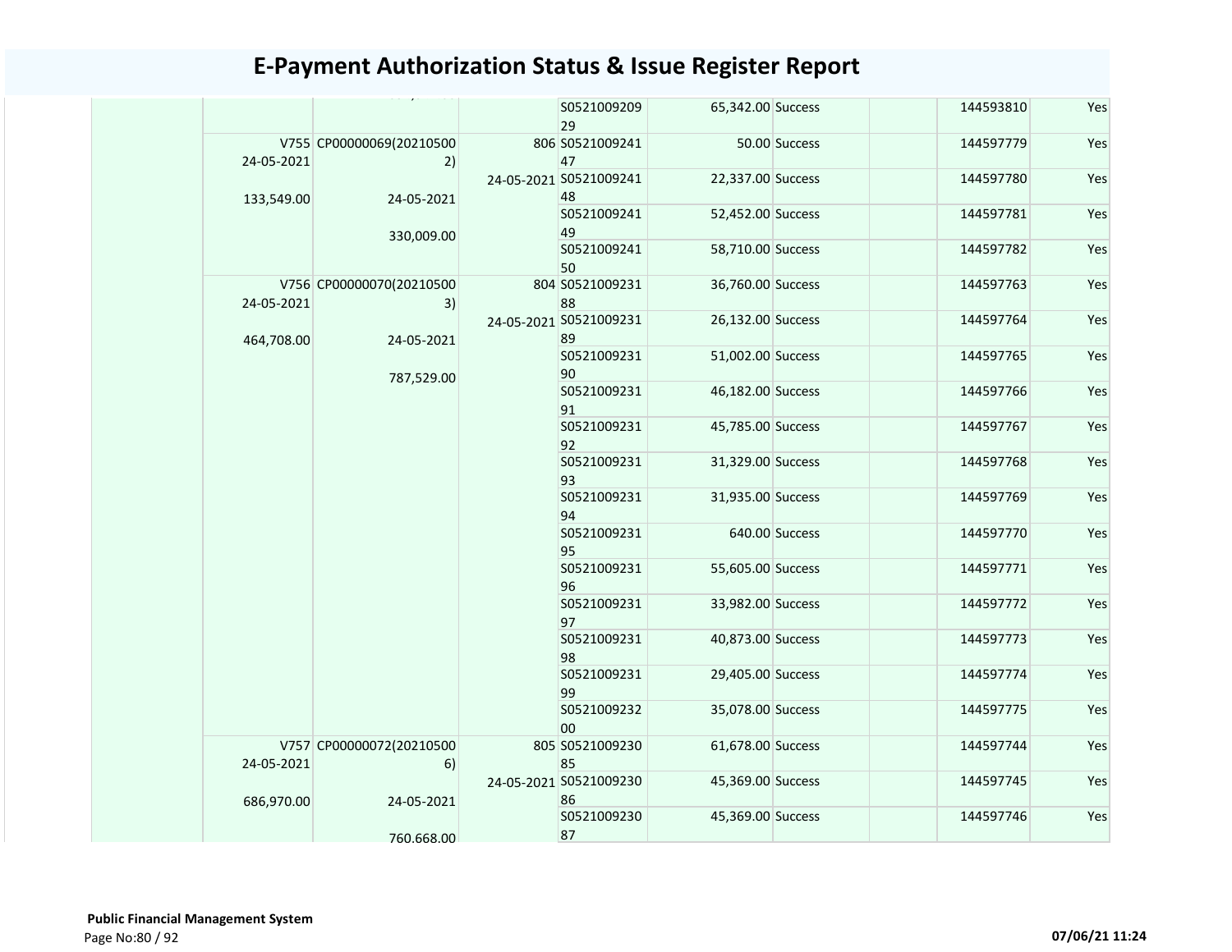# E-Payment Authorization Status & Issue Register Report

| | | | | | | | | | |
|---|---|---|---|---|---|---|---|---|---|
| | | | | S052100920929 | 65,342.00 | Success | | 144593810 | Yes |
| | V755 24-05-2021 133,549.00 | CP00000069(202105002) 24-05-2021 330,009.00 | 806 24-05-2021 | S052100924147 | 50.00 | Success | | 144597779 | Yes |
| | | | | S052100924148 | 22,337.00 | Success | | 144597780 | Yes |
| | | | | S052100924149 | 52,452.00 | Success | | 144597781 | Yes |
| | | | | S052100924150 | 58,710.00 | Success | | 144597782 | Yes |
| | V756 24-05-2021 464,708.00 | CP00000070(202105003) 24-05-2021 787,529.00 | 804 24-05-2021 | S052100923188 | 36,760.00 | Success | | 144597763 | Yes |
| | | | | S052100923189 | 26,132.00 | Success | | 144597764 | Yes |
| | | | | S052100923190 | 51,002.00 | Success | | 144597765 | Yes |
| | | | | S052100923191 | 46,182.00 | Success | | 144597766 | Yes |
| | | | | S052100923192 | 45,785.00 | Success | | 144597767 | Yes |
| | | | | S052100923193 | 31,329.00 | Success | | 144597768 | Yes |
| | | | | S052100923194 | 31,935.00 | Success | | 144597769 | Yes |
| | | | | S052100923195 | 640.00 | Success | | 144597770 | Yes |
| | | | | S052100923196 | 55,605.00 | Success | | 144597771 | Yes |
| | | | | S052100923197 | 33,982.00 | Success | | 144597772 | Yes |
| | | | | S052100923198 | 40,873.00 | Success | | 144597773 | Yes |
| | | | | S052100923199 | 29,405.00 | Success | | 144597774 | Yes |
| | | | | S052100923200 | 35,078.00 | Success | | 144597775 | Yes |
| | V757 24-05-2021 686,970.00 | CP00000072(202105006) 24-05-2021 760,668.00 | 805 24-05-2021 | S052100923085 | 61,678.00 | Success | | 144597744 | Yes |
| | | | | S052100923086 | 45,369.00 | Success | | 144597745 | Yes |
| | | | | S052100923087 | 45,369.00 | Success | | 144597746 | Yes |

**Public Financial Management System**

07/06/21 11:24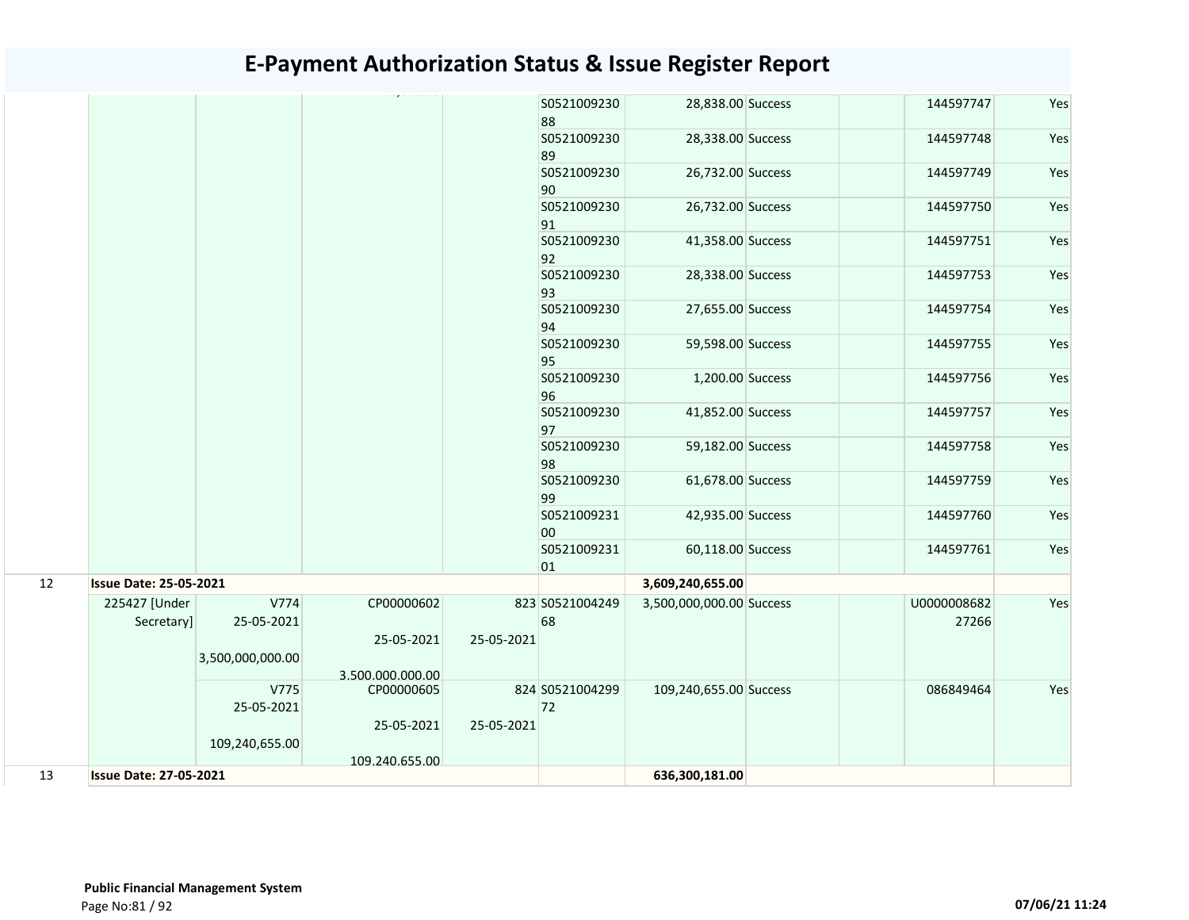# E-Payment Authorization Status & Issue Register Report

| | | | | | | | | | | |
|---|---|---|---|---|---|---|---|---|---|---|
| | | | | | S052100923088 | 28,838.00 | Success | | 144597747 | Yes |
| | | | | | S052100923089 | 28,338.00 | Success | | 144597748 | Yes |
| | | | | | S052100923090 | 26,732.00 | Success | | 144597749 | Yes |
| | | | | | S052100923091 | 26,732.00 | Success | | 144597750 | Yes |
| | | | | | S052100923092 | 41,358.00 | Success | | 144597751 | Yes |
| | | | | | S052100923093 | 28,338.00 | Success | | 144597753 | Yes |
| | | | | | S052100923094 | 27,655.00 | Success | | 144597754 | Yes |
| | | | | | S052100923095 | 59,598.00 | Success | | 144597755 | Yes |
| | | | | | S052100923096 | 1,200.00 | Success | | 144597756 | Yes |
| | | | | | S052100923097 | 41,852.00 | Success | | 144597757 | Yes |
| | | | | | S052100923098 | 59,182.00 | Success | | 144597758 | Yes |
| | | | | | S052100923099 | 61,678.00 | Success | | 144597759 | Yes |
| | | | | | S052100923100 | 42,935.00 | Success | | 144597760 | Yes |
| | | | | | S052100923101 | 60,118.00 | Success | | 144597761 | Yes |
| 12 | **Issue Date: 25-05-2021** | | | | | **3,609,240,655.00** | | | | |
| | 225427 [Under Secretary] | V774 25-05-2021 3,500,000,000.00 | CP00000602 25-05-2021 3,500,000,000.00 | 823 25-05-2021 | S052100424968 | 3,500,000,000.00 | Success | | U000000868227266 | Yes |
| | | V775 25-05-2021 109,240,655.00 | CP00000605 25-05-2021 109,240,655.00 | 824 25-05-2021 | S052100429972 | 109,240,655.00 | Success | | 086849464 | Yes |
| 13 | **Issue Date: 27-05-2021** | | | | | **636,300,181.00** | | | | |

**Public Financial Management System**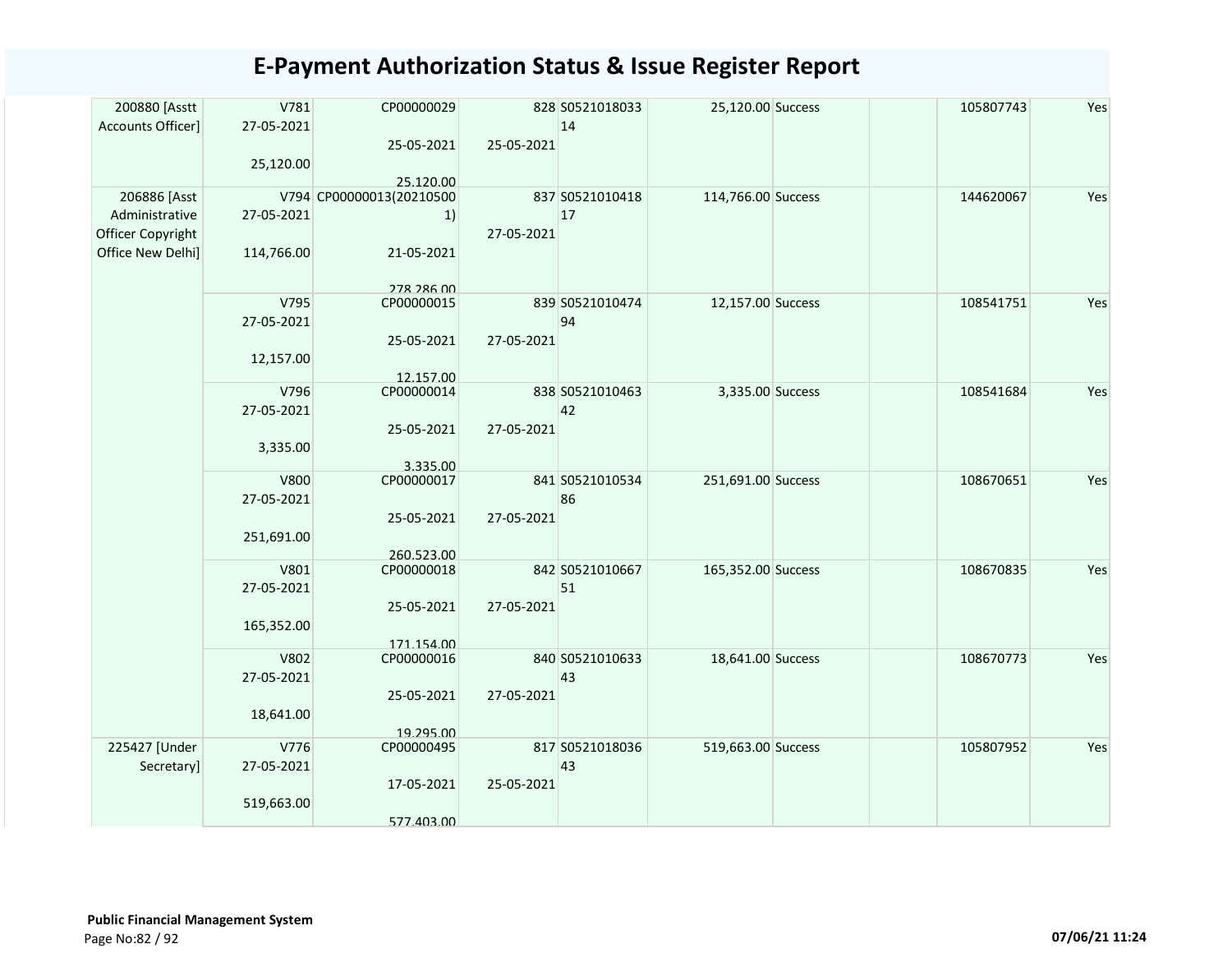# E-Payment Authorization Status & Issue Register Report

| | | | | | | | | | |
|---|---|---|---|---|---|---|---|---|---|
| 200880 [Asstt Accounts Officer] | V781 27-05-2021 25,120.00 | CP00000029 25-05-2021 25,120.00 | 828 25-05-2021 | S0521018033 14 | 25,120.00 | Success | | 105807743 | Yes |
| 206886 [Asst Administrative Officer Copyright Office New Delhi] | V794 27-05-2021 114,766.00 | CP00000013(20210500 1) 21-05-2021 278,286.00 | 837 27-05-2021 | S0521010418 17 | 114,766.00 | Success | | 144620067 | Yes |
| | V795 27-05-2021 12,157.00 | CP00000015 25-05-2021 12,157.00 | 839 27-05-2021 | S0521010474 94 | 12,157.00 | Success | | 108541751 | Yes |
| | V796 27-05-2021 3,335.00 | CP00000014 25-05-2021 3,335.00 | 838 27-05-2021 | S0521010463 42 | 3,335.00 | Success | | 108541684 | Yes |
| | V800 27-05-2021 251,691.00 | CP00000017 25-05-2021 260,523.00 | 841 27-05-2021 | S0521010534 86 | 251,691.00 | Success | | 108670651 | Yes |
| | V801 27-05-2021 165,352.00 | CP00000018 25-05-2021 171,154.00 | 842 27-05-2021 | S0521010667 51 | 165,352.00 | Success | | 108670835 | Yes |
| | V802 27-05-2021 18,641.00 | CP00000016 25-05-2021 19,295.00 | 840 27-05-2021 | S0521010633 43 | 18,641.00 | Success | | 108670773 | Yes |
| 225427 [Under Secretary] | V776 27-05-2021 519,663.00 | CP00000495 17-05-2021 577,403.00 | 817 25-05-2021 | S0521018036 43 | 519,663.00 | Success | | 105807952 | Yes |

**Public Financial Management System**

07/06/21 11:24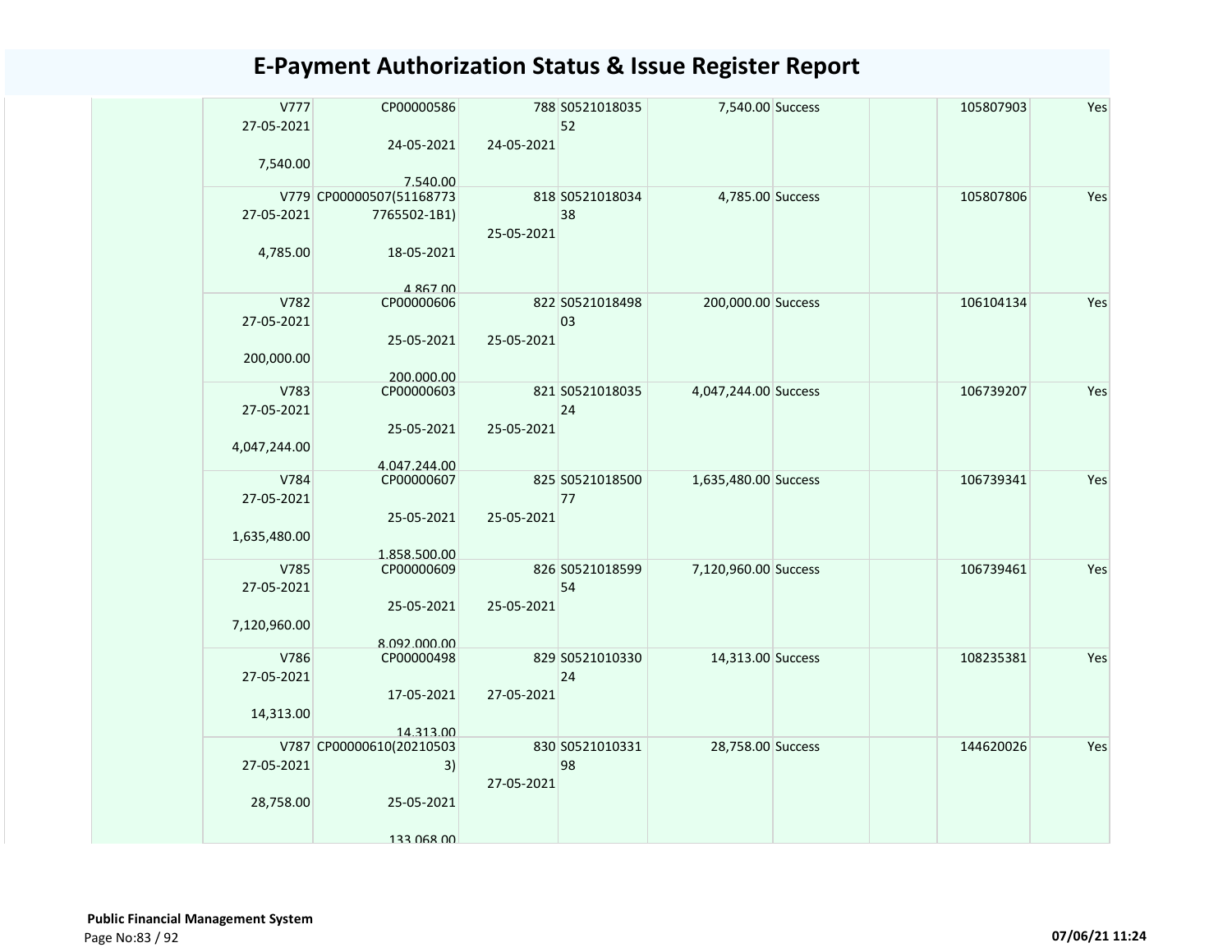# E-Payment Authorization Status & Issue Register Report

| | | | | | | | | | |
|---|---|---|---|---|---|---|---|---|---|
| | V777 27-05-2021 7,540.00 | CP00000586 24-05-2021 7,540.00 | 788 24-05-2021 | S0521018035 52 | 7,540.00 | Success | | 105807903 | Yes |
| | V779 27-05-2021 4,785.00 | CP00000507(51168773 7765502-1B1) 18-05-2021 4,867.00 | 818 25-05-2021 | S0521018034 38 | 4,785.00 | Success | | 105807806 | Yes |
| | V782 27-05-2021 200,000.00 | CP00000606 25-05-2021 200,000.00 | 822 25-05-2021 | S0521018498 03 | 200,000.00 | Success | | 106104134 | Yes |
| | V783 27-05-2021 4,047,244.00 | CP00000603 25-05-2021 4,047,244.00 | 821 25-05-2021 | S0521018035 24 | 4,047,244.00 | Success | | 106739207 | Yes |
| | V784 27-05-2021 1,635,480.00 | CP00000607 25-05-2021 1,858,500.00 | 825 25-05-2021 | S0521018500 77 | 1,635,480.00 | Success | | 106739341 | Yes |
| | V785 27-05-2021 7,120,960.00 | CP00000609 25-05-2021 8,092,000.00 | 826 25-05-2021 | S0521018599 54 | 7,120,960.00 | Success | | 106739461 | Yes |
| | V786 27-05-2021 14,313.00 | CP00000498 17-05-2021 14,313.00 | 829 27-05-2021 | S0521010330 24 | 14,313.00 | Success | | 108235381 | Yes |
| | V787 27-05-2021 28,758.00 | CP00000610(20210503 3) 25-05-2021 133,068.00 | 830 27-05-2021 | S0521010331 98 | 28,758.00 | Success | | 144620026 | Yes |

**Public Financial Management System**

07/06/21 11:24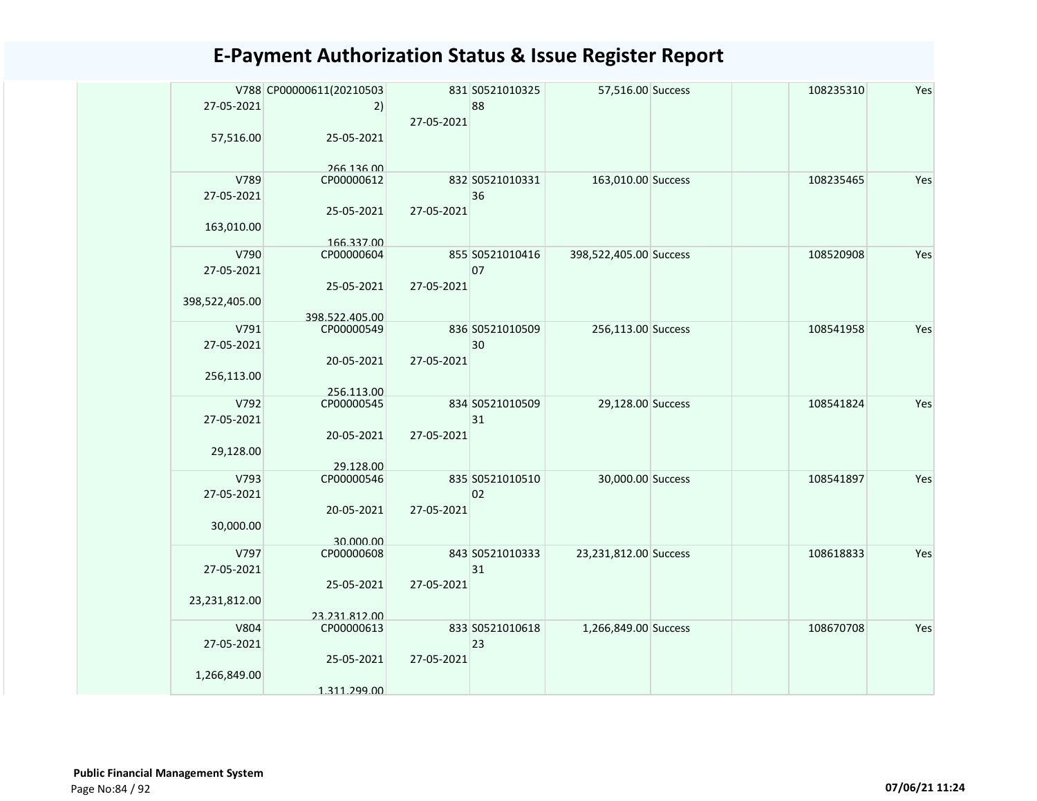# E-Payment Authorization Status & Issue Register Report

| | | | | | | | | |
|---|---|---|---|---|---|---|---|---|
| | V788 27-05-2021 57,516.00 | CP00000611(20210503 2) 25-05-2021 266,136.00 | 831 27-05-2021 | S0521010325 88 | 57,516.00 Success | | 108235310 | Yes |
| | V789 27-05-2021 163,010.00 | CP00000612 25-05-2021 166,337.00 | 832 27-05-2021 | S0521010331 36 | 163,010.00 Success | | 108235465 | Yes |
| | V790 27-05-2021 398,522,405.00 | CP00000604 25-05-2021 398,522,405.00 | 855 27-05-2021 | S0521010416 07 | 398,522,405.00 Success | | 108520908 | Yes |
| | V791 27-05-2021 256,113.00 | CP00000549 20-05-2021 256,113.00 | 836 27-05-2021 | S0521010509 30 | 256,113.00 Success | | 108541958 | Yes |
| | V792 27-05-2021 29,128.00 | CP00000545 20-05-2021 29,128.00 | 834 27-05-2021 | S0521010509 31 | 29,128.00 Success | | 108541824 | Yes |
| | V793 27-05-2021 30,000.00 | CP00000546 20-05-2021 30,000.00 | 835 27-05-2021 | S0521010510 02 | 30,000.00 Success | | 108541897 | Yes |
| | V797 27-05-2021 23,231,812.00 | CP00000608 25-05-2021 23,231,812.00 | 843 27-05-2021 | S0521010333 31 | 23,231,812.00 Success | | 108618833 | Yes |
| | V804 27-05-2021 1,266,849.00 | CP00000613 25-05-2021 1,311,299.00 | 833 27-05-2021 | S0521010618 23 | 1,266,849.00 Success | | 108670708 | Yes |

**Public Financial Management System**

07/06/21 11:24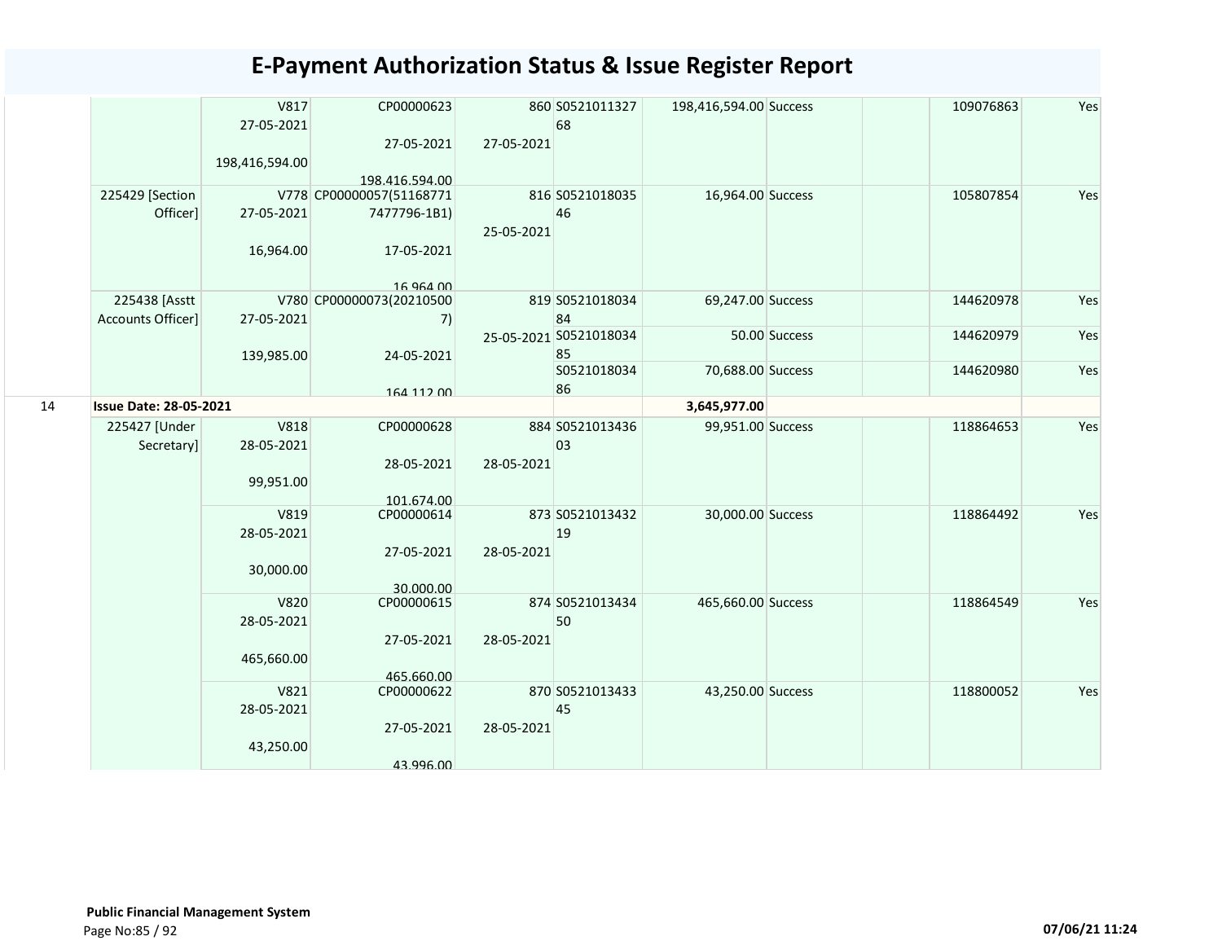# E-Payment Authorization Status & Issue Register Report

| | | | | | | | | | | |
|---|---|---|---|---|---|---|---|---|---|---|
| | | V817 27-05-2021 198,416,594.00 | CP00000623 27-05-2021 198,416,594.00 | 860 27-05-2021 | S0521011327 68 | 198,416,594.00 | Success | | 109076863 | Yes |
| | 225429 [Section Officer] | V778 27-05-2021 16,964.00 | CP00000057(51168771 7477796-1B1) 17-05-2021 16,964.00 | 816 25-05-2021 | S0521018035 46 | 16,964.00 | Success | | 105807854 | Yes |
| | 225438 [Asstt Accounts Officer] | V780 27-05-2021 139,985.00 | CP00000073(20210500 7) 24-05-2021 164,112.00 | 819 25-05-2021 | S0521018034 84 | 69,247.00 | Success | | 144620978 | Yes |
| | | | | | S0521018034 85 | 50.00 | Success | | 144620979 | Yes |
| | | | | | S0521018034 86 | 70,688.00 | Success | | 144620980 | Yes |
| 14 | **Issue Date: 28-05-2021** | | | | | **3,645,977.00** | | | | |
| | 225427 [Under Secretary] | V818 28-05-2021 99,951.00 | CP00000628 28-05-2021 101,674.00 | 884 28-05-2021 | S0521013436 03 | 99,951.00 | Success | | 118864653 | Yes |
| | | V819 28-05-2021 30,000.00 | CP00000614 27-05-2021 30,000.00 | 873 28-05-2021 | S0521013432 19 | 30,000.00 | Success | | 118864492 | Yes |
| | | V820 28-05-2021 465,660.00 | CP00000615 27-05-2021 465,660.00 | 874 28-05-2021 | S0521013434 50 | 465,660.00 | Success | | 118864549 | Yes |
| | | V821 28-05-2021 43,250.00 | CP00000622 27-05-2021 43,996.00 | 870 28-05-2021 | S0521013433 45 | 43,250.00 | Success | | 118800052 | Yes |

**Public Financial Management System**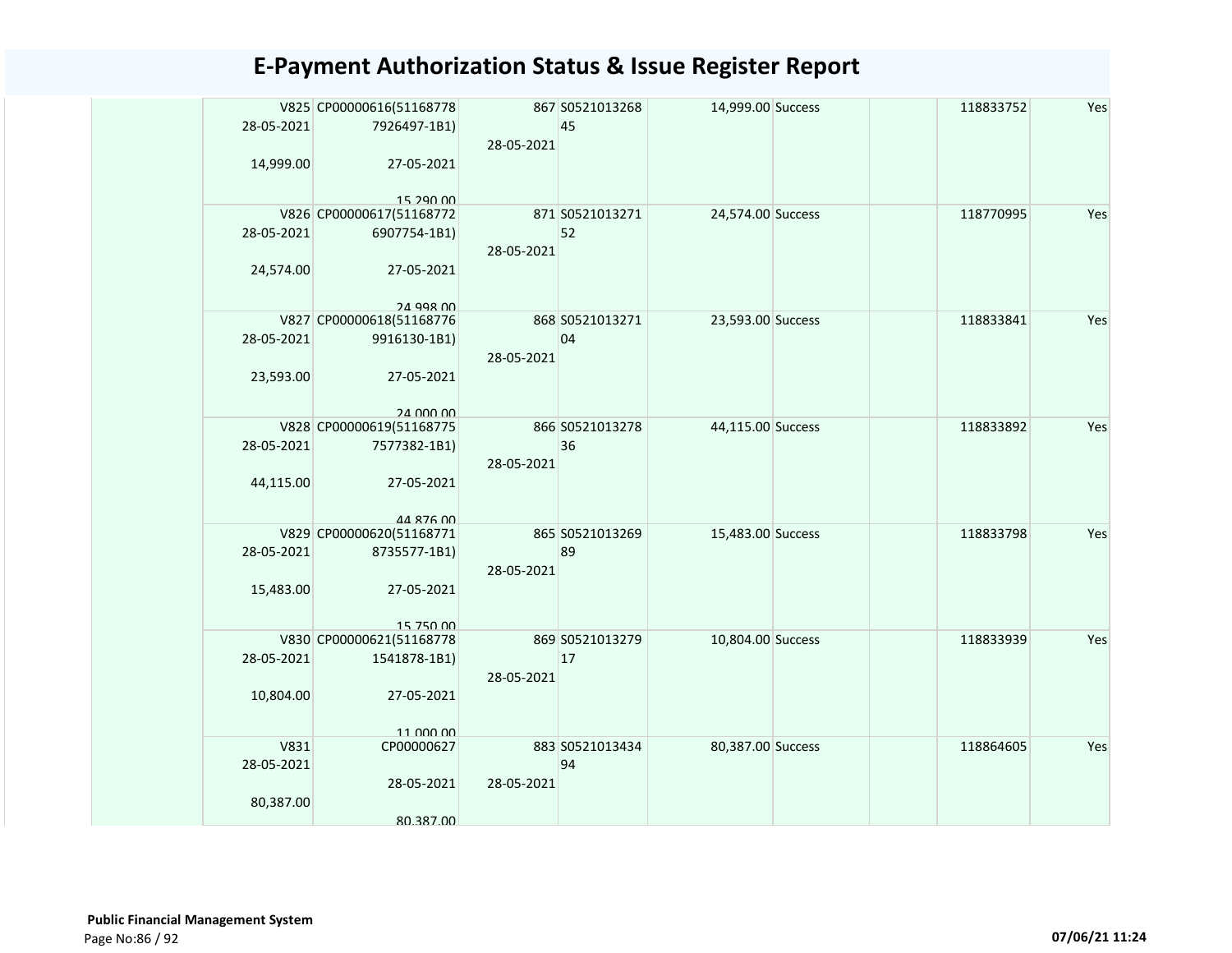# E-Payment Authorization Status & Issue Register Report

| | | | | | | | | | |
|---|---|---|---|---|---|---|---|---|---|
| | V825<br>28-05-2021<br>14,999.00 | CP00000616(51168778<br>7926497-1B1)<br>27-05-2021<br>15,290.00 | 867<br>28-05-2021 | S0521013268<br>45 | 14,999.00 | Success | | 118833752 | Yes |
| | V826<br>28-05-2021<br>24,574.00 | CP00000617(51168772<br>6907754-1B1)<br>27-05-2021<br>24,998.00 | 871<br>28-05-2021 | S0521013271<br>52 | 24,574.00 | Success | | 118770995 | Yes |
| | V827<br>28-05-2021<br>23,593.00 | CP00000618(51168776<br>9916130-1B1)<br>27-05-2021<br>24,000.00 | 868<br>28-05-2021 | S0521013271<br>04 | 23,593.00 | Success | | 118833841 | Yes |
| | V828<br>28-05-2021<br>44,115.00 | CP00000619(51168775<br>7577382-1B1)<br>27-05-2021<br>44,876.00 | 866<br>28-05-2021 | S0521013278<br>36 | 44,115.00 | Success | | 118833892 | Yes |
| | V829<br>28-05-2021<br>15,483.00 | CP00000620(51168771<br>8735577-1B1)<br>27-05-2021<br>15,750.00 | 865<br>28-05-2021 | S0521013269<br>89 | 15,483.00 | Success | | 118833798 | Yes |
| | V830<br>28-05-2021<br>10,804.00 | CP00000621(51168778<br>1541878-1B1)<br>27-05-2021<br>11,000.00 | 869<br>28-05-2021 | S0521013279<br>17 | 10,804.00 | Success | | 118833939 | Yes |
| | V831<br>28-05-2021<br>80,387.00 | CP00000627<br>28-05-2021<br>80,387.00 | 883<br>28-05-2021 | S0521013434<br>94 | 80,387.00 | Success | | 118864605 | Yes |

**Public Financial Management System**

07/06/21 11:24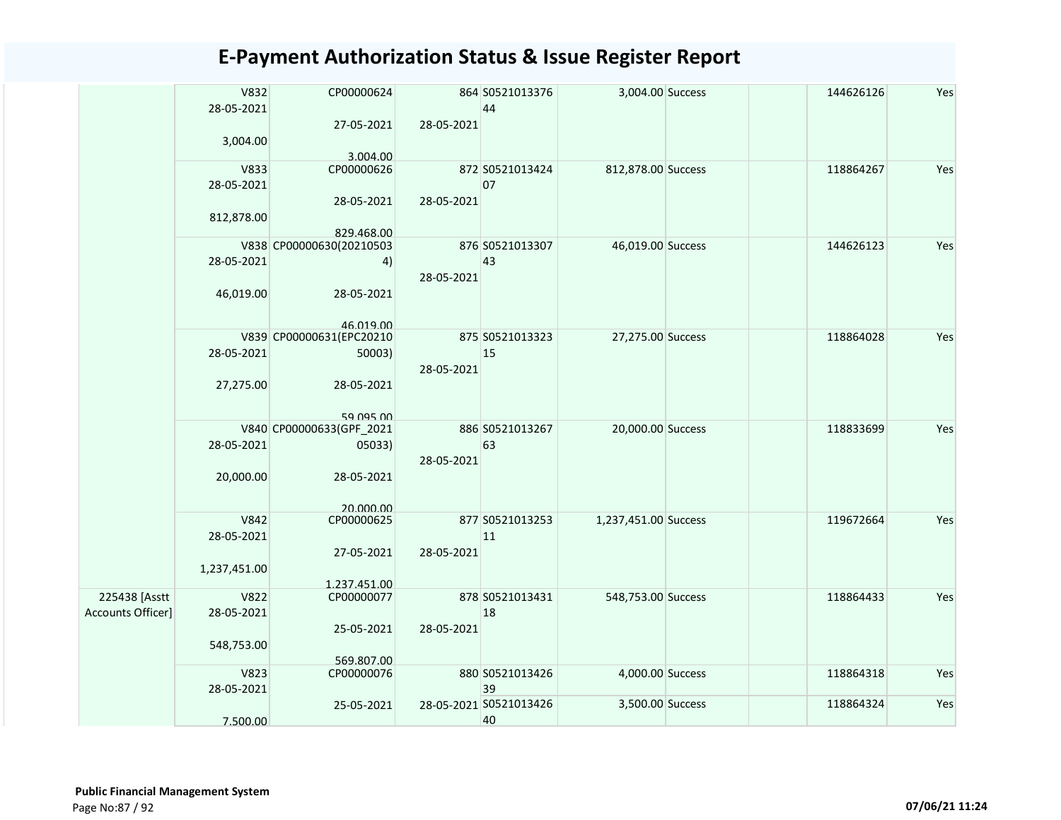# E-Payment Authorization Status & Issue Register Report

| | | | | | | | | | |
|---|---|---|---|---|---|---|---|---|---|
| | V832 28-05-2021 3,004.00 | CP00000624 27-05-2021 3,004.00 | 864 28-05-2021 | S0521013376 44 | 3,004.00 | Success | | 144626126 | Yes |
| | V833 28-05-2021 812,878.00 | CP00000626 28-05-2021 829,468.00 | 872 28-05-2021 | S0521013424 07 | 812,878.00 | Success | | 118864267 | Yes |
| | V838 28-05-2021 46,019.00 | CP00000630(20210503 4) 28-05-2021 46,019.00 | 876 28-05-2021 | S0521013307 43 | 46,019.00 | Success | | 144626123 | Yes |
| | V839 28-05-2021 27,275.00 | CP00000631(EPC20210 50003) 28-05-2021 59,095.00 | 875 28-05-2021 | S0521013323 15 | 27,275.00 | Success | | 118864028 | Yes |
| | V840 28-05-2021 20,000.00 | CP00000633(GPF_2021 05033) 28-05-2021 20,000.00 | 886 28-05-2021 | S0521013267 63 | 20,000.00 | Success | | 118833699 | Yes |
| | V842 28-05-2021 1,237,451.00 | CP00000625 27-05-2021 1,237,451.00 | 877 28-05-2021 | S0521013253 11 | 1,237,451.00 | Success | | 119672664 | Yes |
| 225438 [Asstt Accounts Officer] | V822 28-05-2021 548,753.00 | CP00000077 25-05-2021 569,807.00 | 878 28-05-2021 | S0521013431 18 | 548,753.00 | Success | | 118864433 | Yes |
| | V823 28-05-2021 7,500.00 | CP00000076 25-05-2021 | 880 28-05-2021 | S0521013426 39 | 4,000.00 | Success | | 118864318 | Yes |
| | | | | S0521013426 40 | 3,500.00 | Success | | 118864324 | Yes |

**Public Financial Management System**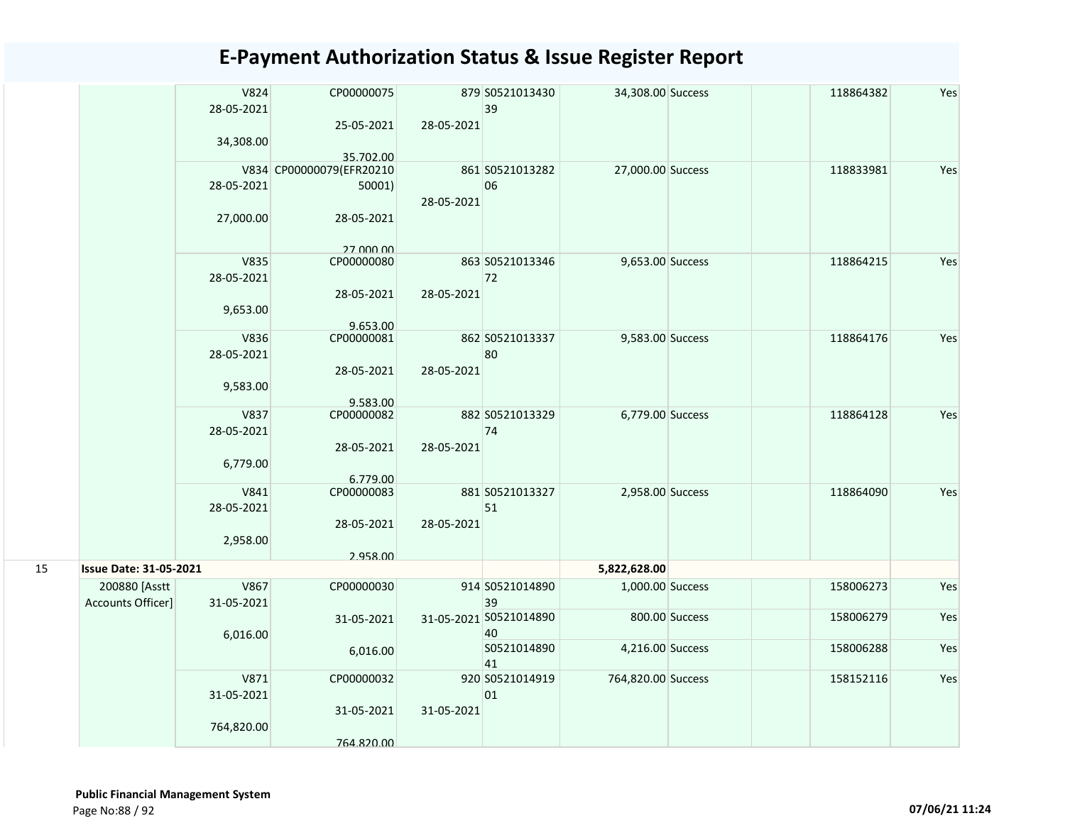# E-Payment Authorization Status & Issue Register Report

| | | | | | | | | | | |
|---|---|---|---|---|---|---|---|---|---|---|
| | | V824<br>28-05-2021<br><br>34,308.00 | CP00000075<br><br>25-05-2021<br><br>35,702.00 | 879<br><br>28-05-2021 | S0521013430<br>39 | 34,308.00 | Success | | 118864382 | Yes |
| | | V834<br>28-05-2021<br><br>27,000.00 | CP00000079(EFR20210<br>50001)<br><br>28-05-2021<br><br>27,000.00 | 861<br><br>28-05-2021 | S0521013282<br>06 | 27,000.00 | Success | | 118833981 | Yes |
| | | V835<br>28-05-2021<br><br>9,653.00 | CP00000080<br><br>28-05-2021<br><br>9,653.00 | 863<br><br>28-05-2021 | S0521013346<br>72 | 9,653.00 | Success | | 118864215 | Yes |
| | | V836<br>28-05-2021<br><br>9,583.00 | CP00000081<br><br>28-05-2021<br><br>9,583.00 | 862<br><br>28-05-2021 | S0521013337<br>80 | 9,583.00 | Success | | 118864176 | Yes |
| | | V837<br>28-05-2021<br><br>6,779.00 | CP00000082<br><br>28-05-2021<br><br>6,779.00 | 882<br><br>28-05-2021 | S0521013329<br>74 | 6,779.00 | Success | | 118864128 | Yes |
| | | V841<br>28-05-2021<br><br>2,958.00 | CP00000083<br><br>28-05-2021<br><br>2,958.00 | 881<br><br>28-05-2021 | S0521013327<br>51 | 2,958.00 | Success | | 118864090 | Yes |
| 15 | **Issue Date: 31-05-2021** | | | | | **5,822,628.00** | | | | |
| | 200880 [Asstt Accounts Officer] | V867<br>31-05-2021<br><br>6,016.00 | CP00000030<br><br>31-05-2021<br><br>6,016.00 | 914<br><br>31-05-2021 | S0521014890<br>39 | 1,000.00 | Success | | 158006273 | Yes |
| | | | | | S0521014890<br>40 | 800.00 | Success | | 158006279 | Yes |
| | | | | | S0521014890<br>41 | 4,216.00 | Success | | 158006288 | Yes |
| | | V871<br>31-05-2021<br><br>764,820.00 | CP00000032<br><br>31-05-2021<br><br>764,820.00 | 920<br><br>31-05-2021 | S0521014919<br>01 | 764,820.00 | Success | | 158152116 | Yes |

**Public Financial Management System**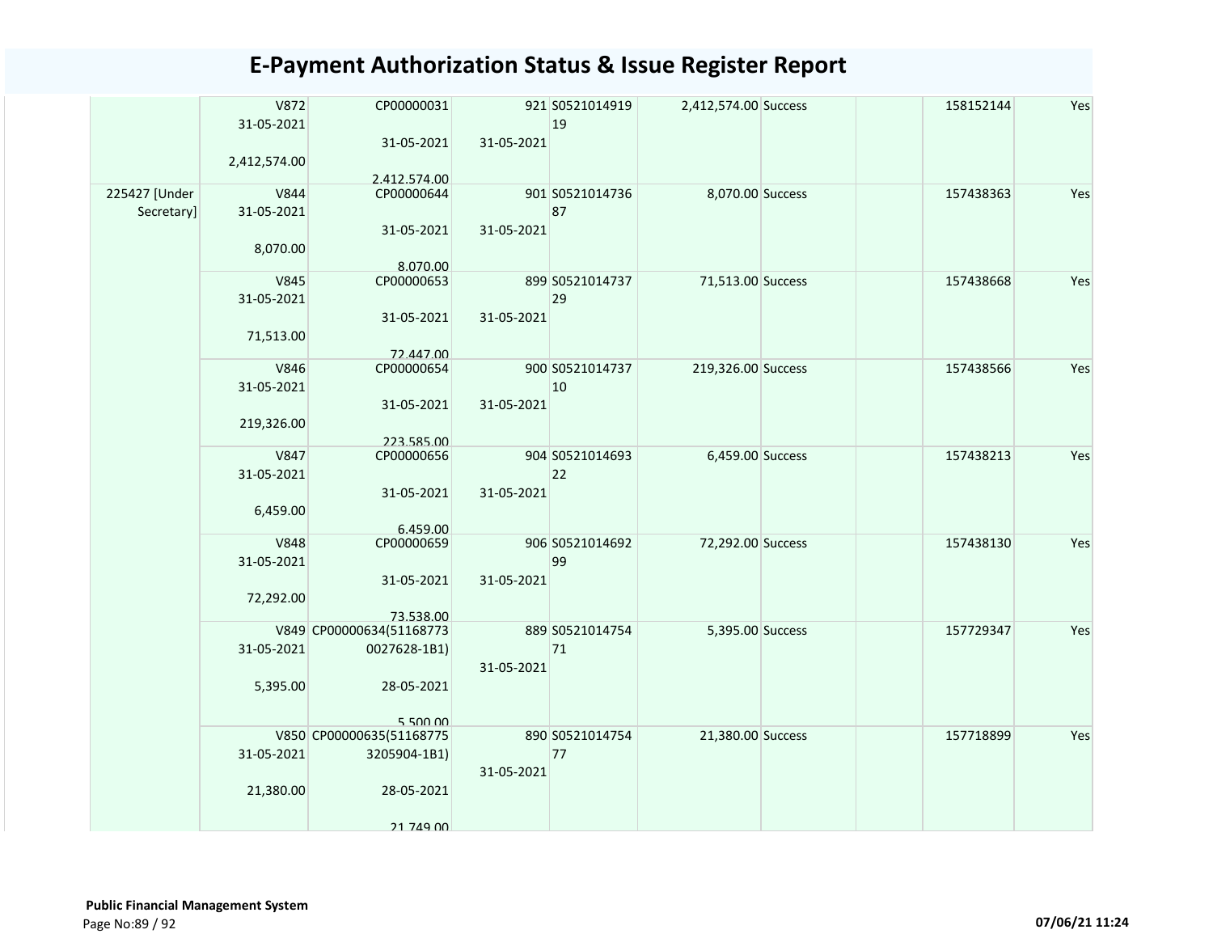# E-Payment Authorization Status & Issue Register Report

|  |  |  |  |  |  |  |  |  |
|---|---|---|---|---|---|---|---|---|
|  | V872 31-05-2021 2,412,574.00 | CP00000031 31-05-2021 2,412,574.00 | 921 31-05-2021 | S052101491919 | 2,412,574.00 Success |  | 158152144 | Yes |
| 225427 [Under Secretary] | V844 31-05-2021 8,070.00 | CP00000644 31-05-2021 8,070.00 | 901 31-05-2021 | S052101473687 | 8,070.00 Success |  | 157438363 | Yes |
|  | V845 31-05-2021 71,513.00 | CP00000653 31-05-2021 72,447.00 | 899 31-05-2021 | S052101473729 | 71,513.00 Success |  | 157438668 | Yes |
|  | V846 31-05-2021 219,326.00 | CP00000654 31-05-2021 223,585.00 | 900 31-05-2021 | S052101473710 | 219,326.00 Success |  | 157438566 | Yes |
|  | V847 31-05-2021 6,459.00 | CP00000656 31-05-2021 6,459.00 | 904 31-05-2021 | S052101469322 | 6,459.00 Success |  | 157438213 | Yes |
|  | V848 31-05-2021 72,292.00 | CP00000659 31-05-2021 73,538.00 | 906 31-05-2021 | S052101469299 | 72,292.00 Success |  | 157438130 | Yes |
|  | V849 31-05-2021 5,395.00 | CP00000634(511687730027628-1B1) 28-05-2021 5,500.00 | 889 31-05-2021 | S052101475471 | 5,395.00 Success |  | 157729347 | Yes |
|  | V850 31-05-2021 21,380.00 | CP00000635(511687753205904-1B1) 28-05-2021 21,749.00 | 890 31-05-2021 | S052101475477 | 21,380.00 Success |  | 157718899 | Yes |

**Public Financial Management System**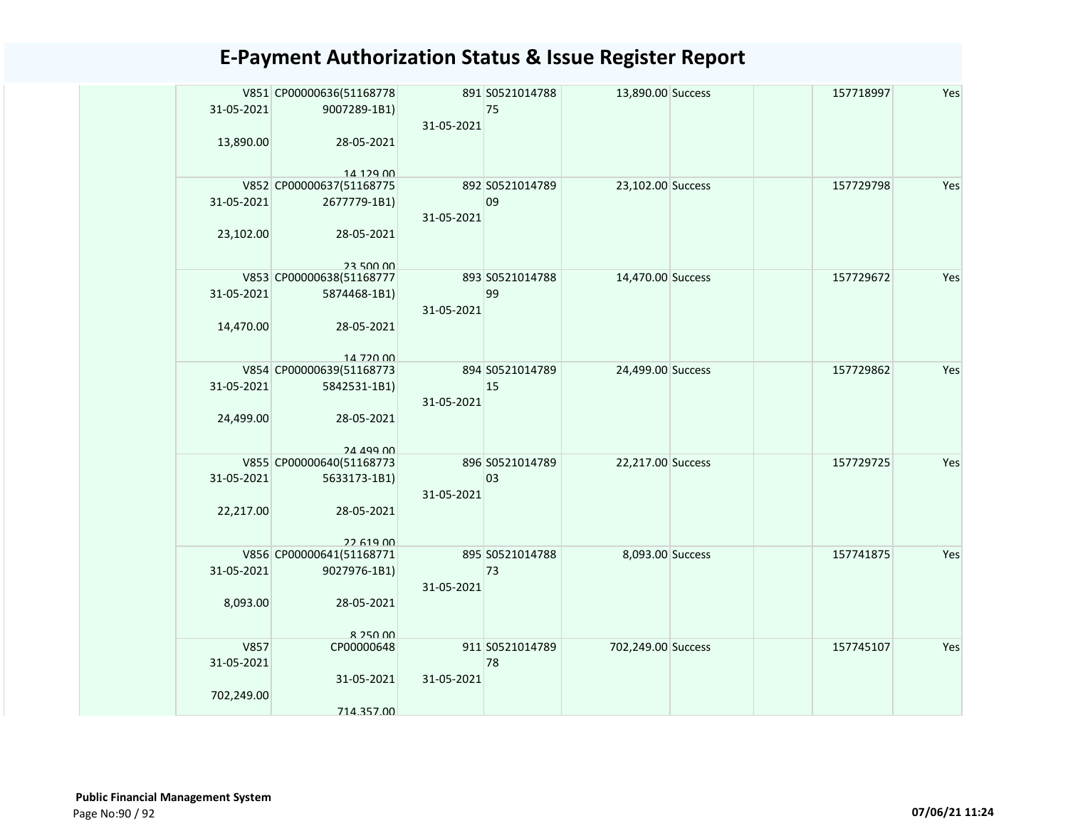# E-Payment Authorization Status & Issue Register Report

| | | | | | | | | | |
|---|---|---|---|---|---|---|---|---|---|
| | V851 31-05-2021 13,890.00 | CP00000636(51168778 9007289-1B1) 28-05-2021 14,129.00 | 891 31-05-2021 | S0521014788 75 | 13,890.00 | Success | | 157718997 | Yes |
| | V852 31-05-2021 23,102.00 | CP00000637(51168775 2677779-1B1) 28-05-2021 23,500.00 | 892 31-05-2021 | S0521014789 09 | 23,102.00 | Success | | 157729798 | Yes |
| | V853 31-05-2021 14,470.00 | CP00000638(51168777 5874468-1B1) 28-05-2021 14,720.00 | 893 31-05-2021 | S0521014788 99 | 14,470.00 | Success | | 157729672 | Yes |
| | V854 31-05-2021 24,499.00 | CP00000639(51168773 5842531-1B1) 28-05-2021 24,499.00 | 894 31-05-2021 | S0521014789 15 | 24,499.00 | Success | | 157729862 | Yes |
| | V855 31-05-2021 22,217.00 | CP00000640(51168773 5633173-1B1) 28-05-2021 22,619.00 | 896 31-05-2021 | S0521014789 03 | 22,217.00 | Success | | 157729725 | Yes |
| | V856 31-05-2021 8,093.00 | CP00000641(51168771 9027976-1B1) 28-05-2021 8,250.00 | 895 31-05-2021 | S0521014788 73 | 8,093.00 | Success | | 157741875 | Yes |
| | V857 31-05-2021 702,249.00 | CP00000648 31-05-2021 714,357.00 | 911 31-05-2021 | S0521014789 78 | 702,249.00 | Success | | 157745107 | Yes |

**Public Financial Management System**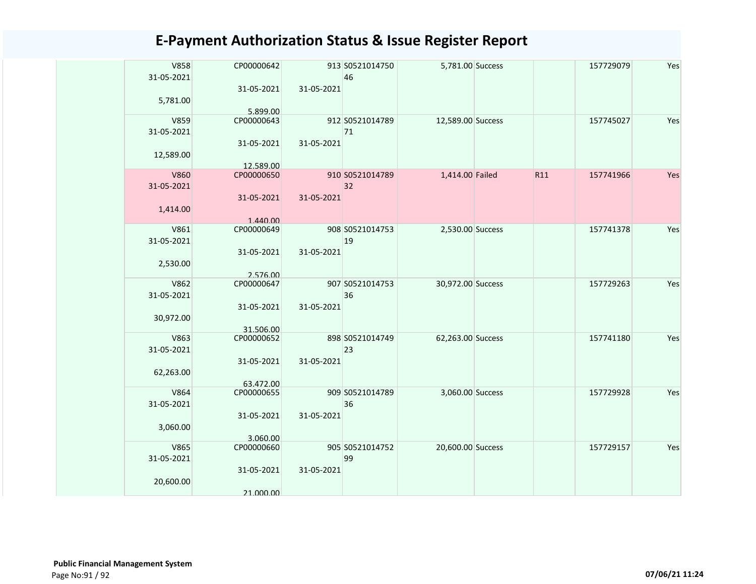# E-Payment Authorization Status & Issue Register Report

| | | | | | | | | | |
|---|---|---|---|---|---|---|---|---|---|
| | V858 31-05-2021 5,781.00 | CP00000642 31-05-2021 5,899.00 | 913 31-05-2021 | S0521014750 46 | 5,781.00 | Success | | 157729079 | Yes |
| | V859 31-05-2021 12,589.00 | CP00000643 31-05-2021 12,589.00 | 912 31-05-2021 | S0521014789 71 | 12,589.00 | Success | | 157745027 | Yes |
| | V860 31-05-2021 1,414.00 | CP00000650 31-05-2021 1,440.00 | 910 31-05-2021 | S0521014789 32 | 1,414.00 | Failed | R11 | 157741966 | Yes |
| | V861 31-05-2021 2,530.00 | CP00000649 31-05-2021 2,576.00 | 908 31-05-2021 | S0521014753 19 | 2,530.00 | Success | | 157741378 | Yes |
| | V862 31-05-2021 30,972.00 | CP00000647 31-05-2021 31,506.00 | 907 31-05-2021 | S0521014753 36 | 30,972.00 | Success | | 157729263 | Yes |
| | V863 31-05-2021 62,263.00 | CP00000652 31-05-2021 63,472.00 | 898 31-05-2021 | S0521014749 23 | 62,263.00 | Success | | 157741180 | Yes |
| | V864 31-05-2021 3,060.00 | CP00000655 31-05-2021 3,060.00 | 909 31-05-2021 | S0521014789 36 | 3,060.00 | Success | | 157729928 | Yes |
| | V865 31-05-2021 20,600.00 | CP00000660 31-05-2021 21,000.00 | 905 31-05-2021 | S0521014752 99 | 20,600.00 | Success | | 157729157 | Yes |

**Public Financial Management System**

07/06/21 11:24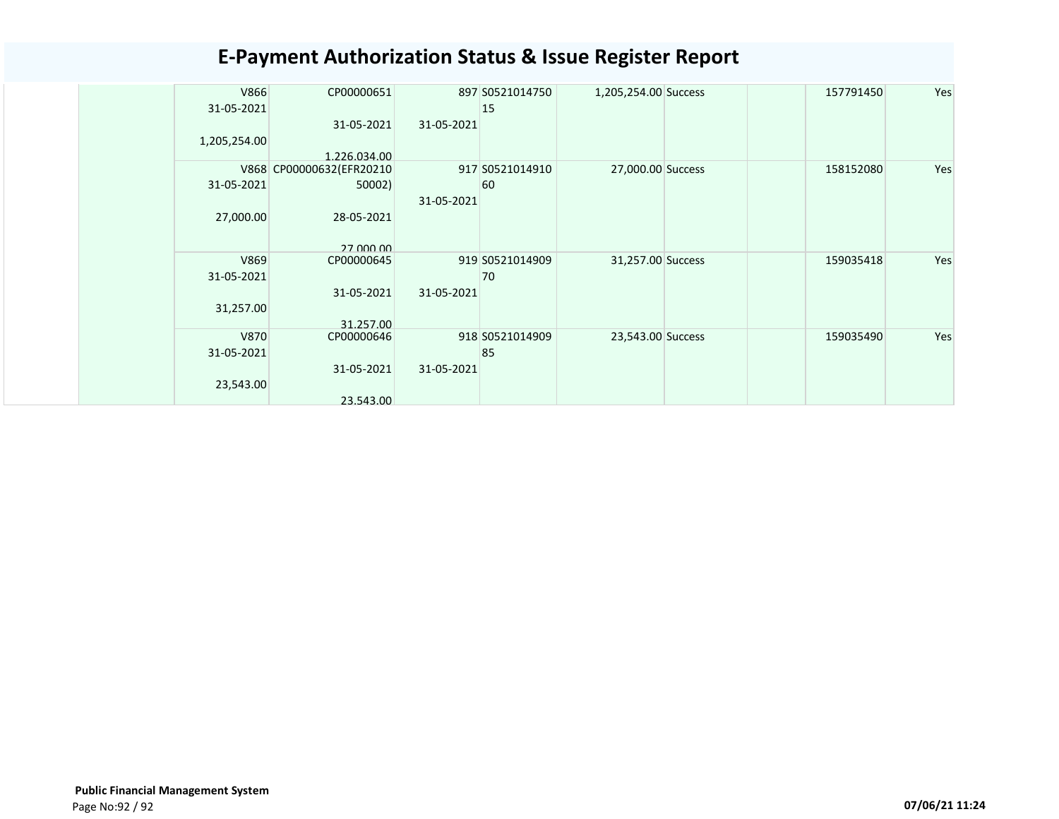# E-Payment Authorization Status & Issue Register Report

| | | | | | | | | | | |
|---|---|---|---|---|---|---|---|---|---|---|
| | | V866 31-05-2021 1,205,254.00 | CP00000651 31-05-2021 1,226,034.00 | 897 31-05-2021 | S052101475015 | 1,205,254.00 | Success | | 157791450 | Yes |
| | | V868 31-05-2021 27,000.00 | CP00000632(EFR2021050002) 28-05-2021 27,000.00 | 917 31-05-2021 | S052101491060 | 27,000.00 | Success | | 158152080 | Yes |
| | | V869 31-05-2021 31,257.00 | CP00000645 31-05-2021 31,257.00 | 919 31-05-2021 | S052101490970 | 31,257.00 | Success | | 159035418 | Yes |
| | | V870 31-05-2021 23,543.00 | CP00000646 31-05-2021 23,543.00 | 918 31-05-2021 | S052101490985 | 23,543.00 | Success | | 159035490 | Yes |

**Public Financial Management System**

07/06/21 11:24